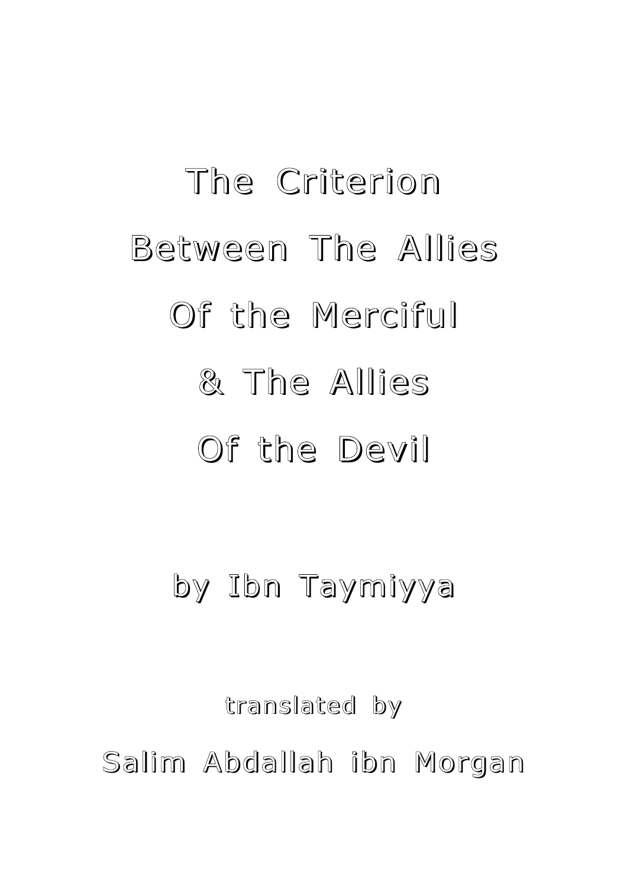# The Criterion Between The Allies Of the Merciful & The Allies Of the Devil

by Ibn Taymiyya

translated by

Salim Abdallah ibn Morgan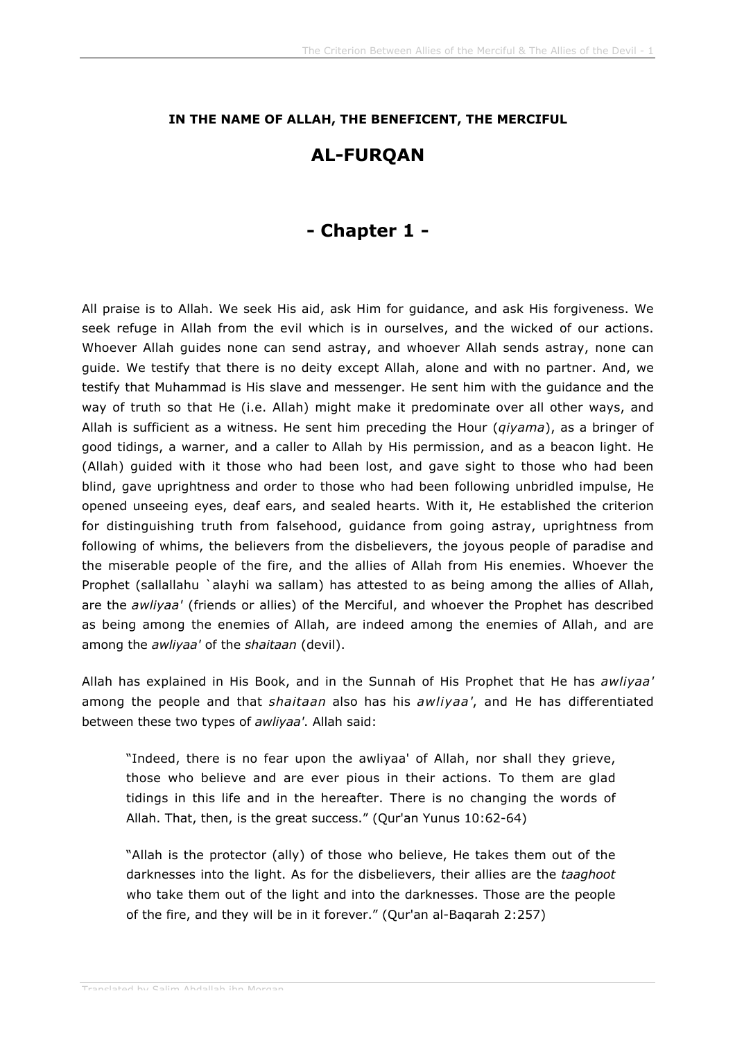**IN THE NAME OF ALLAH, THE BENEFICENT, THE MERCIFUL**

# AL-FURQAN

## - Chapter 1 -

All praise is to Allah. We seek His aid, ask Him for guidance, and ask His forgiveness. We seek refuge in Allah from the evil which is in ourselves, and the wicked of our actions. Whoever Allah guides none can send astray, and whoever Allah sends astray, none can guide. We testify that there is no deity except Allah, alone and with no partner. And, we testify that Muhammad is His slave and messenger. He sent him with the guidance and the way of truth so that He (i.e. Allah) might make it predominate over all other ways, and Allah is sufficient as a witness. He sent him preceding the Hour (*qiyama*), as a bringer of good tidings, a warner, and a caller to Allah by His permission, and as a beacon light. He (Allah) guided with it those who had been lost, and gave sight to those who had been blind, gave uprightness and order to those who had been following unbridled impulse, He opened unseeing eyes, deaf ears, and sealed hearts. With it, He established the criterion for distinguishing truth from falsehood, guidance from going astray, uprightness from following of whims, the believers from the disbelievers, the joyous people of paradise and the miserable people of the fire, and the allies of Allah from His enemies. Whoever the Prophet (sallallahu `alayhi wa sallam) has attested to as being among the allies of Allah, are the *awliyaa'* (friends or allies) of the Merciful, and whoever the Prophet has described as being among the enemies of Allah, are indeed among the enemies of Allah, and are among the *awliyaa'* of the *shaitaan* (devil).

Allah has explained in His Book, and in the Sunnah of His Prophet that He has *awliyaa'* among the people and that *shaitaan* also has his *awliyaa'*, and He has differentiated between these two types of *awliyaa'*. Allah said:

> "Indeed, there is no fear upon the awliyaa' of Allah, nor shall they grieve, those who believe and are ever pious in their actions. To them are glad tidings in this life and in the hereafter. There is no changing the words of Allah. That, then, is the great success." (Qur'an Yunus 10:62-64)

> "Allah is the protector (ally) of those who believe, He takes them out of the darknesses into the light. As for the disbelievers, their allies are the *taaghoot* who take them out of the light and into the darknesses. Those are the people of the fire, and they will be in it forever." (Qur'an al-Baqarah 2:257)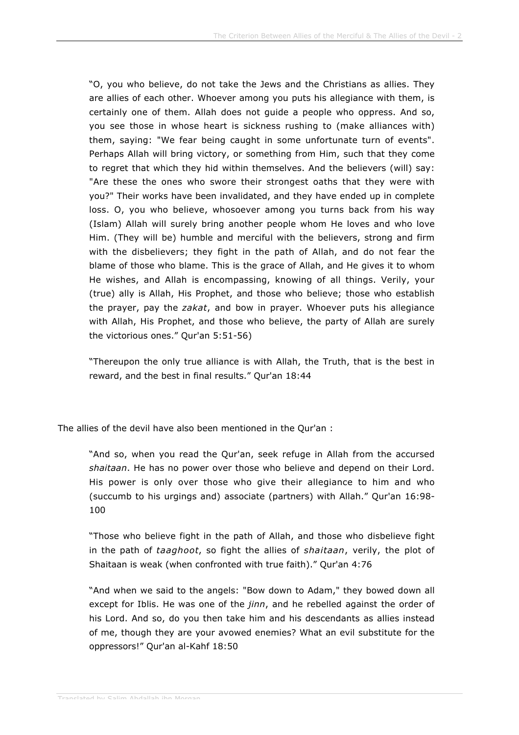"O, you who believe, do not take the Jews and the Christians as allies. They are allies of each other. Whoever among you puts his allegiance with them, is certainly one of them. Allah does not guide a people who oppress. And so, you see those in whose heart is sickness rushing to (make alliances with) them, saying: "We fear being caught in some unfortunate turn of events". Perhaps Allah will bring victory, or something from Him, such that they come to regret that which they hid within themselves. And the believers (will) say: "Are these the ones who swore their strongest oaths that they were with you?" Their works have been invalidated, and they have ended up in complete loss. O, you who believe, whosoever among you turns back from his way (Islam) Allah will surely bring another people whom He loves and who love Him. (They will be) humble and merciful with the believers, strong and firm with the disbelievers; they fight in the path of Allah, and do not fear the blame of those who blame. This is the grace of Allah, and He gives it to whom He wishes, and Allah is encompassing, knowing of all things. Verily, your (true) ally is Allah, His Prophet, and those who believe; those who establish the prayer, pay the *zakat*, and bow in prayer. Whoever puts his allegiance with Allah, His Prophet, and those who believe, the party of Allah are surely the victorious ones." Qur'an 5:51-56)

"Thereupon the only true alliance is with Allah, the Truth, that is the best in reward, and the best in final results." Qur'an 18:44

The allies of the devil have also been mentioned in the Qur'an :

"And so, when you read the Qur'an, seek refuge in Allah from the accursed *shaitaan*. He has no power over those who believe and depend on their Lord. His power is only over those who give their allegiance to him and who (succumb to his urgings and) associate (partners) with Allah." Qur'an 16:98-100

"Those who believe fight in the path of Allah, and those who disbelieve fight in the path of *taaghoot*, so fight the allies of *shaitaan*, verily, the plot of Shaitaan is weak (when confronted with true faith)." Qur'an 4:76

"And when we said to the angels: "Bow down to Adam," they bowed down all except for Iblis. He was one of the *jinn*, and he rebelled against the order of his Lord. And so, do you then take him and his descendants as allies instead of me, though they are your avowed enemies? What an evil substitute for the oppressors!" Qur'an al-Kahf 18:50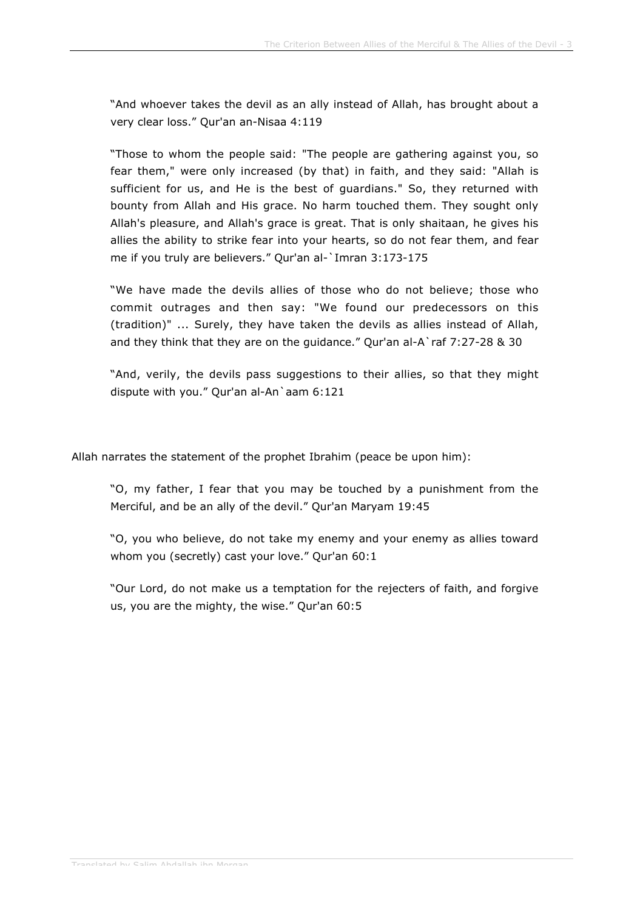> "And whoever takes the devil as an ally instead of Allah, has brought about a very clear loss." Qur'an an-Nisaa 4:119

> "Those to whom the people said: "The people are gathering against you, so fear them," were only increased (by that) in faith, and they said: "Allah is sufficient for us, and He is the best of guardians." So, they returned with bounty from Allah and His grace. No harm touched them. They sought only Allah's pleasure, and Allah's grace is great. That is only shaitaan, he gives his allies the ability to strike fear into your hearts, so do not fear them, and fear me if you truly are believers." Qur'an al-`Imran 3:173-175

> "We have made the devils allies of those who do not believe; those who commit outrages and then say: "We found our predecessors on this (tradition)" ... Surely, they have taken the devils as allies instead of Allah, and they think that they are on the guidance." Qur'an al-A`raf 7:27-28 & 30

> "And, verily, the devils pass suggestions to their allies, so that they might dispute with you." Qur'an al-An`aam 6:121

Allah narrates the statement of the prophet Ibrahim (peace be upon him):

> "O, my father, I fear that you may be touched by a punishment from the Merciful, and be an ally of the devil." Qur'an Maryam 19:45

> "O, you who believe, do not take my enemy and your enemy as allies toward whom you (secretly) cast your love." Qur'an 60:1

> "Our Lord, do not make us a temptation for the rejecters of faith, and forgive us, you are the mighty, the wise." Qur'an 60:5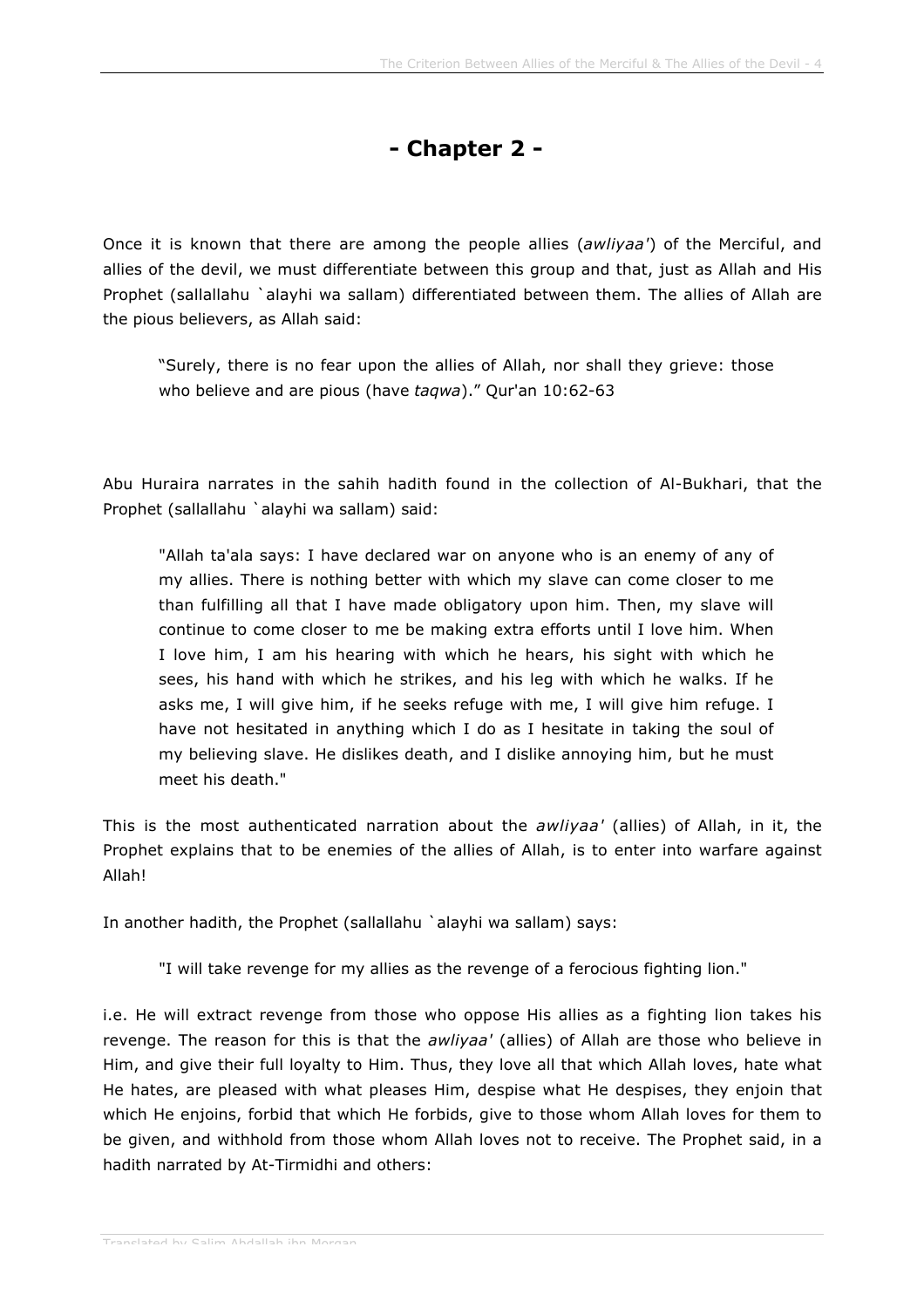# - Chapter 2 -

Once it is known that there are among the people allies (*awliyaa'*) of the Merciful, and allies of the devil, we must differentiate between this group and that, just as Allah and His Prophet (sallallahu `alayhi wa sallam) differentiated between them. The allies of Allah are the pious believers, as Allah said:

> "Surely, there is no fear upon the allies of Allah, nor shall they grieve: those who believe and are pious (have *taqwa*)." Qur'an 10:62-63

Abu Huraira narrates in the sahih hadith found in the collection of Al-Bukhari, that the Prophet (sallallahu `alayhi wa sallam) said:

> "Allah ta'ala says: I have declared war on anyone who is an enemy of any of my allies. There is nothing better with which my slave can come closer to me than fulfilling all that I have made obligatory upon him. Then, my slave will continue to come closer to me be making extra efforts until I love him. When I love him, I am his hearing with which he hears, his sight with which he sees, his hand with which he strikes, and his leg with which he walks. If he asks me, I will give him, if he seeks refuge with me, I will give him refuge. I have not hesitated in anything which I do as I hesitate in taking the soul of my believing slave. He dislikes death, and I dislike annoying him, but he must meet his death."

This is the most authenticated narration about the *awliyaa'* (allies) of Allah, in it, the Prophet explains that to be enemies of the allies of Allah, is to enter into warfare against Allah!

In another hadith, the Prophet (sallallahu `alayhi wa sallam) says:

> "I will take revenge for my allies as the revenge of a ferocious fighting lion."

i.e. He will extract revenge from those who oppose His allies as a fighting lion takes his revenge. The reason for this is that the *awliyaa'* (allies) of Allah are those who believe in Him, and give their full loyalty to Him. Thus, they love all that which Allah loves, hate what He hates, are pleased with what pleases Him, despise what He despises, they enjoin that which He enjoins, forbid that which He forbids, give to those whom Allah loves for them to be given, and withhold from those whom Allah loves not to receive. The Prophet said, in a hadith narrated by At-Tirmidhi and others: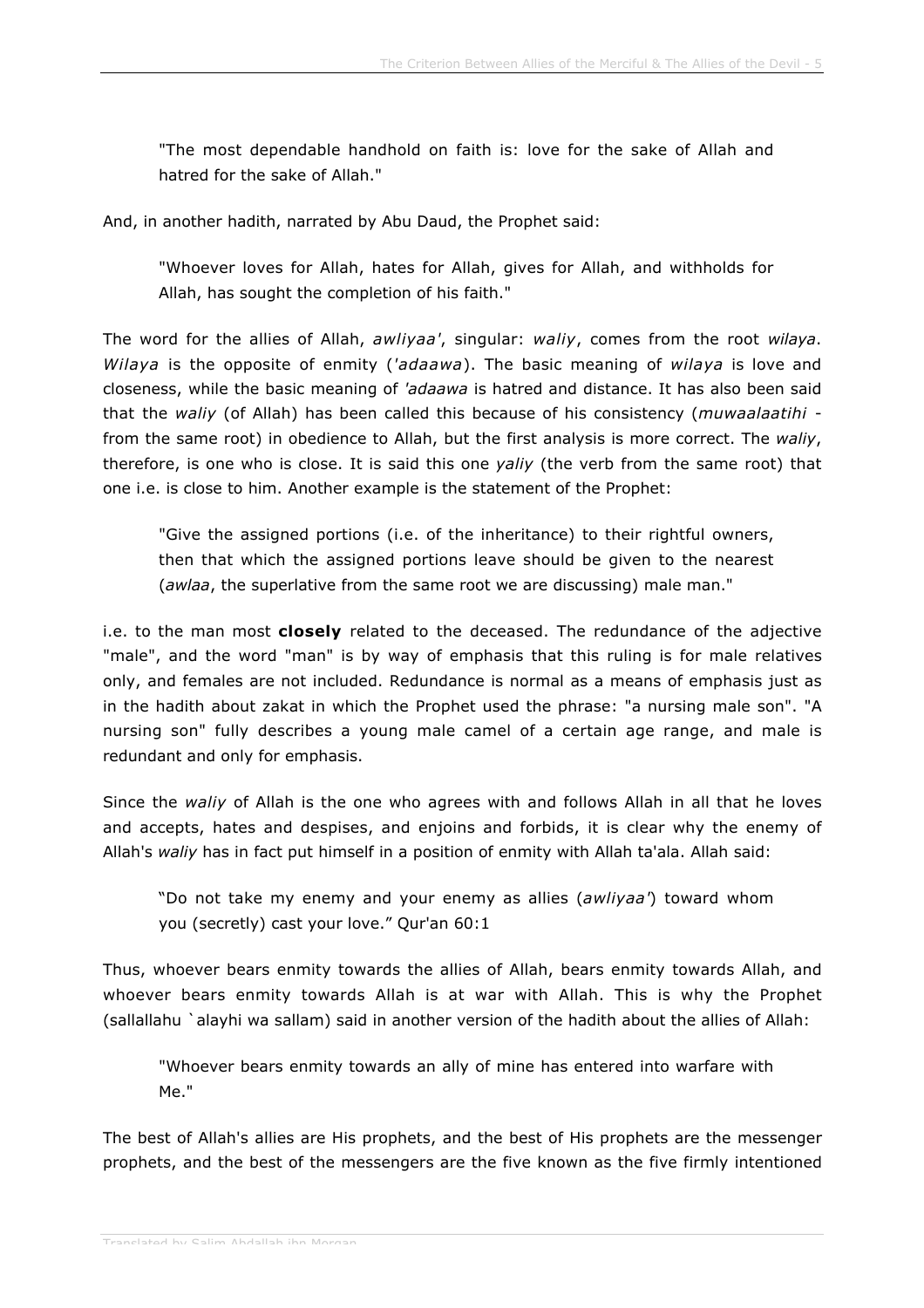> "The most dependable handhold on faith is: love for the sake of Allah and hatred for the sake of Allah."

And, in another hadith, narrated by Abu Daud, the Prophet said:

> "Whoever loves for Allah, hates for Allah, gives for Allah, and withholds for Allah, has sought the completion of his faith."

The word for the allies of Allah, *awliyaa'*, singular: *waliy*, comes from the root *wilaya*. *Wilaya* is the opposite of enmity (*'adaawa*). The basic meaning of *wilaya* is love and closeness, while the basic meaning of *'adaawa* is hatred and distance. It has also been said that the *waliy* (of Allah) has been called this because of his consistency (*muwaalaatihi* - from the same root) in obedience to Allah, but the first analysis is more correct. The *waliy*, therefore, is one who is close. It is said this one *yaliy* (the verb from the same root) that one i.e. is close to him. Another example is the statement of the Prophet:

> "Give the assigned portions (i.e. of the inheritance) to their rightful owners, then that which the assigned portions leave should be given to the nearest (*awlaa*, the superlative from the same root we are discussing) male man."

i.e. to the man most **closely** related to the deceased. The redundance of the adjective "male", and the word "man" is by way of emphasis that this ruling is for male relatives only, and females are not included. Redundance is normal as a means of emphasis just as in the hadith about zakat in which the Prophet used the phrase: "a nursing male son". "A nursing son" fully describes a young male camel of a certain age range, and male is redundant and only for emphasis.

Since the *waliy* of Allah is the one who agrees with and follows Allah in all that he loves and accepts, hates and despises, and enjoins and forbids, it is clear why the enemy of Allah's *waliy* has in fact put himself in a position of enmity with Allah ta'ala. Allah said:

> "Do not take my enemy and your enemy as allies (*awliyaa'*) toward whom you (secretly) cast your love." Qur'an 60:1

Thus, whoever bears enmity towards the allies of Allah, bears enmity towards Allah, and whoever bears enmity towards Allah is at war with Allah. This is why the Prophet (sallallahu `alayhi wa sallam) said in another version of the hadith about the allies of Allah:

> "Whoever bears enmity towards an ally of mine has entered into warfare with Me."

The best of Allah's allies are His prophets, and the best of His prophets are the messenger prophets, and the best of the messengers are the five known as the five firmly intentioned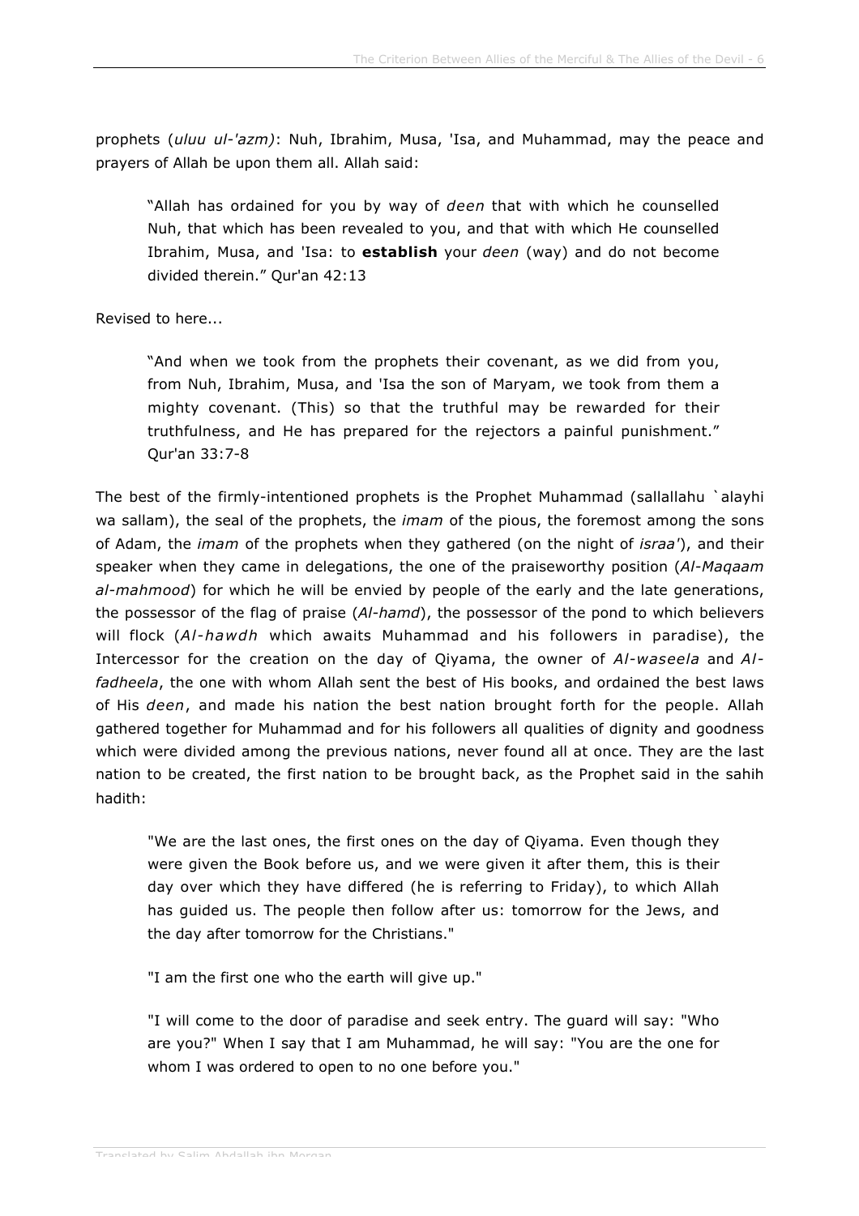prophets (*uluu ul-'azm)*: Nuh, Ibrahim, Musa, 'Isa, and Muhammad, may the peace and prayers of Allah be upon them all. Allah said:

> "Allah has ordained for you by way of *deen* that with which he counselled Nuh, that which has been revealed to you, and that with which He counselled Ibrahim, Musa, and 'Isa: to **establish** your *deen* (way) and do not become divided therein." Qur'an 42:13

Revised to here...

> "And when we took from the prophets their covenant, as we did from you, from Nuh, Ibrahim, Musa, and 'Isa the son of Maryam, we took from them a mighty covenant. (This) so that the truthful may be rewarded for their truthfulness, and He has prepared for the rejectors a painful punishment." Qur'an 33:7-8

The best of the firmly-intentioned prophets is the Prophet Muhammad (sallallahu `alayhi wa sallam), the seal of the prophets, the *imam* of the pious, the foremost among the sons of Adam, the *imam* of the prophets when they gathered (on the night of *israa'*), and their speaker when they came in delegations, the one of the praiseworthy position (*Al-Maqaam al-mahmood*) for which he will be envied by people of the early and the late generations, the possessor of the flag of praise (*Al-hamd*), the possessor of the pond to which believers will flock (*Al-hawdh* which awaits Muhammad and his followers in paradise), the Intercessor for the creation on the day of Qiyama, the owner of *Al-waseela* and *Al-fadheela*, the one with whom Allah sent the best of His books, and ordained the best laws of His *deen*, and made his nation the best nation brought forth for the people. Allah gathered together for Muhammad and for his followers all qualities of dignity and goodness which were divided among the previous nations, never found all at once. They are the last nation to be created, the first nation to be brought back, as the Prophet said in the sahih hadith:

> "We are the last ones, the first ones on the day of Qiyama. Even though they were given the Book before us, and we were given it after them, this is their day over which they have differed (he is referring to Friday), to which Allah has guided us. The people then follow after us: tomorrow for the Jews, and the day after tomorrow for the Christians."
>
> "I am the first one who the earth will give up."
>
> "I will come to the door of paradise and seek entry. The guard will say: "Who are you?" When I say that I am Muhammad, he will say: "You are the one for whom I was ordered to open to no one before you."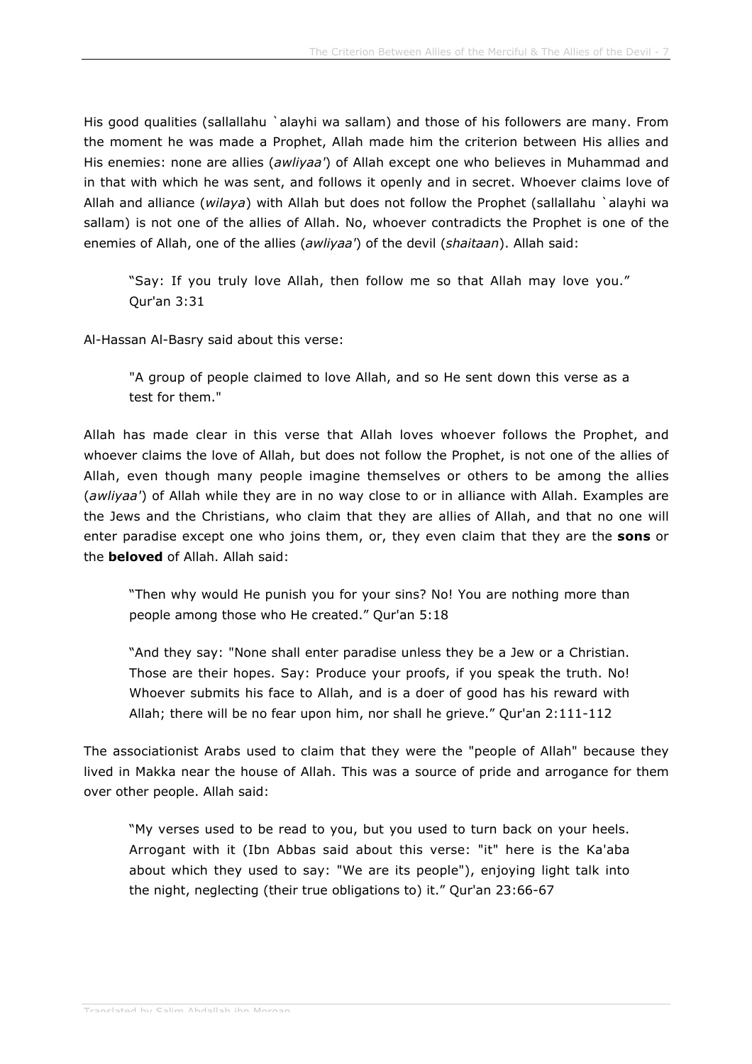His good qualities (sallallahu `alayhi wa sallam) and those of his followers are many. From the moment he was made a Prophet, Allah made him the criterion between His allies and His enemies: none are allies (*awliyaa'*) of Allah except one who believes in Muhammad and in that with which he was sent, and follows it openly and in secret. Whoever claims love of Allah and alliance (*wilaya*) with Allah but does not follow the Prophet (sallallahu `alayhi wa sallam) is not one of the allies of Allah. No, whoever contradicts the Prophet is one of the enemies of Allah, one of the allies (*awliyaa'*) of the devil (*shaitaan*). Allah said:

> "Say: If you truly love Allah, then follow me so that Allah may love you." Qur'an 3:31

Al-Hassan Al-Basry said about this verse:

> "A group of people claimed to love Allah, and so He sent down this verse as a test for them."

Allah has made clear in this verse that Allah loves whoever follows the Prophet, and whoever claims the love of Allah, but does not follow the Prophet, is not one of the allies of Allah, even though many people imagine themselves or others to be among the allies (*awliyaa'*) of Allah while they are in no way close to or in alliance with Allah. Examples are the Jews and the Christians, who claim that they are allies of Allah, and that no one will enter paradise except one who joins them, or, they even claim that they are the **sons** or the **beloved** of Allah. Allah said:

> "Then why would He punish you for your sins? No! You are nothing more than people among those who He created." Qur'an 5:18

> "And they say: "None shall enter paradise unless they be a Jew or a Christian. Those are their hopes. Say: Produce your proofs, if you speak the truth. No! Whoever submits his face to Allah, and is a doer of good has his reward with Allah; there will be no fear upon him, nor shall he grieve." Qur'an 2:111-112

The associationist Arabs used to claim that they were the "people of Allah" because they lived in Makka near the house of Allah. This was a source of pride and arrogance for them over other people. Allah said:

> "My verses used to be read to you, but you used to turn back on your heels. Arrogant with it (Ibn Abbas said about this verse: "it" here is the Ka'aba about which they used to say: "We are its people"), enjoying light talk into the night, neglecting (their true obligations to) it." Qur'an 23:66-67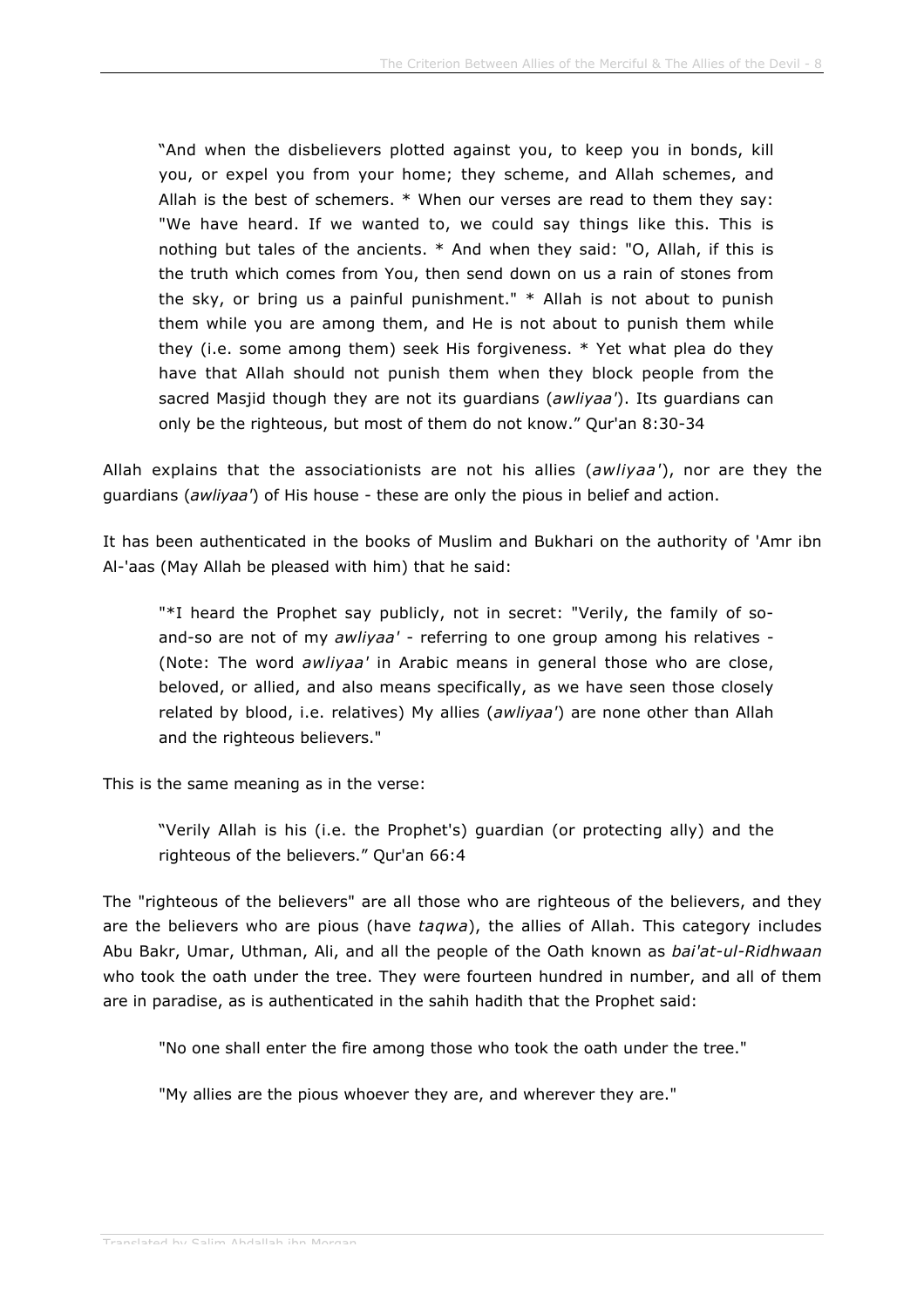> "And when the disbelievers plotted against you, to keep you in bonds, kill you, or expel you from your home; they scheme, and Allah schemes, and Allah is the best of schemers. * When our verses are read to them they say: "We have heard. If we wanted to, we could say things like this. This is nothing but tales of the ancients. * And when they said: "O, Allah, if this is the truth which comes from You, then send down on us a rain of stones from the sky, or bring us a painful punishment." * Allah is not about to punish them while you are among them, and He is not about to punish them while they (i.e. some among them) seek His forgiveness. * Yet what plea do they have that Allah should not punish them when they block people from the sacred Masjid though they are not its guardians (*awliyaa'*). Its guardians can only be the righteous, but most of them do not know." Qur'an 8:30-34

Allah explains that the associationists are not his allies (*awliyaa'*), nor are they the guardians (*awliyaa'*) of His house - these are only the pious in belief and action.

It has been authenticated in the books of Muslim and Bukhari on the authority of 'Amr ibn Al-'aas (May Allah be pleased with him) that he said:

> "*I heard the Prophet say publicly, not in secret: "Verily, the family of so-and-so are not of my *awliyaa'* - referring to one group among his relatives - (Note: The word *awliyaa'* in Arabic means in general those who are close, beloved, or allied, and also means specifically, as we have seen those closely related by blood, i.e. relatives) My allies (*awliyaa'*) are none other than Allah and the righteous believers."

This is the same meaning as in the verse:

> "Verily Allah is his (i.e. the Prophet's) guardian (or protecting ally) and the righteous of the believers." Qur'an 66:4

The "righteous of the believers" are all those who are righteous of the believers, and they are the believers who are pious (have *taqwa*), the allies of Allah. This category includes Abu Bakr, Umar, Uthman, Ali, and all the people of the Oath known as *bai'at-ul-Ridhwaan* who took the oath under the tree. They were fourteen hundred in number, and all of them are in paradise, as is authenticated in the sahih hadith that the Prophet said:

> "No one shall enter the fire among those who took the oath under the tree."

> "My allies are the pious whoever they are, and wherever they are."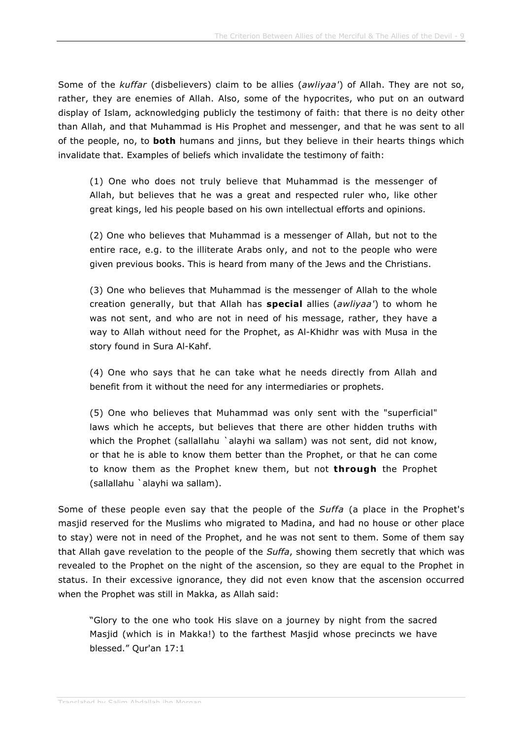Some of the *kuffar* (disbelievers) claim to be allies (*awliyaa'*) of Allah. They are not so, rather, they are enemies of Allah. Also, some of the hypocrites, who put on an outward display of Islam, acknowledging publicly the testimony of faith: that there is no deity other than Allah, and that Muhammad is His Prophet and messenger, and that he was sent to all of the people, no, to **both** humans and jinns, but they believe in their hearts things which invalidate that. Examples of beliefs which invalidate the testimony of faith:

> (1) One who does not truly believe that Muhammad is the messenger of Allah, but believes that he was a great and respected ruler who, like other great kings, led his people based on his own intellectual efforts and opinions.
>
> (2) One who believes that Muhammad is a messenger of Allah, but not to the entire race, e.g. to the illiterate Arabs only, and not to the people who were given previous books. This is heard from many of the Jews and the Christians.
>
> (3) One who believes that Muhammad is the messenger of Allah to the whole creation generally, but that Allah has **special** allies (*awliyaa'*) to whom he was not sent, and who are not in need of his message, rather, they have a way to Allah without need for the Prophet, as Al-Khidhr was with Musa in the story found in Sura Al-Kahf.
>
> (4) One who says that he can take what he needs directly from Allah and benefit from it without the need for any intermediaries or prophets.
>
> (5) One who believes that Muhammad was only sent with the "superficial" laws which he accepts, but believes that there are other hidden truths with which the Prophet (sallallahu `alayhi wa sallam) was not sent, did not know, or that he is able to know them better than the Prophet, or that he can come to know them as the Prophet knew them, but not **through** the Prophet (sallallahu `alayhi wa sallam).

Some of these people even say that the people of the *Suffa* (a place in the Prophet's masjid reserved for the Muslims who migrated to Madina, and had no house or other place to stay) were not in need of the Prophet, and he was not sent to them. Some of them say that Allah gave revelation to the people of the *Suffa*, showing them secretly that which was revealed to the Prophet on the night of the ascension, so they are equal to the Prophet in status. In their excessive ignorance, they did not even know that the ascension occurred when the Prophet was still in Makka, as Allah said:

> "Glory to the one who took His slave on a journey by night from the sacred Masjid (which is in Makka!) to the farthest Masjid whose precincts we have blessed." Qur'an 17:1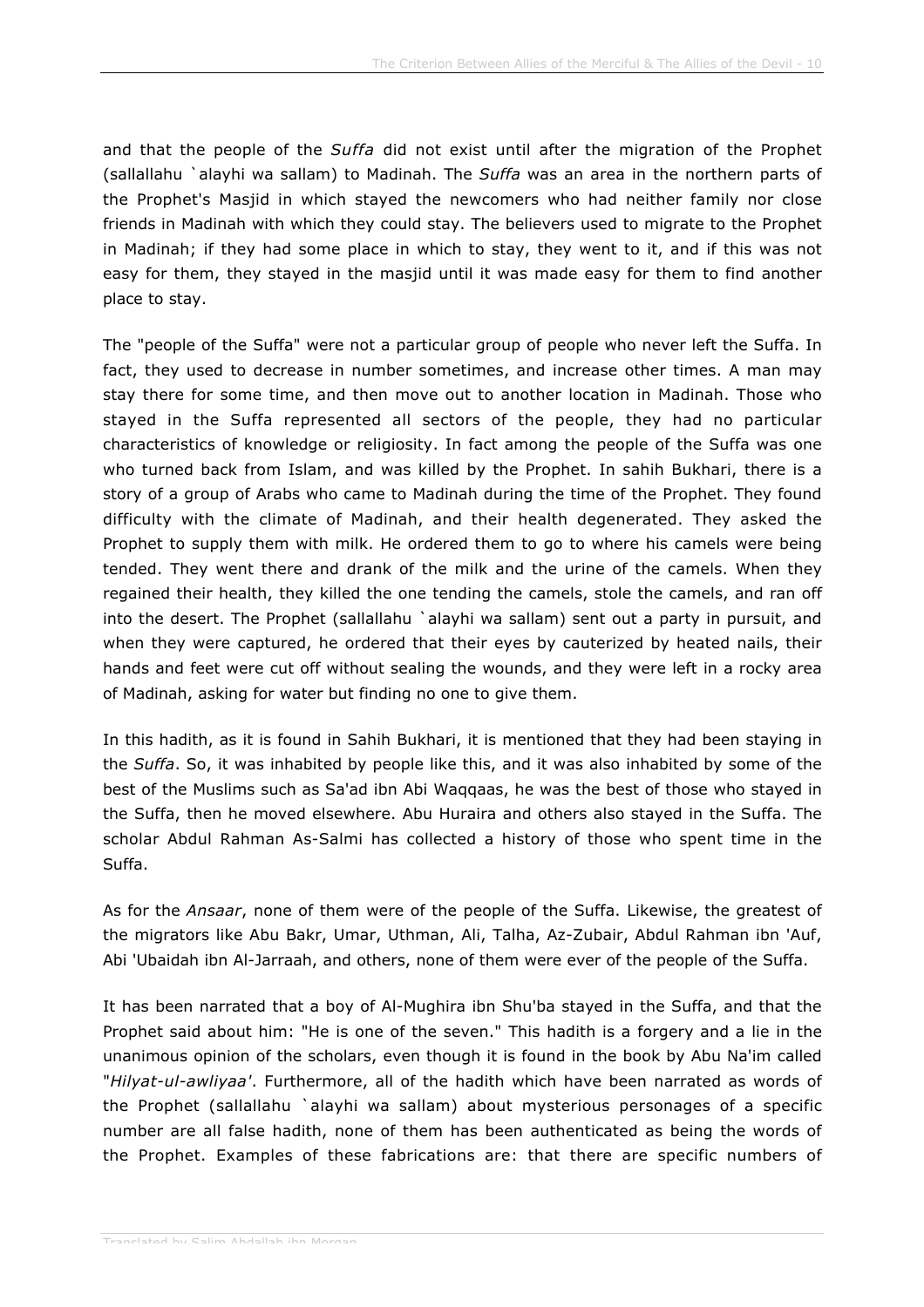and that the people of the *Suffa* did not exist until after the migration of the Prophet (sallallahu `alayhi wa sallam) to Madinah. The *Suffa* was an area in the northern parts of the Prophet's Masjid in which stayed the newcomers who had neither family nor close friends in Madinah with which they could stay. The believers used to migrate to the Prophet in Madinah; if they had some place in which to stay, they went to it, and if this was not easy for them, they stayed in the masjid until it was made easy for them to find another place to stay.

The "people of the Suffa" were not a particular group of people who never left the Suffa. In fact, they used to decrease in number sometimes, and increase other times. A man may stay there for some time, and then move out to another location in Madinah. Those who stayed in the Suffa represented all sectors of the people, they had no particular characteristics of knowledge or religiosity. In fact among the people of the Suffa was one who turned back from Islam, and was killed by the Prophet. In sahih Bukhari, there is a story of a group of Arabs who came to Madinah during the time of the Prophet. They found difficulty with the climate of Madinah, and their health degenerated. They asked the Prophet to supply them with milk. He ordered them to go to where his camels were being tended. They went there and drank of the milk and the urine of the camels. When they regained their health, they killed the one tending the camels, stole the camels, and ran off into the desert. The Prophet (sallallahu `alayhi wa sallam) sent out a party in pursuit, and when they were captured, he ordered that their eyes by cauterized by heated nails, their hands and feet were cut off without sealing the wounds, and they were left in a rocky area of Madinah, asking for water but finding no one to give them.

In this hadith, as it is found in Sahih Bukhari, it is mentioned that they had been staying in the *Suffa*. So, it was inhabited by people like this, and it was also inhabited by some of the best of the Muslims such as Sa'ad ibn Abi Waqqaas, he was the best of those who stayed in the Suffa, then he moved elsewhere. Abu Huraira and others also stayed in the Suffa. The scholar Abdul Rahman As-Salmi has collected a history of those who spent time in the Suffa.

As for the *Ansaar*, none of them were of the people of the Suffa. Likewise, the greatest of the migrators like Abu Bakr, Umar, Uthman, Ali, Talha, Az-Zubair, Abdul Rahman ibn 'Auf, Abi 'Ubaidah ibn Al-Jarraah, and others, none of them were ever of the people of the Suffa.

It has been narrated that a boy of Al-Mughira ibn Shu'ba stayed in the Suffa, and that the Prophet said about him: "He is one of the seven." This hadith is a forgery and a lie in the unanimous opinion of the scholars, even though it is found in the book by Abu Na'im called "*Hilyat-ul-awliyaa'*". Furthermore, all of the hadith which have been narrated as words of the Prophet (sallallahu `alayhi wa sallam) about mysterious personages of a specific number are all false hadith, none of them has been authenticated as being the words of the Prophet. Examples of these fabrications are: that there are specific numbers of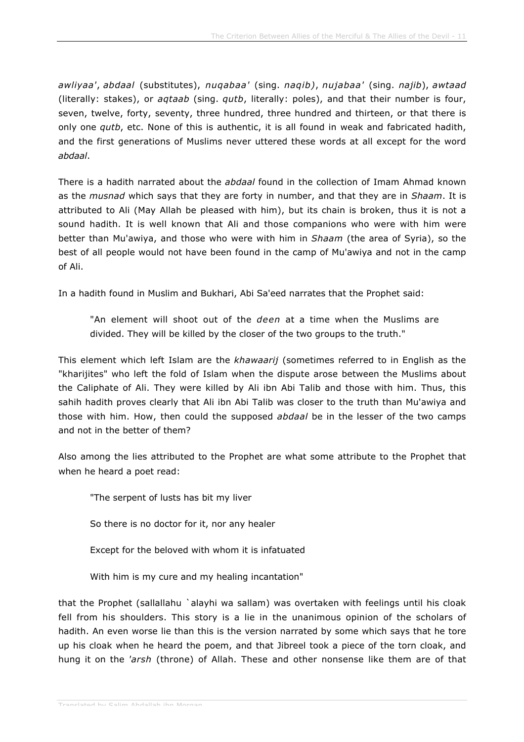*awliyaa'*, *abdaal* (substitutes), *nuqabaa'* (sing. *naqib)*, *nujabaa'* (sing. *najib*), *awtaad* (literally: stakes), or *aqtaab* (sing. *qutb*, literally: poles), and that their number is four, seven, twelve, forty, seventy, three hundred, three hundred and thirteen, or that there is only one *qutb*, etc. None of this is authentic, it is all found in weak and fabricated hadith, and the first generations of Muslims never uttered these words at all except for the word *abdaal*.

There is a hadith narrated about the *abdaal* found in the collection of Imam Ahmad known as the *musnad* which says that they are forty in number, and that they are in *Shaam*. It is attributed to Ali (May Allah be pleased with him), but its chain is broken, thus it is not a sound hadith. It is well known that Ali and those companions who were with him were better than Mu'awiya, and those who were with him in *Shaam* (the area of Syria), so the best of all people would not have been found in the camp of Mu'awiya and not in the camp of Ali.

In a hadith found in Muslim and Bukhari, Abi Sa'eed narrates that the Prophet said:

> "An element will shoot out of the *deen* at a time when the Muslims are divided. They will be killed by the closer of the two groups to the truth."

This element which left Islam are the *khawaarij* (sometimes referred to in English as the "kharijites" who left the fold of Islam when the dispute arose between the Muslims about the Caliphate of Ali. They were killed by Ali ibn Abi Talib and those with him. Thus, this sahih hadith proves clearly that Ali ibn Abi Talib was closer to the truth than Mu'awiya and those with him. How, then could the supposed *abdaal* be in the lesser of the two camps and not in the better of them?

Also among the lies attributed to the Prophet are what some attribute to the Prophet that when he heard a poet read:

> "The serpent of lusts has bit my liver
>
> So there is no doctor for it, nor any healer
>
> Except for the beloved with whom it is infatuated
>
> With him is my cure and my healing incantation"

that the Prophet (sallallahu `alayhi wa sallam) was overtaken with feelings until his cloak fell from his shoulders. This story is a lie in the unanimous opinion of the scholars of hadith. An even worse lie than this is the version narrated by some which says that he tore up his cloak when he heard the poem, and that Jibreel took a piece of the torn cloak, and hung it on the *'arsh* (throne) of Allah. These and other nonsense like them are of that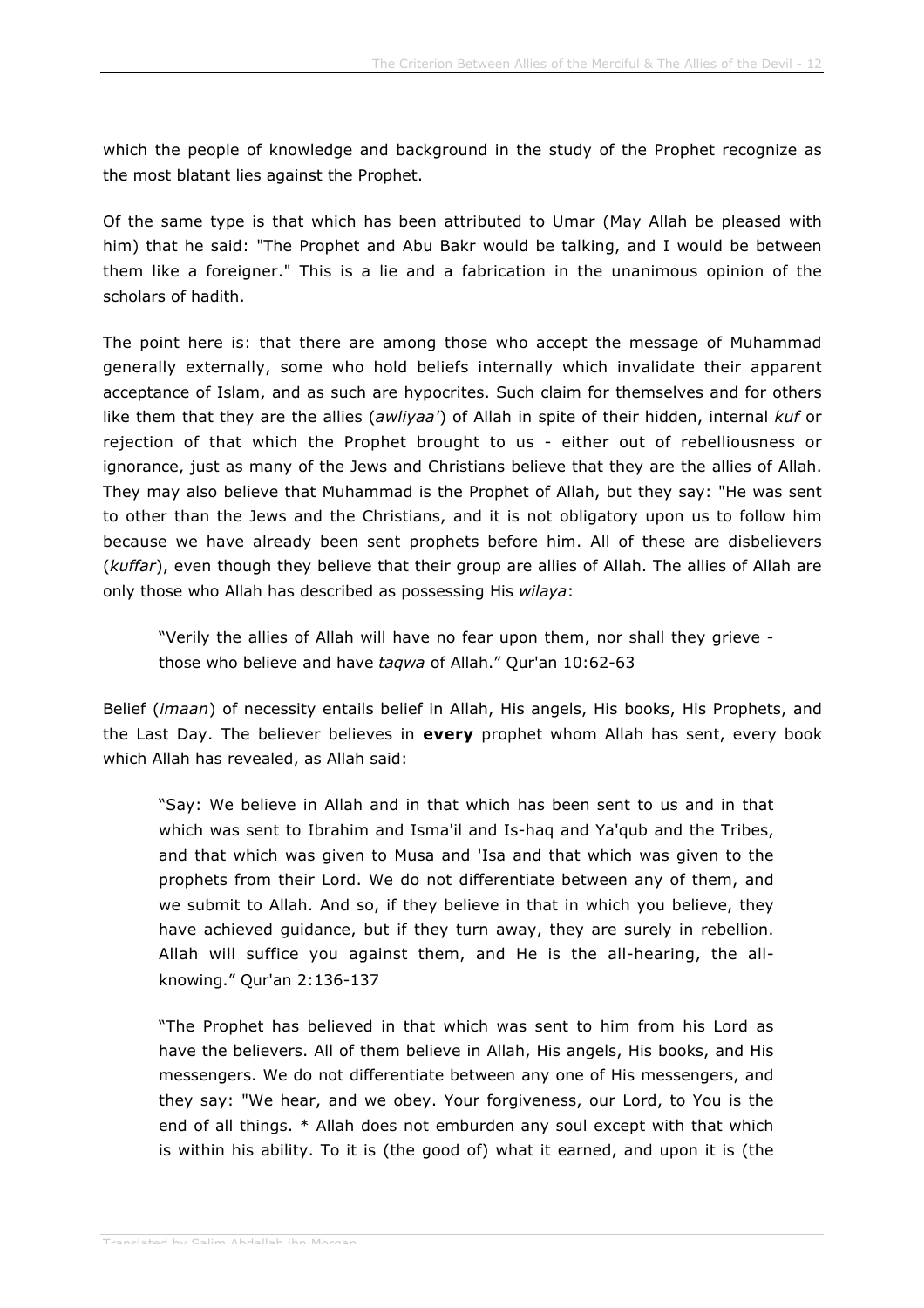which the people of knowledge and background in the study of the Prophet recognize as the most blatant lies against the Prophet.

Of the same type is that which has been attributed to Umar (May Allah be pleased with him) that he said: "The Prophet and Abu Bakr would be talking, and I would be between them like a foreigner." This is a lie and a fabrication in the unanimous opinion of the scholars of hadith.

The point here is: that there are among those who accept the message of Muhammad generally externally, some who hold beliefs internally which invalidate their apparent acceptance of Islam, and as such are hypocrites. Such claim for themselves and for others like them that they are the allies (*awliyaa'*) of Allah in spite of their hidden, internal *kuf* or rejection of that which the Prophet brought to us - either out of rebelliousness or ignorance, just as many of the Jews and Christians believe that they are the allies of Allah. They may also believe that Muhammad is the Prophet of Allah, but they say: "He was sent to other than the Jews and the Christians, and it is not obligatory upon us to follow him because we have already been sent prophets before him. All of these are disbelievers (*kuffar*), even though they believe that their group are allies of Allah. The allies of Allah are only those who Allah has described as possessing His *wilaya*:

> "Verily the allies of Allah will have no fear upon them, nor shall they grieve - those who believe and have *taqwa* of Allah." Qur'an 10:62-63

Belief (*imaan*) of necessity entails belief in Allah, His angels, His books, His Prophets, and the Last Day. The believer believes in **every** prophet whom Allah has sent, every book which Allah has revealed, as Allah said:

> "Say: We believe in Allah and in that which has been sent to us and in that which was sent to Ibrahim and Isma'il and Is-haq and Ya'qub and the Tribes, and that which was given to Musa and 'Isa and that which was given to the prophets from their Lord. We do not differentiate between any of them, and we submit to Allah. And so, if they believe in that in which you believe, they have achieved guidance, but if they turn away, they are surely in rebellion. Allah will suffice you against them, and He is the all-hearing, the all-knowing." Qur'an 2:136-137

> "The Prophet has believed in that which was sent to him from his Lord as have the believers. All of them believe in Allah, His angels, His books, and His messengers. We do not differentiate between any one of His messengers, and they say: "We hear, and we obey. Your forgiveness, our Lord, to You is the end of all things. * Allah does not emburden any soul except with that which is within his ability. To it is (the good of) what it earned, and upon it is (the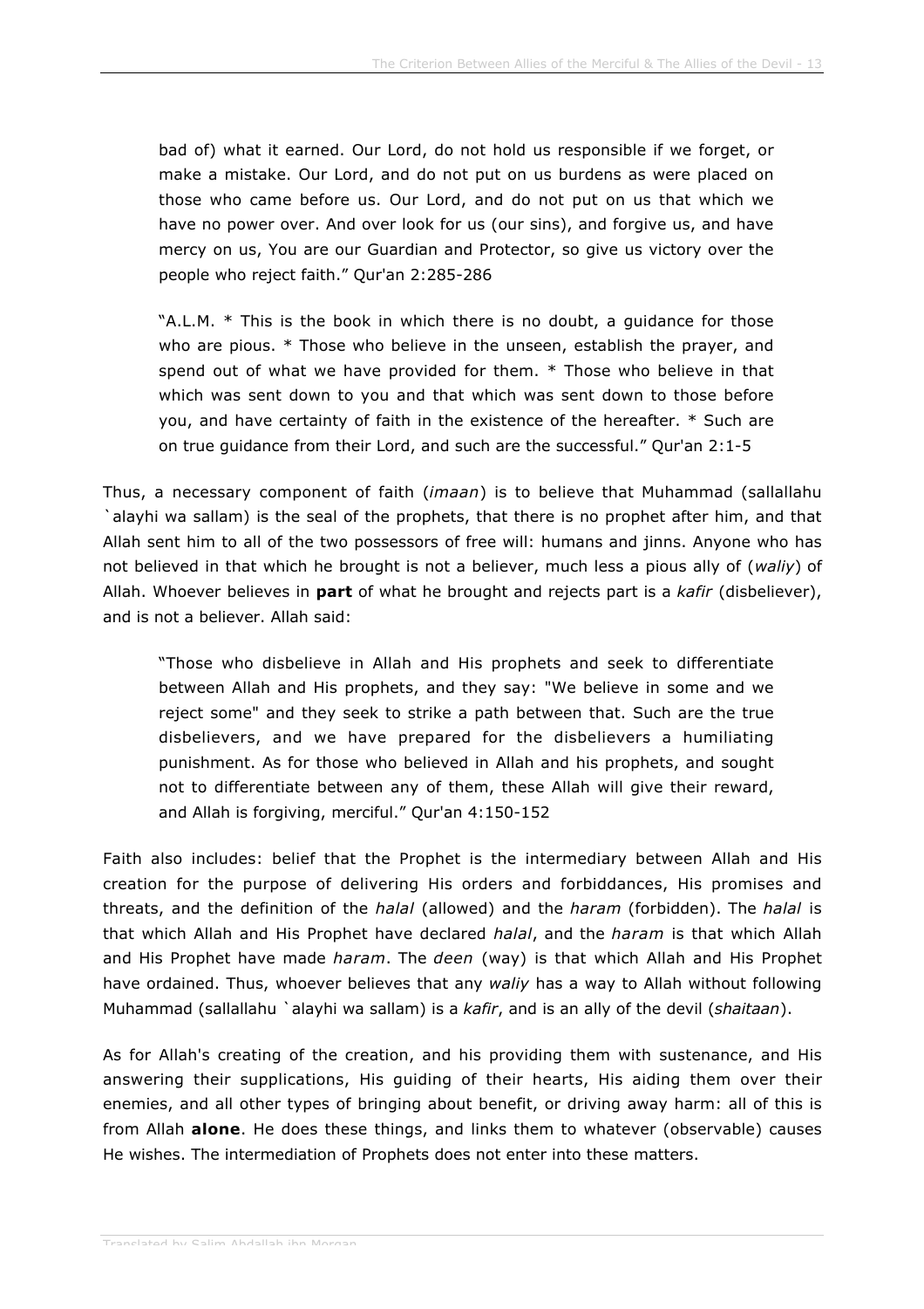> bad of) what it earned. Our Lord, do not hold us responsible if we forget, or make a mistake. Our Lord, and do not put on us burdens as were placed on those who came before us. Our Lord, and do not put on us that which we have no power over. And over look for us (our sins), and forgive us, and have mercy on us, You are our Guardian and Protector, so give us victory over the people who reject faith." Qur'an 2:285-286

> "A.L.M. * This is the book in which there is no doubt, a guidance for those who are pious. * Those who believe in the unseen, establish the prayer, and spend out of what we have provided for them. * Those who believe in that which was sent down to you and that which was sent down to those before you, and have certainty of faith in the existence of the hereafter. * Such are on true guidance from their Lord, and such are the successful." Qur'an 2:1-5

Thus, a necessary component of faith (*imaan*) is to believe that Muhammad (sallallahu `alayhi wa sallam) is the seal of the prophets, that there is no prophet after him, and that Allah sent him to all of the two possessors of free will: humans and jinns. Anyone who has not believed in that which he brought is not a believer, much less a pious ally of (*waliy*) of Allah. Whoever believes in **part** of what he brought and rejects part is a *kafir* (disbeliever), and is not a believer. Allah said:

> "Those who disbelieve in Allah and His prophets and seek to differentiate between Allah and His prophets, and they say: "We believe in some and we reject some" and they seek to strike a path between that. Such are the true disbelievers, and we have prepared for the disbelievers a humiliating punishment. As for those who believed in Allah and his prophets, and sought not to differentiate between any of them, these Allah will give their reward, and Allah is forgiving, merciful." Qur'an 4:150-152

Faith also includes: belief that the Prophet is the intermediary between Allah and His creation for the purpose of delivering His orders and forbiddances, His promises and threats, and the definition of the *halal* (allowed) and the *haram* (forbidden). The *halal* is that which Allah and His Prophet have declared *halal*, and the *haram* is that which Allah and His Prophet have made *haram*. The *deen* (way) is that which Allah and His Prophet have ordained. Thus, whoever believes that any *waliy* has a way to Allah without following Muhammad (sallallahu `alayhi wa sallam) is a *kafir*, and is an ally of the devil (*shaitaan*).

As for Allah's creating of the creation, and his providing them with sustenance, and His answering their supplications, His guiding of their hearts, His aiding them over their enemies, and all other types of bringing about benefit, or driving away harm: all of this is from Allah **alone**. He does these things, and links them to whatever (observable) causes He wishes. The intermediation of Prophets does not enter into these matters.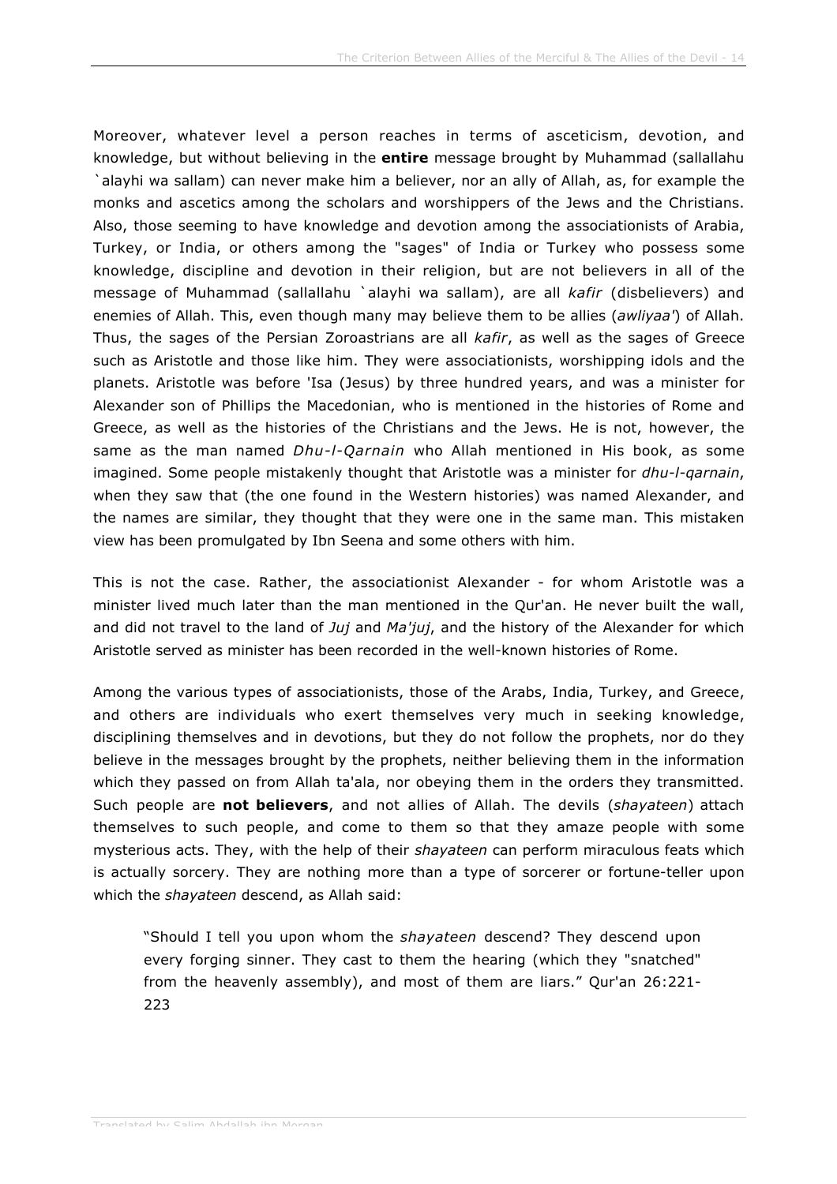Moreover, whatever level a person reaches in terms of asceticism, devotion, and knowledge, but without believing in the **entire** message brought by Muhammad (sallallahu `alayhi wa sallam) can never make him a believer, nor an ally of Allah, as, for example the monks and ascetics among the scholars and worshippers of the Jews and the Christians. Also, those seeming to have knowledge and devotion among the associationists of Arabia, Turkey, or India, or others among the "sages" of India or Turkey who possess some knowledge, discipline and devotion in their religion, but are not believers in all of the message of Muhammad (sallallahu `alayhi wa sallam), are all *kafir* (disbelievers) and enemies of Allah. This, even though many may believe them to be allies (*awliyaa'*) of Allah. Thus, the sages of the Persian Zoroastrians are all *kafir*, as well as the sages of Greece such as Aristotle and those like him. They were associationists, worshipping idols and the planets. Aristotle was before 'Isa (Jesus) by three hundred years, and was a minister for Alexander son of Phillips the Macedonian, who is mentioned in the histories of Rome and Greece, as well as the histories of the Christians and the Jews. He is not, however, the same as the man named *Dhu-l-Qarnain* who Allah mentioned in His book, as some imagined. Some people mistakenly thought that Aristotle was a minister for *dhu-l-qarnain*, when they saw that (the one found in the Western histories) was named Alexander, and the names are similar, they thought that they were one in the same man. This mistaken view has been promulgated by Ibn Seena and some others with him.

This is not the case. Rather, the associationist Alexander - for whom Aristotle was a minister lived much later than the man mentioned in the Qur'an. He never built the wall, and did not travel to the land of *Juj* and *Ma'juj*, and the history of the Alexander for which Aristotle served as minister has been recorded in the well-known histories of Rome.

Among the various types of associationists, those of the Arabs, India, Turkey, and Greece, and others are individuals who exert themselves very much in seeking knowledge, disciplining themselves and in devotions, but they do not follow the prophets, nor do they believe in the messages brought by the prophets, neither believing them in the information which they passed on from Allah ta'ala, nor obeying them in the orders they transmitted. Such people are **not believers**, and not allies of Allah. The devils (*shayateen*) attach themselves to such people, and come to them so that they amaze people with some mysterious acts. They, with the help of their *shayateen* can perform miraculous feats which is actually sorcery. They are nothing more than a type of sorcerer or fortune-teller upon which the *shayateen* descend, as Allah said:

> "Should I tell you upon whom the *shayateen* descend? They descend upon every forging sinner. They cast to them the hearing (which they "snatched" from the heavenly assembly), and most of them are liars." Qur'an 26:221-223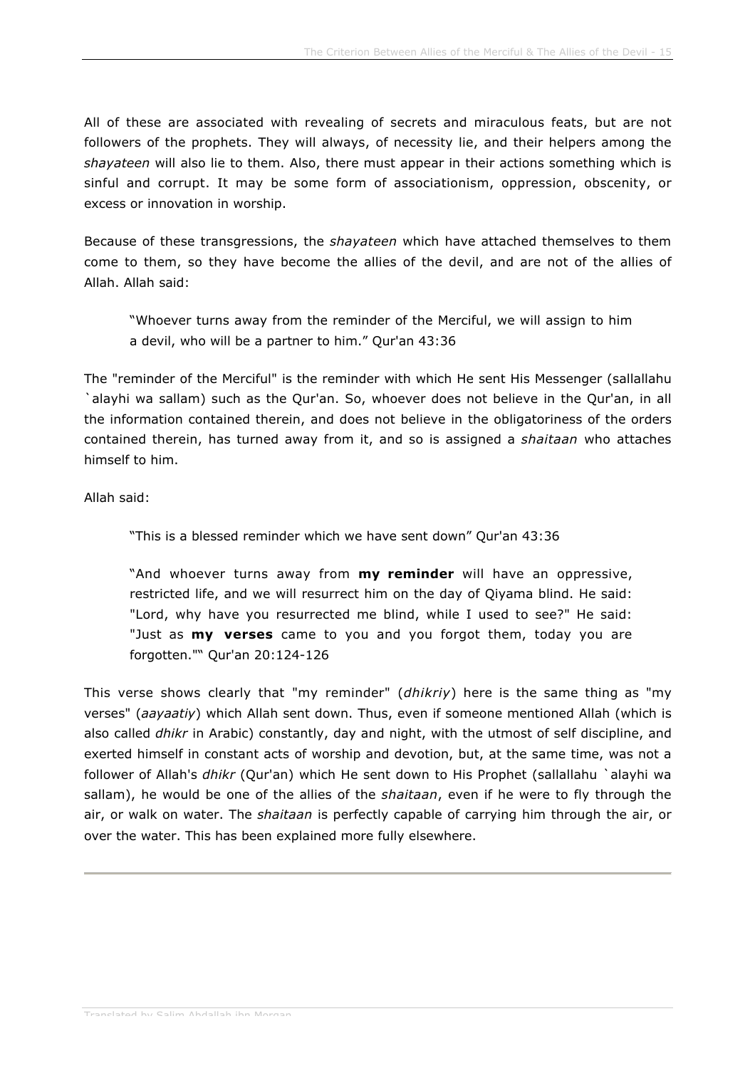All of these are associated with revealing of secrets and miraculous feats, but are not followers of the prophets. They will always, of necessity lie, and their helpers among the *shayateen* will also lie to them. Also, there must appear in their actions something which is sinful and corrupt. It may be some form of associationism, oppression, obscenity, or excess or innovation in worship.

Because of these transgressions, the *shayateen* which have attached themselves to them come to them, so they have become the allies of the devil, and are not of the allies of Allah. Allah said:

> "Whoever turns away from the reminder of the Merciful, we will assign to him a devil, who will be a partner to him." Qur'an 43:36

The "reminder of the Merciful" is the reminder with which He sent His Messenger (sallallahu `alayhi wa sallam) such as the Qur'an. So, whoever does not believe in the Qur'an, in all the information contained therein, and does not believe in the obligatoriness of the orders contained therein, has turned away from it, and so is assigned a *shaitaan* who attaches himself to him.

Allah said:

> "This is a blessed reminder which we have sent down" Qur'an 43:36
>
> "And whoever turns away from **my reminder** will have an oppressive, restricted life, and we will resurrect him on the day of Qiyama blind. He said: "Lord, why have you resurrected me blind, while I used to see?" He said: "Just as **my verses** came to you and you forgot them, today you are forgotten."" Qur'an 20:124-126

This verse shows clearly that "my reminder" (*dhikriy*) here is the same thing as "my verses" (*aayaatiy*) which Allah sent down. Thus, even if someone mentioned Allah (which is also called *dhikr* in Arabic) constantly, day and night, with the utmost of self discipline, and exerted himself in constant acts of worship and devotion, but, at the same time, was not a follower of Allah's *dhikr* (Qur'an) which He sent down to His Prophet (sallallahu `alayhi wa sallam), he would be one of the allies of the *shaitaan*, even if he were to fly through the air, or walk on water. The *shaitaan* is perfectly capable of carrying him through the air, or over the water. This has been explained more fully elsewhere.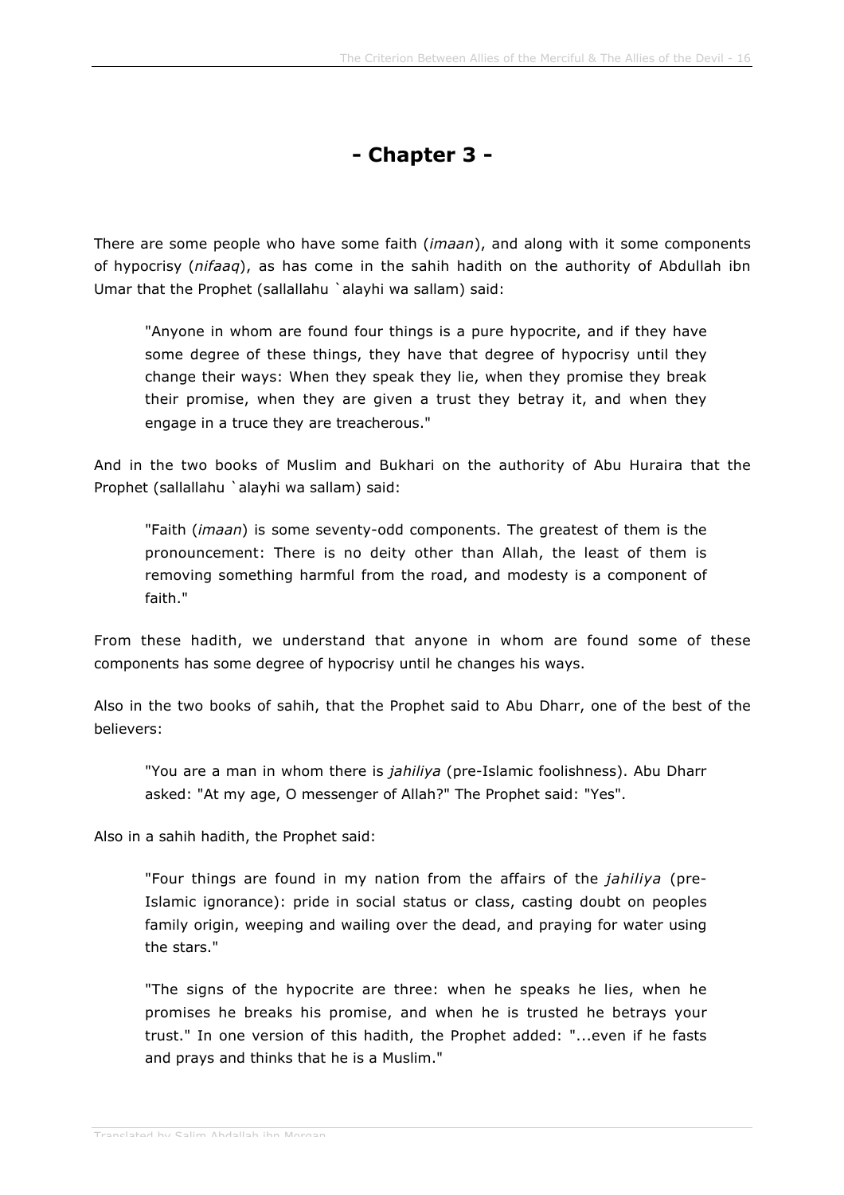# - Chapter 3 -

There are some people who have some faith (*imaan*), and along with it some components of hypocrisy (*nifaaq*), as has come in the sahih hadith on the authority of Abdullah ibn Umar that the Prophet (sallallahu `alayhi wa sallam) said:

> "Anyone in whom are found four things is a pure hypocrite, and if they have some degree of these things, they have that degree of hypocrisy until they change their ways: When they speak they lie, when they promise they break their promise, when they are given a trust they betray it, and when they engage in a truce they are treacherous."

And in the two books of Muslim and Bukhari on the authority of Abu Huraira that the Prophet (sallallahu `alayhi wa sallam) said:

> "Faith (*imaan*) is some seventy-odd components. The greatest of them is the pronouncement: There is no deity other than Allah, the least of them is removing something harmful from the road, and modesty is a component of faith."

From these hadith, we understand that anyone in whom are found some of these components has some degree of hypocrisy until he changes his ways.

Also in the two books of sahih, that the Prophet said to Abu Dharr, one of the best of the believers:

> "You are a man in whom there is *jahiliya* (pre-Islamic foolishness). Abu Dharr asked: "At my age, O messenger of Allah?" The Prophet said: "Yes".

Also in a sahih hadith, the Prophet said:

> "Four things are found in my nation from the affairs of the *jahiliya* (pre-Islamic ignorance): pride in social status or class, casting doubt on peoples family origin, weeping and wailing over the dead, and praying for water using the stars."
>
> "The signs of the hypocrite are three: when he speaks he lies, when he promises he breaks his promise, and when he is trusted he betrays your trust." In one version of this hadith, the Prophet added: "...even if he fasts and prays and thinks that he is a Muslim."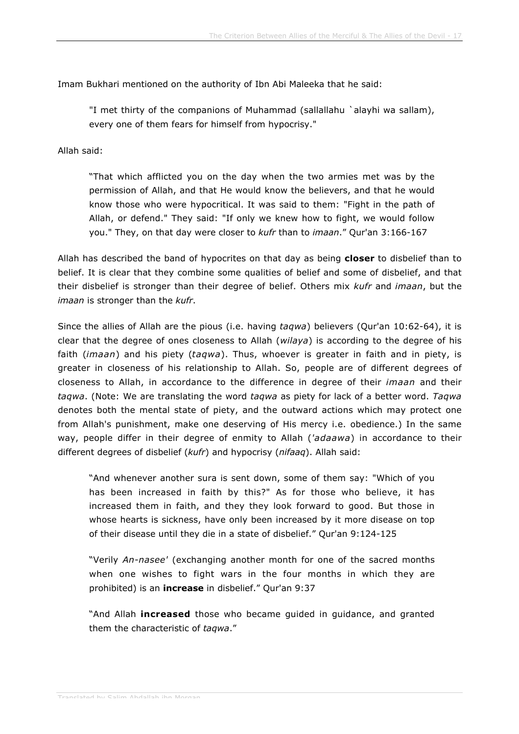Imam Bukhari mentioned on the authority of Ibn Abi Maleeka that he said:

> "I met thirty of the companions of Muhammad (sallallahu `alayhi wa sallam), every one of them fears for himself from hypocrisy."

Allah said:

> "That which afflicted you on the day when the two armies met was by the permission of Allah, and that He would know the believers, and that he would know those who were hypocritical. It was said to them: "Fight in the path of Allah, or defend." They said: "If only we knew how to fight, we would follow you." They, on that day were closer to *kufr* than to *imaan*." Qur'an 3:166-167

Allah has described the band of hypocrites on that day as being **closer** to disbelief than to belief. It is clear that they combine some qualities of belief and some of disbelief, and that their disbelief is stronger than their degree of belief. Others mix *kufr* and *imaan*, but the *imaan* is stronger than the *kufr*.

Since the allies of Allah are the pious (i.e. having *taqwa*) believers (Qur'an 10:62-64), it is clear that the degree of ones closeness to Allah (*wilaya*) is according to the degree of his faith (*imaan*) and his piety (*taqwa*). Thus, whoever is greater in faith and in piety, is greater in closeness of his relationship to Allah. So, people are of different degrees of closeness to Allah, in accordance to the difference in degree of their *imaan* and their *taqwa*. (Note: We are translating the word *taqwa* as piety for lack of a better word. *Taqwa* denotes both the mental state of piety, and the outward actions which may protect one from Allah's punishment, make one deserving of His mercy i.e. obedience.) In the same way, people differ in their degree of enmity to Allah (*'adaawa*) in accordance to their different degrees of disbelief (*kufr*) and hypocrisy (*nifaaq*). Allah said:

> "And whenever another sura is sent down, some of them say: "Which of you has been increased in faith by this?" As for those who believe, it has increased them in faith, and they they look forward to good. But those in whose hearts is sickness, have only been increased by it more disease on top of their disease until they die in a state of disbelief." Qur'an 9:124-125

> "Verily *An-nasee'* (exchanging another month for one of the sacred months when one wishes to fight wars in the four months in which they are prohibited) is an **increase** in disbelief." Qur'an 9:37

> "And Allah **increased** those who became guided in guidance, and granted them the characteristic of *taqwa*."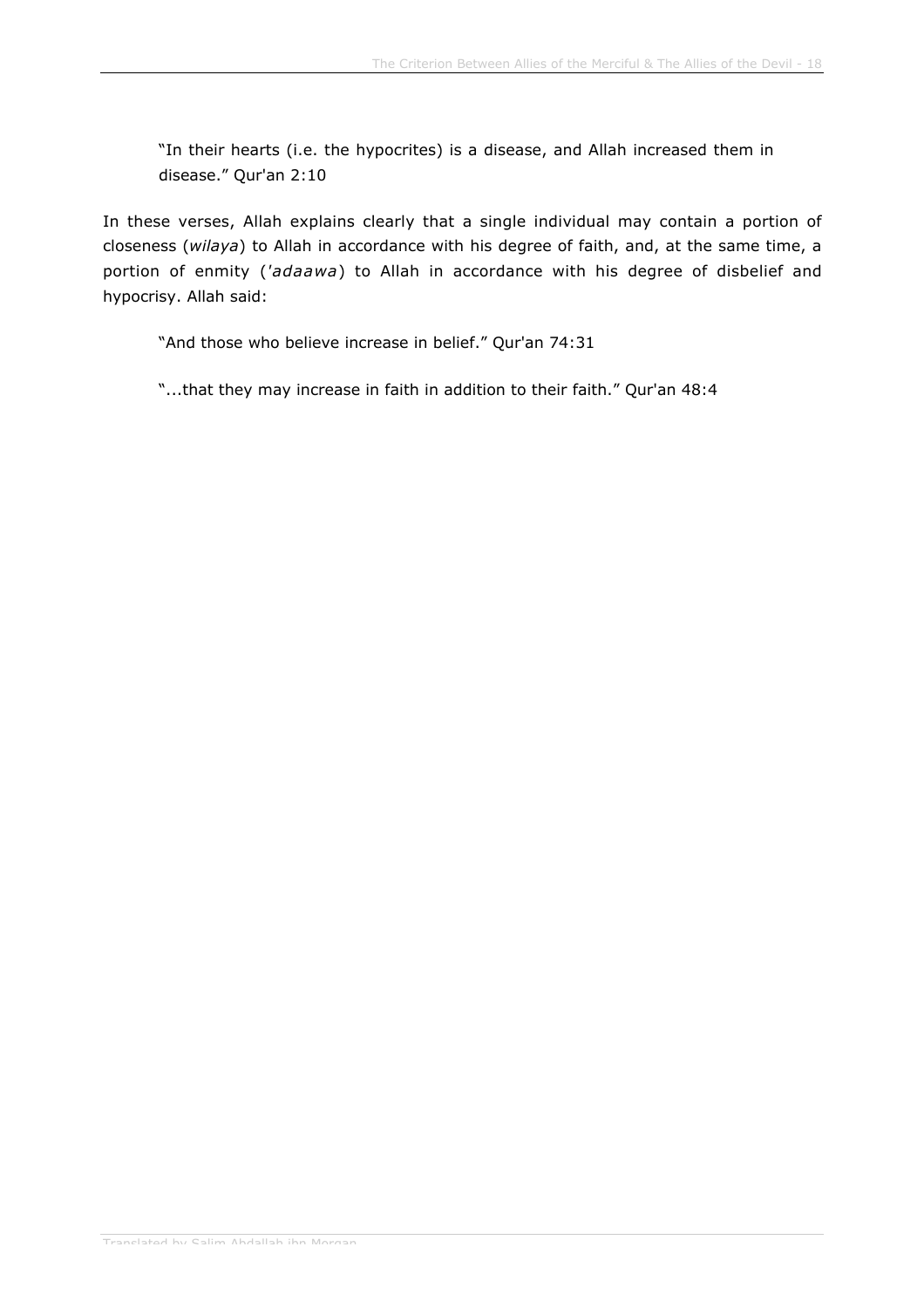> "In their hearts (i.e. the hypocrites) is a disease, and Allah increased them in disease." Qur'an 2:10

In these verses, Allah explains clearly that a single individual may contain a portion of closeness (*wilaya*) to Allah in accordance with his degree of faith, and, at the same time, a portion of enmity (*'adaawa*) to Allah in accordance with his degree of disbelief and hypocrisy. Allah said:

> "And those who believe increase in belief." Qur'an 74:31

> "...that they may increase in faith in addition to their faith." Qur'an 48:4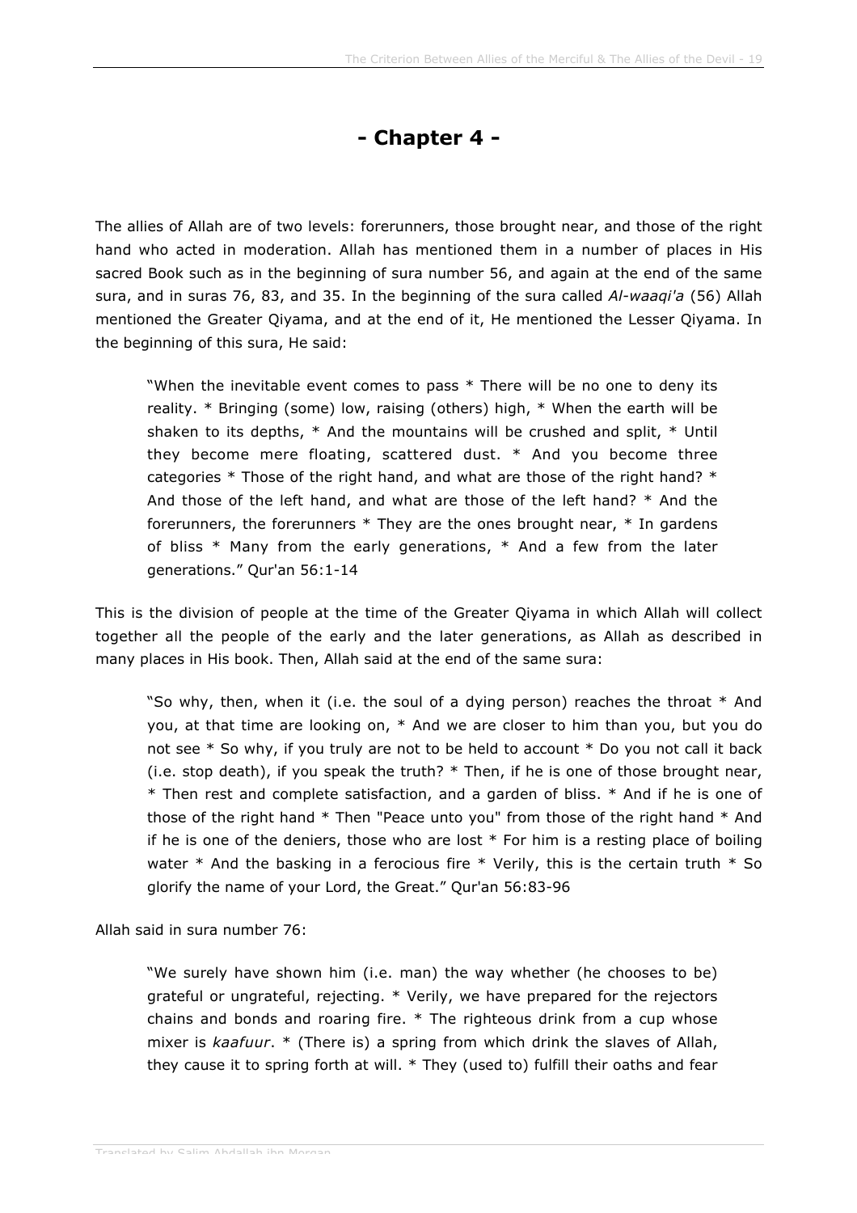# - Chapter 4 -

The allies of Allah are of two levels: forerunners, those brought near, and those of the right hand who acted in moderation. Allah has mentioned them in a number of places in His sacred Book such as in the beginning of sura number 56, and again at the end of the same sura, and in suras 76, 83, and 35. In the beginning of the sura called *Al-waaqi'a* (56) Allah mentioned the Greater Qiyama, and at the end of it, He mentioned the Lesser Qiyama. In the beginning of this sura, He said:

> "When the inevitable event comes to pass * There will be no one to deny its reality. * Bringing (some) low, raising (others) high, * When the earth will be shaken to its depths, * And the mountains will be crushed and split, * Until they become mere floating, scattered dust. * And you become three categories * Those of the right hand, and what are those of the right hand? * And those of the left hand, and what are those of the left hand? * And the forerunners, the forerunners * They are the ones brought near, * In gardens of bliss * Many from the early generations, * And a few from the later generations." Qur'an 56:1-14

This is the division of people at the time of the Greater Qiyama in which Allah will collect together all the people of the early and the later generations, as Allah as described in many places in His book. Then, Allah said at the end of the same sura:

> "So why, then, when it (i.e. the soul of a dying person) reaches the throat * And you, at that time are looking on, * And we are closer to him than you, but you do not see * So why, if you truly are not to be held to account * Do you not call it back (i.e. stop death), if you speak the truth? * Then, if he is one of those brought near, * Then rest and complete satisfaction, and a garden of bliss. * And if he is one of those of the right hand * Then "Peace unto you" from those of the right hand * And if he is one of the deniers, those who are lost * For him is a resting place of boiling water * And the basking in a ferocious fire * Verily, this is the certain truth * So glorify the name of your Lord, the Great." Qur'an 56:83-96

Allah said in sura number 76:

> "We surely have shown him (i.e. man) the way whether (he chooses to be) grateful or ungrateful, rejecting. * Verily, we have prepared for the rejectors chains and bonds and roaring fire. * The righteous drink from a cup whose mixer is *kaafuur*. * (There is) a spring from which drink the slaves of Allah, they cause it to spring forth at will. * They (used to) fulfill their oaths and fear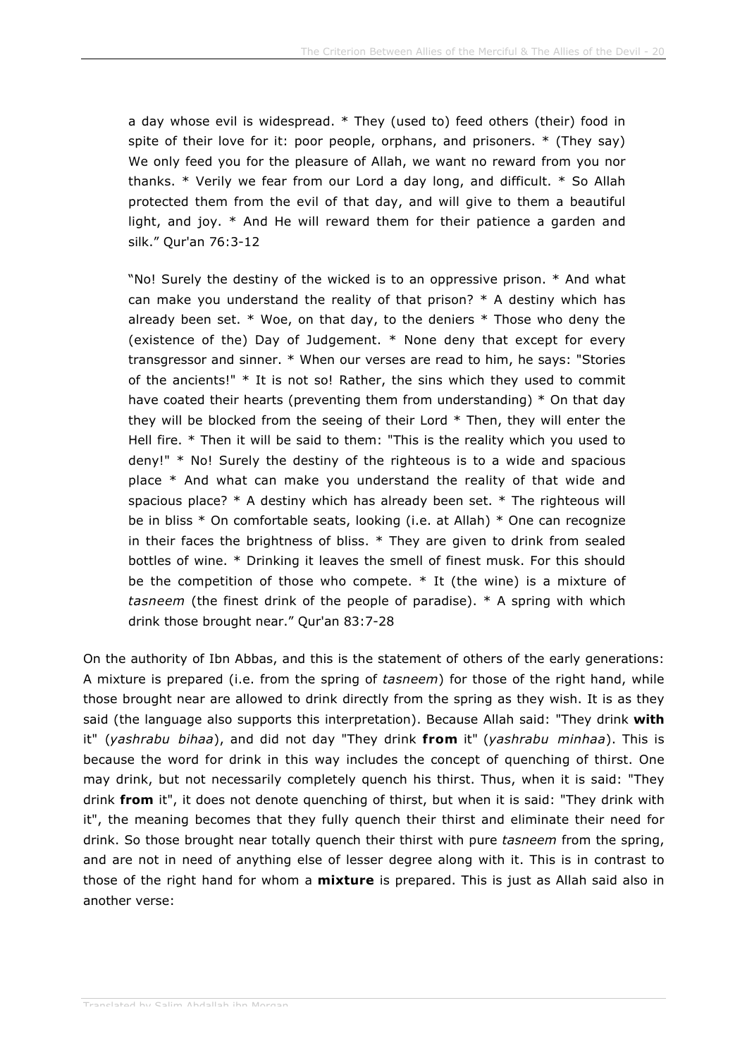a day whose evil is widespread. * They (used to) feed others (their) food in spite of their love for it: poor people, orphans, and prisoners. * (They say) We only feed you for the pleasure of Allah, we want no reward from you nor thanks. * Verily we fear from our Lord a day long, and difficult. * So Allah protected them from the evil of that day, and will give to them a beautiful light, and joy. * And He will reward them for their patience a garden and silk." Qur'an 76:3-12

"No! Surely the destiny of the wicked is to an oppressive prison. * And what can make you understand the reality of that prison? * A destiny which has already been set. * Woe, on that day, to the deniers * Those who deny the (existence of the) Day of Judgement. * None deny that except for every transgressor and sinner. * When our verses are read to him, he says: "Stories of the ancients!" * It is not so! Rather, the sins which they used to commit have coated their hearts (preventing them from understanding) * On that day they will be blocked from the seeing of their Lord * Then, they will enter the Hell fire. * Then it will be said to them: "This is the reality which you used to deny!" * No! Surely the destiny of the righteous is to a wide and spacious place * And what can make you understand the reality of that wide and spacious place? * A destiny which has already been set. * The righteous will be in bliss * On comfortable seats, looking (i.e. at Allah) * One can recognize in their faces the brightness of bliss. * They are given to drink from sealed bottles of wine. * Drinking it leaves the smell of finest musk. For this should be the competition of those who compete. * It (the wine) is a mixture of *tasneem* (the finest drink of the people of paradise). * A spring with which drink those brought near." Qur'an 83:7-28

On the authority of Ibn Abbas, and this is the statement of others of the early generations: A mixture is prepared (i.e. from the spring of *tasneem*) for those of the right hand, while those brought near are allowed to drink directly from the spring as they wish. It is as they said (the language also supports this interpretation). Because Allah said: "They drink **with** it" (*yashrabu bihaa*), and did not day "They drink **from** it" (*yashrabu minhaa*). This is because the word for drink in this way includes the concept of quenching of thirst. One may drink, but not necessarily completely quench his thirst. Thus, when it is said: "They drink **from** it", it does not denote quenching of thirst, but when it is said: "They drink with it", the meaning becomes that they fully quench their thirst and eliminate their need for drink. So those brought near totally quench their thirst with pure *tasneem* from the spring, and are not in need of anything else of lesser degree along with it. This is in contrast to those of the right hand for whom a **mixture** is prepared. This is just as Allah said also in another verse: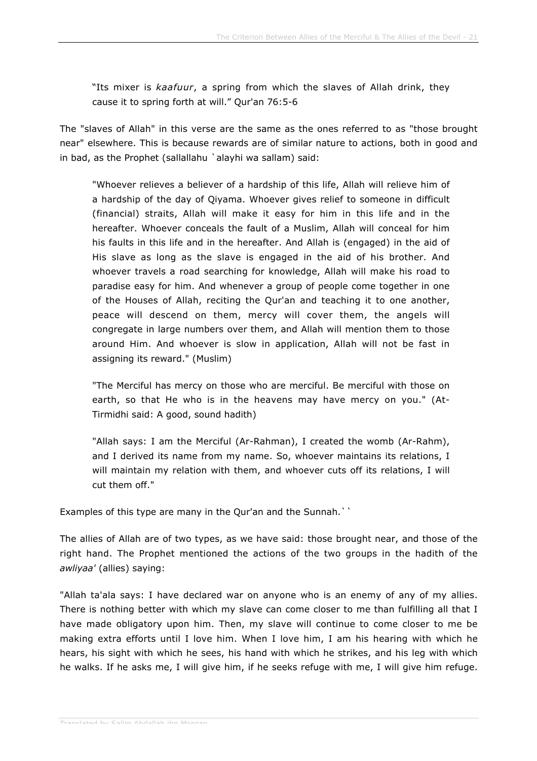> "Its mixer is *kaafuur*, a spring from which the slaves of Allah drink, they cause it to spring forth at will." Qur'an 76:5-6

The "slaves of Allah" in this verse are the same as the ones referred to as "those brought near" elsewhere. This is because rewards are of similar nature to actions, both in good and in bad, as the Prophet (sallallahu `alayhi wa sallam) said:

> "Whoever relieves a believer of a hardship of this life, Allah will relieve him of a hardship of the day of Qiyama. Whoever gives relief to someone in difficult (financial) straits, Allah will make it easy for him in this life and in the hereafter. Whoever conceals the fault of a Muslim, Allah will conceal for him his faults in this life and in the hereafter. And Allah is (engaged) in the aid of His slave as long as the slave is engaged in the aid of his brother. And whoever travels a road searching for knowledge, Allah will make his road to paradise easy for him. And whenever a group of people come together in one of the Houses of Allah, reciting the Qur'an and teaching it to one another, peace will descend on them, mercy will cover them, the angels will congregate in large numbers over them, and Allah will mention them to those around Him. And whoever is slow in application, Allah will not be fast in assigning its reward." (Muslim)
>
> "The Merciful has mercy on those who are merciful. Be merciful with those on earth, so that He who is in the heavens may have mercy on you." (At-Tirmidhi said: A good, sound hadith)
>
> "Allah says: I am the Merciful (Ar-Rahman), I created the womb (Ar-Rahm), and I derived its name from my name. So, whoever maintains its relations, I will maintain my relation with them, and whoever cuts off its relations, I will cut them off."

Examples of this type are many in the Qur'an and the Sunnah.``

The allies of Allah are of two types, as we have said: those brought near, and those of the right hand. The Prophet mentioned the actions of the two groups in the hadith of the *awliyaa'* (allies) saying:

"Allah ta'ala says: I have declared war on anyone who is an enemy of any of my allies. There is nothing better with which my slave can come closer to me than fulfilling all that I have made obligatory upon him. Then, my slave will continue to come closer to me be making extra efforts until I love him. When I love him, I am his hearing with which he hears, his sight with which he sees, his hand with which he strikes, and his leg with which he walks. If he asks me, I will give him, if he seeks refuge with me, I will give him refuge.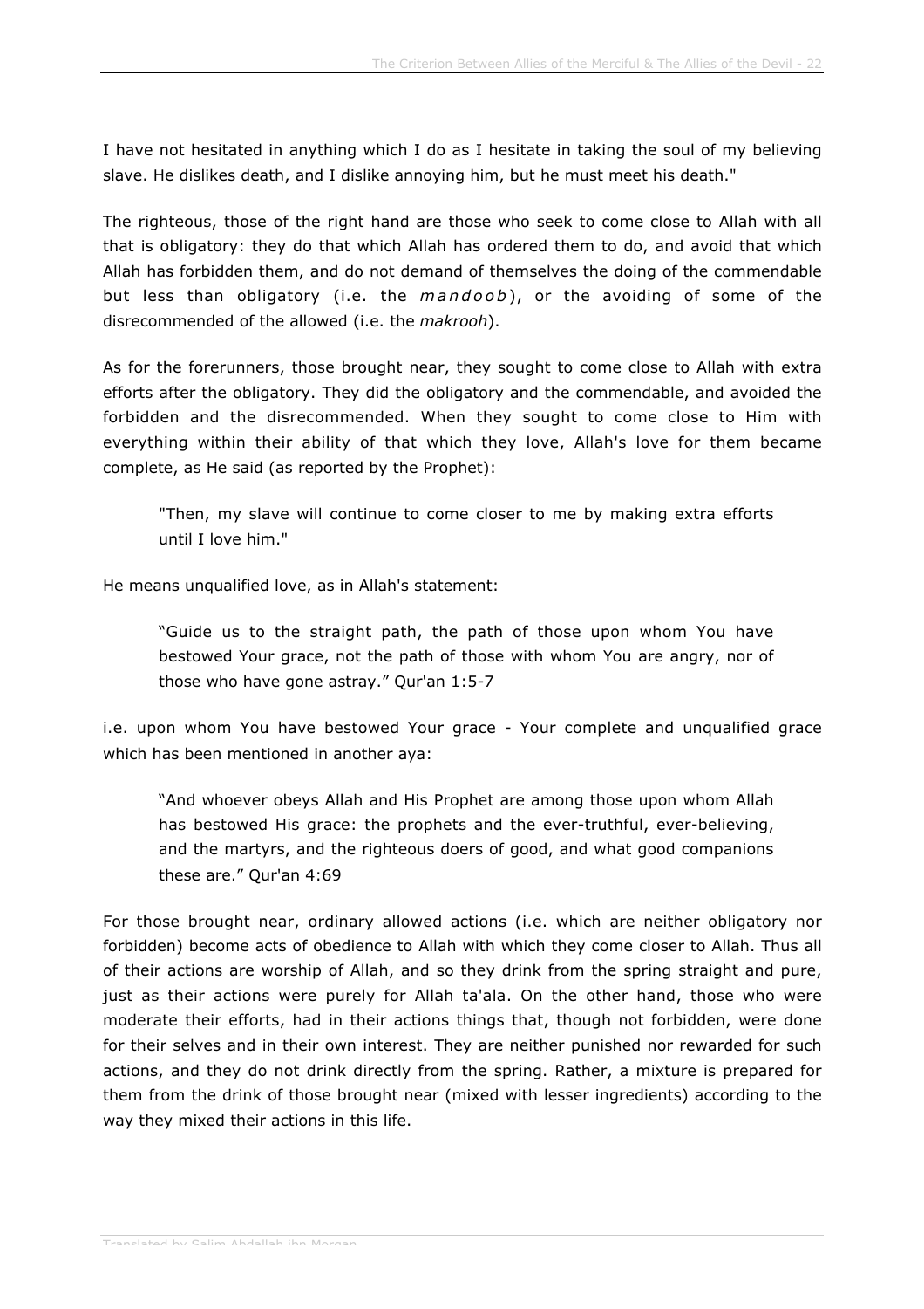I have not hesitated in anything which I do as I hesitate in taking the soul of my believing slave. He dislikes death, and I dislike annoying him, but he must meet his death."

The righteous, those of the right hand are those who seek to come close to Allah with all that is obligatory: they do that which Allah has ordered them to do, and avoid that which Allah has forbidden them, and do not demand of themselves the doing of the commendable but less than obligatory (i.e. the *mandoob*), or the avoiding of some of the disrecommended of the allowed (i.e. the *makrooh*).

As for the forerunners, those brought near, they sought to come close to Allah with extra efforts after the obligatory. They did the obligatory and the commendable, and avoided the forbidden and the disrecommended. When they sought to come close to Him with everything within their ability of that which they love, Allah's love for them became complete, as He said (as reported by the Prophet):

> "Then, my slave will continue to come closer to me by making extra efforts until I love him."

He means unqualified love, as in Allah's statement:

> "Guide us to the straight path, the path of those upon whom You have bestowed Your grace, not the path of those with whom You are angry, nor of those who have gone astray." Qur'an 1:5-7

i.e. upon whom You have bestowed Your grace - Your complete and unqualified grace which has been mentioned in another aya:

> "And whoever obeys Allah and His Prophet are among those upon whom Allah has bestowed His grace: the prophets and the ever-truthful, ever-believing, and the martyrs, and the righteous doers of good, and what good companions these are." Qur'an 4:69

For those brought near, ordinary allowed actions (i.e. which are neither obligatory nor forbidden) become acts of obedience to Allah with which they come closer to Allah. Thus all of their actions are worship of Allah, and so they drink from the spring straight and pure, just as their actions were purely for Allah ta'ala. On the other hand, those who were moderate their efforts, had in their actions things that, though not forbidden, were done for their selves and in their own interest. They are neither punished nor rewarded for such actions, and they do not drink directly from the spring. Rather, a mixture is prepared for them from the drink of those brought near (mixed with lesser ingredients) according to the way they mixed their actions in this life.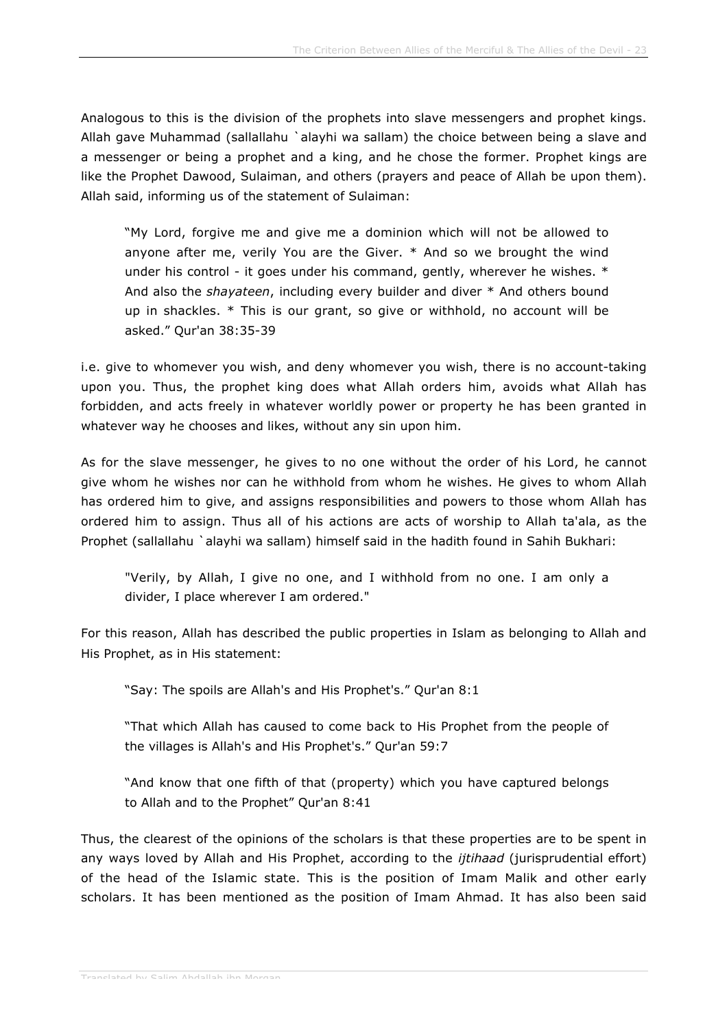Analogous to this is the division of the prophets into slave messengers and prophet kings. Allah gave Muhammad (sallallahu `alayhi wa sallam) the choice between being a slave and a messenger or being a prophet and a king, and he chose the former. Prophet kings are like the Prophet Dawood, Sulaiman, and others (prayers and peace of Allah be upon them). Allah said, informing us of the statement of Sulaiman:

> "My Lord, forgive me and give me a dominion which will not be allowed to anyone after me, verily You are the Giver. * And so we brought the wind under his control - it goes under his command, gently, wherever he wishes. * And also the *shayateen*, including every builder and diver * And others bound up in shackles. * This is our grant, so give or withhold, no account will be asked." Qur'an 38:35-39

i.e. give to whomever you wish, and deny whomever you wish, there is no account-taking upon you. Thus, the prophet king does what Allah orders him, avoids what Allah has forbidden, and acts freely in whatever worldly power or property he has been granted in whatever way he chooses and likes, without any sin upon him.

As for the slave messenger, he gives to no one without the order of his Lord, he cannot give whom he wishes nor can he withhold from whom he wishes. He gives to whom Allah has ordered him to give, and assigns responsibilities and powers to those whom Allah has ordered him to assign. Thus all of his actions are acts of worship to Allah ta'ala, as the Prophet (sallallahu `alayhi wa sallam) himself said in the hadith found in Sahih Bukhari:

> "Verily, by Allah, I give no one, and I withhold from no one. I am only a divider, I place wherever I am ordered."

For this reason, Allah has described the public properties in Islam as belonging to Allah and His Prophet, as in His statement:

> "Say: The spoils are Allah's and His Prophet's." Qur'an 8:1
>
> "That which Allah has caused to come back to His Prophet from the people of the villages is Allah's and His Prophet's." Qur'an 59:7
>
> "And know that one fifth of that (property) which you have captured belongs to Allah and to the Prophet" Qur'an 8:41

Thus, the clearest of the opinions of the scholars is that these properties are to be spent in any ways loved by Allah and His Prophet, according to the *ijtihaad* (jurisprudential effort) of the head of the Islamic state. This is the position of Imam Malik and other early scholars. It has been mentioned as the position of Imam Ahmad. It has also been said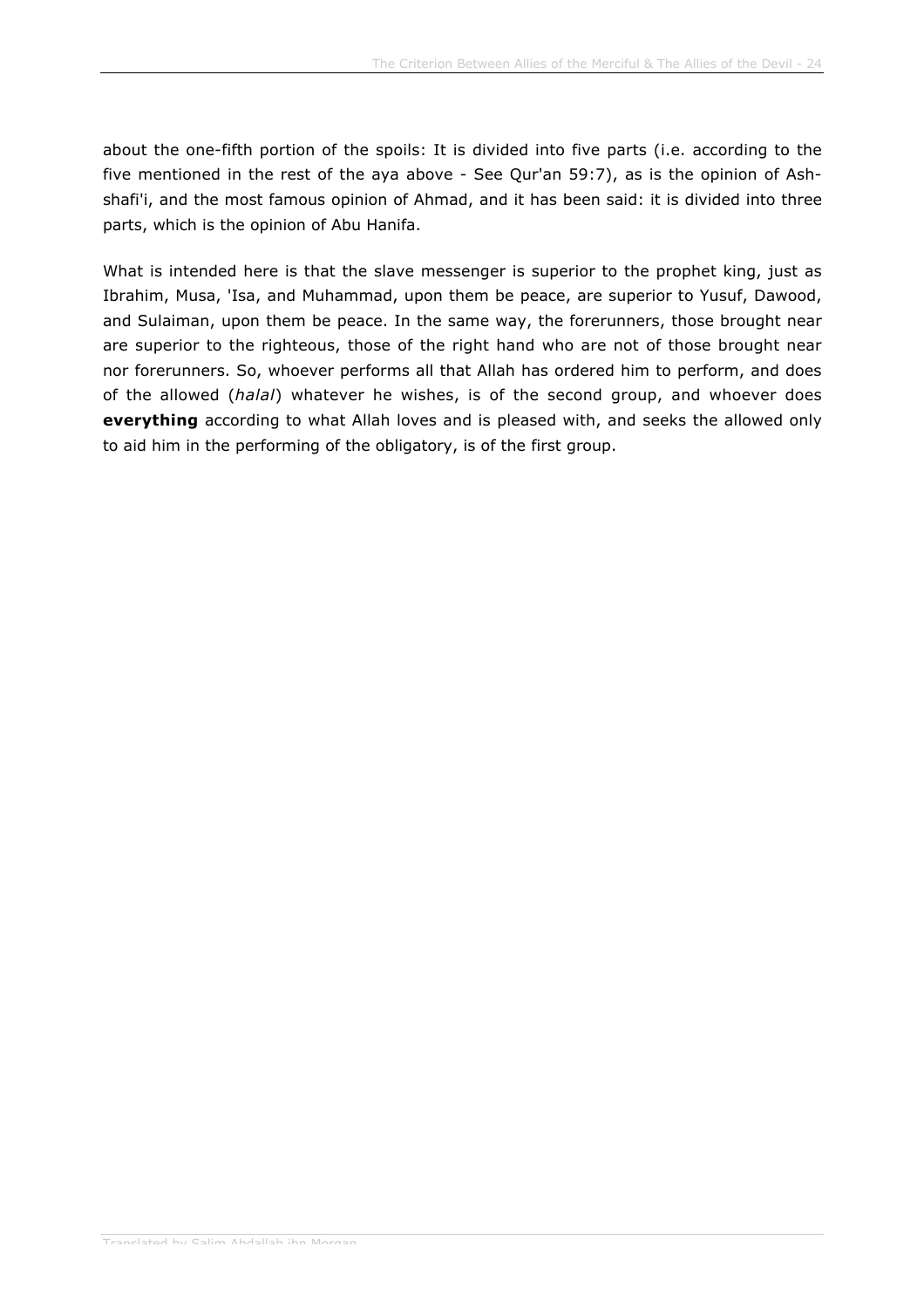about the one-fifth portion of the spoils: It is divided into five parts (i.e. according to the five mentioned in the rest of the aya above - See Qur'an 59:7), as is the opinion of Ash-shafi'i, and the most famous opinion of Ahmad, and it has been said: it is divided into three parts, which is the opinion of Abu Hanifa.

What is intended here is that the slave messenger is superior to the prophet king, just as Ibrahim, Musa, 'Isa, and Muhammad, upon them be peace, are superior to Yusuf, Dawood, and Sulaiman, upon them be peace. In the same way, the forerunners, those brought near are superior to the righteous, those of the right hand who are not of those brought near nor forerunners. So, whoever performs all that Allah has ordered him to perform, and does of the allowed (*halal*) whatever he wishes, is of the second group, and whoever does **everything** according to what Allah loves and is pleased with, and seeks the allowed only to aid him in the performing of the obligatory, is of the first group.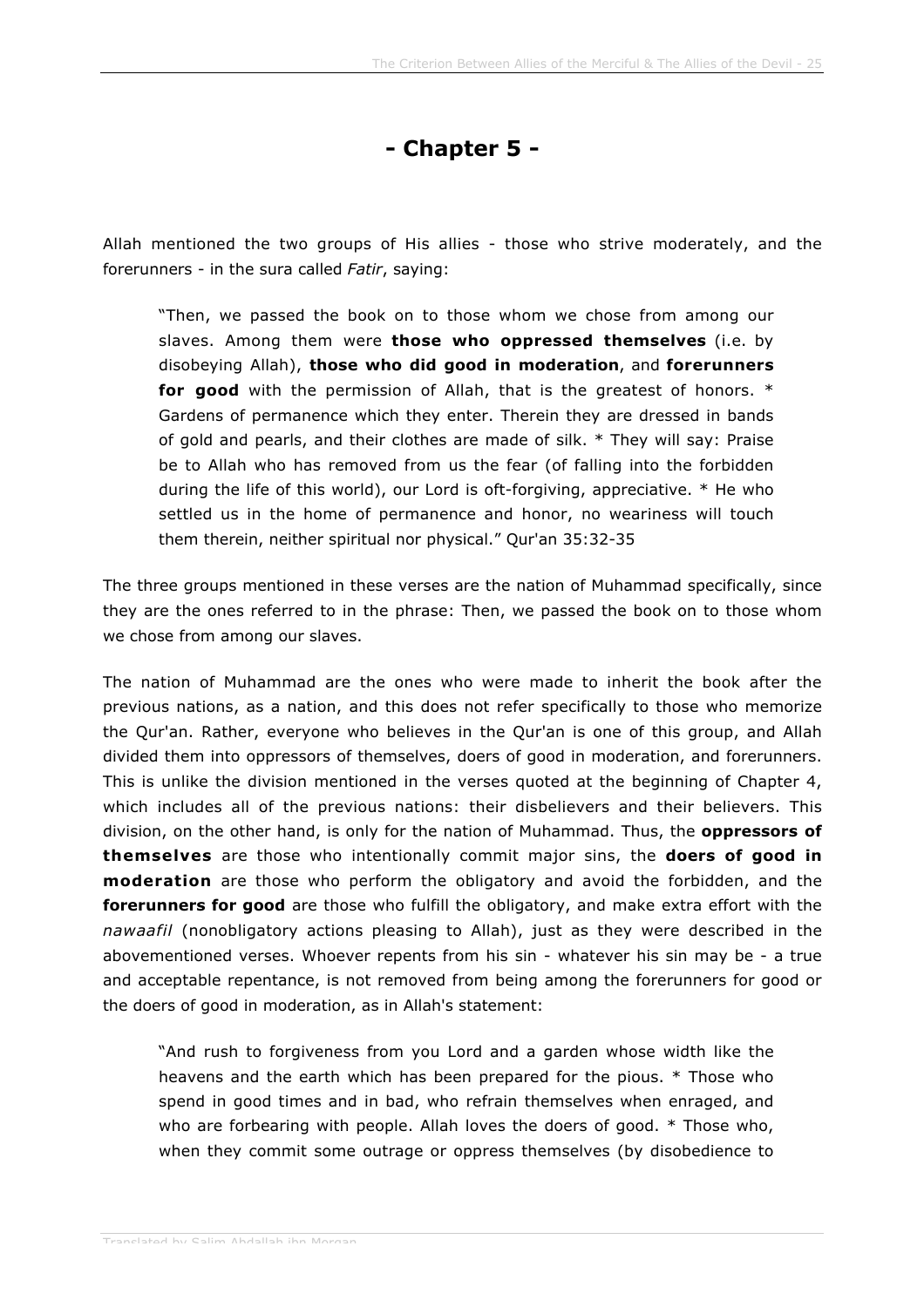# - Chapter 5 -

Allah mentioned the two groups of His allies - those who strive moderately, and the forerunners - in the sura called *Fatir*, saying:

> "Then, we passed the book on to those whom we chose from among our slaves. Among them were **those who oppressed themselves** (i.e. by disobeying Allah), **those who did good in moderation**, and **forerunners for good** with the permission of Allah, that is the greatest of honors. * Gardens of permanence which they enter. Therein they are dressed in bands of gold and pearls, and their clothes are made of silk. * They will say: Praise be to Allah who has removed from us the fear (of falling into the forbidden during the life of this world), our Lord is oft-forgiving, appreciative. * He who settled us in the home of permanence and honor, no weariness will touch them therein, neither spiritual nor physical." Qur'an 35:32-35

The three groups mentioned in these verses are the nation of Muhammad specifically, since they are the ones referred to in the phrase: Then, we passed the book on to those whom we chose from among our slaves.

The nation of Muhammad are the ones who were made to inherit the book after the previous nations, as a nation, and this does not refer specifically to those who memorize the Qur'an. Rather, everyone who believes in the Qur'an is one of this group, and Allah divided them into oppressors of themselves, doers of good in moderation, and forerunners. This is unlike the division mentioned in the verses quoted at the beginning of Chapter 4, which includes all of the previous nations: their disbelievers and their believers. This division, on the other hand, is only for the nation of Muhammad. Thus, the **oppressors of themselves** are those who intentionally commit major sins, the **doers of good in moderation** are those who perform the obligatory and avoid the forbidden, and the **forerunners for good** are those who fulfill the obligatory, and make extra effort with the *nawaafil* (nonobligatory actions pleasing to Allah), just as they were described in the abovementioned verses. Whoever repents from his sin - whatever his sin may be - a true and acceptable repentance, is not removed from being among the forerunners for good or the doers of good in moderation, as in Allah's statement:

> "And rush to forgiveness from you Lord and a garden whose width like the heavens and the earth which has been prepared for the pious. * Those who spend in good times and in bad, who refrain themselves when enraged, and who are forbearing with people. Allah loves the doers of good. * Those who, when they commit some outrage or oppress themselves (by disobedience to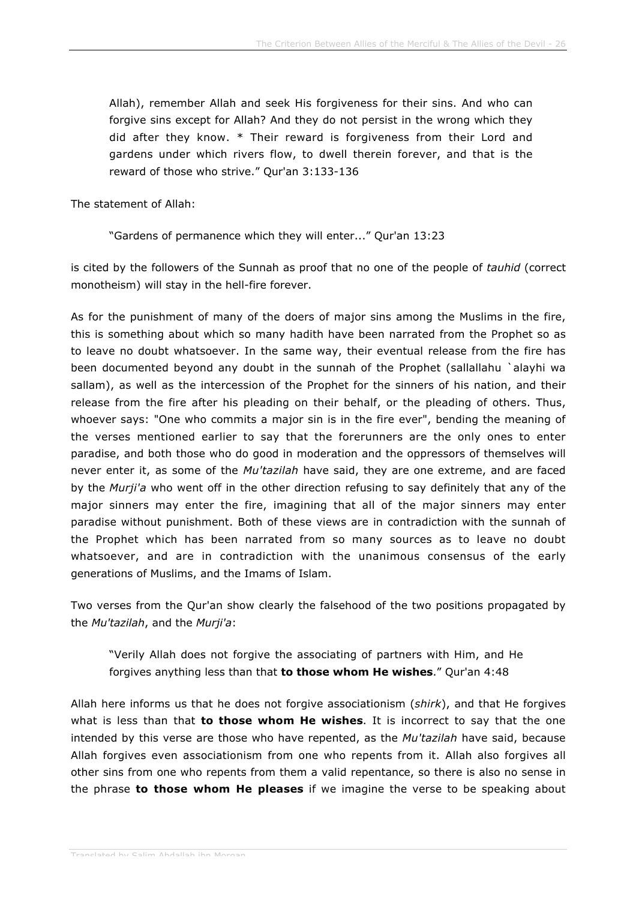> Allah), remember Allah and seek His forgiveness for their sins. And who can forgive sins except for Allah? And they do not persist in the wrong which they did after they know. * Their reward is forgiveness from their Lord and gardens under which rivers flow, to dwell therein forever, and that is the reward of those who strive." Qur'an 3:133-136

The statement of Allah:

> "Gardens of permanence which they will enter..." Qur'an 13:23

is cited by the followers of the Sunnah as proof that no one of the people of *tauhid* (correct monotheism) will stay in the hell-fire forever.

As for the punishment of many of the doers of major sins among the Muslims in the fire, this is something about which so many hadith have been narrated from the Prophet so as to leave no doubt whatsoever. In the same way, their eventual release from the fire has been documented beyond any doubt in the sunnah of the Prophet (sallallahu `alayhi wa sallam), as well as the intercession of the Prophet for the sinners of his nation, and their release from the fire after his pleading on their behalf, or the pleading of others. Thus, whoever says: "One who commits a major sin is in the fire ever", bending the meaning of the verses mentioned earlier to say that the forerunners are the only ones to enter paradise, and both those who do good in moderation and the oppressors of themselves will never enter it, as some of the *Mu'tazilah* have said, they are one extreme, and are faced by the *Murji'a* who went off in the other direction refusing to say definitely that any of the major sinners may enter the fire, imagining that all of the major sinners may enter paradise without punishment. Both of these views are in contradiction with the sunnah of the Prophet which has been narrated from so many sources as to leave no doubt whatsoever, and are in contradiction with the unanimous consensus of the early generations of Muslims, and the Imams of Islam.

Two verses from the Qur'an show clearly the falsehood of the two positions propagated by the *Mu'tazilah*, and the *Murji'a*:

> "Verily Allah does not forgive the associating of partners with Him, and He forgives anything less than that **to those whom He wishes**." Qur'an 4:48

Allah here informs us that he does not forgive associationism (*shirk*), and that He forgives what is less than that **to those whom He wishes**. It is incorrect to say that the one intended by this verse are those who have repented, as the *Mu'tazilah* have said, because Allah forgives even associationism from one who repents from it. Allah also forgives all other sins from one who repents from them a valid repentance, so there is also no sense in the phrase **to those whom He pleases** if we imagine the verse to be speaking about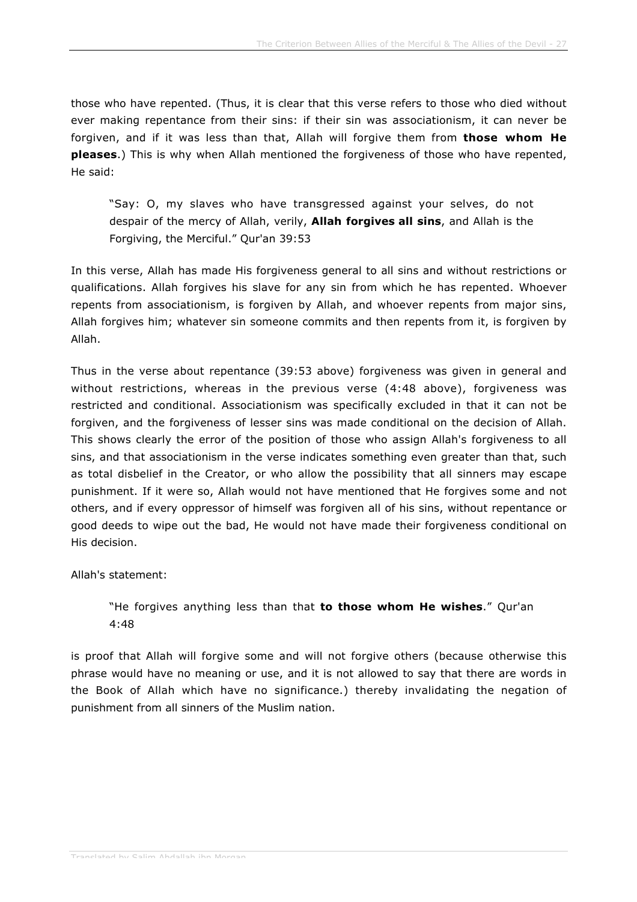those who have repented. (Thus, it is clear that this verse refers to those who died without ever making repentance from their sins: if their sin was associationism, it can never be forgiven, and if it was less than that, Allah will forgive them from **those whom He pleases**.) This is why when Allah mentioned the forgiveness of those who have repented, He said:

> "Say: O, my slaves who have transgressed against your selves, do not despair of the mercy of Allah, verily, **Allah forgives all sins**, and Allah is the Forgiving, the Merciful." Qur'an 39:53

In this verse, Allah has made His forgiveness general to all sins and without restrictions or qualifications. Allah forgives his slave for any sin from which he has repented. Whoever repents from associationism, is forgiven by Allah, and whoever repents from major sins, Allah forgives him; whatever sin someone commits and then repents from it, is forgiven by Allah.

Thus in the verse about repentance (39:53 above) forgiveness was given in general and without restrictions, whereas in the previous verse (4:48 above), forgiveness was restricted and conditional. Associationism was specifically excluded in that it can not be forgiven, and the forgiveness of lesser sins was made conditional on the decision of Allah. This shows clearly the error of the position of those who assign Allah's forgiveness to all sins, and that associationism in the verse indicates something even greater than that, such as total disbelief in the Creator, or who allow the possibility that all sinners may escape punishment. If it were so, Allah would not have mentioned that He forgives some and not others, and if every oppressor of himself was forgiven all of his sins, without repentance or good deeds to wipe out the bad, He would not have made their forgiveness conditional on His decision.

Allah's statement:

> "He forgives anything less than that **to those whom He wishes**." Qur'an 4:48

is proof that Allah will forgive some and will not forgive others (because otherwise this phrase would have no meaning or use, and it is not allowed to say that there are words in the Book of Allah which have no significance.) thereby invalidating the negation of punishment from all sinners of the Muslim nation.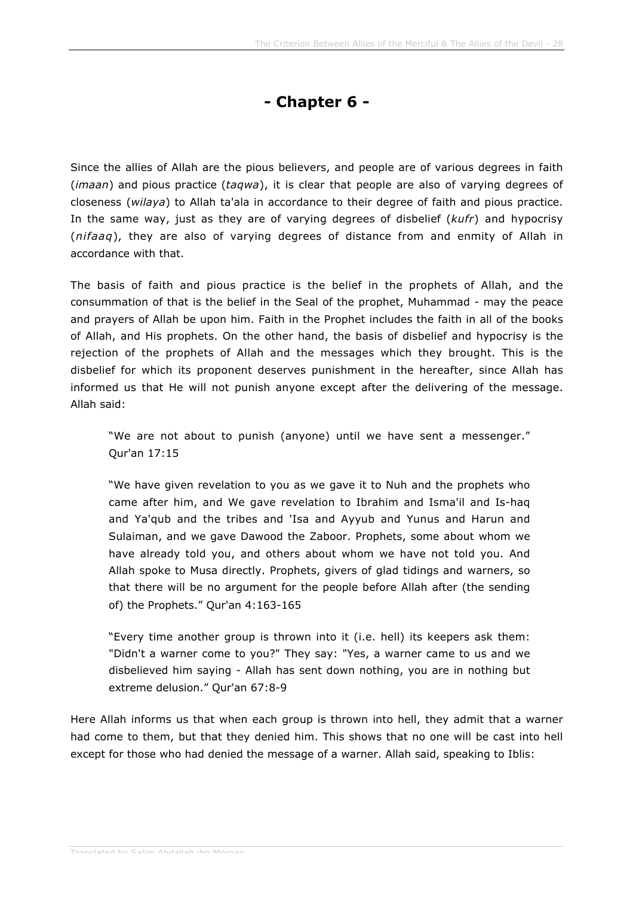# - Chapter 6 -

Since the allies of Allah are the pious believers, and people are of various degrees in faith (*imaan*) and pious practice (*taqwa*), it is clear that people are also of varying degrees of closeness (*wilaya*) to Allah ta'ala in accordance to their degree of faith and pious practice. In the same way, just as they are of varying degrees of disbelief (*kufr*) and hypocrisy (*nifaaq*), they are also of varying degrees of distance from and enmity of Allah in accordance with that.

The basis of faith and pious practice is the belief in the prophets of Allah, and the consummation of that is the belief in the Seal of the prophet, Muhammad - may the peace and prayers of Allah be upon him. Faith in the Prophet includes the faith in all of the books of Allah, and His prophets. On the other hand, the basis of disbelief and hypocrisy is the rejection of the prophets of Allah and the messages which they brought. This is the disbelief for which its proponent deserves punishment in the hereafter, since Allah has informed us that He will not punish anyone except after the delivering of the message. Allah said:

> "We are not about to punish (anyone) until we have sent a messenger." Qur'an 17:15

> "We have given revelation to you as we gave it to Nuh and the prophets who came after him, and We gave revelation to Ibrahim and Isma'il and Is-haq and Ya'qub and the tribes and 'Isa and Ayyub and Yunus and Harun and Sulaiman, and we gave Dawood the Zaboor. Prophets, some about whom we have already told you, and others about whom we have not told you. And Allah spoke to Musa directly. Prophets, givers of glad tidings and warners, so that there will be no argument for the people before Allah after (the sending of) the Prophets." Qur'an 4:163-165

> "Every time another group is thrown into it (i.e. hell) its keepers ask them: "Didn't a warner come to you?" They say: "Yes, a warner came to us and we disbelieved him saying - Allah has sent down nothing, you are in nothing but extreme delusion." Qur'an 67:8-9

Here Allah informs us that when each group is thrown into hell, they admit that a warner had come to them, but that they denied him. This shows that no one will be cast into hell except for those who had denied the message of a warner. Allah said, speaking to Iblis: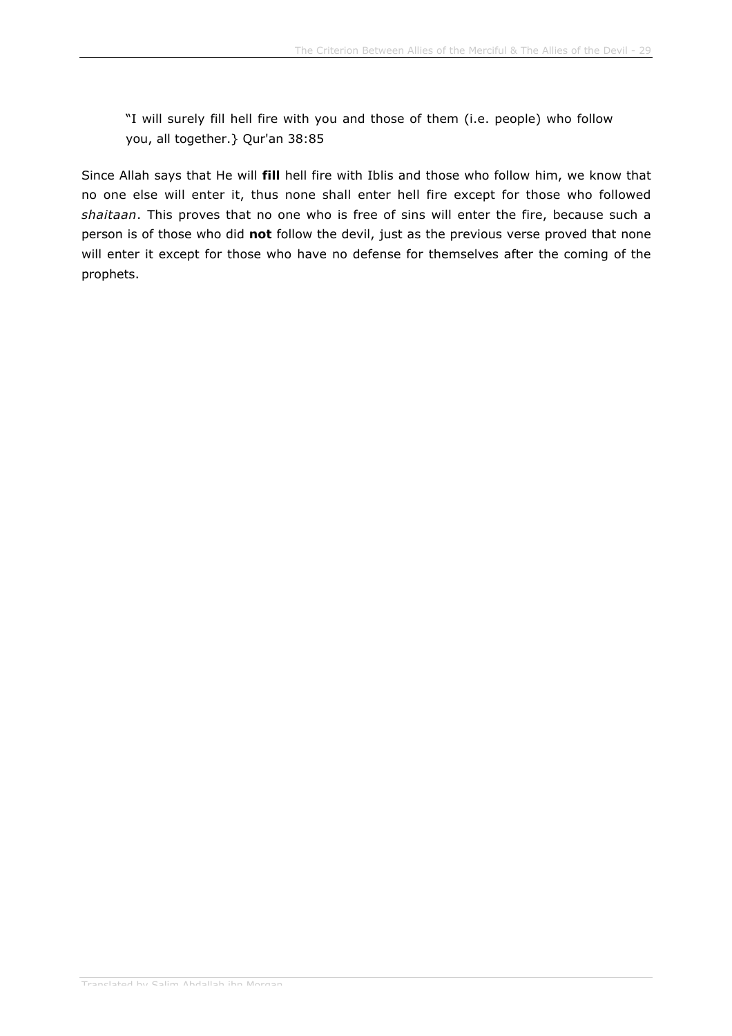"I will surely fill hell fire with you and those of them (i.e. people) who follow you, all together.} Qur'an 38:85

Since Allah says that He will **fill** hell fire with Iblis and those who follow him, we know that no one else will enter it, thus none shall enter hell fire except for those who followed *shaitaan*. This proves that no one who is free of sins will enter the fire, because such a person is of those who did **not** follow the devil, just as the previous verse proved that none will enter it except for those who have no defense for themselves after the coming of the prophets.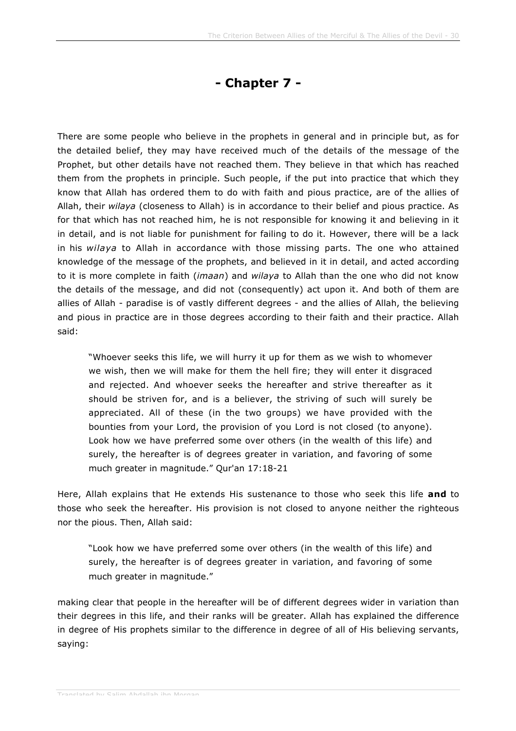# - Chapter 7 -

There are some people who believe in the prophets in general and in principle but, as for the detailed belief, they may have received much of the details of the message of the Prophet, but other details have not reached them. They believe in that which has reached them from the prophets in principle. Such people, if the put into practice that which they know that Allah has ordered them to do with faith and pious practice, are of the allies of Allah, their *wilaya* (closeness to Allah) is in accordance to their belief and pious practice. As for that which has not reached him, he is not responsible for knowing it and believing in it in detail, and is not liable for punishment for failing to do it. However, there will be a lack in his *wilaya* to Allah in accordance with those missing parts. The one who attained knowledge of the message of the prophets, and believed in it in detail, and acted according to it is more complete in faith (*imaan*) and *wilaya* to Allah than the one who did not know the details of the message, and did not (consequently) act upon it. And both of them are allies of Allah - paradise is of vastly different degrees - and the allies of Allah, the believing and pious in practice are in those degrees according to their faith and their practice. Allah said:

> "Whoever seeks this life, we will hurry it up for them as we wish to whomever we wish, then we will make for them the hell fire; they will enter it disgraced and rejected. And whoever seeks the hereafter and strive thereafter as it should be striven for, and is a believer, the striving of such will surely be appreciated. All of these (in the two groups) we have provided with the bounties from your Lord, the provision of you Lord is not closed (to anyone). Look how we have preferred some over others (in the wealth of this life) and surely, the hereafter is of degrees greater in variation, and favoring of some much greater in magnitude." Qur'an 17:18-21

Here, Allah explains that He extends His sustenance to those who seek this life **and** to those who seek the hereafter. His provision is not closed to anyone neither the righteous nor the pious. Then, Allah said:

> "Look how we have preferred some over others (in the wealth of this life) and surely, the hereafter is of degrees greater in variation, and favoring of some much greater in magnitude."

making clear that people in the hereafter will be of different degrees wider in variation than their degrees in this life, and their ranks will be greater. Allah has explained the difference in degree of His prophets similar to the difference in degree of all of His believing servants, saying: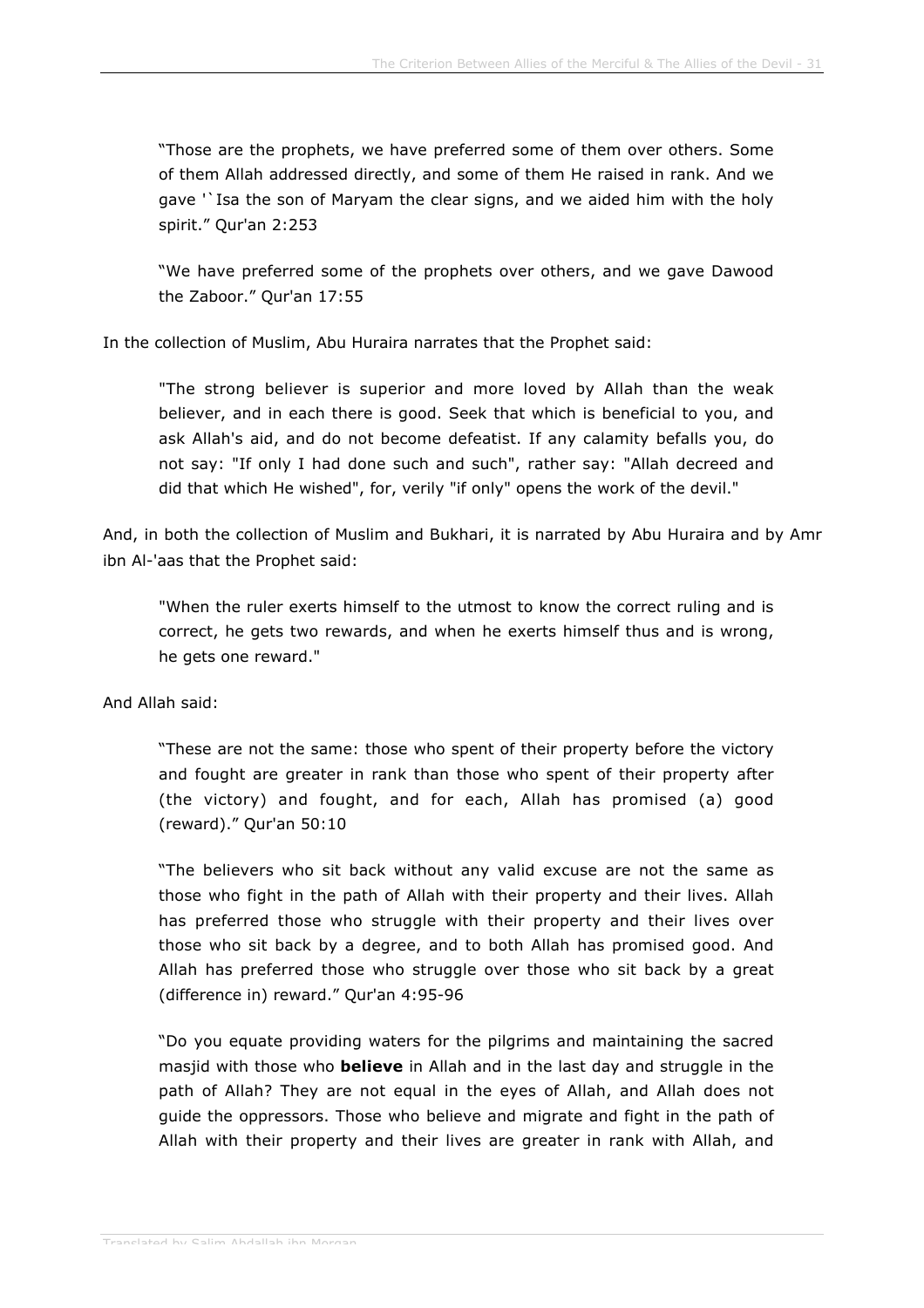> "Those are the prophets, we have preferred some of them over others. Some of them Allah addressed directly, and some of them He raised in rank. And we gave '`Isa the son of Maryam the clear signs, and we aided him with the holy spirit." Qur'an 2:253

> "We have preferred some of the prophets over others, and we gave Dawood the Zaboor." Qur'an 17:55

In the collection of Muslim, Abu Huraira narrates that the Prophet said:

> "The strong believer is superior and more loved by Allah than the weak believer, and in each there is good. Seek that which is beneficial to you, and ask Allah's aid, and do not become defeatist. If any calamity befalls you, do not say: "If only I had done such and such", rather say: "Allah decreed and did that which He wished", for, verily "if only" opens the work of the devil."

And, in both the collection of Muslim and Bukhari, it is narrated by Abu Huraira and by Amr ibn Al-'aas that the Prophet said:

> "When the ruler exerts himself to the utmost to know the correct ruling and is correct, he gets two rewards, and when he exerts himself thus and is wrong, he gets one reward."

And Allah said:

> "These are not the same: those who spent of their property before the victory and fought are greater in rank than those who spent of their property after (the victory) and fought, and for each, Allah has promised (a) good (reward)." Qur'an 50:10

> "The believers who sit back without any valid excuse are not the same as those who fight in the path of Allah with their property and their lives. Allah has preferred those who struggle with their property and their lives over those who sit back by a degree, and to both Allah has promised good. And Allah has preferred those who struggle over those who sit back by a great (difference in) reward." Qur'an 4:95-96

> "Do you equate providing waters for the pilgrims and maintaining the sacred masjid with those who **believe** in Allah and in the last day and struggle in the path of Allah? They are not equal in the eyes of Allah, and Allah does not guide the oppressors. Those who believe and migrate and fight in the path of Allah with their property and their lives are greater in rank with Allah, and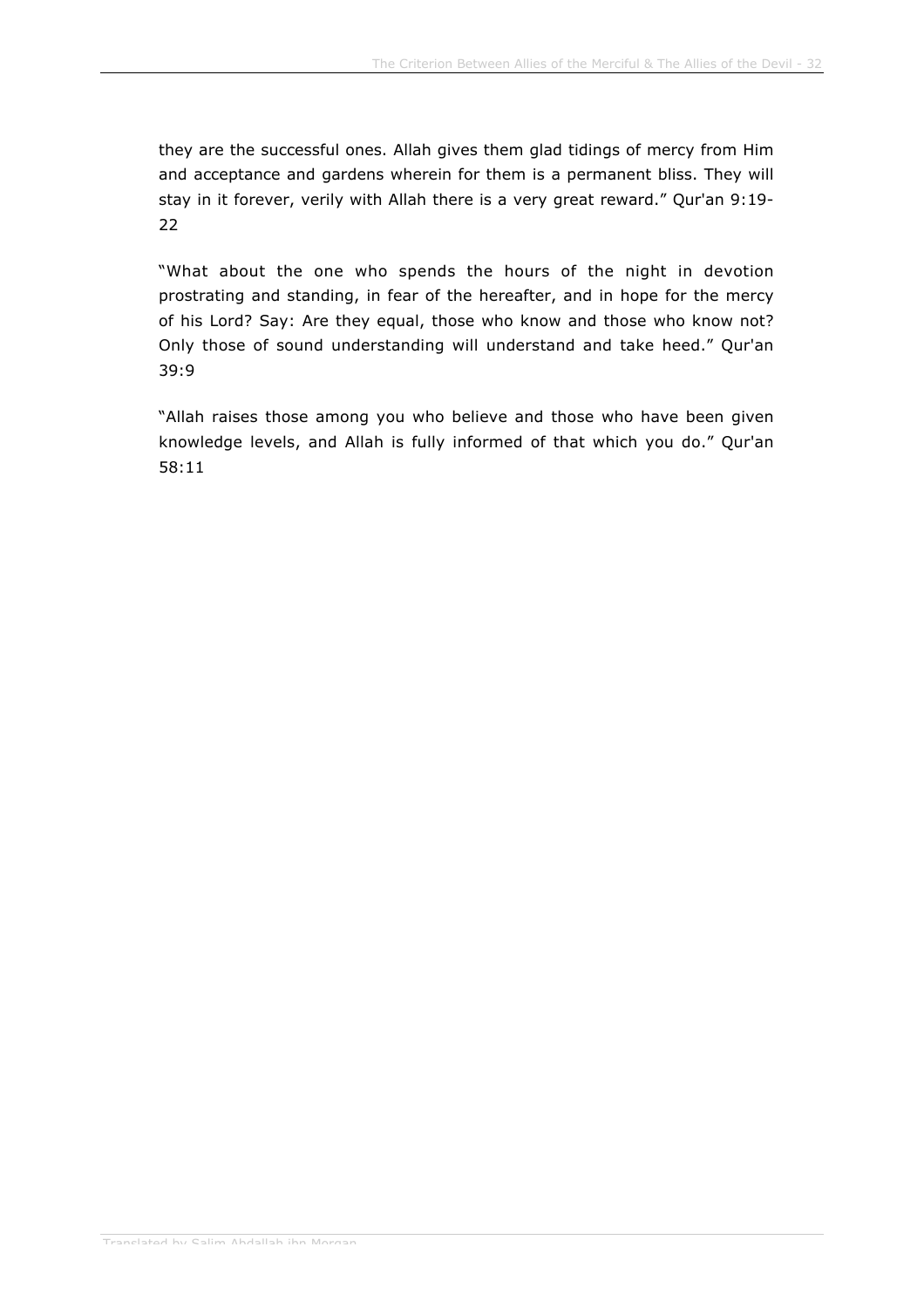they are the successful ones. Allah gives them glad tidings of mercy from Him and acceptance and gardens wherein for them is a permanent bliss. They will stay in it forever, verily with Allah there is a very great reward." Qur'an 9:19-22

"What about the one who spends the hours of the night in devotion prostrating and standing, in fear of the hereafter, and in hope for the mercy of his Lord? Say: Are they equal, those who know and those who know not? Only those of sound understanding will understand and take heed." Qur'an 39:9

"Allah raises those among you who believe and those who have been given knowledge levels, and Allah is fully informed of that which you do." Qur'an 58:11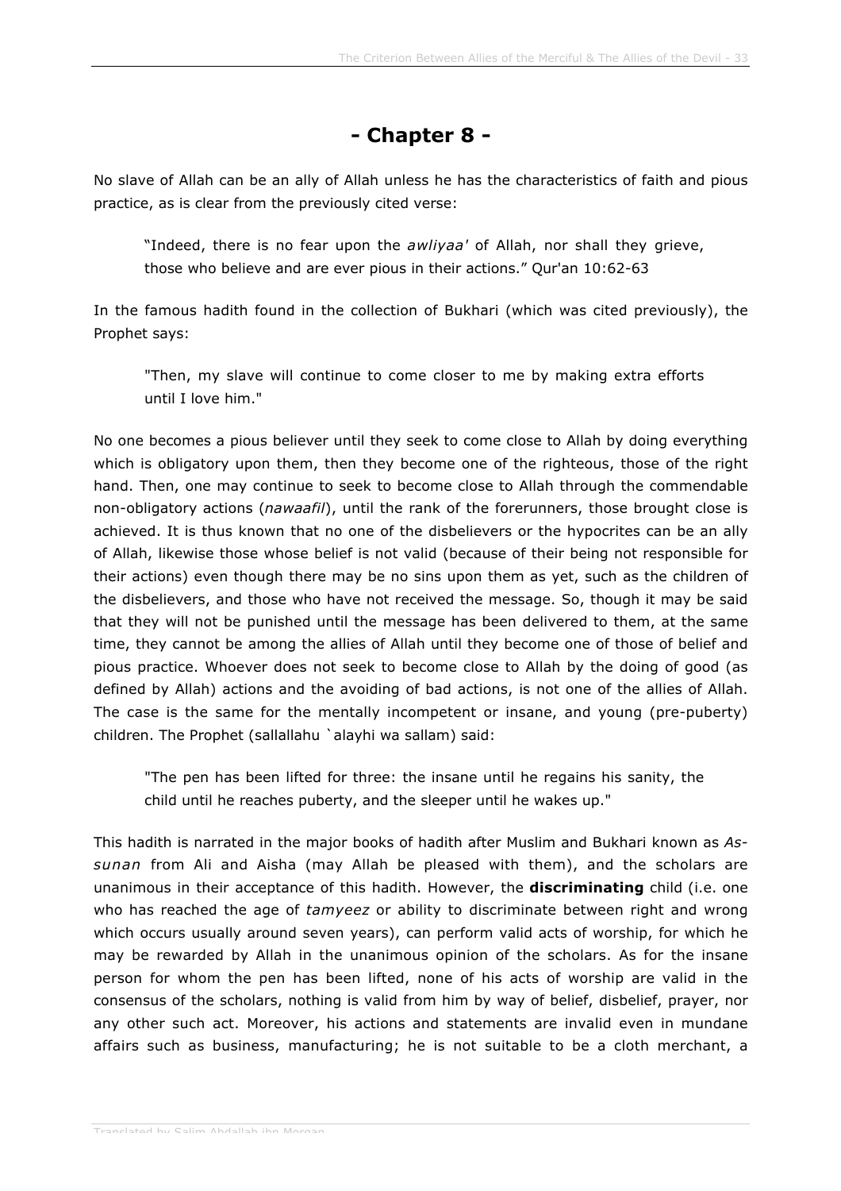# - Chapter 8 -

No slave of Allah can be an ally of Allah unless he has the characteristics of faith and pious practice, as is clear from the previously cited verse:

> "Indeed, there is no fear upon the *awliyaa'* of Allah, nor shall they grieve, those who believe and are ever pious in their actions." Qur'an 10:62-63

In the famous hadith found in the collection of Bukhari (which was cited previously), the Prophet says:

> "Then, my slave will continue to come closer to me by making extra efforts until I love him."

No one becomes a pious believer until they seek to come close to Allah by doing everything which is obligatory upon them, then they become one of the righteous, those of the right hand. Then, one may continue to seek to become close to Allah through the commendable non-obligatory actions (*nawaafil*), until the rank of the forerunners, those brought close is achieved. It is thus known that no one of the disbelievers or the hypocrites can be an ally of Allah, likewise those whose belief is not valid (because of their being not responsible for their actions) even though there may be no sins upon them as yet, such as the children of the disbelievers, and those who have not received the message. So, though it may be said that they will not be punished until the message has been delivered to them, at the same time, they cannot be among the allies of Allah until they become one of those of belief and pious practice. Whoever does not seek to become close to Allah by the doing of good (as defined by Allah) actions and the avoiding of bad actions, is not one of the allies of Allah. The case is the same for the mentally incompetent or insane, and young (pre-puberty) children. The Prophet (sallallahu `alayhi wa sallam) said:

> "The pen has been lifted for three: the insane until he regains his sanity, the child until he reaches puberty, and the sleeper until he wakes up."

This hadith is narrated in the major books of hadith after Muslim and Bukhari known as *As-sunan* from Ali and Aisha (may Allah be pleased with them), and the scholars are unanimous in their acceptance of this hadith. However, the **discriminating** child (i.e. one who has reached the age of *tamyeez* or ability to discriminate between right and wrong which occurs usually around seven years), can perform valid acts of worship, for which he may be rewarded by Allah in the unanimous opinion of the scholars. As for the insane person for whom the pen has been lifted, none of his acts of worship are valid in the consensus of the scholars, nothing is valid from him by way of belief, disbelief, prayer, nor any other such act. Moreover, his actions and statements are invalid even in mundane affairs such as business, manufacturing; he is not suitable to be a cloth merchant, a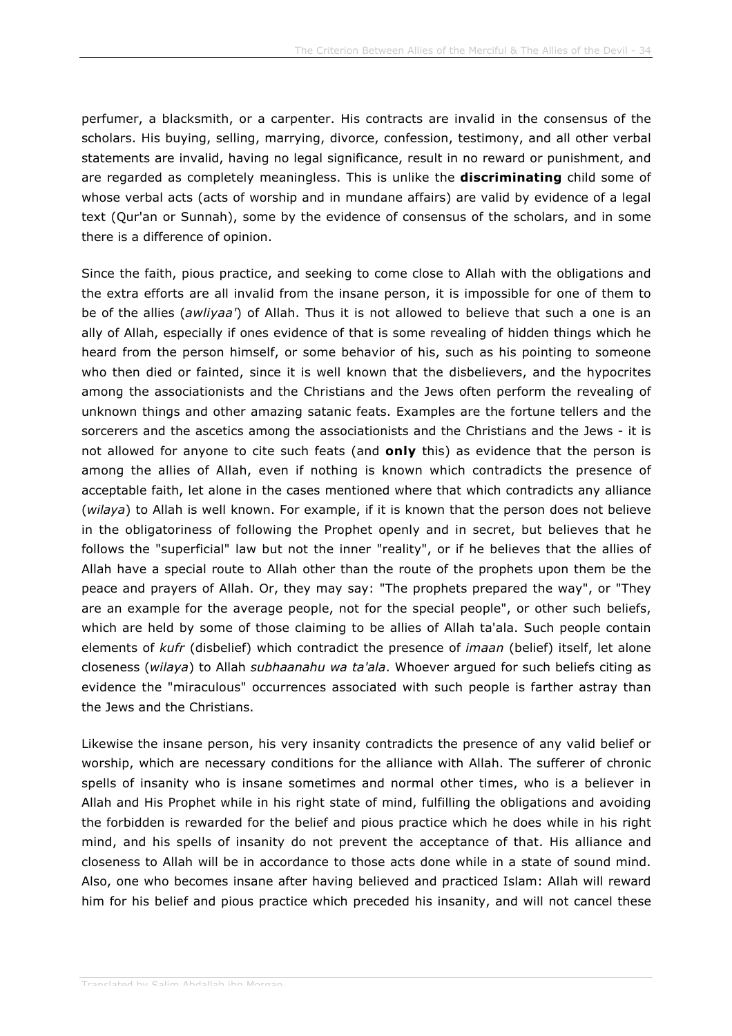perfumer, a blacksmith, or a carpenter. His contracts are invalid in the consensus of the scholars. His buying, selling, marrying, divorce, confession, testimony, and all other verbal statements are invalid, having no legal significance, result in no reward or punishment, and are regarded as completely meaningless. This is unlike the **discriminating** child some of whose verbal acts (acts of worship and in mundane affairs) are valid by evidence of a legal text (Qur'an or Sunnah), some by the evidence of consensus of the scholars, and in some there is a difference of opinion.

Since the faith, pious practice, and seeking to come close to Allah with the obligations and the extra efforts are all invalid from the insane person, it is impossible for one of them to be of the allies (*awliyaa'*) of Allah. Thus it is not allowed to believe that such a one is an ally of Allah, especially if ones evidence of that is some revealing of hidden things which he heard from the person himself, or some behavior of his, such as his pointing to someone who then died or fainted, since it is well known that the disbelievers, and the hypocrites among the associationists and the Christians and the Jews often perform the revealing of unknown things and other amazing satanic feats. Examples are the fortune tellers and the sorcerers and the ascetics among the associationists and the Christians and the Jews - it is not allowed for anyone to cite such feats (and **only** this) as evidence that the person is among the allies of Allah, even if nothing is known which contradicts the presence of acceptable faith, let alone in the cases mentioned where that which contradicts any alliance (*wilaya*) to Allah is well known. For example, if it is known that the person does not believe in the obligatoriness of following the Prophet openly and in secret, but believes that he follows the "superficial" law but not the inner "reality", or if he believes that the allies of Allah have a special route to Allah other than the route of the prophets upon them be the peace and prayers of Allah. Or, they may say: "The prophets prepared the way", or "They are an example for the average people, not for the special people", or other such beliefs, which are held by some of those claiming to be allies of Allah ta'ala. Such people contain elements of *kufr* (disbelief) which contradict the presence of *imaan* (belief) itself, let alone closeness (*wilaya*) to Allah *subhaanahu wa ta'ala*. Whoever argued for such beliefs citing as evidence the "miraculous" occurrences associated with such people is farther astray than the Jews and the Christians.

Likewise the insane person, his very insanity contradicts the presence of any valid belief or worship, which are necessary conditions for the alliance with Allah. The sufferer of chronic spells of insanity who is insane sometimes and normal other times, who is a believer in Allah and His Prophet while in his right state of mind, fulfilling the obligations and avoiding the forbidden is rewarded for the belief and pious practice which he does while in his right mind, and his spells of insanity do not prevent the acceptance of that. His alliance and closeness to Allah will be in accordance to those acts done while in a state of sound mind. Also, one who becomes insane after having believed and practiced Islam: Allah will reward him for his belief and pious practice which preceded his insanity, and will not cancel these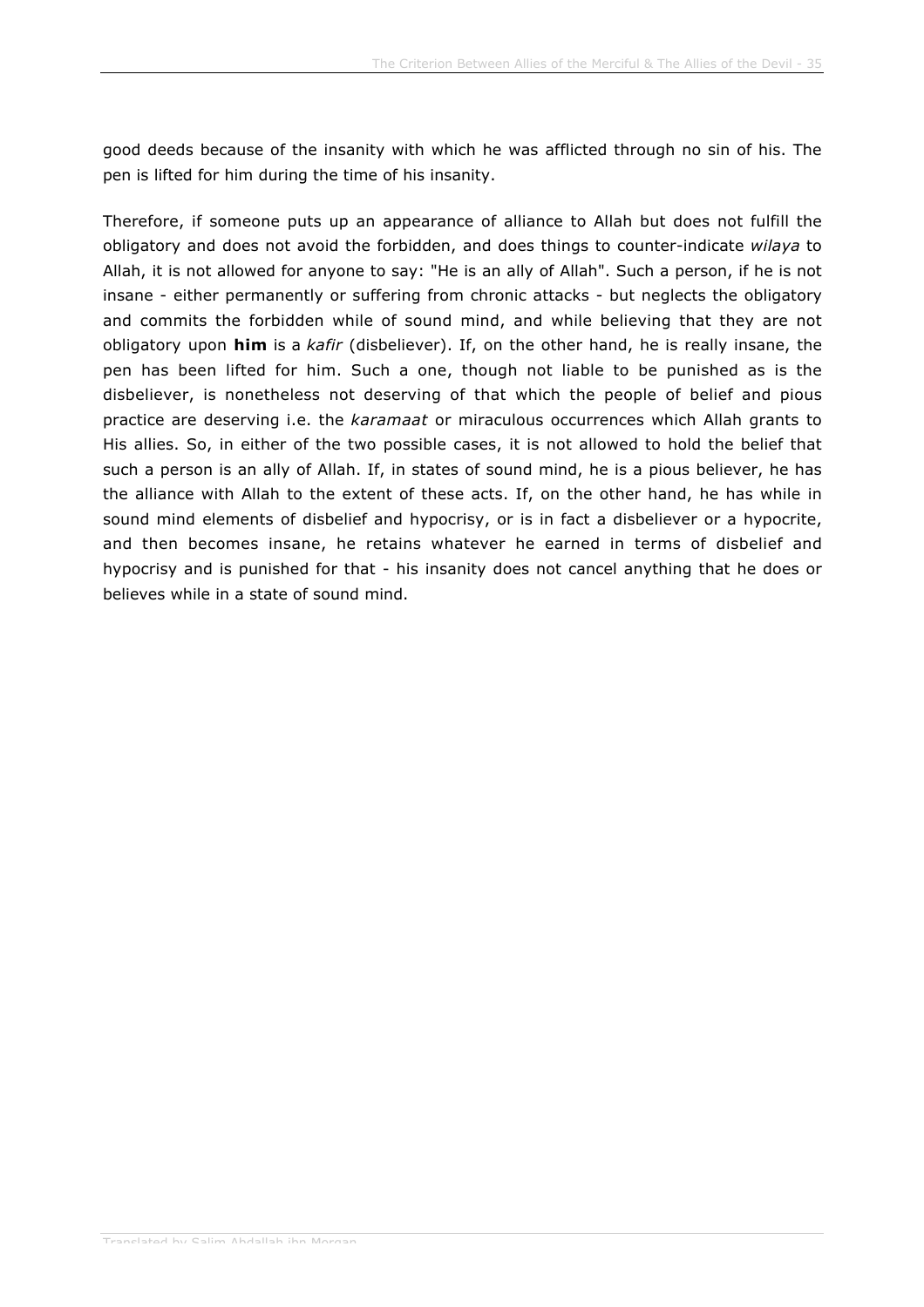good deeds because of the insanity with which he was afflicted through no sin of his. The pen is lifted for him during the time of his insanity.

Therefore, if someone puts up an appearance of alliance to Allah but does not fulfill the obligatory and does not avoid the forbidden, and does things to counter-indicate *wilaya* to Allah, it is not allowed for anyone to say: "He is an ally of Allah". Such a person, if he is not insane - either permanently or suffering from chronic attacks - but neglects the obligatory and commits the forbidden while of sound mind, and while believing that they are not obligatory upon **him** is a *kafir* (disbeliever). If, on the other hand, he is really insane, the pen has been lifted for him. Such a one, though not liable to be punished as is the disbeliever, is nonetheless not deserving of that which the people of belief and pious practice are deserving i.e. the *karamaat* or miraculous occurrences which Allah grants to His allies. So, in either of the two possible cases, it is not allowed to hold the belief that such a person is an ally of Allah. If, in states of sound mind, he is a pious believer, he has the alliance with Allah to the extent of these acts. If, on the other hand, he has while in sound mind elements of disbelief and hypocrisy, or is in fact a disbeliever or a hypocrite, and then becomes insane, he retains whatever he earned in terms of disbelief and hypocrisy and is punished for that - his insanity does not cancel anything that he does or believes while in a state of sound mind.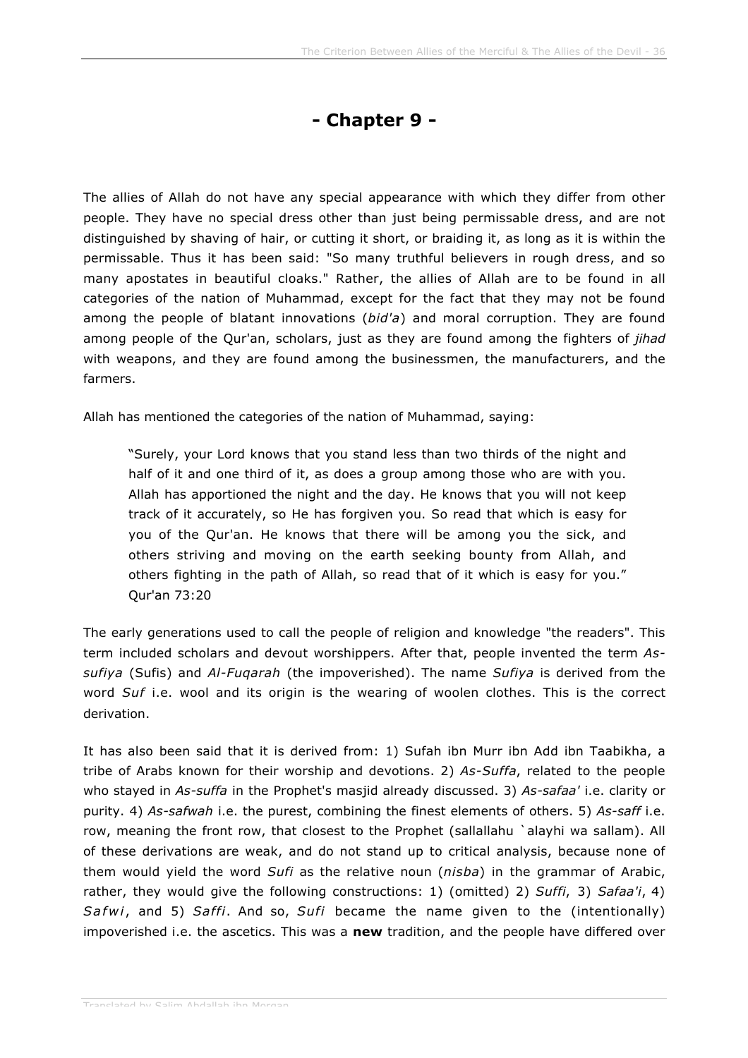# - Chapter 9 -

The allies of Allah do not have any special appearance with which they differ from other people. They have no special dress other than just being permissable dress, and are not distinguished by shaving of hair, or cutting it short, or braiding it, as long as it is within the permissable. Thus it has been said: "So many truthful believers in rough dress, and so many apostates in beautiful cloaks." Rather, the allies of Allah are to be found in all categories of the nation of Muhammad, except for the fact that they may not be found among the people of blatant innovations (*bid'a*) and moral corruption. They are found among people of the Qur'an, scholars, just as they are found among the fighters of *jihad* with weapons, and they are found among the businessmen, the manufacturers, and the farmers.

Allah has mentioned the categories of the nation of Muhammad, saying:

> "Surely, your Lord knows that you stand less than two thirds of the night and half of it and one third of it, as does a group among those who are with you. Allah has apportioned the night and the day. He knows that you will not keep track of it accurately, so He has forgiven you. So read that which is easy for you of the Qur'an. He knows that there will be among you the sick, and others striving and moving on the earth seeking bounty from Allah, and others fighting in the path of Allah, so read that of it which is easy for you." Qur'an 73:20

The early generations used to call the people of religion and knowledge "the readers". This term included scholars and devout worshippers. After that, people invented the term *As-sufiya* (Sufis) and *Al-Fuqarah* (the impoverished). The name *Sufiya* is derived from the word *Suf* i.e. wool and its origin is the wearing of woolen clothes. This is the correct derivation.

It has also been said that it is derived from: 1) Sufah ibn Murr ibn Add ibn Taabikha, a tribe of Arabs known for their worship and devotions. 2) *As-Suffa*, related to the people who stayed in *As-suffa* in the Prophet's masjid already discussed. 3) *As-safaa'* i.e. clarity or purity. 4) *As-safwah* i.e. the purest, combining the finest elements of others. 5) *As-saff* i.e. row, meaning the front row, that closest to the Prophet (sallallahu `alayhi wa sallam). All of these derivations are weak, and do not stand up to critical analysis, because none of them would yield the word *Sufi* as the relative noun (*nisba*) in the grammar of Arabic, rather, they would give the following constructions: 1) (omitted) 2) *Suffi*, 3) *Safaa'i*, 4) *Safwi*, and 5) *Saffi*. And so, *Sufi* became the name given to the (intentionally) impoverished i.e. the ascetics. This was a **new** tradition, and the people have differed over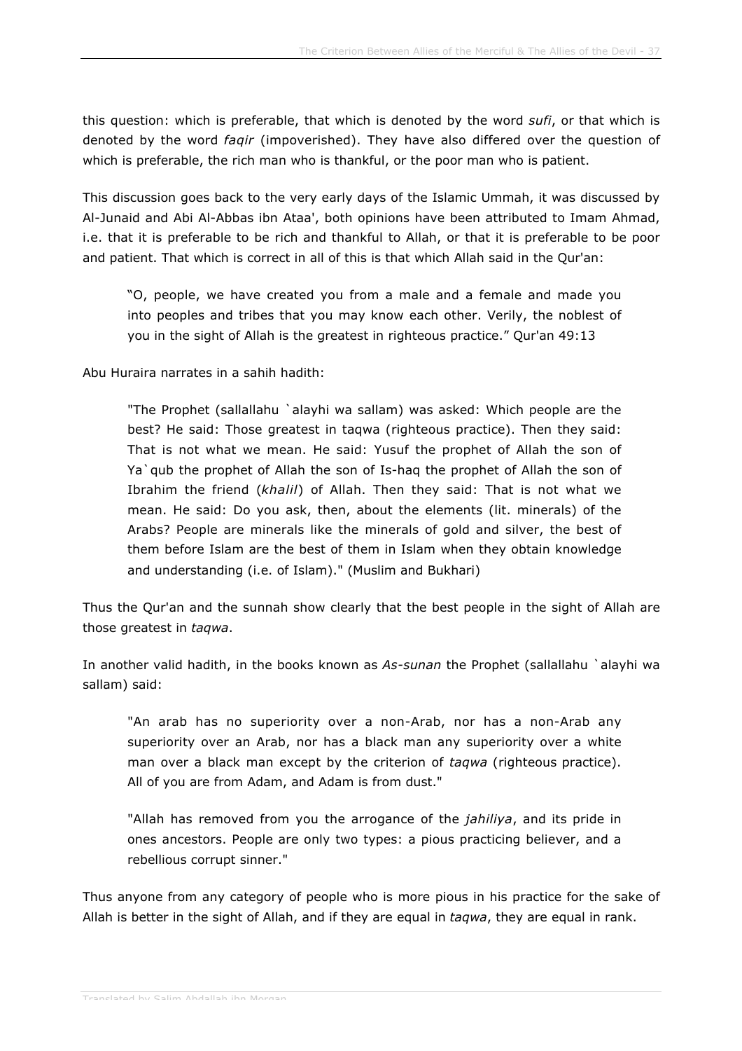this question: which is preferable, that which is denoted by the word *sufi*, or that which is denoted by the word *faqir* (impoverished). They have also differed over the question of which is preferable, the rich man who is thankful, or the poor man who is patient.

This discussion goes back to the very early days of the Islamic Ummah, it was discussed by Al-Junaid and Abi Al-Abbas ibn Ataa', both opinions have been attributed to Imam Ahmad, i.e. that it is preferable to be rich and thankful to Allah, or that it is preferable to be poor and patient. That which is correct in all of this is that which Allah said in the Qur'an:

> "O, people, we have created you from a male and a female and made you into peoples and tribes that you may know each other. Verily, the noblest of you in the sight of Allah is the greatest in righteous practice." Qur'an 49:13

Abu Huraira narrates in a sahih hadith:

> "The Prophet (sallallahu `alayhi wa sallam) was asked: Which people are the best? He said: Those greatest in taqwa (righteous practice). Then they said: That is not what we mean. He said: Yusuf the prophet of Allah the son of Ya`qub the prophet of Allah the son of Is-haq the prophet of Allah the son of Ibrahim the friend (*khalil*) of Allah. Then they said: That is not what we mean. He said: Do you ask, then, about the elements (lit. minerals) of the Arabs? People are minerals like the minerals of gold and silver, the best of them before Islam are the best of them in Islam when they obtain knowledge and understanding (i.e. of Islam)." (Muslim and Bukhari)

Thus the Qur'an and the sunnah show clearly that the best people in the sight of Allah are those greatest in *taqwa*.

In another valid hadith, in the books known as *As-sunan* the Prophet (sallallahu `alayhi wa sallam) said:

> "An arab has no superiority over a non-Arab, nor has a non-Arab any superiority over an Arab, nor has a black man any superiority over a white man over a black man except by the criterion of *taqwa* (righteous practice). All of you are from Adam, and Adam is from dust."
>
> "Allah has removed from you the arrogance of the *jahiliya*, and its pride in ones ancestors. People are only two types: a pious practicing believer, and a rebellious corrupt sinner."

Thus anyone from any category of people who is more pious in his practice for the sake of Allah is better in the sight of Allah, and if they are equal in *taqwa*, they are equal in rank.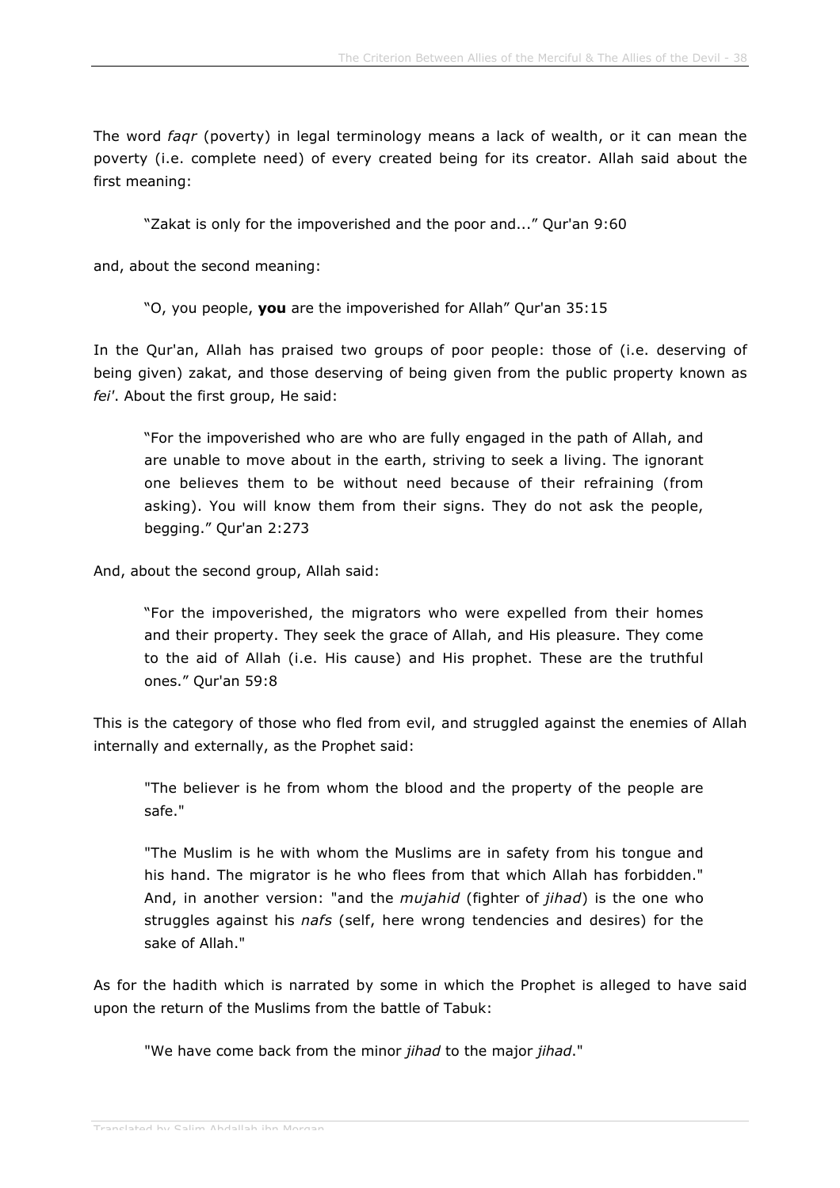The word *faqr* (poverty) in legal terminology means a lack of wealth, or it can mean the poverty (i.e. complete need) of every created being for its creator. Allah said about the first meaning:

> "Zakat is only for the impoverished and the poor and..." Qur'an 9:60

and, about the second meaning:

> "O, you people, **you** are the impoverished for Allah" Qur'an 35:15

In the Qur'an, Allah has praised two groups of poor people: those of (i.e. deserving of being given) zakat, and those deserving of being given from the public property known as *fei'*. About the first group, He said:

> "For the impoverished who are who are fully engaged in the path of Allah, and are unable to move about in the earth, striving to seek a living. The ignorant one believes them to be without need because of their refraining (from asking). You will know them from their signs. They do not ask the people, begging." Qur'an 2:273

And, about the second group, Allah said:

> "For the impoverished, the migrators who were expelled from their homes and their property. They seek the grace of Allah, and His pleasure. They come to the aid of Allah (i.e. His cause) and His prophet. These are the truthful ones." Qur'an 59:8

This is the category of those who fled from evil, and struggled against the enemies of Allah internally and externally, as the Prophet said:

> "The believer is he from whom the blood and the property of the people are safe."
>
> "The Muslim is he with whom the Muslims are in safety from his tongue and his hand. The migrator is he who flees from that which Allah has forbidden." And, in another version: "and the *mujahid* (fighter of *jihad*) is the one who struggles against his *nafs* (self, here wrong tendencies and desires) for the sake of Allah."

As for the hadith which is narrated by some in which the Prophet is alleged to have said upon the return of the Muslims from the battle of Tabuk:

> "We have come back from the minor *jihad* to the major *jihad*."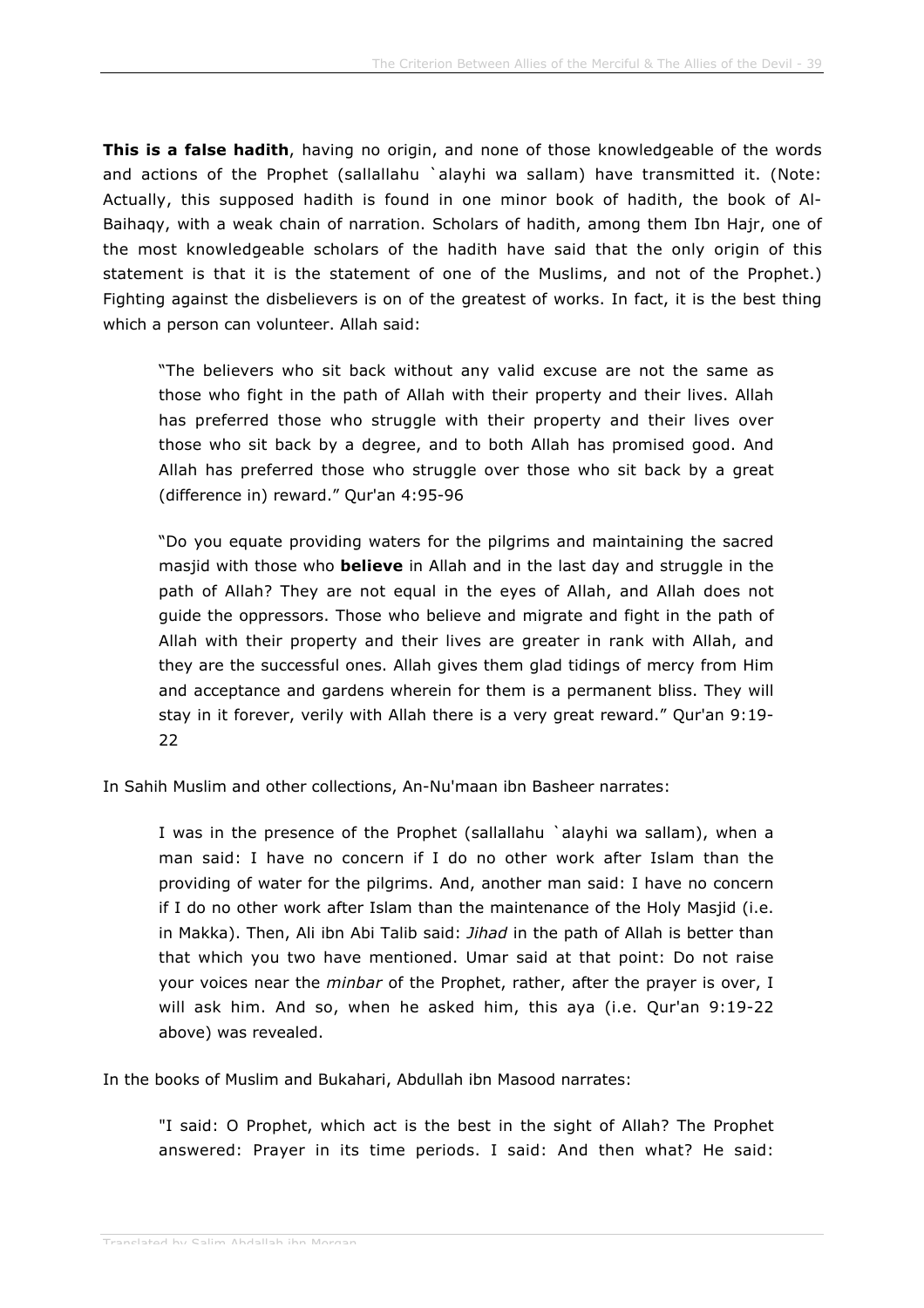**This is a false hadith**, having no origin, and none of those knowledgeable of the words and actions of the Prophet (sallallahu `alayhi wa sallam) have transmitted it. (Note: Actually, this supposed hadith is found in one minor book of hadith, the book of Al-Baihaqy, with a weak chain of narration. Scholars of hadith, among them Ibn Hajr, one of the most knowledgeable scholars of the hadith have said that the only origin of this statement is that it is the statement of one of the Muslims, and not of the Prophet.) Fighting against the disbelievers is on of the greatest of works. In fact, it is the best thing which a person can volunteer. Allah said:

> "The believers who sit back without any valid excuse are not the same as those who fight in the path of Allah with their property and their lives. Allah has preferred those who struggle with their property and their lives over those who sit back by a degree, and to both Allah has promised good. And Allah has preferred those who struggle over those who sit back by a great (difference in) reward." Qur'an 4:95-96

> "Do you equate providing waters for the pilgrims and maintaining the sacred masjid with those who **believe** in Allah and in the last day and struggle in the path of Allah? They are not equal in the eyes of Allah, and Allah does not guide the oppressors. Those who believe and migrate and fight in the path of Allah with their property and their lives are greater in rank with Allah, and they are the successful ones. Allah gives them glad tidings of mercy from Him and acceptance and gardens wherein for them is a permanent bliss. They will stay in it forever, verily with Allah there is a very great reward." Qur'an 9:19-22

In Sahih Muslim and other collections, An-Nu'maan ibn Basheer narrates:

> I was in the presence of the Prophet (sallallahu `alayhi wa sallam), when a man said: I have no concern if I do no other work after Islam than the providing of water for the pilgrims. And, another man said: I have no concern if I do no other work after Islam than the maintenance of the Holy Masjid (i.e. in Makka). Then, Ali ibn Abi Talib said: *Jihad* in the path of Allah is better than that which you two have mentioned. Umar said at that point: Do not raise your voices near the *minbar* of the Prophet, rather, after the prayer is over, I will ask him. And so, when he asked him, this aya (i.e. Qur'an 9:19-22 above) was revealed.

In the books of Muslim and Bukahari, Abdullah ibn Masood narrates:

> "I said: O Prophet, which act is the best in the sight of Allah? The Prophet answered: Prayer in its time periods. I said: And then what? He said: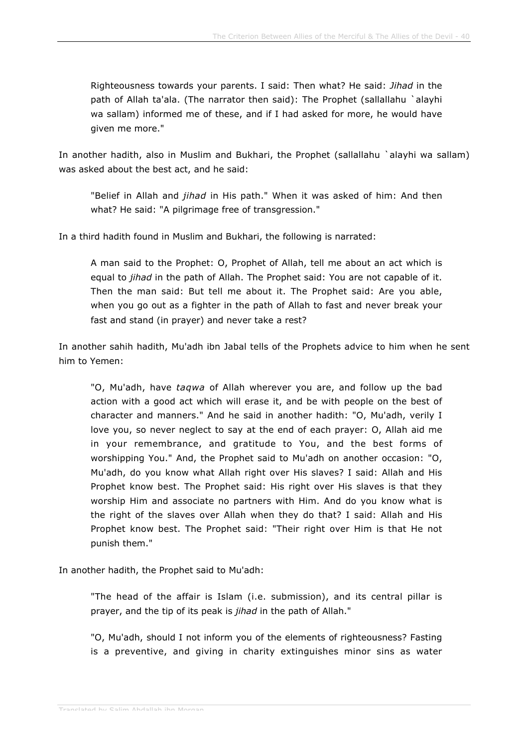> Righteousness towards your parents. I said: Then what? He said: *Jihad* in the path of Allah ta'ala. (The narrator then said): The Prophet (sallallahu `alayhi wa sallam) informed me of these, and if I had asked for more, he would have given me more."

In another hadith, also in Muslim and Bukhari, the Prophet (sallallahu `alayhi wa sallam) was asked about the best act, and he said:

> "Belief in Allah and *jihad* in His path." When it was asked of him: And then what? He said: "A pilgrimage free of transgression."

In a third hadith found in Muslim and Bukhari, the following is narrated:

> A man said to the Prophet: O, Prophet of Allah, tell me about an act which is equal to *jihad* in the path of Allah. The Prophet said: You are not capable of it. Then the man said: But tell me about it. The Prophet said: Are you able, when you go out as a fighter in the path of Allah to fast and never break your fast and stand (in prayer) and never take a rest?

In another sahih hadith, Mu'adh ibn Jabal tells of the Prophets advice to him when he sent him to Yemen:

> "O, Mu'adh, have *taqwa* of Allah wherever you are, and follow up the bad action with a good act which will erase it, and be with people on the best of character and manners." And he said in another hadith: "O, Mu'adh, verily I love you, so never neglect to say at the end of each prayer: O, Allah aid me in your remembrance, and gratitude to You, and the best forms of worshipping You." And, the Prophet said to Mu'adh on another occasion: "O, Mu'adh, do you know what Allah right over His slaves? I said: Allah and His Prophet know best. The Prophet said: His right over His slaves is that they worship Him and associate no partners with Him. And do you know what is the right of the slaves over Allah when they do that? I said: Allah and His Prophet know best. The Prophet said: "Their right over Him is that He not punish them."

In another hadith, the Prophet said to Mu'adh:

> "The head of the affair is Islam (i.e. submission), and its central pillar is prayer, and the tip of its peak is *jihad* in the path of Allah."
>
> "O, Mu'adh, should I not inform you of the elements of righteousness? Fasting is a preventive, and giving in charity extinguishes minor sins as water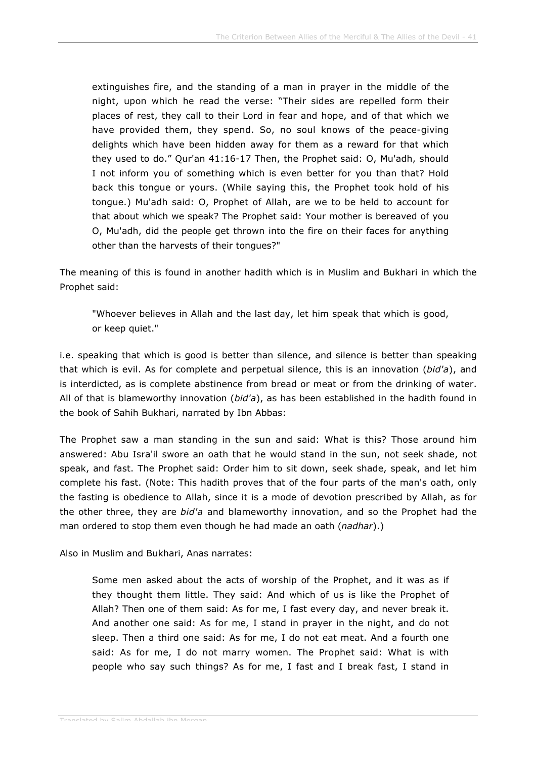> extinguishes fire, and the standing of a man in prayer in the middle of the night, upon which he read the verse: “Their sides are repelled form their places of rest, they call to their Lord in fear and hope, and of that which we have provided them, they spend. So, no soul knows of the peace-giving delights which have been hidden away for them as a reward for that which they used to do.” Qur'an 41:16-17 Then, the Prophet said: O, Mu'adh, should I not inform you of something which is even better for you than that? Hold back this tongue or yours. (While saying this, the Prophet took hold of his tongue.) Mu'adh said: O, Prophet of Allah, are we to be held to account for that about which we speak? The Prophet said: Your mother is bereaved of you O, Mu'adh, did the people get thrown into the fire on their faces for anything other than the harvests of their tongues?"

The meaning of this is found in another hadith which is in Muslim and Bukhari in which the Prophet said:

> "Whoever believes in Allah and the last day, let him speak that which is good, or keep quiet."

i.e. speaking that which is good is better than silence, and silence is better than speaking that which is evil. As for complete and perpetual silence, this is an innovation (*bid'a*), and is interdicted, as is complete abstinence from bread or meat or from the drinking of water. All of that is blameworthy innovation (*bid'a*), as has been established in the hadith found in the book of Sahih Bukhari, narrated by Ibn Abbas:

The Prophet saw a man standing in the sun and said: What is this? Those around him answered: Abu Isra'il swore an oath that he would stand in the sun, not seek shade, not speak, and fast. The Prophet said: Order him to sit down, seek shade, speak, and let him complete his fast. (Note: This hadith proves that of the four parts of the man's oath, only the fasting is obedience to Allah, since it is a mode of devotion prescribed by Allah, as for the other three, they are *bid'a* and blameworthy innovation, and so the Prophet had the man ordered to stop them even though he had made an oath (*nadhar*).)

Also in Muslim and Bukhari, Anas narrates:

> Some men asked about the acts of worship of the Prophet, and it was as if they thought them little. They said: And which of us is like the Prophet of Allah? Then one of them said: As for me, I fast every day, and never break it. And another one said: As for me, I stand in prayer in the night, and do not sleep. Then a third one said: As for me, I do not eat meat. And a fourth one said: As for me, I do not marry women. The Prophet said: What is with people who say such things? As for me, I fast and I break fast, I stand in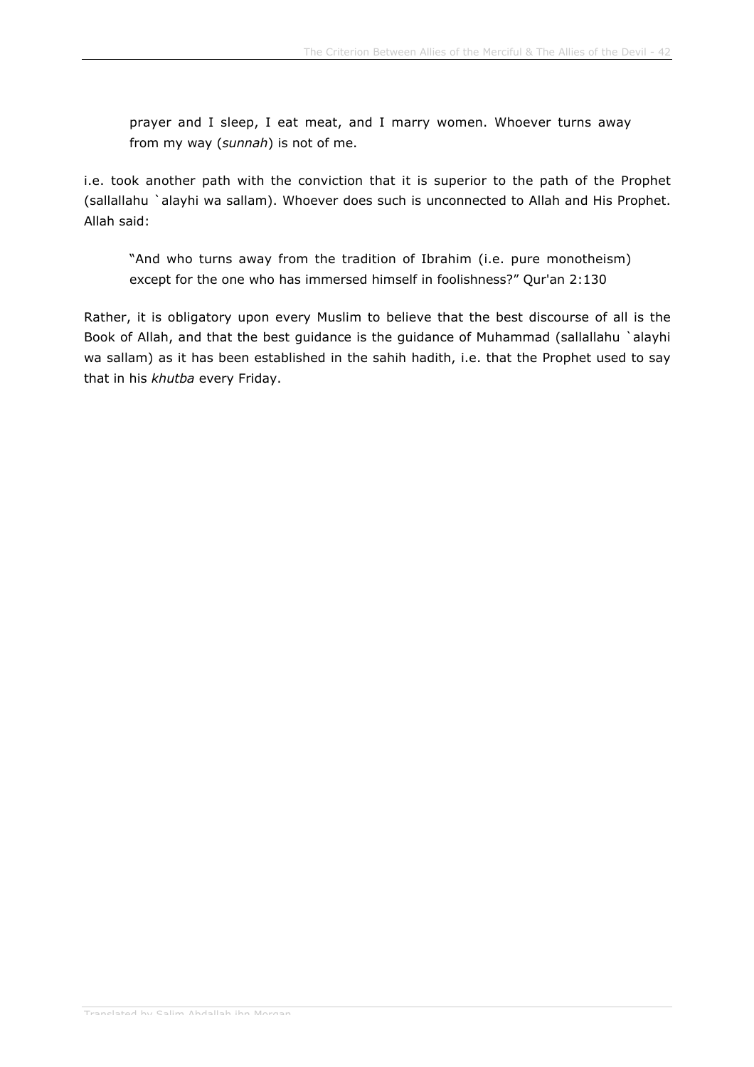> prayer and I sleep, I eat meat, and I marry women. Whoever turns away from my way (*sunnah*) is not of me.

i.e. took another path with the conviction that it is superior to the path of the Prophet (sallallahu `alayhi wa sallam). Whoever does such is unconnected to Allah and His Prophet. Allah said:

> "And who turns away from the tradition of Ibrahim (i.e. pure monotheism) except for the one who has immersed himself in foolishness?" Qur'an 2:130

Rather, it is obligatory upon every Muslim to believe that the best discourse of all is the Book of Allah, and that the best guidance is the guidance of Muhammad (sallallahu `alayhi wa sallam) as it has been established in the sahih hadith, i.e. that the Prophet used to say that in his *khutba* every Friday.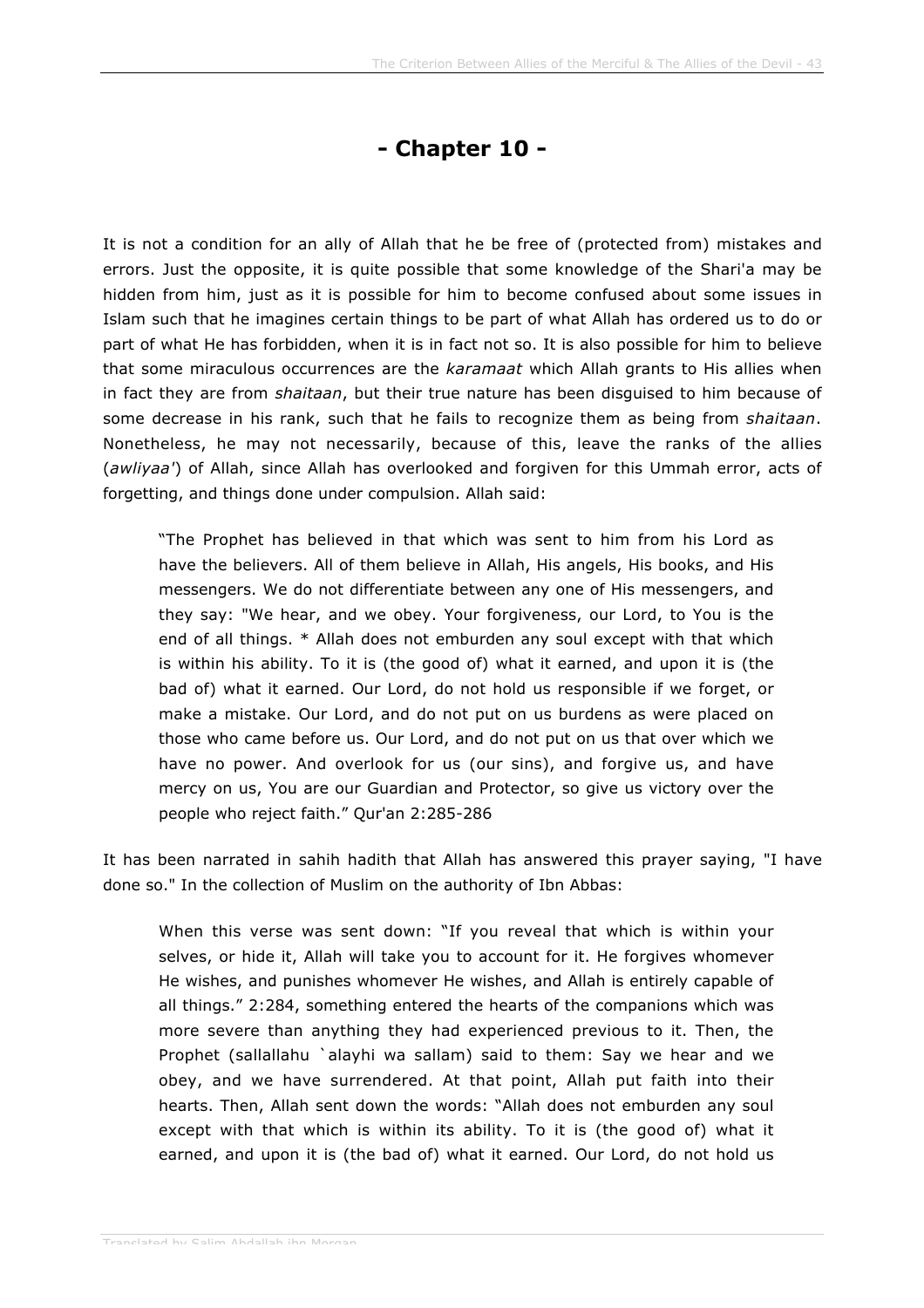# - Chapter 10 -

It is not a condition for an ally of Allah that he be free of (protected from) mistakes and errors. Just the opposite, it is quite possible that some knowledge of the Shari'a may be hidden from him, just as it is possible for him to become confused about some issues in Islam such that he imagines certain things to be part of what Allah has ordered us to do or part of what He has forbidden, when it is in fact not so. It is also possible for him to believe that some miraculous occurrences are the *karamaat* which Allah grants to His allies when in fact they are from *shaitaan*, but their true nature has been disguised to him because of some decrease in his rank, such that he fails to recognize them as being from *shaitaan*. Nonetheless, he may not necessarily, because of this, leave the ranks of the allies (*awliyaa'*) of Allah, since Allah has overlooked and forgiven for this Ummah error, acts of forgetting, and things done under compulsion. Allah said:

> "The Prophet has believed in that which was sent to him from his Lord as have the believers. All of them believe in Allah, His angels, His books, and His messengers. We do not differentiate between any one of His messengers, and they say: "We hear, and we obey. Your forgiveness, our Lord, to You is the end of all things. * Allah does not emburden any soul except with that which is within his ability. To it is (the good of) what it earned, and upon it is (the bad of) what it earned. Our Lord, do not hold us responsible if we forget, or make a mistake. Our Lord, and do not put on us burdens as were placed on those who came before us. Our Lord, and do not put on us that over which we have no power. And overlook for us (our sins), and forgive us, and have mercy on us, You are our Guardian and Protector, so give us victory over the people who reject faith." Qur'an 2:285-286

It has been narrated in sahih hadith that Allah has answered this prayer saying, "I have done so." In the collection of Muslim on the authority of Ibn Abbas:

> When this verse was sent down: "If you reveal that which is within your selves, or hide it, Allah will take you to account for it. He forgives whomever He wishes, and punishes whomever He wishes, and Allah is entirely capable of all things." 2:284, something entered the hearts of the companions which was more severe than anything they had experienced previous to it. Then, the Prophet (sallallahu `alayhi wa sallam) said to them: Say we hear and we obey, and we have surrendered. At that point, Allah put faith into their hearts. Then, Allah sent down the words: "Allah does not emburden any soul except with that which is within its ability. To it is (the good of) what it earned, and upon it is (the bad of) what it earned. Our Lord, do not hold us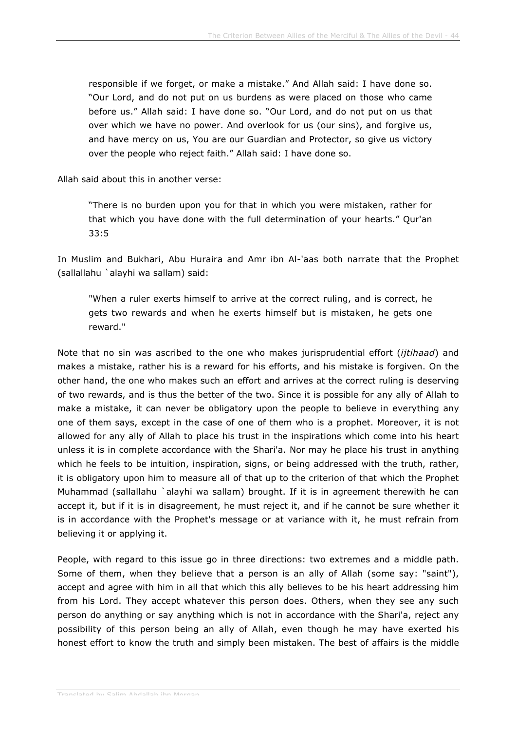> responsible if we forget, or make a mistake." And Allah said: I have done so. "Our Lord, and do not put on us burdens as were placed on those who came before us." Allah said: I have done so. "Our Lord, and do not put on us that over which we have no power. And overlook for us (our sins), and forgive us, and have mercy on us, You are our Guardian and Protector, so give us victory over the people who reject faith." Allah said: I have done so.

Allah said about this in another verse:

> "There is no burden upon you for that in which you were mistaken, rather for that which you have done with the full determination of your hearts." Qur'an 33:5

In Muslim and Bukhari, Abu Huraira and Amr ibn Al-'aas both narrate that the Prophet (sallallahu `alayhi wa sallam) said:

> "When a ruler exerts himself to arrive at the correct ruling, and is correct, he gets two rewards and when he exerts himself but is mistaken, he gets one reward."

Note that no sin was ascribed to the one who makes jurisprudential effort (*ijtihaad*) and makes a mistake, rather his is a reward for his efforts, and his mistake is forgiven. On the other hand, the one who makes such an effort and arrives at the correct ruling is deserving of two rewards, and is thus the better of the two. Since it is possible for any ally of Allah to make a mistake, it can never be obligatory upon the people to believe in everything any one of them says, except in the case of one of them who is a prophet. Moreover, it is not allowed for any ally of Allah to place his trust in the inspirations which come into his heart unless it is in complete accordance with the Shari'a. Nor may he place his trust in anything which he feels to be intuition, inspiration, signs, or being addressed with the truth, rather, it is obligatory upon him to measure all of that up to the criterion of that which the Prophet Muhammad (sallallahu `alayhi wa sallam) brought. If it is in agreement therewith he can accept it, but if it is in disagreement, he must reject it, and if he cannot be sure whether it is in accordance with the Prophet's message or at variance with it, he must refrain from believing it or applying it.

People, with regard to this issue go in three directions: two extremes and a middle path. Some of them, when they believe that a person is an ally of Allah (some say: "saint"), accept and agree with him in all that which this ally believes to be his heart addressing him from his Lord. They accept whatever this person does. Others, when they see any such person do anything or say anything which is not in accordance with the Shari'a, reject any possibility of this person being an ally of Allah, even though he may have exerted his honest effort to know the truth and simply been mistaken. The best of affairs is the middle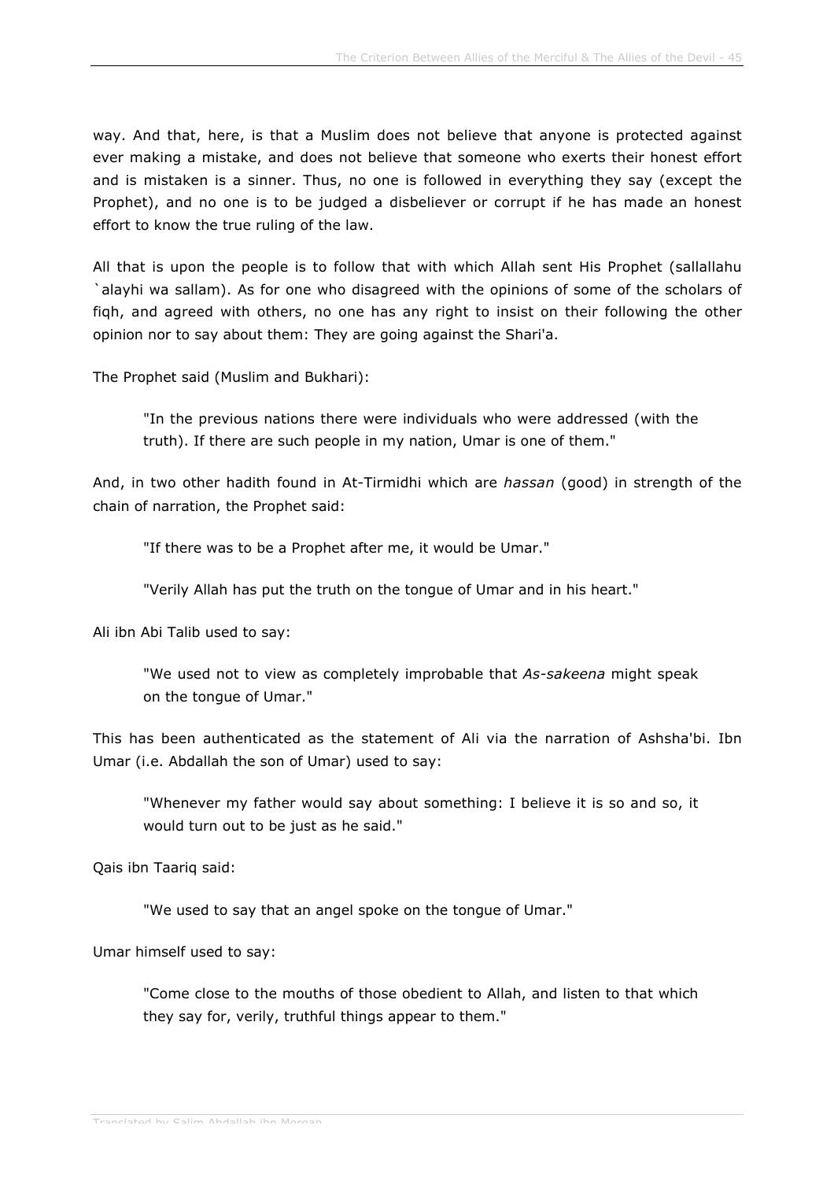way. And that, here, is that a Muslim does not believe that anyone is protected against ever making a mistake, and does not believe that someone who exerts their honest effort and is mistaken is a sinner. Thus, no one is followed in everything they say (except the Prophet), and no one is to be judged a disbeliever or corrupt if he has made an honest effort to know the true ruling of the law.

All that is upon the people is to follow that with which Allah sent His Prophet (sallallahu `alayhi wa sallam). As for one who disagreed with the opinions of some of the scholars of fiqh, and agreed with others, no one has any right to insist on their following the other opinion nor to say about them: They are going against the Shari'a.

The Prophet said (Muslim and Bukhari):

> "In the previous nations there were individuals who were addressed (with the truth). If there are such people in my nation, Umar is one of them."

And, in two other hadith found in At-Tirmidhi which are *hassan* (good) in strength of the chain of narration, the Prophet said:

> "If there was to be a Prophet after me, it would be Umar."

> "Verily Allah has put the truth on the tongue of Umar and in his heart."

Ali ibn Abi Talib used to say:

> "We used not to view as completely improbable that *As-sakeena* might speak on the tongue of Umar."

This has been authenticated as the statement of Ali via the narration of Ashsha'bi. Ibn Umar (i.e. Abdallah the son of Umar) used to say:

> "Whenever my father would say about something: I believe it is so and so, it would turn out to be just as he said."

Qais ibn Taariq said:

> "We used to say that an angel spoke on the tongue of Umar."

Umar himself used to say:

> "Come close to the mouths of those obedient to Allah, and listen to that which they say for, verily, truthful things appear to them."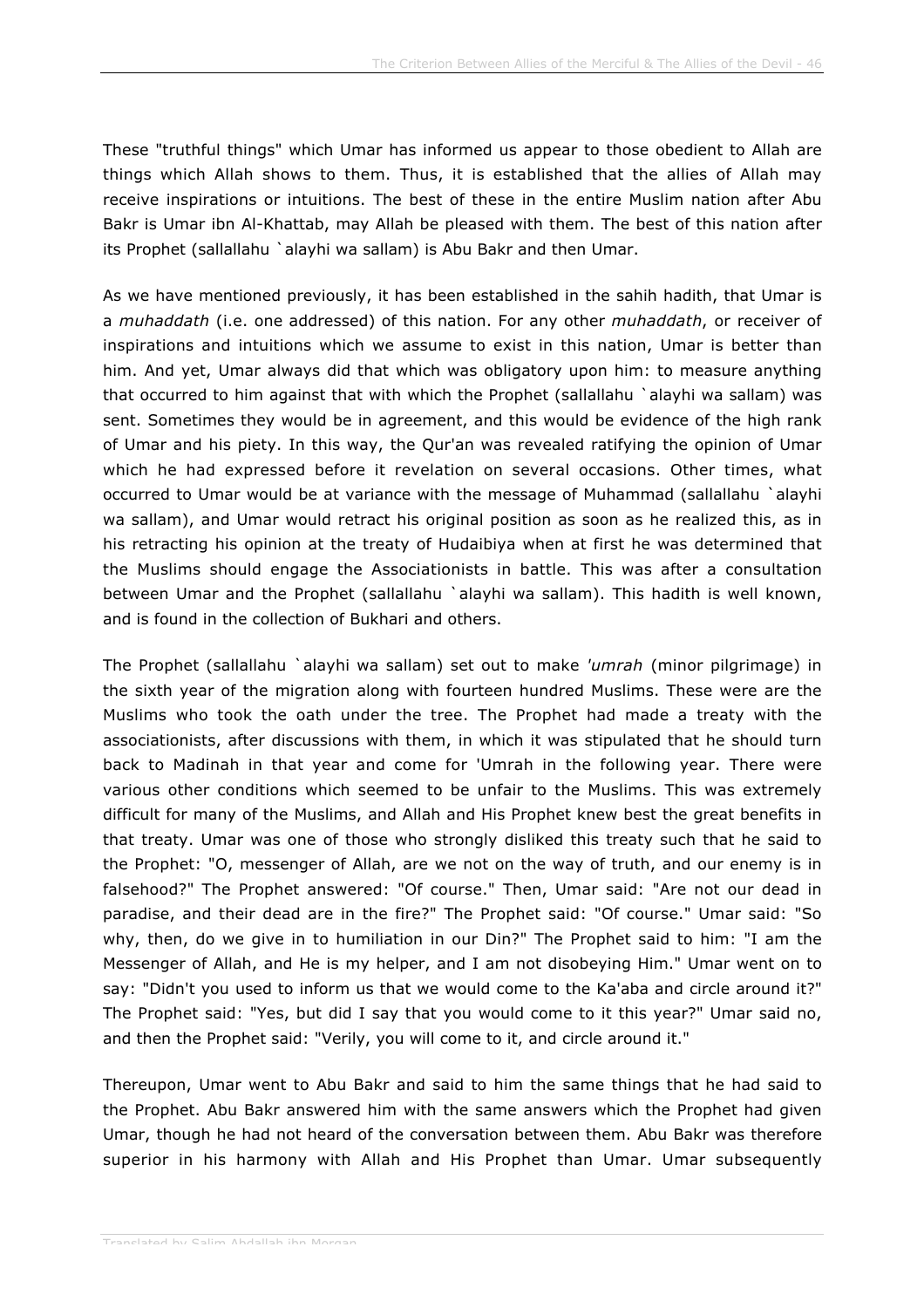These "truthful things" which Umar has informed us appear to those obedient to Allah are things which Allah shows to them. Thus, it is established that the allies of Allah may receive inspirations or intuitions. The best of these in the entire Muslim nation after Abu Bakr is Umar ibn Al-Khattab, may Allah be pleased with them. The best of this nation after its Prophet (sallallahu `alayhi wa sallam) is Abu Bakr and then Umar.

As we have mentioned previously, it has been established in the sahih hadith, that Umar is a *muhaddath* (i.e. one addressed) of this nation. For any other *muhaddath*, or receiver of inspirations and intuitions which we assume to exist in this nation, Umar is better than him. And yet, Umar always did that which was obligatory upon him: to measure anything that occurred to him against that with which the Prophet (sallallahu `alayhi wa sallam) was sent. Sometimes they would be in agreement, and this would be evidence of the high rank of Umar and his piety. In this way, the Qur'an was revealed ratifying the opinion of Umar which he had expressed before it revelation on several occasions. Other times, what occurred to Umar would be at variance with the message of Muhammad (sallallahu `alayhi wa sallam), and Umar would retract his original position as soon as he realized this, as in his retracting his opinion at the treaty of Hudaibiya when at first he was determined that the Muslims should engage the Associationists in battle. This was after a consultation between Umar and the Prophet (sallallahu `alayhi wa sallam). This hadith is well known, and is found in the collection of Bukhari and others.

The Prophet (sallallahu `alayhi wa sallam) set out to make *'umrah* (minor pilgrimage) in the sixth year of the migration along with fourteen hundred Muslims. These were are the Muslims who took the oath under the tree. The Prophet had made a treaty with the associationists, after discussions with them, in which it was stipulated that he should turn back to Madinah in that year and come for 'Umrah in the following year. There were various other conditions which seemed to be unfair to the Muslims. This was extremely difficult for many of the Muslims, and Allah and His Prophet knew best the great benefits in that treaty. Umar was one of those who strongly disliked this treaty such that he said to the Prophet: "O, messenger of Allah, are we not on the way of truth, and our enemy is in falsehood?" The Prophet answered: "Of course." Then, Umar said: "Are not our dead in paradise, and their dead are in the fire?" The Prophet said: "Of course." Umar said: "So why, then, do we give in to humiliation in our Din?" The Prophet said to him: "I am the Messenger of Allah, and He is my helper, and I am not disobeying Him." Umar went on to say: "Didn't you used to inform us that we would come to the Ka'aba and circle around it?" The Prophet said: "Yes, but did I say that you would come to it this year?" Umar said no, and then the Prophet said: "Verily, you will come to it, and circle around it."

Thereupon, Umar went to Abu Bakr and said to him the same things that he had said to the Prophet. Abu Bakr answered him with the same answers which the Prophet had given Umar, though he had not heard of the conversation between them. Abu Bakr was therefore superior in his harmony with Allah and His Prophet than Umar. Umar subsequently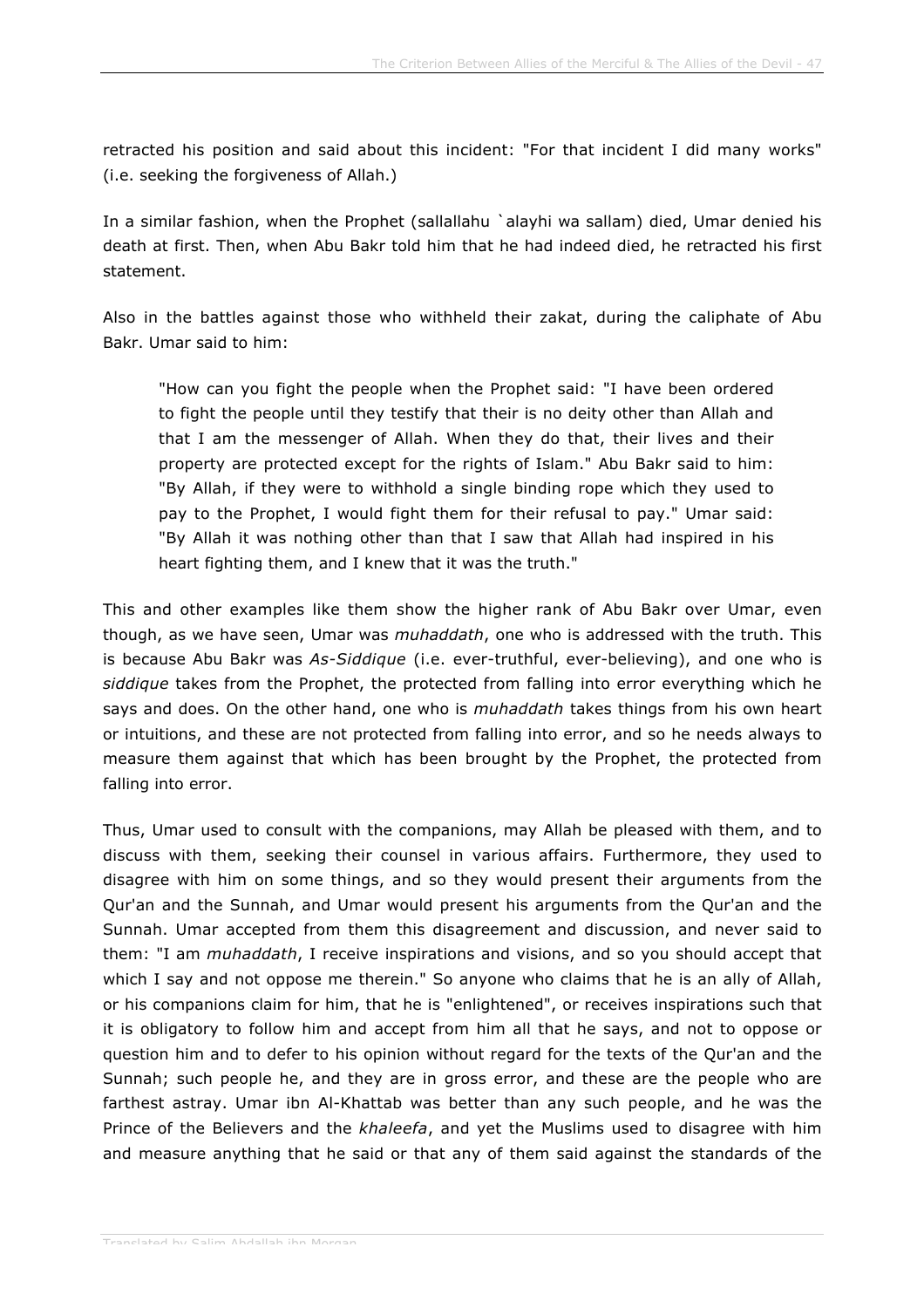retracted his position and said about this incident: "For that incident I did many works" (i.e. seeking the forgiveness of Allah.)

In a similar fashion, when the Prophet (sallallahu `alayhi wa sallam) died, Umar denied his death at first. Then, when Abu Bakr told him that he had indeed died, he retracted his first statement.

Also in the battles against those who withheld their zakat, during the caliphate of Abu Bakr. Umar said to him:

> "How can you fight the people when the Prophet said: "I have been ordered to fight the people until they testify that their is no deity other than Allah and that I am the messenger of Allah. When they do that, their lives and their property are protected except for the rights of Islam." Abu Bakr said to him: "By Allah, if they were to withhold a single binding rope which they used to pay to the Prophet, I would fight them for their refusal to pay." Umar said: "By Allah it was nothing other than that I saw that Allah had inspired in his heart fighting them, and I knew that it was the truth."

This and other examples like them show the higher rank of Abu Bakr over Umar, even though, as we have seen, Umar was *muhaddath*, one who is addressed with the truth. This is because Abu Bakr was *As-Siddique* (i.e. ever-truthful, ever-believing), and one who is *siddique* takes from the Prophet, the protected from falling into error everything which he says and does. On the other hand, one who is *muhaddath* takes things from his own heart or intuitions, and these are not protected from falling into error, and so he needs always to measure them against that which has been brought by the Prophet, the protected from falling into error.

Thus, Umar used to consult with the companions, may Allah be pleased with them, and to discuss with them, seeking their counsel in various affairs. Furthermore, they used to disagree with him on some things, and so they would present their arguments from the Qur'an and the Sunnah, and Umar would present his arguments from the Qur'an and the Sunnah. Umar accepted from them this disagreement and discussion, and never said to them: "I am *muhaddath*, I receive inspirations and visions, and so you should accept that which I say and not oppose me therein." So anyone who claims that he is an ally of Allah, or his companions claim for him, that he is "enlightened", or receives inspirations such that it is obligatory to follow him and accept from him all that he says, and not to oppose or question him and to defer to his opinion without regard for the texts of the Qur'an and the Sunnah; such people he, and they are in gross error, and these are the people who are farthest astray. Umar ibn Al-Khattab was better than any such people, and he was the Prince of the Believers and the *khaleefa*, and yet the Muslims used to disagree with him and measure anything that he said or that any of them said against the standards of the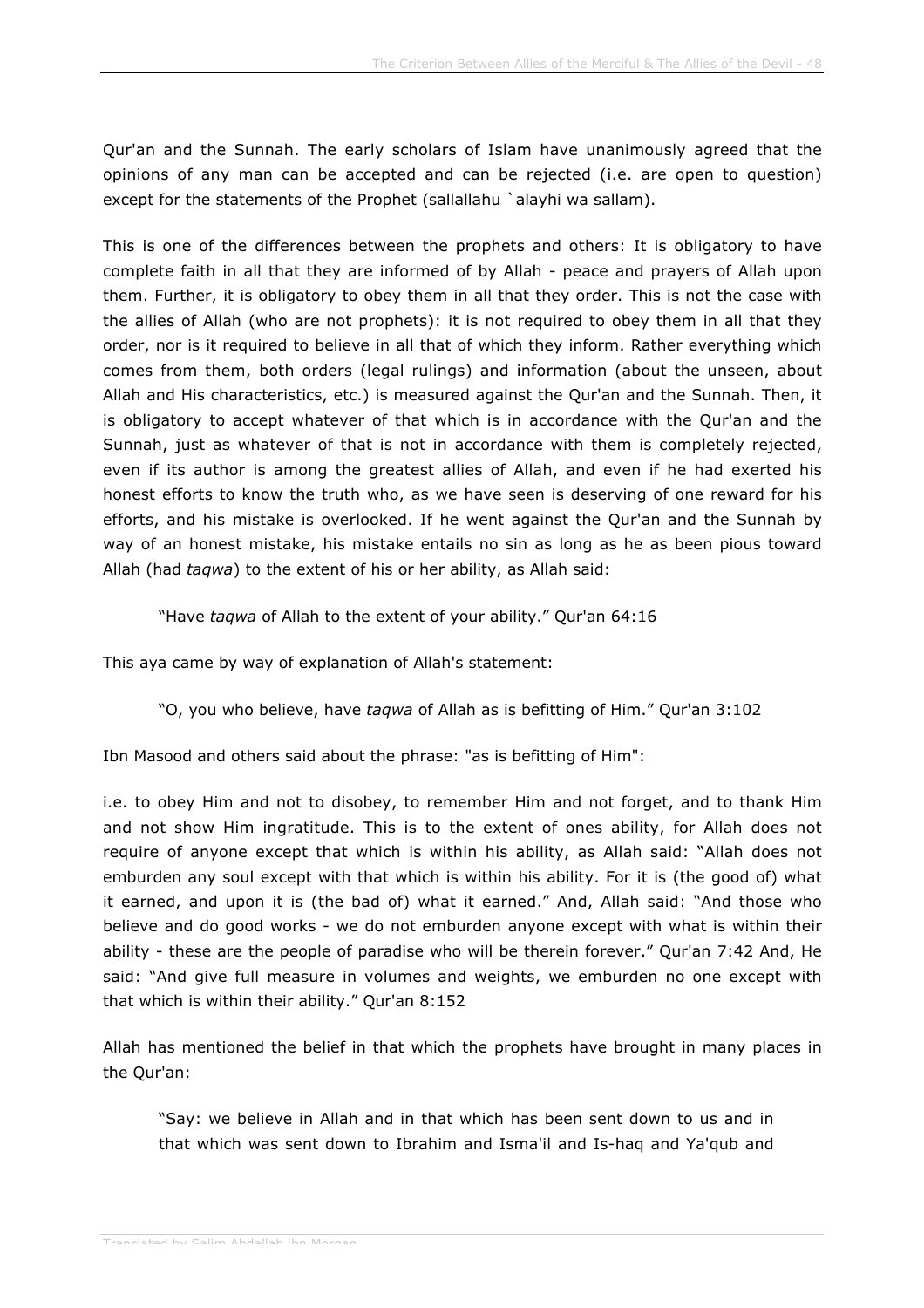Qur'an and the Sunnah. The early scholars of Islam have unanimously agreed that the opinions of any man can be accepted and can be rejected (i.e. are open to question) except for the statements of the Prophet (sallallahu `alayhi wa sallam).

This is one of the differences between the prophets and others: It is obligatory to have complete faith in all that they are informed of by Allah - peace and prayers of Allah upon them. Further, it is obligatory to obey them in all that they order. This is not the case with the allies of Allah (who are not prophets): it is not required to obey them in all that they order, nor is it required to believe in all that of which they inform. Rather everything which comes from them, both orders (legal rulings) and information (about the unseen, about Allah and His characteristics, etc.) is measured against the Qur'an and the Sunnah. Then, it is obligatory to accept whatever of that which is in accordance with the Qur'an and the Sunnah, just as whatever of that is not in accordance with them is completely rejected, even if its author is among the greatest allies of Allah, and even if he had exerted his honest efforts to know the truth who, as we have seen is deserving of one reward for his efforts, and his mistake is overlooked. If he went against the Qur'an and the Sunnah by way of an honest mistake, his mistake entails no sin as long as he as been pious toward Allah (had *taqwa*) to the extent of his or her ability, as Allah said:

> "Have *taqwa* of Allah to the extent of your ability." Qur'an 64:16

This aya came by way of explanation of Allah's statement:

> "O, you who believe, have *taqwa* of Allah as is befitting of Him." Qur'an 3:102

Ibn Masood and others said about the phrase: "as is befitting of Him":

i.e. to obey Him and not to disobey, to remember Him and not forget, and to thank Him and not show Him ingratitude. This is to the extent of ones ability, for Allah does not require of anyone except that which is within his ability, as Allah said: "Allah does not emburden any soul except with that which is within his ability. For it is (the good of) what it earned, and upon it is (the bad of) what it earned." And, Allah said: "And those who believe and do good works - we do not emburden anyone except with what is within their ability - these are the people of paradise who will be therein forever." Qur'an 7:42 And, He said: "And give full measure in volumes and weights, we emburden no one except with that which is within their ability." Qur'an 8:152

Allah has mentioned the belief in that which the prophets have brought in many places in the Qur'an:

> "Say: we believe in Allah and in that which has been sent down to us and in that which was sent down to Ibrahim and Isma'il and Is-haq and Ya'qub and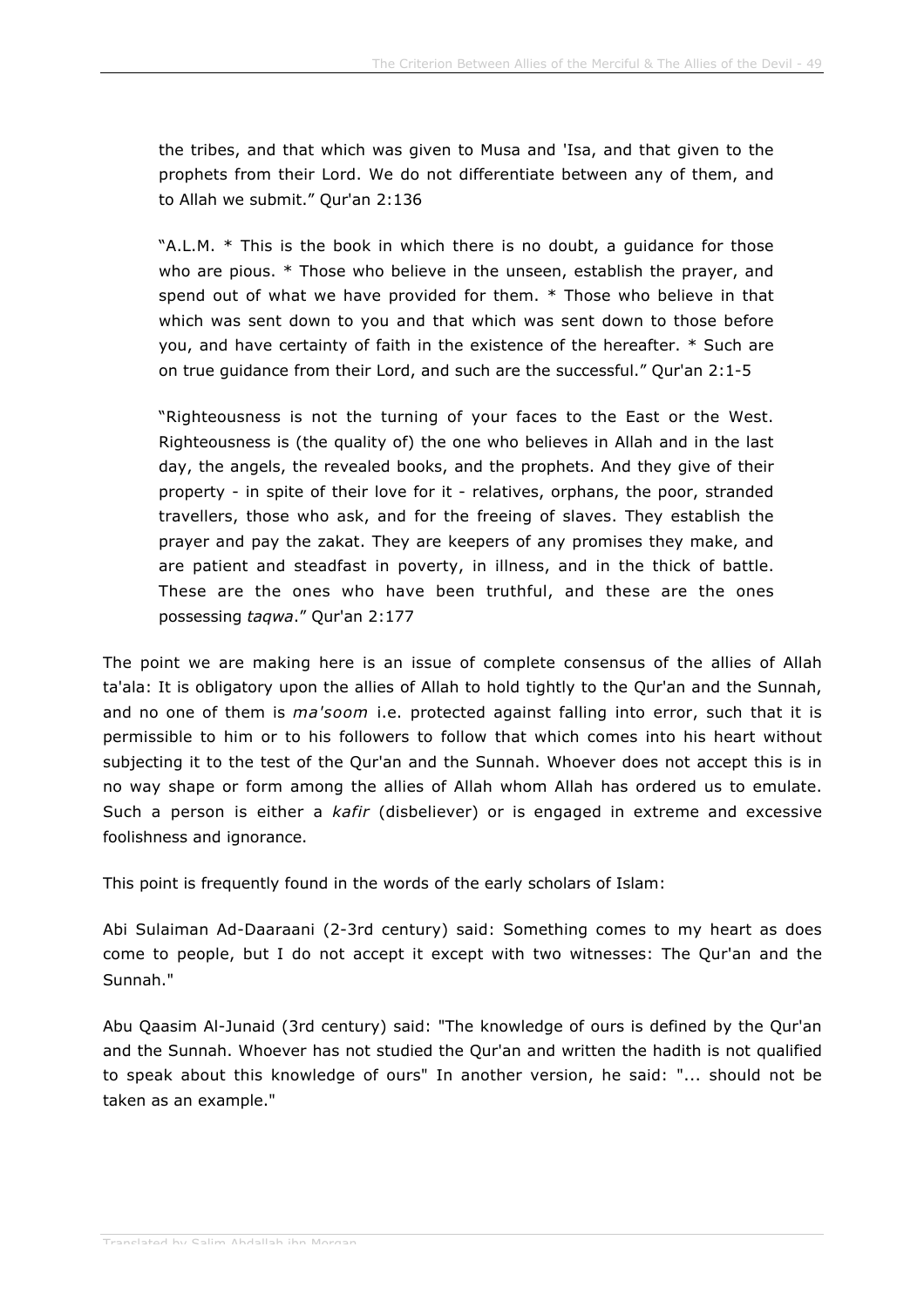the tribes, and that which was given to Musa and 'Isa, and that given to the prophets from their Lord. We do not differentiate between any of them, and to Allah we submit." Qur'an 2:136

"A.L.M. * This is the book in which there is no doubt, a guidance for those who are pious. * Those who believe in the unseen, establish the prayer, and spend out of what we have provided for them. * Those who believe in that which was sent down to you and that which was sent down to those before you, and have certainty of faith in the existence of the hereafter. * Such are on true guidance from their Lord, and such are the successful." Qur'an 2:1-5

"Righteousness is not the turning of your faces to the East or the West. Righteousness is (the quality of) the one who believes in Allah and in the last day, the angels, the revealed books, and the prophets. And they give of their property - in spite of their love for it - relatives, orphans, the poor, stranded travellers, those who ask, and for the freeing of slaves. They establish the prayer and pay the zakat. They are keepers of any promises they make, and are patient and steadfast in poverty, in illness, and in the thick of battle. These are the ones who have been truthful, and these are the ones possessing *taqwa*." Qur'an 2:177

The point we are making here is an issue of complete consensus of the allies of Allah ta'ala: It is obligatory upon the allies of Allah to hold tightly to the Qur'an and the Sunnah, and no one of them is *ma'soom* i.e. protected against falling into error, such that it is permissible to him or to his followers to follow that which comes into his heart without subjecting it to the test of the Qur'an and the Sunnah. Whoever does not accept this is in no way shape or form among the allies of Allah whom Allah has ordered us to emulate. Such a person is either a *kafir* (disbeliever) or is engaged in extreme and excessive foolishness and ignorance.

This point is frequently found in the words of the early scholars of Islam:

Abi Sulaiman Ad-Daaraani (2-3rd century) said: Something comes to my heart as does come to people, but I do not accept it except with two witnesses: The Qur'an and the Sunnah."

Abu Qaasim Al-Junaid (3rd century) said: "The knowledge of ours is defined by the Qur'an and the Sunnah. Whoever has not studied the Qur'an and written the hadith is not qualified to speak about this knowledge of ours" In another version, he said: "... should not be taken as an example."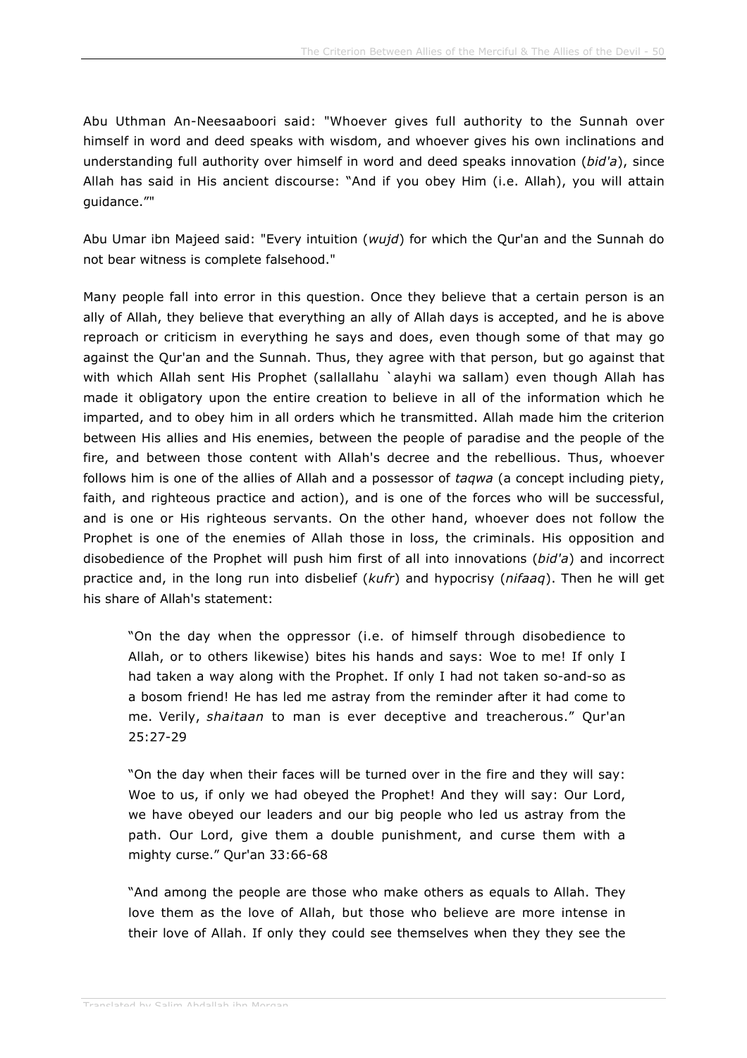Abu Uthman An-Neesaaboori said: "Whoever gives full authority to the Sunnah over himself in word and deed speaks with wisdom, and whoever gives his own inclinations and understanding full authority over himself in word and deed speaks innovation (*bid'a*), since Allah has said in His ancient discourse: "And if you obey Him (i.e. Allah), you will attain guidance.""

Abu Umar ibn Majeed said: "Every intuition (*wujd*) for which the Qur'an and the Sunnah do not bear witness is complete falsehood."

Many people fall into error in this question. Once they believe that a certain person is an ally of Allah, they believe that everything an ally of Allah days is accepted, and he is above reproach or criticism in everything he says and does, even though some of that may go against the Qur'an and the Sunnah. Thus, they agree with that person, but go against that with which Allah sent His Prophet (sallallahu `alayhi wa sallam) even though Allah has made it obligatory upon the entire creation to believe in all of the information which he imparted, and to obey him in all orders which he transmitted. Allah made him the criterion between His allies and His enemies, between the people of paradise and the people of the fire, and between those content with Allah's decree and the rebellious. Thus, whoever follows him is one of the allies of Allah and a possessor of *taqwa* (a concept including piety, faith, and righteous practice and action), and is one of the forces who will be successful, and is one or His righteous servants. On the other hand, whoever does not follow the Prophet is one of the enemies of Allah those in loss, the criminals. His opposition and disobedience of the Prophet will push him first of all into innovations (*bid'a*) and incorrect practice and, in the long run into disbelief (*kufr*) and hypocrisy (*nifaaq*). Then he will get his share of Allah's statement:

> "On the day when the oppressor (i.e. of himself through disobedience to Allah, or to others likewise) bites his hands and says: Woe to me! If only I had taken a way along with the Prophet. If only I had not taken so-and-so as a bosom friend! He has led me astray from the reminder after it had come to me. Verily, *shaitaan* to man is ever deceptive and treacherous." Qur'an 25:27-29

> "On the day when their faces will be turned over in the fire and they will say: Woe to us, if only we had obeyed the Prophet! And they will say: Our Lord, we have obeyed our leaders and our big people who led us astray from the path. Our Lord, give them a double punishment, and curse them with a mighty curse." Qur'an 33:66-68

> "And among the people are those who make others as equals to Allah. They love them as the love of Allah, but those who believe are more intense in their love of Allah. If only they could see themselves when they they see the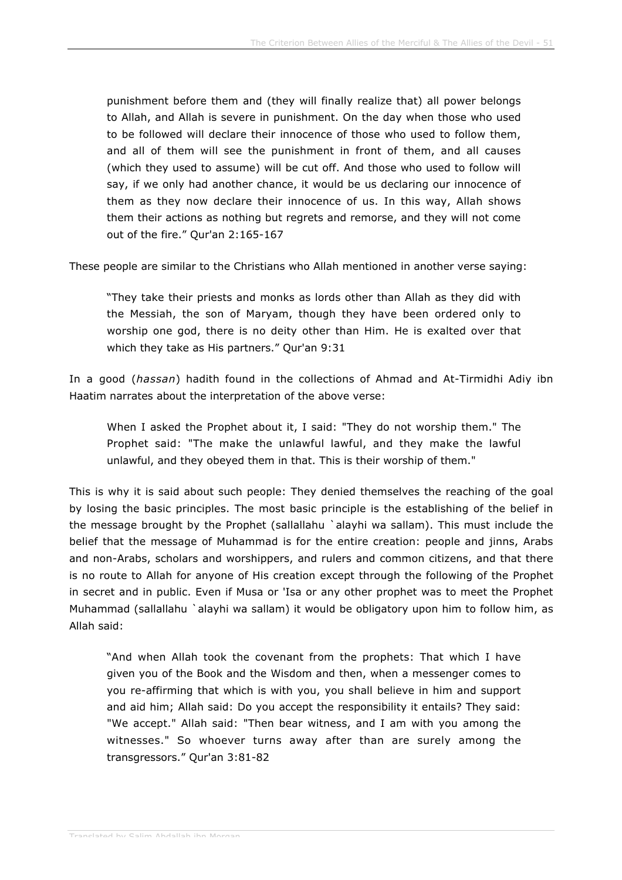> punishment before them and (they will finally realize that) all power belongs to Allah, and Allah is severe in punishment. On the day when those who used to be followed will declare their innocence of those who used to follow them, and all of them will see the punishment in front of them, and all causes (which they used to assume) will be cut off. And those who used to follow will say, if we only had another chance, it would be us declaring our innocence of them as they now declare their innocence of us. In this way, Allah shows them their actions as nothing but regrets and remorse, and they will not come out of the fire." Qur'an 2:165-167

These people are similar to the Christians who Allah mentioned in another verse saying:

> "They take their priests and monks as lords other than Allah as they did with the Messiah, the son of Maryam, though they have been ordered only to worship one god, there is no deity other than Him. He is exalted over that which they take as His partners." Qur'an 9:31

In a good (*hassan*) hadith found in the collections of Ahmad and At-Tirmidhi Adiy ibn Haatim narrates about the interpretation of the above verse:

> When I asked the Prophet about it, I said: "They do not worship them." The Prophet said: "The make the unlawful lawful, and they make the lawful unlawful, and they obeyed them in that. This is their worship of them."

This is why it is said about such people: They denied themselves the reaching of the goal by losing the basic principles. The most basic principle is the establishing of the belief in the message brought by the Prophet (sallallahu `alayhi wa sallam). This must include the belief that the message of Muhammad is for the entire creation: people and jinns, Arabs and non-Arabs, scholars and worshippers, and rulers and common citizens, and that there is no route to Allah for anyone of His creation except through the following of the Prophet in secret and in public. Even if Musa or 'Isa or any other prophet was to meet the Prophet Muhammad (sallallahu `alayhi wa sallam) it would be obligatory upon him to follow him, as Allah said:

> "And when Allah took the covenant from the prophets: That which I have given you of the Book and the Wisdom and then, when a messenger comes to you re-affirming that which is with you, you shall believe in him and support and aid him; Allah said: Do you accept the responsibility it entails? They said: "We accept." Allah said: "Then bear witness, and I am with you among the witnesses." So whoever turns away after than are surely among the transgressors." Qur'an 3:81-82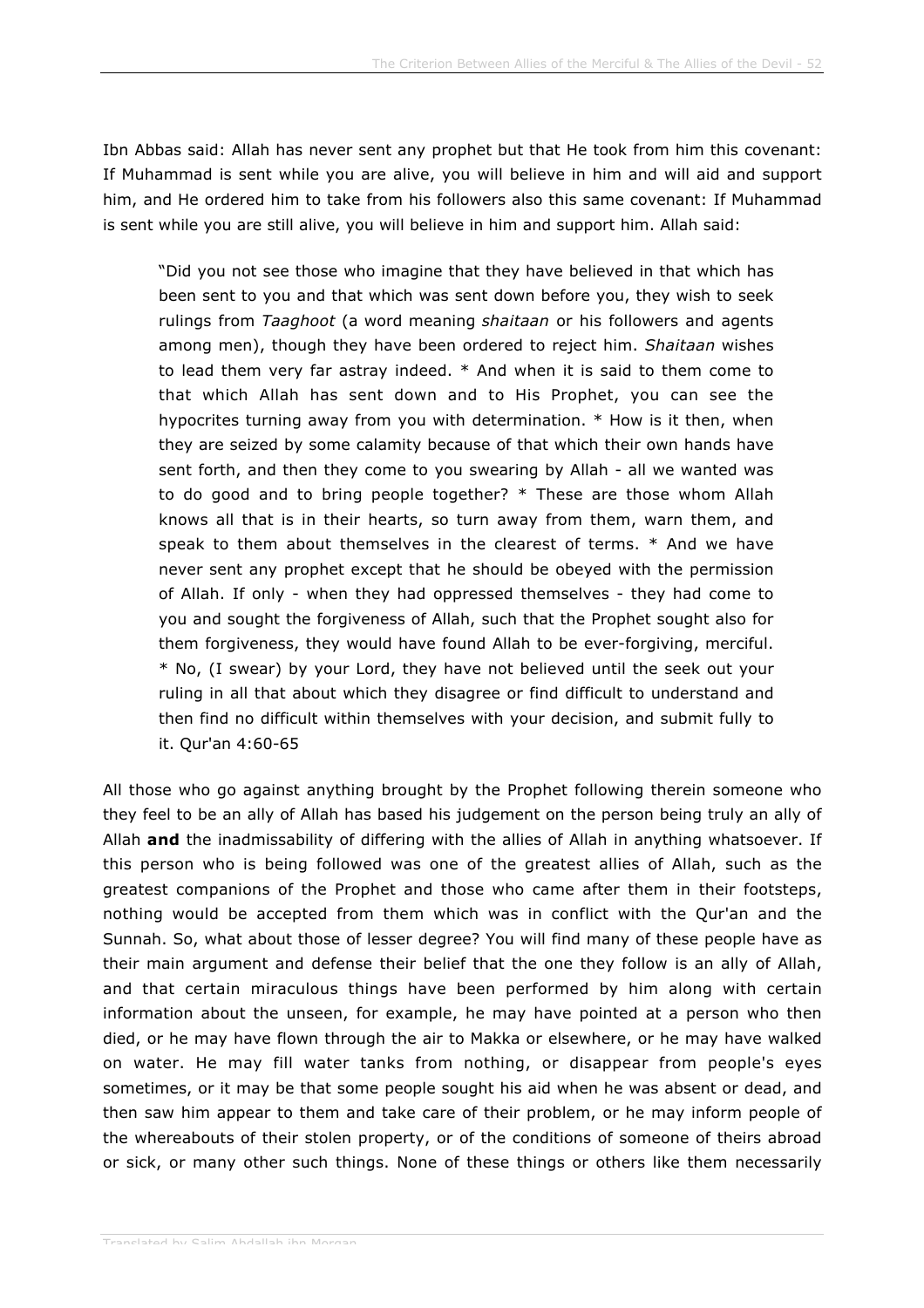Ibn Abbas said: Allah has never sent any prophet but that He took from him this covenant: If Muhammad is sent while you are alive, you will believe in him and will aid and support him, and He ordered him to take from his followers also this same covenant: If Muhammad is sent while you are still alive, you will believe in him and support him. Allah said:

> "Did you not see those who imagine that they have believed in that which has been sent to you and that which was sent down before you, they wish to seek rulings from *Taaghoot* (a word meaning *shaitaan* or his followers and agents among men), though they have been ordered to reject him. *Shaitaan* wishes to lead them very far astray indeed. * And when it is said to them come to that which Allah has sent down and to His Prophet, you can see the hypocrites turning away from you with determination. * How is it then, when they are seized by some calamity because of that which their own hands have sent forth, and then they come to you swearing by Allah - all we wanted was to do good and to bring people together? * These are those whom Allah knows all that is in their hearts, so turn away from them, warn them, and speak to them about themselves in the clearest of terms. * And we have never sent any prophet except that he should be obeyed with the permission of Allah. If only - when they had oppressed themselves - they had come to you and sought the forgiveness of Allah, such that the Prophet sought also for them forgiveness, they would have found Allah to be ever-forgiving, merciful. * No, (I swear) by your Lord, they have not believed until the seek out your ruling in all that about which they disagree or find difficult to understand and then find no difficult within themselves with your decision, and submit fully to it. Qur'an 4:60-65

All those who go against anything brought by the Prophet following therein someone who they feel to be an ally of Allah has based his judgement on the person being truly an ally of Allah **and** the inadmissability of differing with the allies of Allah in anything whatsoever. If this person who is being followed was one of the greatest allies of Allah, such as the greatest companions of the Prophet and those who came after them in their footsteps, nothing would be accepted from them which was in conflict with the Qur'an and the Sunnah. So, what about those of lesser degree? You will find many of these people have as their main argument and defense their belief that the one they follow is an ally of Allah, and that certain miraculous things have been performed by him along with certain information about the unseen, for example, he may have pointed at a person who then died, or he may have flown through the air to Makka or elsewhere, or he may have walked on water. He may fill water tanks from nothing, or disappear from people's eyes sometimes, or it may be that some people sought his aid when he was absent or dead, and then saw him appear to them and take care of their problem, or he may inform people of the whereabouts of their stolen property, or of the conditions of someone of theirs abroad or sick, or many other such things. None of these things or others like them necessarily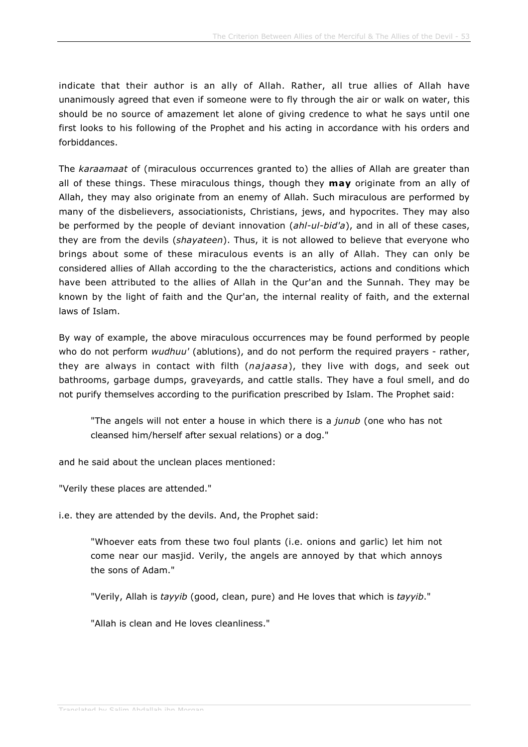indicate that their author is an ally of Allah. Rather, all true allies of Allah have unanimously agreed that even if someone were to fly through the air or walk on water, this should be no source of amazement let alone of giving credence to what he says until one first looks to his following of the Prophet and his acting in accordance with his orders and forbiddances.

The *karaamaat* of (miraculous occurrences granted to) the allies of Allah are greater than all of these things. These miraculous things, though they **may** originate from an ally of Allah, they may also originate from an enemy of Allah. Such miraculous are performed by many of the disbelievers, associationists, Christians, jews, and hypocrites. They may also be performed by the people of deviant innovation (*ahl-ul-bid'a*), and in all of these cases, they are from the devils (*shayateen*). Thus, it is not allowed to believe that everyone who brings about some of these miraculous events is an ally of Allah. They can only be considered allies of Allah according to the the characteristics, actions and conditions which have been attributed to the allies of Allah in the Qur'an and the Sunnah. They may be known by the light of faith and the Qur'an, the internal reality of faith, and the external laws of Islam.

By way of example, the above miraculous occurrences may be found performed by people who do not perform *wudhuu'* (ablutions), and do not perform the required prayers - rather, they are always in contact with filth (*najaasa*), they live with dogs, and seek out bathrooms, garbage dumps, graveyards, and cattle stalls. They have a foul smell, and do not purify themselves according to the purification prescribed by Islam. The Prophet said:

> "The angels will not enter a house in which there is a *junub* (one who has not cleansed him/herself after sexual relations) or a dog."

and he said about the unclean places mentioned:

"Verily these places are attended."

i.e. they are attended by the devils. And, the Prophet said:

> "Whoever eats from these two foul plants (i.e. onions and garlic) let him not come near our masjid. Verily, the angels are annoyed by that which annoys the sons of Adam."
>
> "Verily, Allah is *tayyib* (good, clean, pure) and He loves that which is *tayyib*."
>
> "Allah is clean and He loves cleanliness."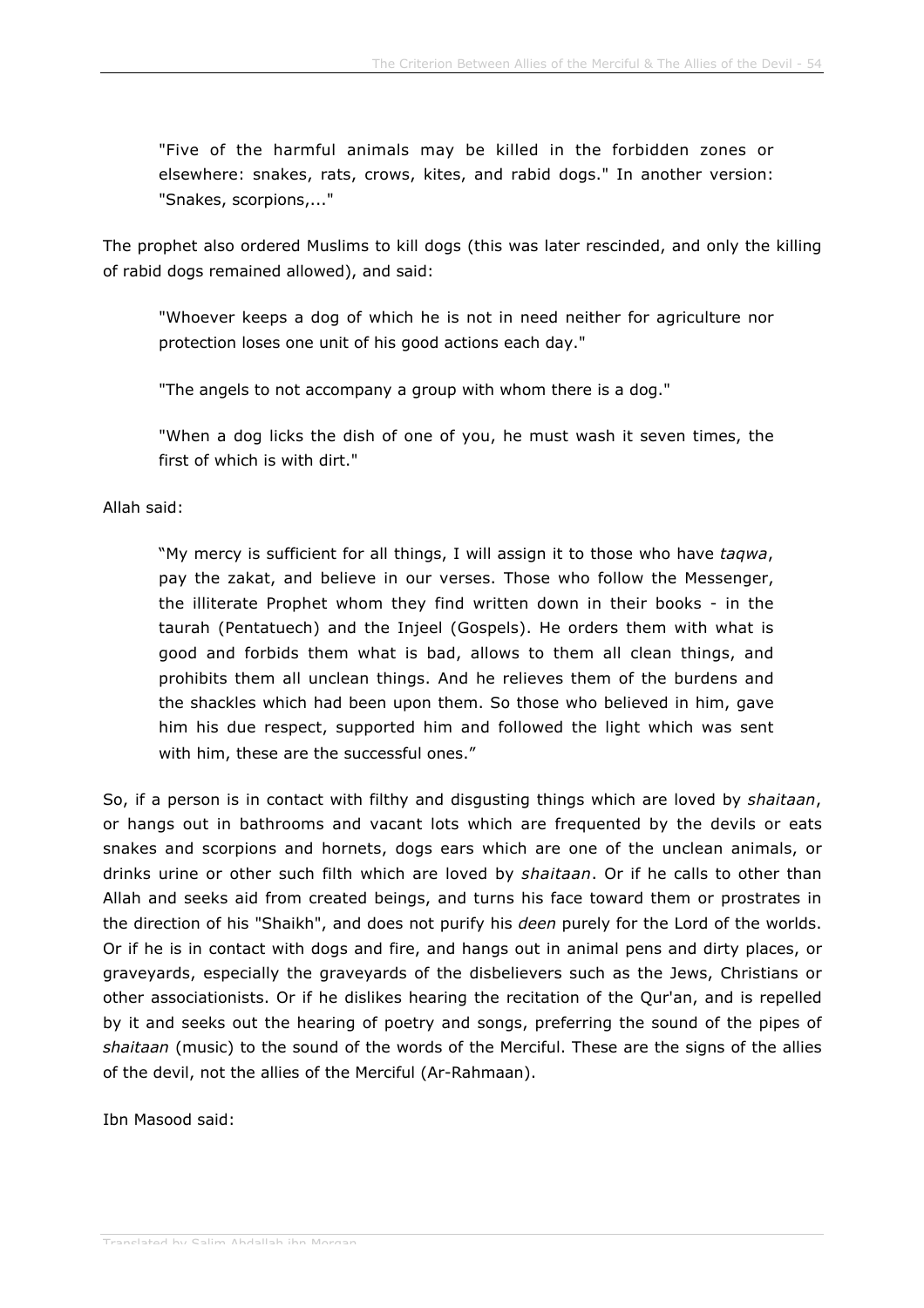> "Five of the harmful animals may be killed in the forbidden zones or elsewhere: snakes, rats, crows, kites, and rabid dogs." In another version: "Snakes, scorpions,..."

The prophet also ordered Muslims to kill dogs (this was later rescinded, and only the killing of rabid dogs remained allowed), and said:

> "Whoever keeps a dog of which he is not in need neither for agriculture nor protection loses one unit of his good actions each day."
>
> "The angels to not accompany a group with whom there is a dog."
>
> "When a dog licks the dish of one of you, he must wash it seven times, the first of which is with dirt."

Allah said:

> “My mercy is sufficient for all things, I will assign it to those who have *taqwa*, pay the zakat, and believe in our verses. Those who follow the Messenger, the illiterate Prophet whom they find written down in their books - in the taurah (Pentatuech) and the Injeel (Gospels). He orders them with what is good and forbids them what is bad, allows to them all clean things, and prohibits them all unclean things. And he relieves them of the burdens and the shackles which had been upon them. So those who believed in him, gave him his due respect, supported him and followed the light which was sent with him, these are the successful ones.”

So, if a person is in contact with filthy and disgusting things which are loved by *shaitaan*, or hangs out in bathrooms and vacant lots which are frequented by the devils or eats snakes and scorpions and hornets, dogs ears which are one of the unclean animals, or drinks urine or other such filth which are loved by *shaitaan*. Or if he calls to other than Allah and seeks aid from created beings, and turns his face toward them or prostrates in the direction of his "Shaikh", and does not purify his *deen* purely for the Lord of the worlds. Or if he is in contact with dogs and fire, and hangs out in animal pens and dirty places, or graveyards, especially the graveyards of the disbelievers such as the Jews, Christians or other associationists. Or if he dislikes hearing the recitation of the Qur'an, and is repelled by it and seeks out the hearing of poetry and songs, preferring the sound of the pipes of *shaitaan* (music) to the sound of the words of the Merciful. These are the signs of the allies of the devil, not the allies of the Merciful (Ar-Rahmaan).

Ibn Masood said: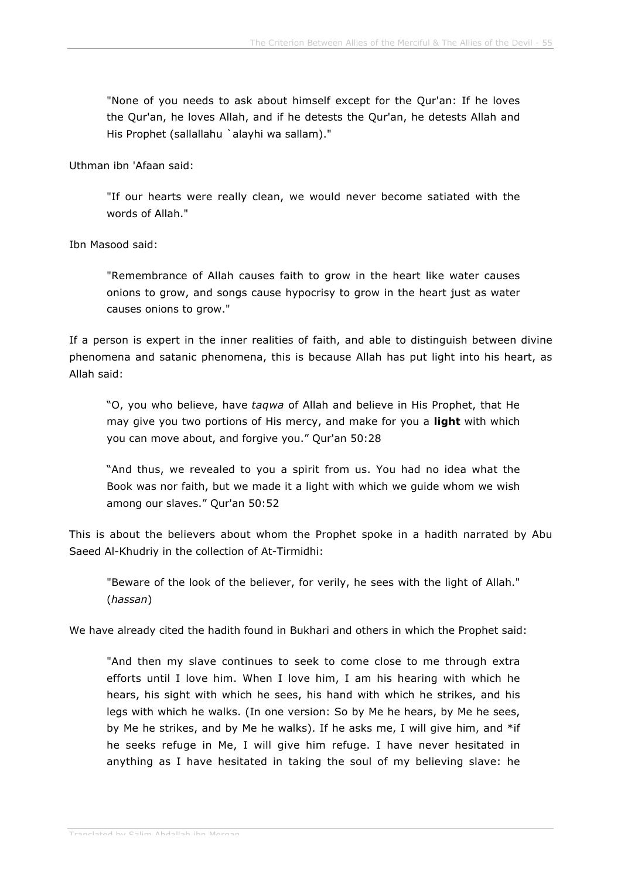> "None of you needs to ask about himself except for the Qur'an: If he loves the Qur'an, he loves Allah, and if he detests the Qur'an, he detests Allah and His Prophet (sallallahu `alayhi wa sallam)."

Uthman ibn 'Afaan said:

> "If our hearts were really clean, we would never become satiated with the words of Allah."

Ibn Masood said:

> "Remembrance of Allah causes faith to grow in the heart like water causes onions to grow, and songs cause hypocrisy to grow in the heart just as water causes onions to grow."

If a person is expert in the inner realities of faith, and able to distinguish between divine phenomena and satanic phenomena, this is because Allah has put light into his heart, as Allah said:

> "O, you who believe, have *taqwa* of Allah and believe in His Prophet, that He may give you two portions of His mercy, and make for you a **light** with which you can move about, and forgive you." Qur'an 50:28

> "And thus, we revealed to you a spirit from us. You had no idea what the Book was nor faith, but we made it a light with which we guide whom we wish among our slaves." Qur'an 50:52

This is about the believers about whom the Prophet spoke in a hadith narrated by Abu Saeed Al-Khudriy in the collection of At-Tirmidhi:

> "Beware of the look of the believer, for verily, he sees with the light of Allah." (*hassan*)

We have already cited the hadith found in Bukhari and others in which the Prophet said:

> "And then my slave continues to seek to come close to me through extra efforts until I love him. When I love him, I am his hearing with which he hears, his sight with which he sees, his hand with which he strikes, and his legs with which he walks. (In one version: So by Me he hears, by Me he sees, by Me he strikes, and by Me he walks). If he asks me, I will give him, and *if he seeks refuge in Me, I will give him refuge. I have never hesitated in anything as I have hesitated in taking the soul of my believing slave: he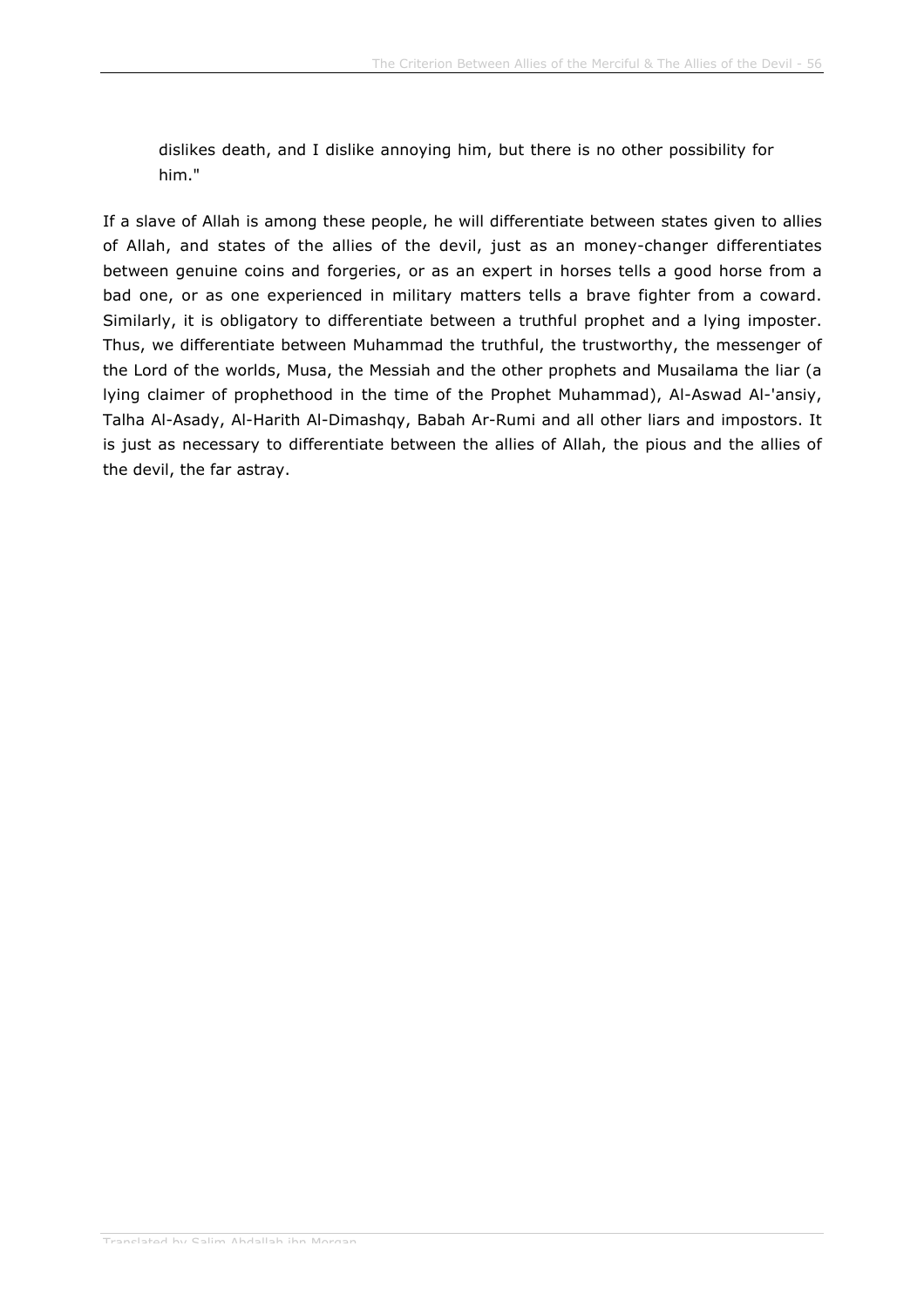dislikes death, and I dislike annoying him, but there is no other possibility for him."

If a slave of Allah is among these people, he will differentiate between states given to allies of Allah, and states of the allies of the devil, just as an money-changer differentiates between genuine coins and forgeries, or as an expert in horses tells a good horse from a bad one, or as one experienced in military matters tells a brave fighter from a coward. Similarly, it is obligatory to differentiate between a truthful prophet and a lying imposter. Thus, we differentiate between Muhammad the truthful, the trustworthy, the messenger of the Lord of the worlds, Musa, the Messiah and the other prophets and Musailama the liar (a lying claimer of prophethood in the time of the Prophet Muhammad), Al-Aswad Al-'ansiy, Talha Al-Asady, Al-Harith Al-Dimashqy, Babah Ar-Rumi and all other liars and impostors. It is just as necessary to differentiate between the allies of Allah, the pious and the allies of the devil, the far astray.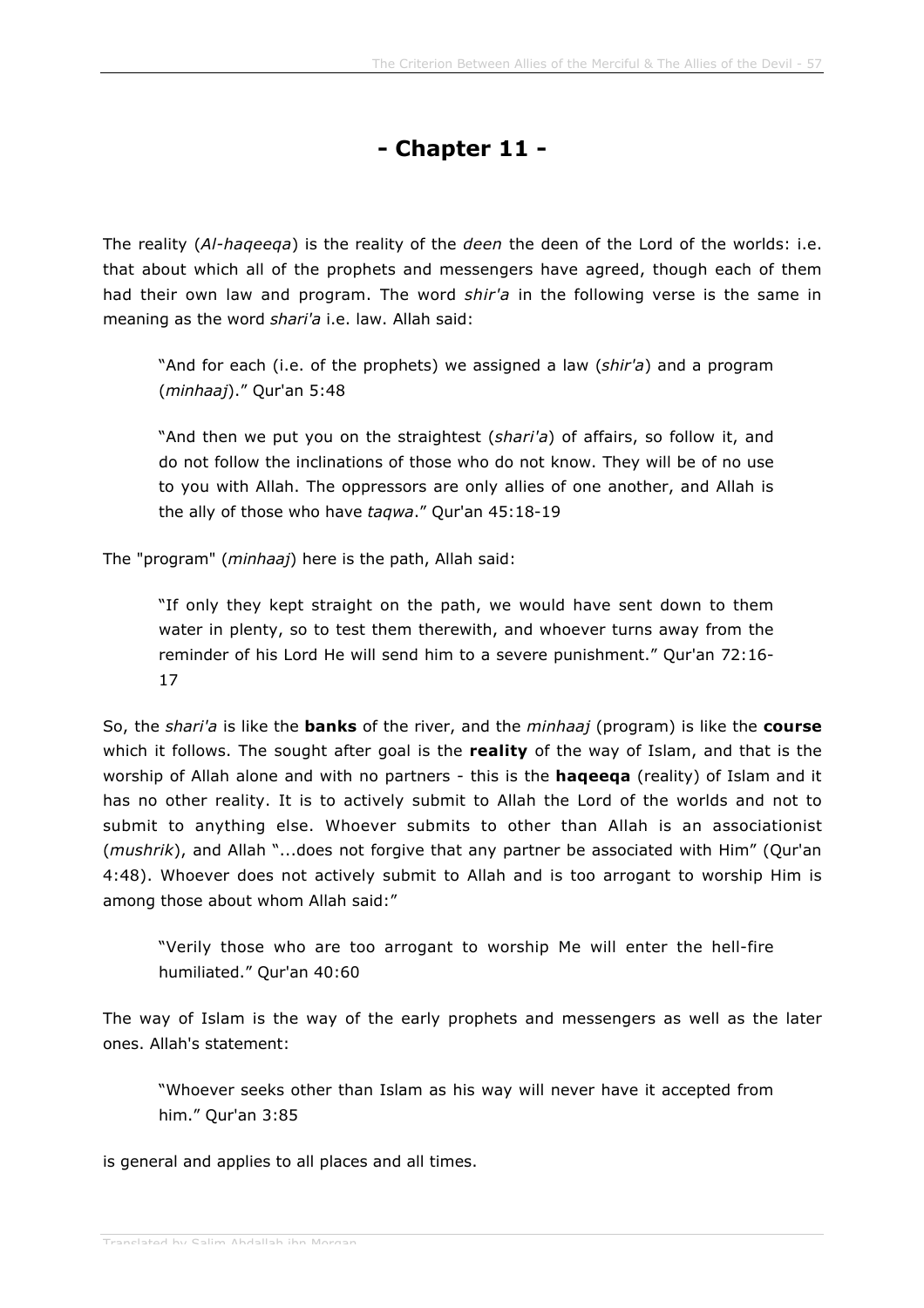# - Chapter 11 -

The reality (*Al-haqeeqa*) is the reality of the *deen* the deen of the Lord of the worlds: i.e. that about which all of the prophets and messengers have agreed, though each of them had their own law and program. The word *shir'a* in the following verse is the same in meaning as the word *shari'a* i.e. law. Allah said:

> "And for each (i.e. of the prophets) we assigned a law (*shir'a*) and a program (*minhaaj*)." Qur'an 5:48

> "And then we put you on the straightest (*shari'a*) of affairs, so follow it, and do not follow the inclinations of those who do not know. They will be of no use to you with Allah. The oppressors are only allies of one another, and Allah is the ally of those who have *taqwa*." Qur'an 45:18-19

The "program" (*minhaaj*) here is the path, Allah said:

> "If only they kept straight on the path, we would have sent down to them water in plenty, so to test them therewith, and whoever turns away from the reminder of his Lord He will send him to a severe punishment." Qur'an 72:16-17

So, the *shari'a* is like the **banks** of the river, and the *minhaaj* (program) is like the **course** which it follows. The sought after goal is the **reality** of the way of Islam, and that is the worship of Allah alone and with no partners - this is the **haqeeqa** (reality) of Islam and it has no other reality. It is to actively submit to Allah the Lord of the worlds and not to submit to anything else. Whoever submits to other than Allah is an associationist (*mushrik*), and Allah "...does not forgive that any partner be associated with Him" (Qur'an 4:48). Whoever does not actively submit to Allah and is too arrogant to worship Him is among those about whom Allah said:"

> "Verily those who are too arrogant to worship Me will enter the hell-fire humiliated." Qur'an 40:60

The way of Islam is the way of the early prophets and messengers as well as the later ones. Allah's statement:

> "Whoever seeks other than Islam as his way will never have it accepted from him." Qur'an 3:85

is general and applies to all places and all times.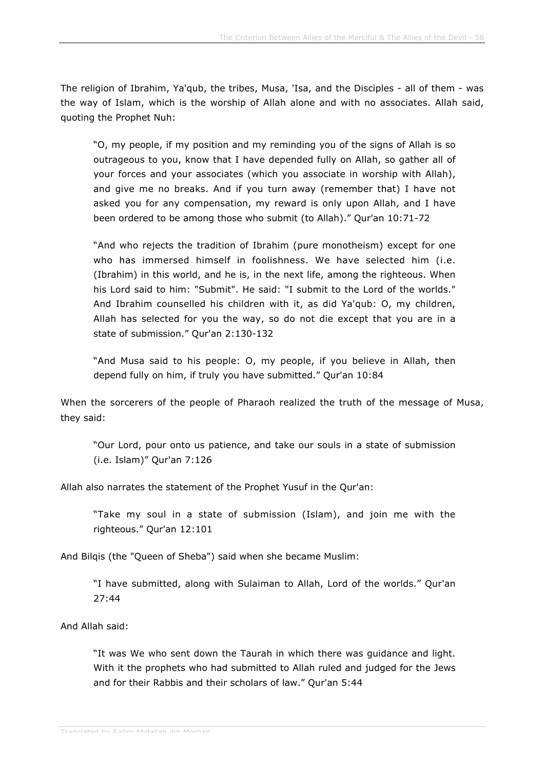The religion of Ibrahim, Ya'qub, the tribes, Musa, 'Isa, and the Disciples - all of them - was the way of Islam, which is the worship of Allah alone and with no associates. Allah said, quoting the Prophet Nuh:

> "O, my people, if my position and my reminding you of the signs of Allah is so outrageous to you, know that I have depended fully on Allah, so gather all of your forces and your associates (which you associate in worship with Allah), and give me no breaks. And if you turn away (remember that) I have not asked you for any compensation, my reward is only upon Allah, and I have been ordered to be among those who submit (to Allah)." Qur'an 10:71-72

> "And who rejects the tradition of Ibrahim (pure monotheism) except for one who has immersed himself in foolishness. We have selected him (i.e. (Ibrahim) in this world, and he is, in the next life, among the righteous. When his Lord said to him: "Submit". He said: "I submit to the Lord of the worlds." And Ibrahim counselled his children with it, as did Ya'qub: O, my children, Allah has selected for you the way, so do not die except that you are in a state of submission." Qur'an 2:130-132

> "And Musa said to his people: O, my people, if you believe in Allah, then depend fully on him, if truly you have submitted." Qur'an 10:84

When the sorcerers of the people of Pharaoh realized the truth of the message of Musa, they said:

> "Our Lord, pour onto us patience, and take our souls in a state of submission (i.e. Islam)" Qur'an 7:126

Allah also narrates the statement of the Prophet Yusuf in the Qur'an:

> "Take my soul in a state of submission (Islam), and join me with the righteous." Qur'an 12:101

And Bilqis (the "Queen of Sheba") said when she became Muslim:

> "I have submitted, along with Sulaiman to Allah, Lord of the worlds." Qur'an 27:44

And Allah said:

> "It was We who sent down the Taurah in which there was guidance and light. With it the prophets who had submitted to Allah ruled and judged for the Jews and for their Rabbis and their scholars of law." Qur'an 5:44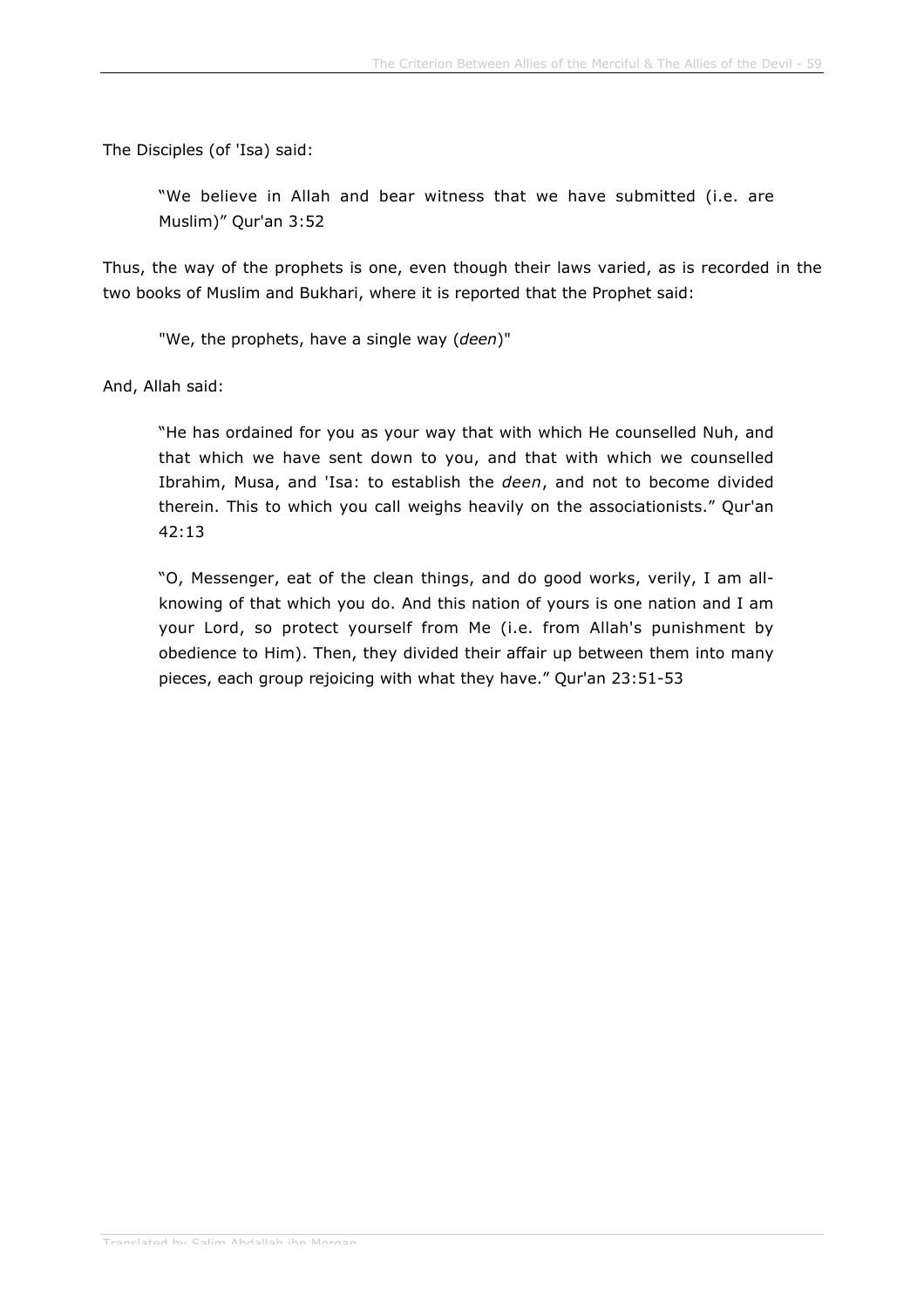The Disciples (of 'Isa) said:

> "We believe in Allah and bear witness that we have submitted (i.e. are Muslim)" Qur'an 3:52

Thus, the way of the prophets is one, even though their laws varied, as is recorded in the two books of Muslim and Bukhari, where it is reported that the Prophet said:

> "We, the prophets, have a single way (*deen*)"

And, Allah said:

> "He has ordained for you as your way that with which He counselled Nuh, and that which we have sent down to you, and that with which we counselled Ibrahim, Musa, and 'Isa: to establish the *deen*, and not to become divided therein. This to which you call weighs heavily on the associationists." Qur'an 42:13

> "O, Messenger, eat of the clean things, and do good works, verily, I am all-knowing of that which you do. And this nation of yours is one nation and I am your Lord, so protect yourself from Me (i.e. from Allah's punishment by obedience to Him). Then, they divided their affair up between them into many pieces, each group rejoicing with what they have." Qur'an 23:51-53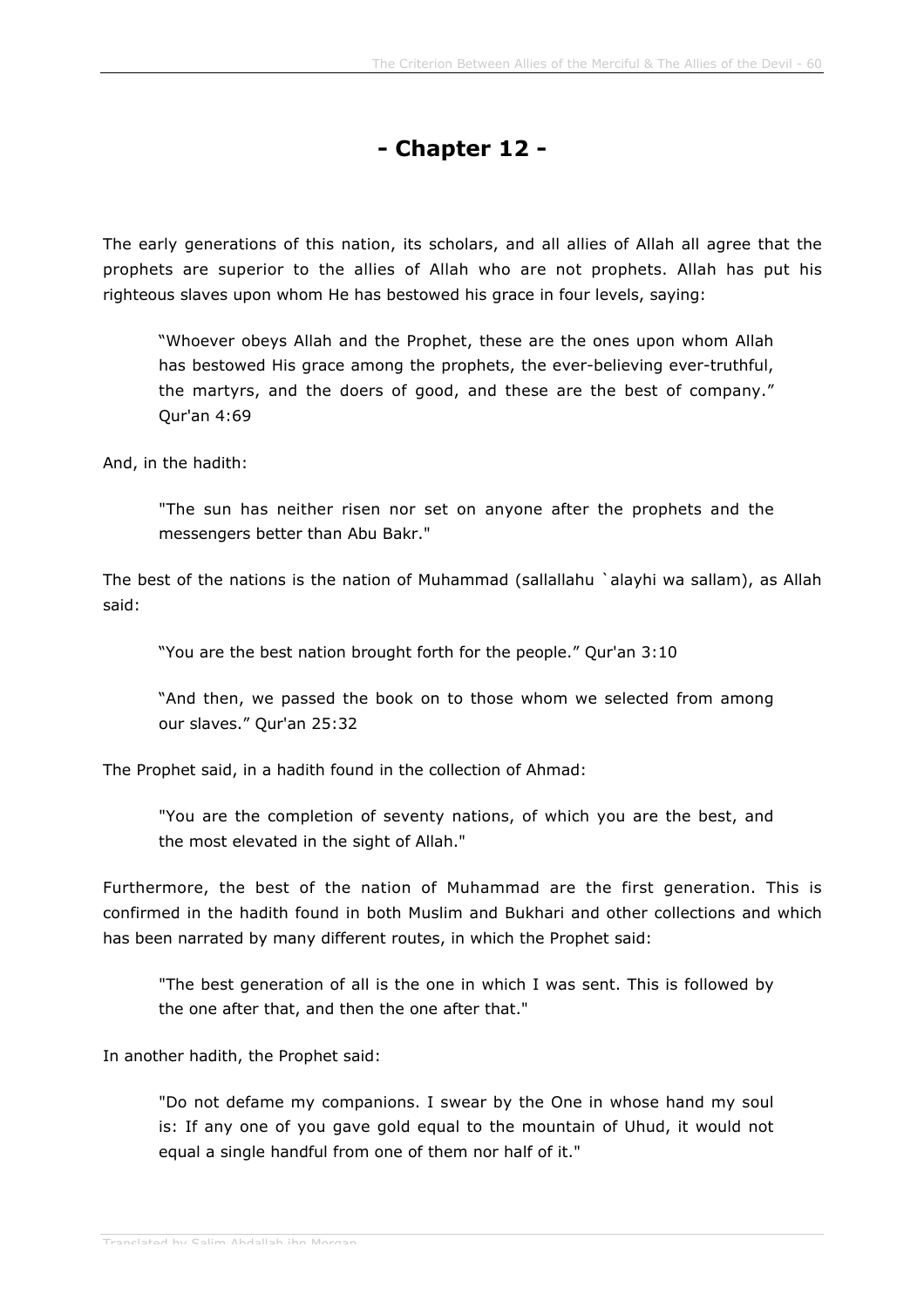# - Chapter 12 -

The early generations of this nation, its scholars, and all allies of Allah all agree that the prophets are superior to the allies of Allah who are not prophets. Allah has put his righteous slaves upon whom He has bestowed his grace in four levels, saying:

> "Whoever obeys Allah and the Prophet, these are the ones upon whom Allah has bestowed His grace among the prophets, the ever-believing ever-truthful, the martyrs, and the doers of good, and these are the best of company." Qur'an 4:69

And, in the hadith:

> "The sun has neither risen nor set on anyone after the prophets and the messengers better than Abu Bakr."

The best of the nations is the nation of Muhammad (sallallahu `alayhi wa sallam), as Allah said:

> "You are the best nation brought forth for the people." Qur'an 3:10
>
> "And then, we passed the book on to those whom we selected from among our slaves." Qur'an 25:32

The Prophet said, in a hadith found in the collection of Ahmad:

> "You are the completion of seventy nations, of which you are the best, and the most elevated in the sight of Allah."

Furthermore, the best of the nation of Muhammad are the first generation. This is confirmed in the hadith found in both Muslim and Bukhari and other collections and which has been narrated by many different routes, in which the Prophet said:

> "The best generation of all is the one in which I was sent. This is followed by the one after that, and then the one after that."

In another hadith, the Prophet said:

> "Do not defame my companions. I swear by the One in whose hand my soul is: If any one of you gave gold equal to the mountain of Uhud, it would not equal a single handful from one of them nor half of it."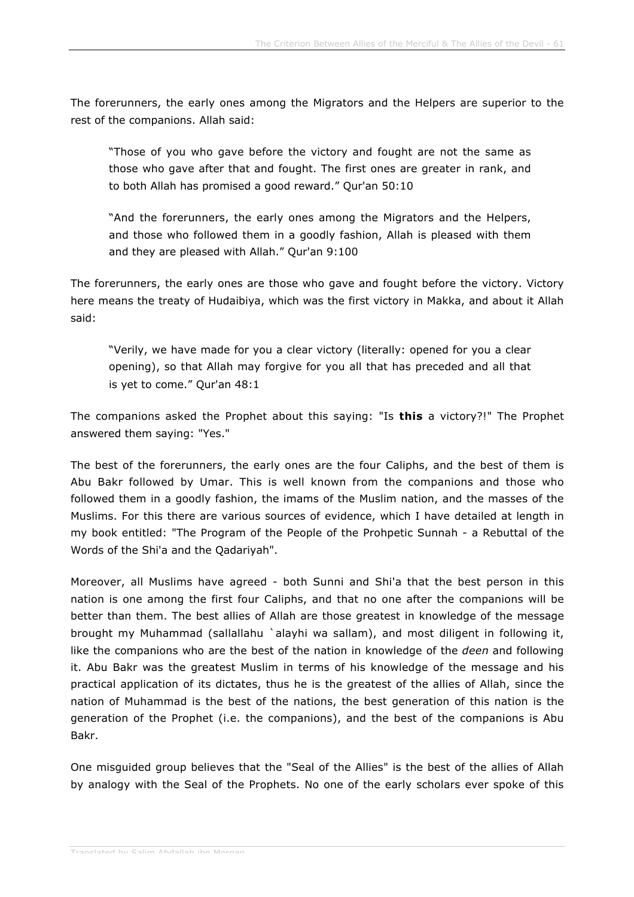The forerunners, the early ones among the Migrators and the Helpers are superior to the rest of the companions. Allah said:

> "Those of you who gave before the victory and fought are not the same as those who gave after that and fought. The first ones are greater in rank, and to both Allah has promised a good reward." Qur'an 50:10

> "And the forerunners, the early ones among the Migrators and the Helpers, and those who followed them in a goodly fashion, Allah is pleased with them and they are pleased with Allah." Qur'an 9:100

The forerunners, the early ones are those who gave and fought before the victory. Victory here means the treaty of Hudaibiya, which was the first victory in Makka, and about it Allah said:

> "Verily, we have made for you a clear victory (literally: opened for you a clear opening), so that Allah may forgive for you all that has preceded and all that is yet to come." Qur'an 48:1

The companions asked the Prophet about this saying: "Is **this** a victory?!" The Prophet answered them saying: "Yes."

The best of the forerunners, the early ones are the four Caliphs, and the best of them is Abu Bakr followed by Umar. This is well known from the companions and those who followed them in a goodly fashion, the imams of the Muslim nation, and the masses of the Muslims. For this there are various sources of evidence, which I have detailed at length in my book entitled: "The Program of the People of the Prohpetic Sunnah - a Rebuttal of the Words of the Shi'a and the Qadariyah".

Moreover, all Muslims have agreed - both Sunni and Shi'a that the best person in this nation is one among the first four Caliphs, and that no one after the companions will be better than them. The best allies of Allah are those greatest in knowledge of the message brought my Muhammad (sallallahu `alayhi wa sallam), and most diligent in following it, like the companions who are the best of the nation in knowledge of the *deen* and following it. Abu Bakr was the greatest Muslim in terms of his knowledge of the message and his practical application of its dictates, thus he is the greatest of the allies of Allah, since the nation of Muhammad is the best of the nations, the best generation of this nation is the generation of the Prophet (i.e. the companions), and the best of the companions is Abu Bakr.

One misguided group believes that the "Seal of the Allies" is the best of the allies of Allah by analogy with the Seal of the Prophets. No one of the early scholars ever spoke of this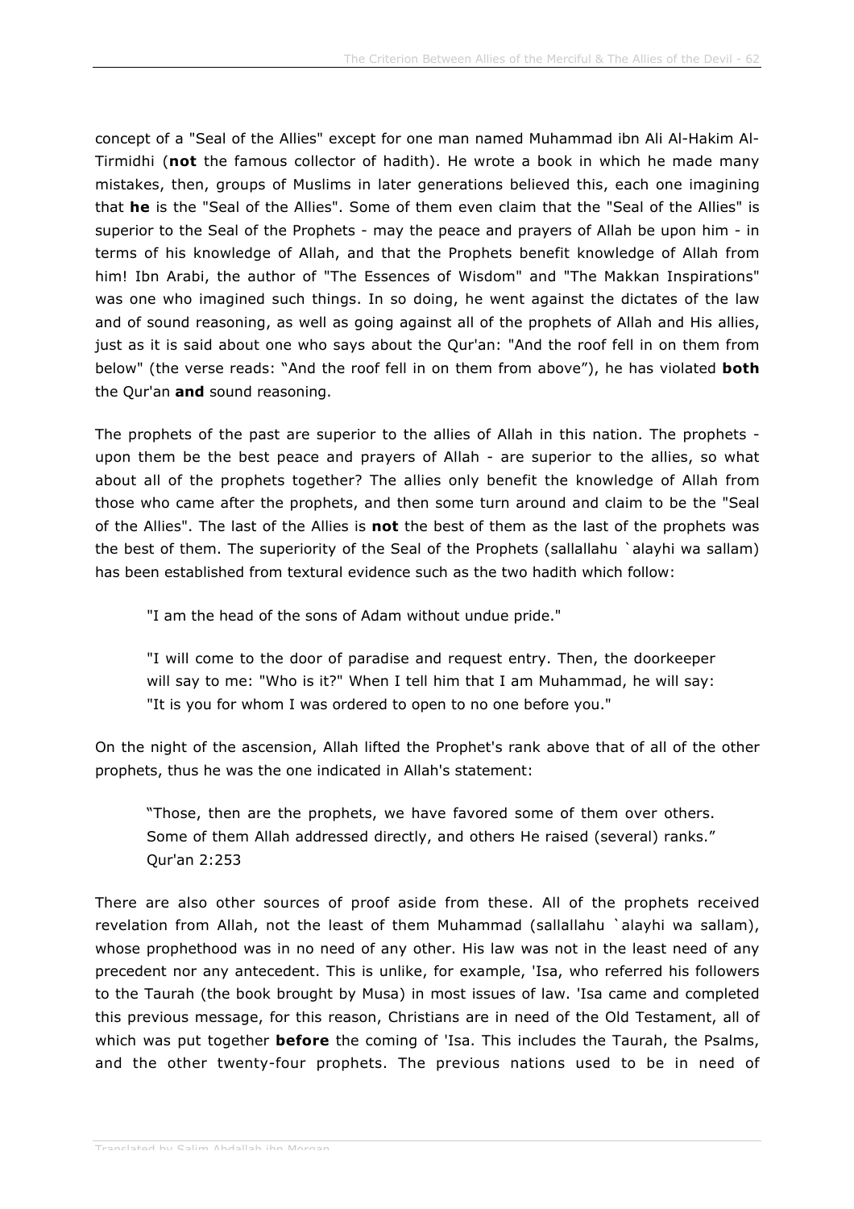concept of a "Seal of the Allies" except for one man named Muhammad ibn Ali Al-Hakim Al-Tirmidhi (**not** the famous collector of hadith). He wrote a book in which he made many mistakes, then, groups of Muslims in later generations believed this, each one imagining that **he** is the "Seal of the Allies". Some of them even claim that the "Seal of the Allies" is superior to the Seal of the Prophets - may the peace and prayers of Allah be upon him - in terms of his knowledge of Allah, and that the Prophets benefit knowledge of Allah from him! Ibn Arabi, the author of "The Essences of Wisdom" and "The Makkan Inspirations" was one who imagined such things. In so doing, he went against the dictates of the law and of sound reasoning, as well as going against all of the prophets of Allah and His allies, just as it is said about one who says about the Qur'an: "And the roof fell in on them from below" (the verse reads: "And the roof fell in on them from above"), he has violated **both** the Qur'an **and** sound reasoning.

The prophets of the past are superior to the allies of Allah in this nation. The prophets - upon them be the best peace and prayers of Allah - are superior to the allies, so what about all of the prophets together? The allies only benefit the knowledge of Allah from those who came after the prophets, and then some turn around and claim to be the "Seal of the Allies". The last of the Allies is **not** the best of them as the last of the prophets was the best of them. The superiority of the Seal of the Prophets (sallallahu `alayhi wa sallam) has been established from textural evidence such as the two hadith which follow:

> "I am the head of the sons of Adam without undue pride."

> "I will come to the door of paradise and request entry. Then, the doorkeeper will say to me: "Who is it?" When I tell him that I am Muhammad, he will say: "It is you for whom I was ordered to open to no one before you."

On the night of the ascension, Allah lifted the Prophet's rank above that of all of the other prophets, thus he was the one indicated in Allah's statement:

> "Those, then are the prophets, we have favored some of them over others. Some of them Allah addressed directly, and others He raised (several) ranks." Qur'an 2:253

There are also other sources of proof aside from these. All of the prophets received revelation from Allah, not the least of them Muhammad (sallallahu `alayhi wa sallam), whose prophethood was in no need of any other. His law was not in the least need of any precedent nor any antecedent. This is unlike, for example, 'Isa, who referred his followers to the Taurah (the book brought by Musa) in most issues of law. 'Isa came and completed this previous message, for this reason, Christians are in need of the Old Testament, all of which was put together **before** the coming of 'Isa. This includes the Taurah, the Psalms, and the other twenty-four prophets. The previous nations used to be in need of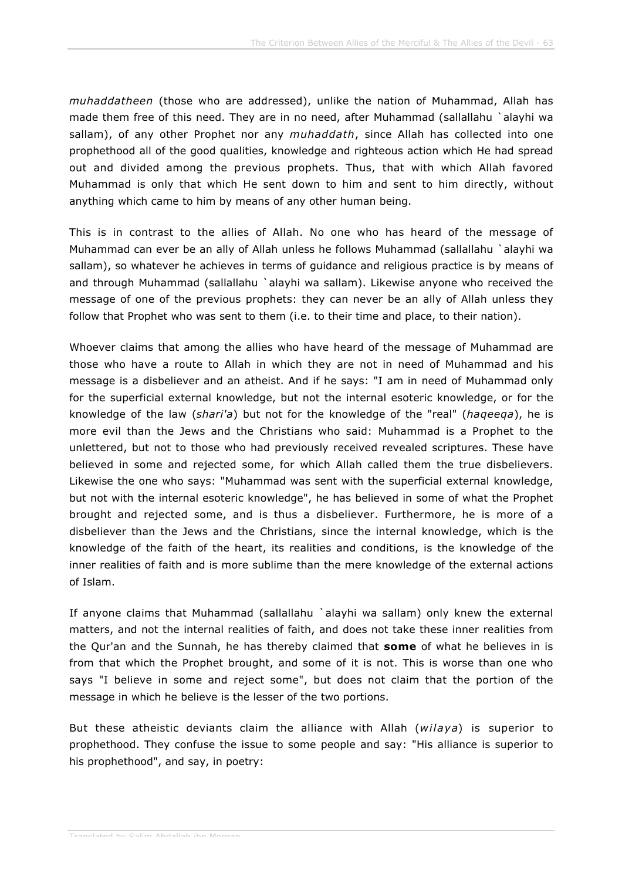*muhaddatheen* (those who are addressed), unlike the nation of Muhammad, Allah has made them free of this need. They are in no need, after Muhammad (sallallahu `alayhi wa sallam), of any other Prophet nor any *muhaddath*, since Allah has collected into one prophethood all of the good qualities, knowledge and righteous action which He had spread out and divided among the previous prophets. Thus, that with which Allah favored Muhammad is only that which He sent down to him and sent to him directly, without anything which came to him by means of any other human being.

This is in contrast to the allies of Allah. No one who has heard of the message of Muhammad can ever be an ally of Allah unless he follows Muhammad (sallallahu `alayhi wa sallam), so whatever he achieves in terms of guidance and religious practice is by means of and through Muhammad (sallallahu `alayhi wa sallam). Likewise anyone who received the message of one of the previous prophets: they can never be an ally of Allah unless they follow that Prophet who was sent to them (i.e. to their time and place, to their nation).

Whoever claims that among the allies who have heard of the message of Muhammad are those who have a route to Allah in which they are not in need of Muhammad and his message is a disbeliever and an atheist. And if he says: "I am in need of Muhammad only for the superficial external knowledge, but not the internal esoteric knowledge, or for the knowledge of the law (*shari'a*) but not for the knowledge of the "real" (*haqeeqa*), he is more evil than the Jews and the Christians who said: Muhammad is a Prophet to the unlettered, but not to those who had previously received revealed scriptures. These have believed in some and rejected some, for which Allah called them the true disbelievers. Likewise the one who says: "Muhammad was sent with the superficial external knowledge, but not with the internal esoteric knowledge", he has believed in some of what the Prophet brought and rejected some, and is thus a disbeliever. Furthermore, he is more of a disbeliever than the Jews and the Christians, since the internal knowledge, which is the knowledge of the faith of the heart, its realities and conditions, is the knowledge of the inner realities of faith and is more sublime than the mere knowledge of the external actions of Islam.

If anyone claims that Muhammad (sallallahu `alayhi wa sallam) only knew the external matters, and not the internal realities of faith, and does not take these inner realities from the Qur'an and the Sunnah, he has thereby claimed that **some** of what he believes in is from that which the Prophet brought, and some of it is not. This is worse than one who says "I believe in some and reject some", but does not claim that the portion of the message in which he believe is the lesser of the two portions.

But these atheistic deviants claim the alliance with Allah (*wilaya*) is superior to prophethood. They confuse the issue to some people and say: "His alliance is superior to his prophethood", and say, in poetry: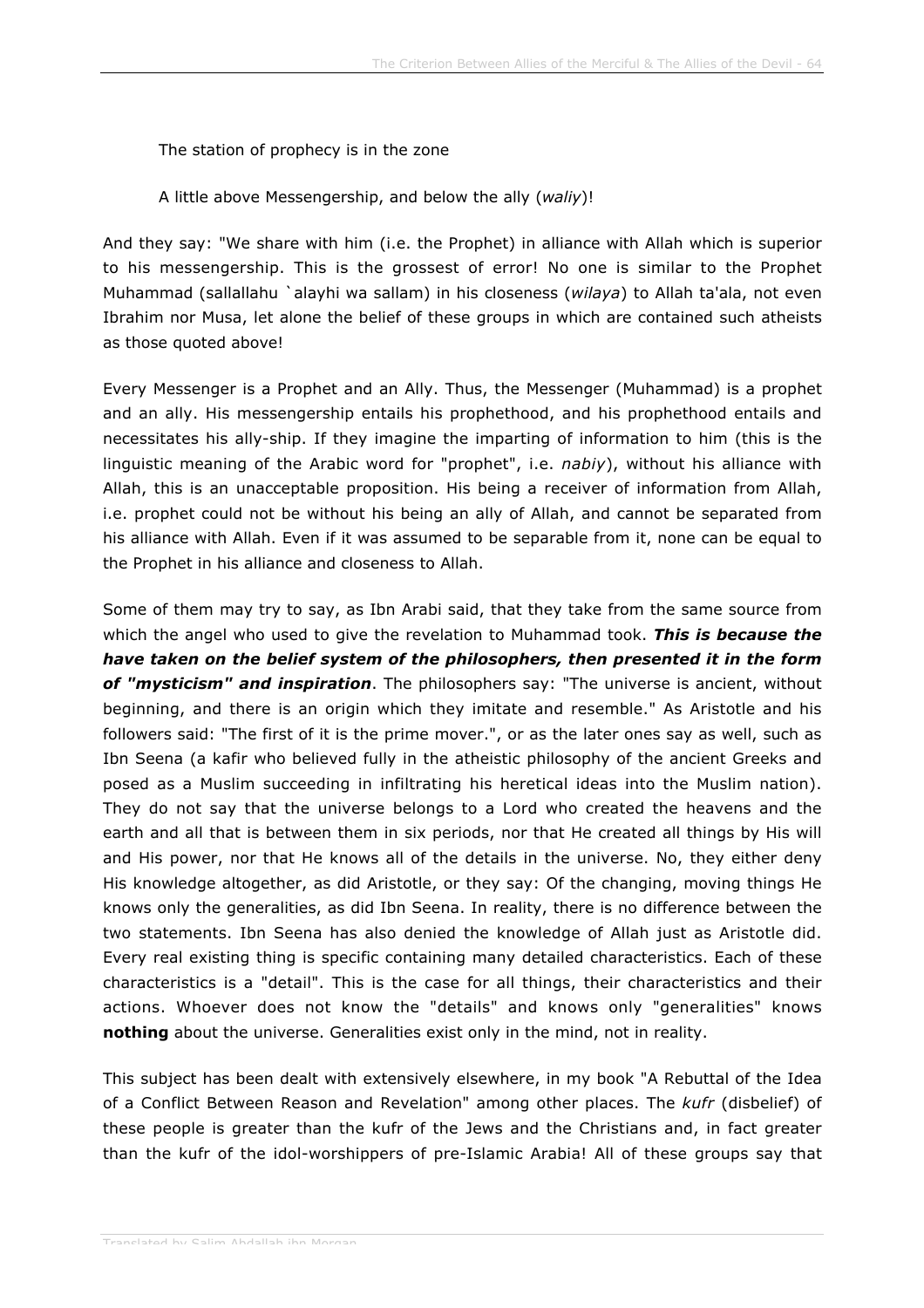The station of prophecy is in the zone

A little above Messengership, and below the ally (*waliy*)!

And they say: "We share with him (i.e. the Prophet) in alliance with Allah which is superior to his messengership. This is the grossest of error! No one is similar to the Prophet Muhammad (sallallahu `alayhi wa sallam) in his closeness (*wilaya*) to Allah ta'ala, not even Ibrahim nor Musa, let alone the belief of these groups in which are contained such atheists as those quoted above!

Every Messenger is a Prophet and an Ally. Thus, the Messenger (Muhammad) is a prophet and an ally. His messengership entails his prophethood, and his prophethood entails and necessitates his ally-ship. If they imagine the imparting of information to him (this is the linguistic meaning of the Arabic word for "prophet", i.e. *nabiy*), without his alliance with Allah, this is an unacceptable proposition. His being a receiver of information from Allah, i.e. prophet could not be without his being an ally of Allah, and cannot be separated from his alliance with Allah. Even if it was assumed to be separable from it, none can be equal to the Prophet in his alliance and closeness to Allah.

Some of them may try to say, as Ibn Arabi said, that they take from the same source from which the angel who used to give the revelation to Muhammad took. ***This is because the have taken on the belief system of the philosophers, then presented it in the form of "mysticism" and inspiration***. The philosophers say: "The universe is ancient, without beginning, and there is an origin which they imitate and resemble." As Aristotle and his followers said: "The first of it is the prime mover.", or as the later ones say as well, such as Ibn Seena (a kafir who believed fully in the atheistic philosophy of the ancient Greeks and posed as a Muslim succeeding in infiltrating his heretical ideas into the Muslim nation). They do not say that the universe belongs to a Lord who created the heavens and the earth and all that is between them in six periods, nor that He created all things by His will and His power, nor that He knows all of the details in the universe. No, they either deny His knowledge altogether, as did Aristotle, or they say: Of the changing, moving things He knows only the generalities, as did Ibn Seena. In reality, there is no difference between the two statements. Ibn Seena has also denied the knowledge of Allah just as Aristotle did. Every real existing thing is specific containing many detailed characteristics. Each of these characteristics is a "detail". This is the case for all things, their characteristics and their actions. Whoever does not know the "details" and knows only "generalities" knows **nothing** about the universe. Generalities exist only in the mind, not in reality.

This subject has been dealt with extensively elsewhere, in my book "A Rebuttal of the Idea of a Conflict Between Reason and Revelation" among other places. The *kufr* (disbelief) of these people is greater than the kufr of the Jews and the Christians and, in fact greater than the kufr of the idol-worshippers of pre-Islamic Arabia! All of these groups say that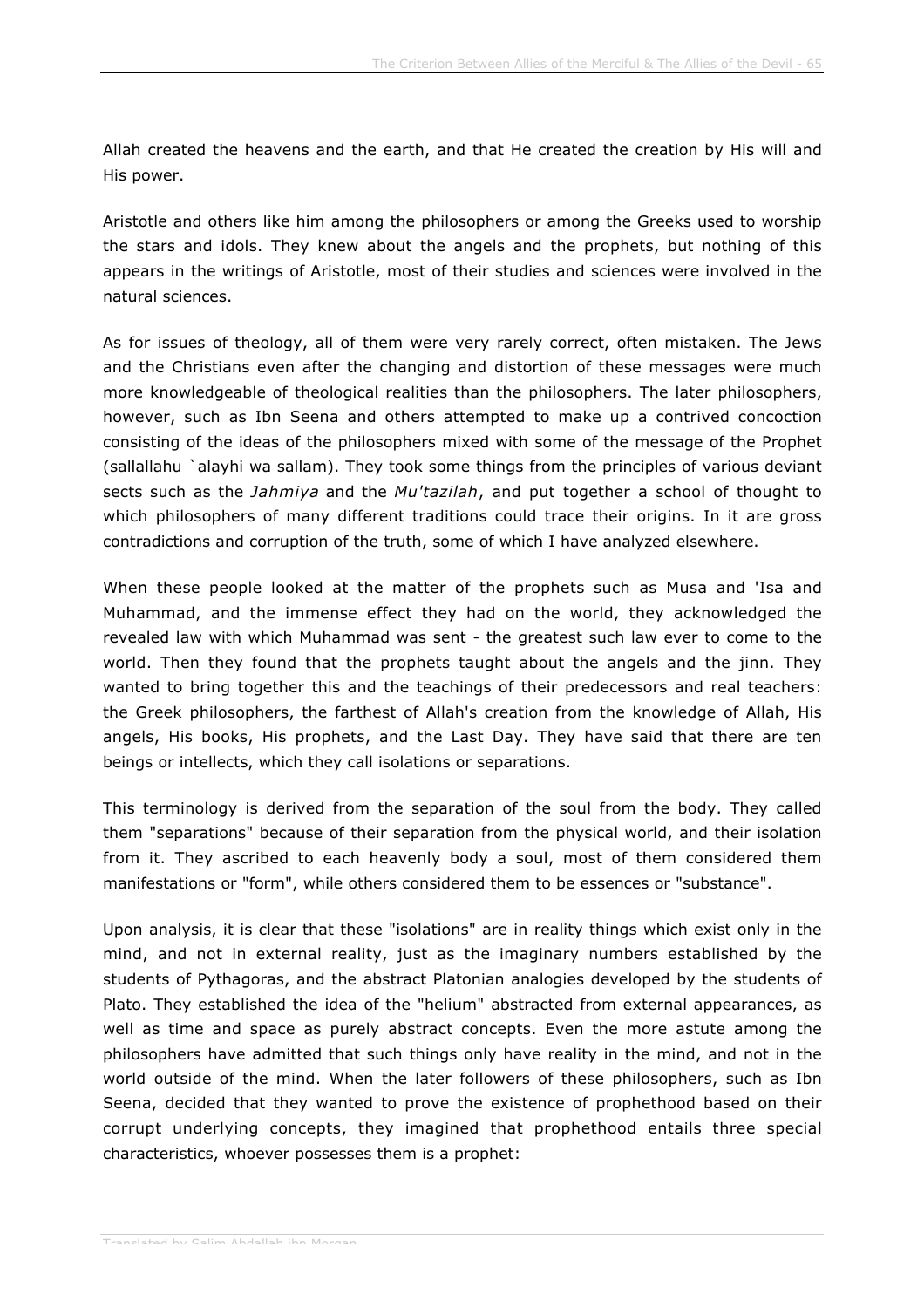Allah created the heavens and the earth, and that He created the creation by His will and His power.

Aristotle and others like him among the philosophers or among the Greeks used to worship the stars and idols. They knew about the angels and the prophets, but nothing of this appears in the writings of Aristotle, most of their studies and sciences were involved in the natural sciences.

As for issues of theology, all of them were very rarely correct, often mistaken. The Jews and the Christians even after the changing and distortion of these messages were much more knowledgeable of theological realities than the philosophers. The later philosophers, however, such as Ibn Seena and others attempted to make up a contrived concoction consisting of the ideas of the philosophers mixed with some of the message of the Prophet (sallallahu `alayhi wa sallam). They took some things from the principles of various deviant sects such as the *Jahmiya* and the *Mu'tazilah*, and put together a school of thought to which philosophers of many different traditions could trace their origins. In it are gross contradictions and corruption of the truth, some of which I have analyzed elsewhere.

When these people looked at the matter of the prophets such as Musa and 'Isa and Muhammad, and the immense effect they had on the world, they acknowledged the revealed law with which Muhammad was sent - the greatest such law ever to come to the world. Then they found that the prophets taught about the angels and the jinn. They wanted to bring together this and the teachings of their predecessors and real teachers: the Greek philosophers, the farthest of Allah's creation from the knowledge of Allah, His angels, His books, His prophets, and the Last Day. They have said that there are ten beings or intellects, which they call isolations or separations.

This terminology is derived from the separation of the soul from the body. They called them "separations" because of their separation from the physical world, and their isolation from it. They ascribed to each heavenly body a soul, most of them considered them manifestations or "form", while others considered them to be essences or "substance".

Upon analysis, it is clear that these "isolations" are in reality things which exist only in the mind, and not in external reality, just as the imaginary numbers established by the students of Pythagoras, and the abstract Platonian analogies developed by the students of Plato. They established the idea of the "helium" abstracted from external appearances, as well as time and space as purely abstract concepts. Even the more astute among the philosophers have admitted that such things only have reality in the mind, and not in the world outside of the mind. When the later followers of these philosophers, such as Ibn Seena, decided that they wanted to prove the existence of prophethood based on their corrupt underlying concepts, they imagined that prophethood entails three special characteristics, whoever possesses them is a prophet: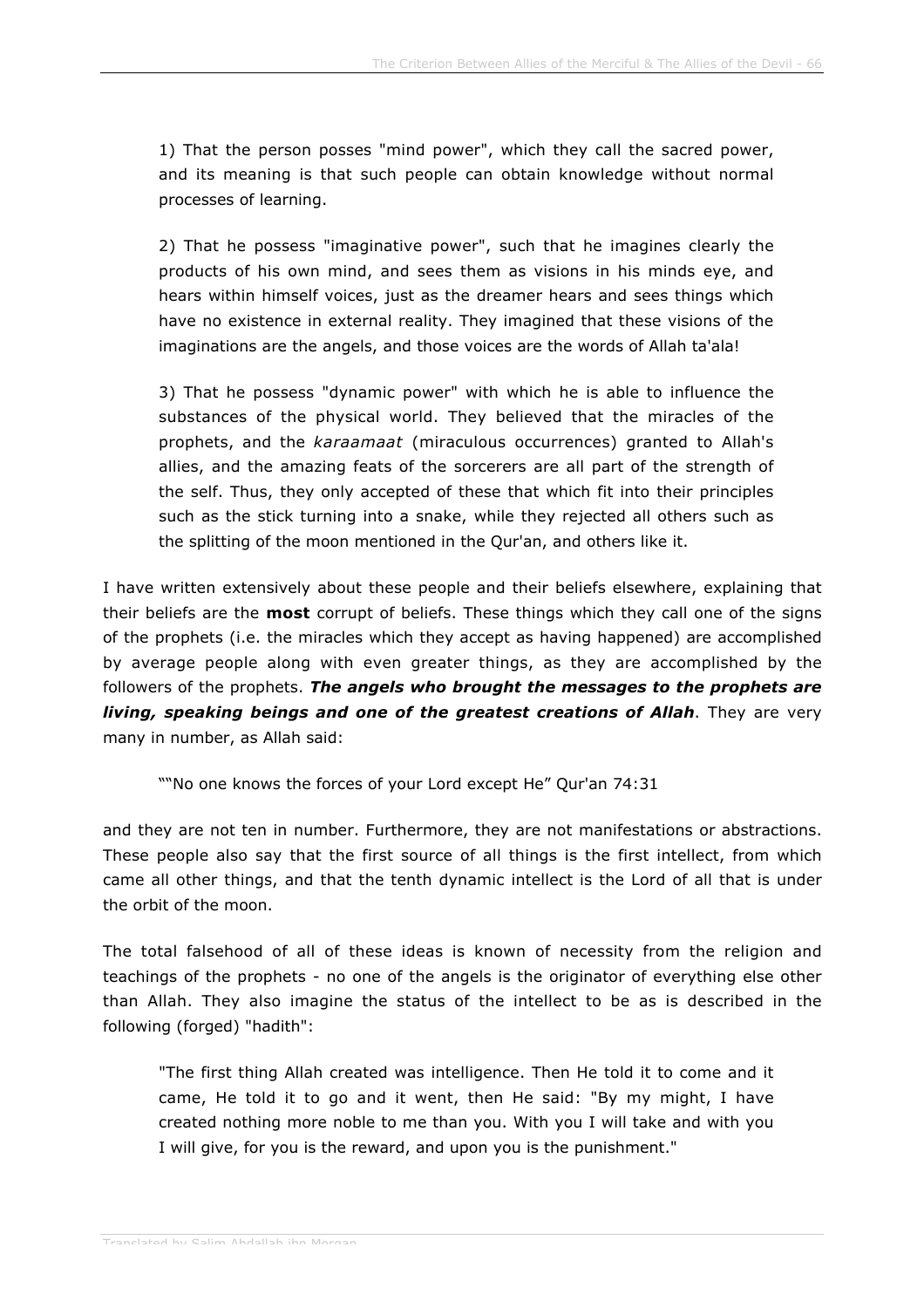1) That the person posses "mind power", which they call the sacred power, and its meaning is that such people can obtain knowledge without normal processes of learning.

2) That he possess "imaginative power", such that he imagines clearly the products of his own mind, and sees them as visions in his minds eye, and hears within himself voices, just as the dreamer hears and sees things which have no existence in external reality. They imagined that these visions of the imaginations are the angels, and those voices are the words of Allah ta'ala!

3) That he possess "dynamic power" with which he is able to influence the substances of the physical world. They believed that the miracles of the prophets, and the *karaamaat* (miraculous occurrences) granted to Allah's allies, and the amazing feats of the sorcerers are all part of the strength of the self. Thus, they only accepted of these that which fit into their principles such as the stick turning into a snake, while they rejected all others such as the splitting of the moon mentioned in the Qur'an, and others like it.

I have written extensively about these people and their beliefs elsewhere, explaining that their beliefs are the **most** corrupt of beliefs. These things which they call one of the signs of the prophets (i.e. the miracles which they accept as having happened) are accomplished by average people along with even greater things, as they are accomplished by the followers of the prophets. ***The angels who brought the messages to the prophets are living, speaking beings and one of the greatest creations of Allah***. They are very many in number, as Allah said:

> ""No one knows the forces of your Lord except He" Qur'an 74:31

and they are not ten in number. Furthermore, they are not manifestations or abstractions. These people also say that the first source of all things is the first intellect, from which came all other things, and that the tenth dynamic intellect is the Lord of all that is under the orbit of the moon.

The total falsehood of all of these ideas is known of necessity from the religion and teachings of the prophets - no one of the angels is the originator of everything else other than Allah. They also imagine the status of the intellect to be as is described in the following (forged) "hadith":

> "The first thing Allah created was intelligence. Then He told it to come and it came, He told it to go and it went, then He said: "By my might, I have created nothing more noble to me than you. With you I will take and with you I will give, for you is the reward, and upon you is the punishment."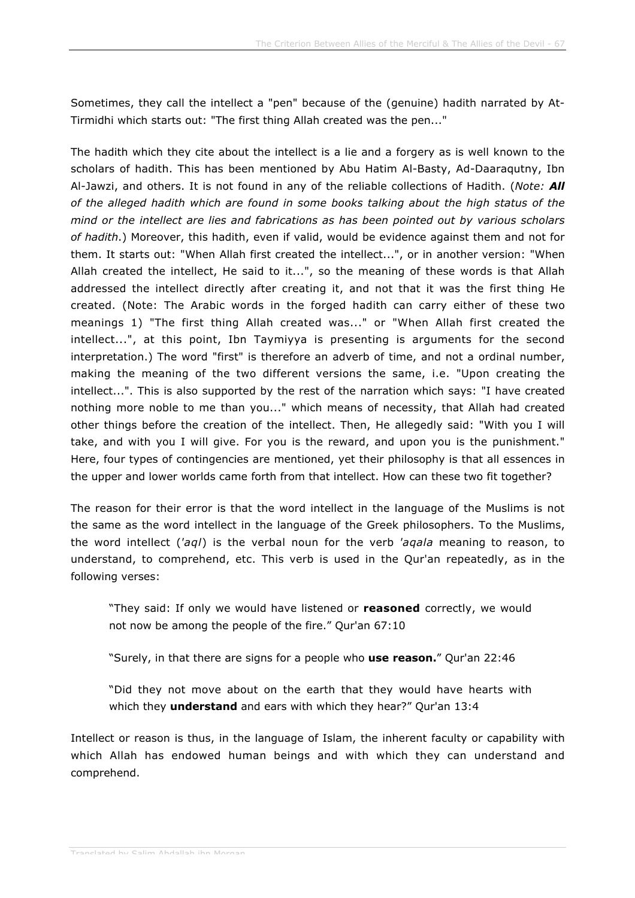Sometimes, they call the intellect a "pen" because of the (genuine) hadith narrated by At-Tirmidhi which starts out: "The first thing Allah created was the pen..."

The hadith which they cite about the intellect is a lie and a forgery as is well known to the scholars of hadith. This has been mentioned by Abu Hatim Al-Basty, Ad-Daaraqutny, Ibn Al-Jawzi, and others. It is not found in any of the reliable collections of Hadith. (*Note: **All** of the alleged hadith which are found in some books talking about the high status of the mind or the intellect are lies and fabrications as has been pointed out by various scholars of hadith.*) Moreover, this hadith, even if valid, would be evidence against them and not for them. It starts out: "When Allah first created the intellect...", or in another version: "When Allah created the intellect, He said to it...", so the meaning of these words is that Allah addressed the intellect directly after creating it, and not that it was the first thing He created. (Note: The Arabic words in the forged hadith can carry either of these two meanings 1) "The first thing Allah created was..." or "When Allah first created the intellect...", at this point, Ibn Taymiyya is presenting is arguments for the second interpretation.) The word "first" is therefore an adverb of time, and not a ordinal number, making the meaning of the two different versions the same, i.e. "Upon creating the intellect...". This is also supported by the rest of the narration which says: "I have created nothing more noble to me than you..." which means of necessity, that Allah had created other things before the creation of the intellect. Then, He allegedly said: "With you I will take, and with you I will give. For you is the reward, and upon you is the punishment." Here, four types of contingencies are mentioned, yet their philosophy is that all essences in the upper and lower worlds came forth from that intellect. How can these two fit together?

The reason for their error is that the word intellect in the language of the Muslims is not the same as the word intellect in the language of the Greek philosophers. To the Muslims, the word intellect (*'aql*) is the verbal noun for the verb *'aqala* meaning to reason, to understand, to comprehend, etc. This verb is used in the Qur'an repeatedly, as in the following verses:

> "They said: If only we would have listened or **reasoned** correctly, we would not now be among the people of the fire." Qur'an 67:10
>
> "Surely, in that there are signs for a people who **use reason.**" Qur'an 22:46
>
> "Did they not move about on the earth that they would have hearts with which they **understand** and ears with which they hear?" Qur'an 13:4

Intellect or reason is thus, in the language of Islam, the inherent faculty or capability with which Allah has endowed human beings and with which they can understand and comprehend.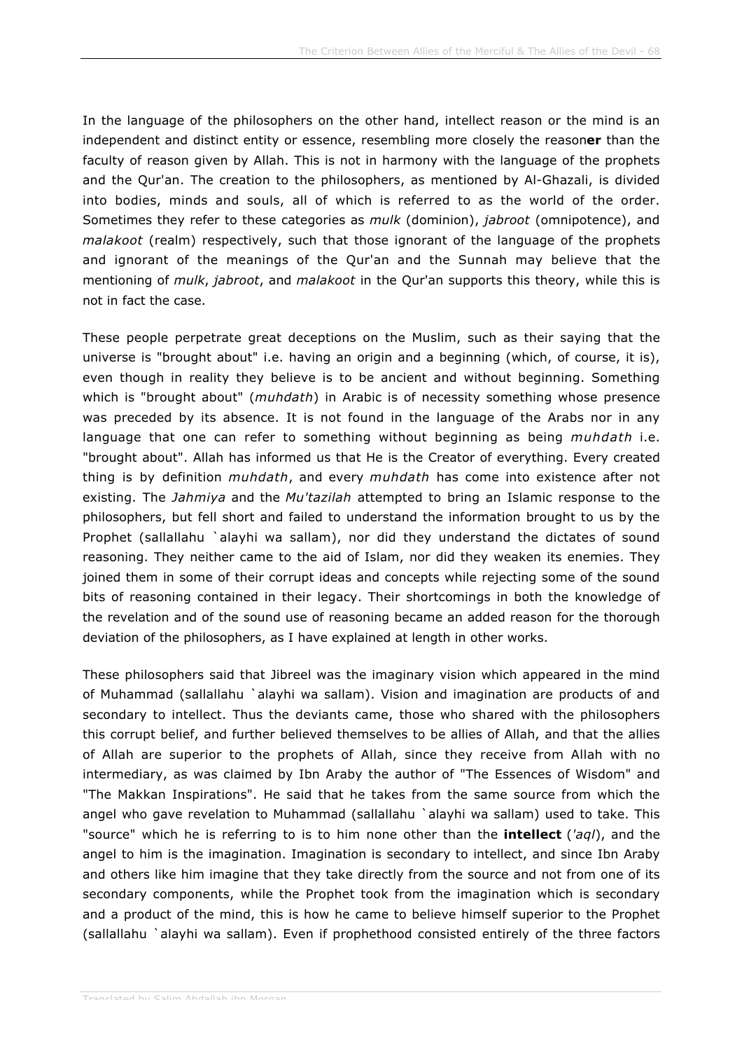In the language of the philosophers on the other hand, intellect reason or the mind is an independent and distinct entity or essence, resembling more closely the reason**er** than the faculty of reason given by Allah. This is not in harmony with the language of the prophets and the Qur'an. The creation to the philosophers, as mentioned by Al-Ghazali, is divided into bodies, minds and souls, all of which is referred to as the world of the order. Sometimes they refer to these categories as *mulk* (dominion), *jabroot* (omnipotence), and *malakoot* (realm) respectively, such that those ignorant of the language of the prophets and ignorant of the meanings of the Qur'an and the Sunnah may believe that the mentioning of *mulk*, *jabroot*, and *malakoot* in the Qur'an supports this theory, while this is not in fact the case.

These people perpetrate great deceptions on the Muslim, such as their saying that the universe is "brought about" i.e. having an origin and a beginning (which, of course, it is), even though in reality they believe is to be ancient and without beginning. Something which is "brought about" (*muhdath*) in Arabic is of necessity something whose presence was preceded by its absence. It is not found in the language of the Arabs nor in any language that one can refer to something without beginning as being *muhdath* i.e. "brought about". Allah has informed us that He is the Creator of everything. Every created thing is by definition *muhdath*, and every *muhdath* has come into existence after not existing. The *Jahmiya* and the *Mu'tazilah* attempted to bring an Islamic response to the philosophers, but fell short and failed to understand the information brought to us by the Prophet (sallallahu `alayhi wa sallam), nor did they understand the dictates of sound reasoning. They neither came to the aid of Islam, nor did they weaken its enemies. They joined them in some of their corrupt ideas and concepts while rejecting some of the sound bits of reasoning contained in their legacy. Their shortcomings in both the knowledge of the revelation and of the sound use of reasoning became an added reason for the thorough deviation of the philosophers, as I have explained at length in other works.

These philosophers said that Jibreel was the imaginary vision which appeared in the mind of Muhammad (sallallahu `alayhi wa sallam). Vision and imagination are products of and secondary to intellect. Thus the deviants came, those who shared with the philosophers this corrupt belief, and further believed themselves to be allies of Allah, and that the allies of Allah are superior to the prophets of Allah, since they receive from Allah with no intermediary, as was claimed by Ibn Araby the author of "The Essences of Wisdom" and "The Makkan Inspirations". He said that he takes from the same source from which the angel who gave revelation to Muhammad (sallallahu `alayhi wa sallam) used to take. This "source" which he is referring to is to him none other than the **intellect** (*'aql*), and the angel to him is the imagination. Imagination is secondary to intellect, and since Ibn Araby and others like him imagine that they take directly from the source and not from one of its secondary components, while the Prophet took from the imagination which is secondary and a product of the mind, this is how he came to believe himself superior to the Prophet (sallallahu `alayhi wa sallam). Even if prophethood consisted entirely of the three factors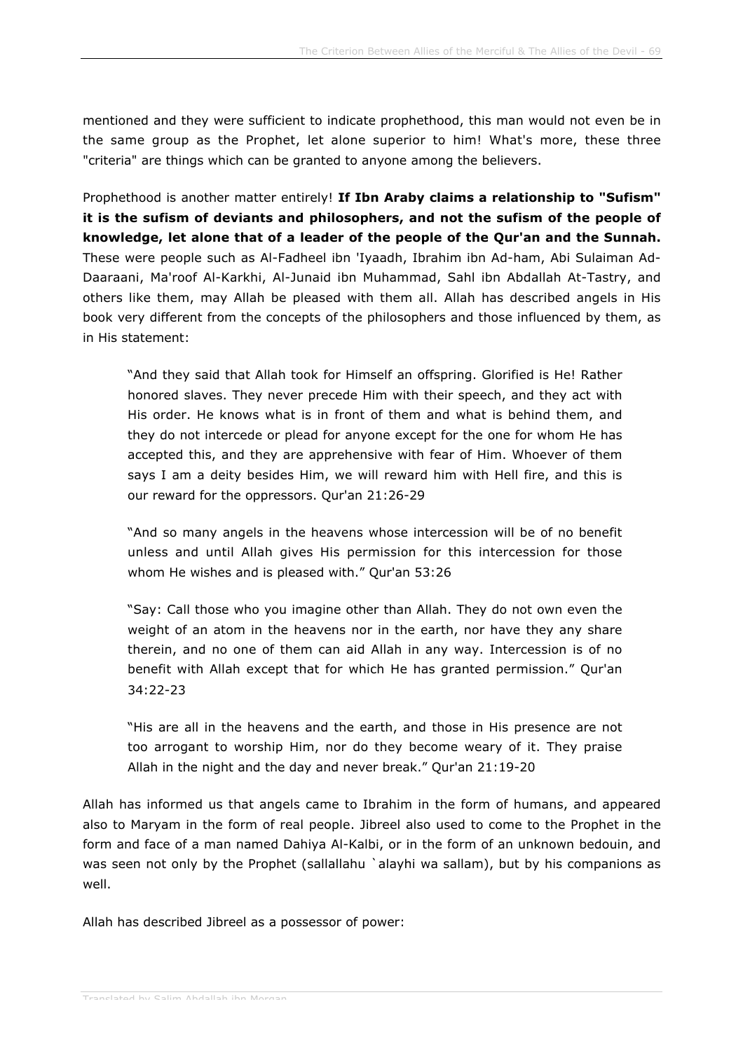mentioned and they were sufficient to indicate prophethood, this man would not even be in the same group as the Prophet, let alone superior to him! What's more, these three "criteria" are things which can be granted to anyone among the believers.

Prophethood is another matter entirely! **If Ibn Araby claims a relationship to "Sufism" it is the sufism of deviants and philosophers, and not the sufism of the people of knowledge, let alone that of a leader of the people of the Qur'an and the Sunnah.** These were people such as Al-Fadheel ibn 'Iyaadh, Ibrahim ibn Ad-ham, Abi Sulaiman Ad-Daaraani, Ma'roof Al-Karkhi, Al-Junaid ibn Muhammad, Sahl ibn Abdallah At-Tastry, and others like them, may Allah be pleased with them all. Allah has described angels in His book very different from the concepts of the philosophers and those influenced by them, as in His statement:

> "And they said that Allah took for Himself an offspring. Glorified is He! Rather honored slaves. They never precede Him with their speech, and they act with His order. He knows what is in front of them and what is behind them, and they do not intercede or plead for anyone except for the one for whom He has accepted this, and they are apprehensive with fear of Him. Whoever of them says I am a deity besides Him, we will reward him with Hell fire, and this is our reward for the oppressors. Qur'an 21:26-29
>
> "And so many angels in the heavens whose intercession will be of no benefit unless and until Allah gives His permission for this intercession for those whom He wishes and is pleased with." Qur'an 53:26
>
> "Say: Call those who you imagine other than Allah. They do not own even the weight of an atom in the heavens nor in the earth, nor have they any share therein, and no one of them can aid Allah in any way. Intercession is of no benefit with Allah except that for which He has granted permission." Qur'an 34:22-23
>
> "His are all in the heavens and the earth, and those in His presence are not too arrogant to worship Him, nor do they become weary of it. They praise Allah in the night and the day and never break." Qur'an 21:19-20

Allah has informed us that angels came to Ibrahim in the form of humans, and appeared also to Maryam in the form of real people. Jibreel also used to come to the Prophet in the form and face of a man named Dahiya Al-Kalbi, or in the form of an unknown bedouin, and was seen not only by the Prophet (sallallahu `alayhi wa sallam), but by his companions as well.

Allah has described Jibreel as a possessor of power: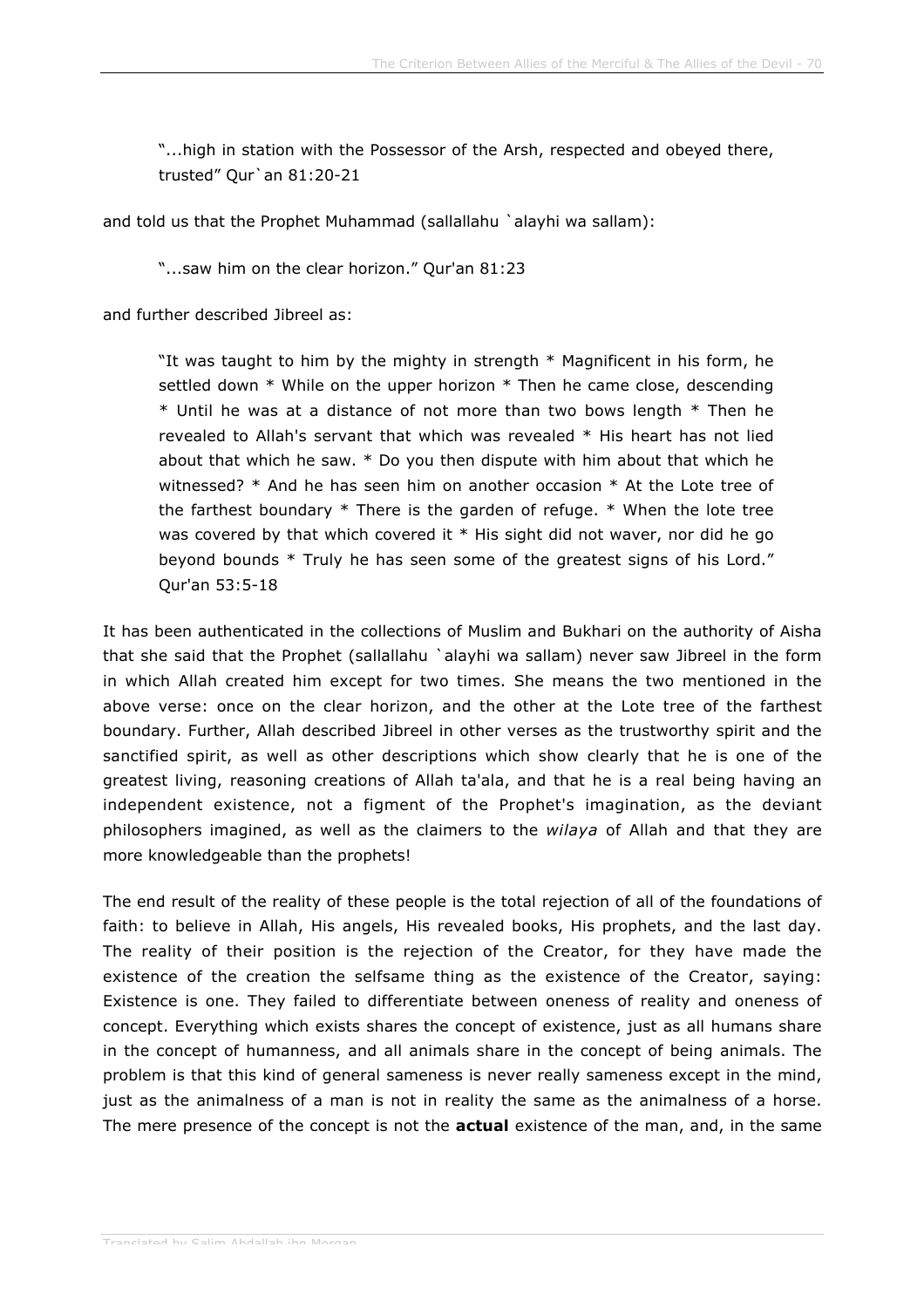> "...high in station with the Possessor of the Arsh, respected and obeyed there, trusted" Qur`an 81:20-21

and told us that the Prophet Muhammad (sallallahu `alayhi wa sallam):

> "...saw him on the clear horizon." Qur'an 81:23

and further described Jibreel as:

> "It was taught to him by the mighty in strength * Magnificent in his form, he settled down * While on the upper horizon * Then he came close, descending * Until he was at a distance of not more than two bows length * Then he revealed to Allah's servant that which was revealed * His heart has not lied about that which he saw. * Do you then dispute with him about that which he witnessed? * And he has seen him on another occasion * At the Lote tree of the farthest boundary * There is the garden of refuge. * When the lote tree was covered by that which covered it * His sight did not waver, nor did he go beyond bounds * Truly he has seen some of the greatest signs of his Lord." Qur'an 53:5-18

It has been authenticated in the collections of Muslim and Bukhari on the authority of Aisha that she said that the Prophet (sallallahu `alayhi wa sallam) never saw Jibreel in the form in which Allah created him except for two times. She means the two mentioned in the above verse: once on the clear horizon, and the other at the Lote tree of the farthest boundary. Further, Allah described Jibreel in other verses as the trustworthy spirit and the sanctified spirit, as well as other descriptions which show clearly that he is one of the greatest living, reasoning creations of Allah ta'ala, and that he is a real being having an independent existence, not a figment of the Prophet's imagination, as the deviant philosophers imagined, as well as the claimers to the *wilaya* of Allah and that they are more knowledgeable than the prophets!

The end result of the reality of these people is the total rejection of all of the foundations of faith: to believe in Allah, His angels, His revealed books, His prophets, and the last day. The reality of their position is the rejection of the Creator, for they have made the existence of the creation the selfsame thing as the existence of the Creator, saying: Existence is one. They failed to differentiate between oneness of reality and oneness of concept. Everything which exists shares the concept of existence, just as all humans share in the concept of humanness, and all animals share in the concept of being animals. The problem is that this kind of general sameness is never really sameness except in the mind, just as the animalness of a man is not in reality the same as the animalness of a horse. The mere presence of the concept is not the **actual** existence of the man, and, in the same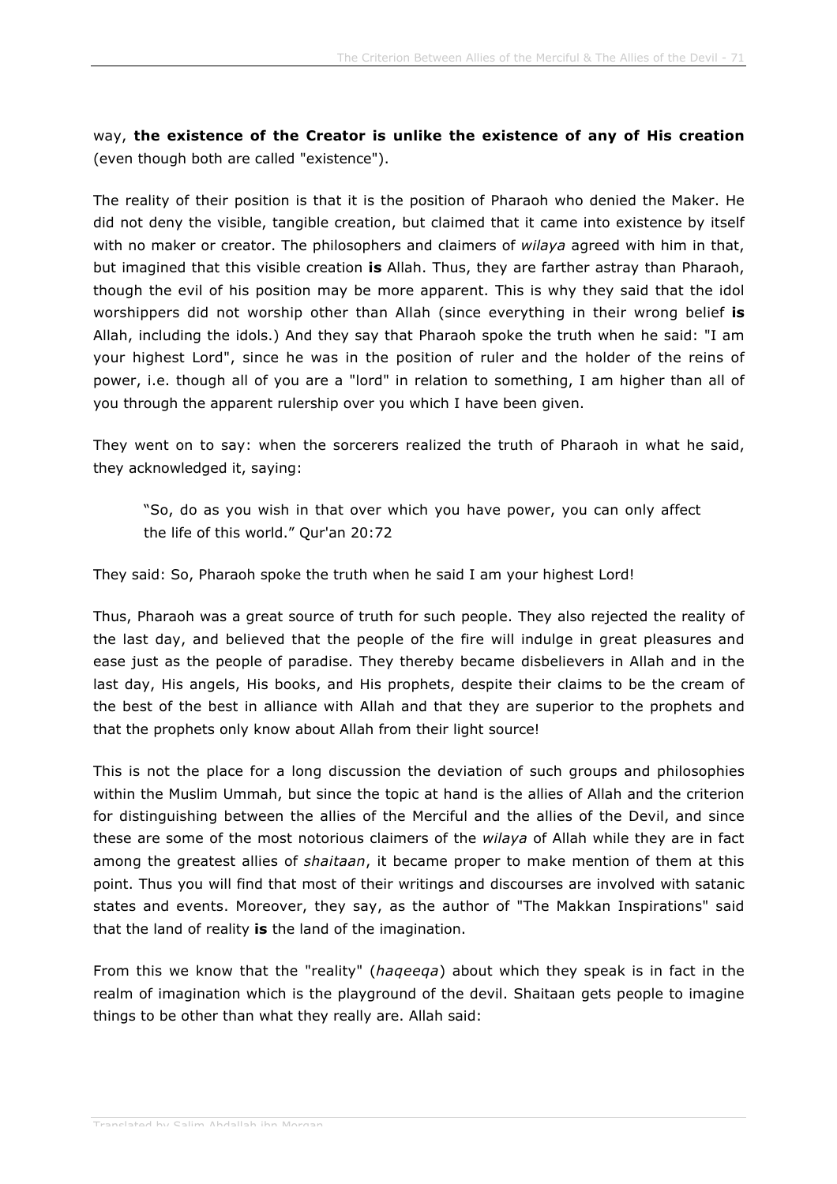way, **the existence of the Creator is unlike the existence of any of His creation** (even though both are called "existence").

The reality of their position is that it is the position of Pharaoh who denied the Maker. He did not deny the visible, tangible creation, but claimed that it came into existence by itself with no maker or creator. The philosophers and claimers of *wilaya* agreed with him in that, but imagined that this visible creation **is** Allah. Thus, they are farther astray than Pharaoh, though the evil of his position may be more apparent. This is why they said that the idol worshippers did not worship other than Allah (since everything in their wrong belief **is** Allah, including the idols.) And they say that Pharaoh spoke the truth when he said: "I am your highest Lord", since he was in the position of ruler and the holder of the reins of power, i.e. though all of you are a "lord" in relation to something, I am higher than all of you through the apparent rulership over you which I have been given.

They went on to say: when the sorcerers realized the truth of Pharaoh in what he said, they acknowledged it, saying:

> "So, do as you wish in that over which you have power, you can only affect the life of this world." Qur'an 20:72

They said: So, Pharaoh spoke the truth when he said I am your highest Lord!

Thus, Pharaoh was a great source of truth for such people. They also rejected the reality of the last day, and believed that the people of the fire will indulge in great pleasures and ease just as the people of paradise. They thereby became disbelievers in Allah and in the last day, His angels, His books, and His prophets, despite their claims to be the cream of the best of the best in alliance with Allah and that they are superior to the prophets and that the prophets only know about Allah from their light source!

This is not the place for a long discussion the deviation of such groups and philosophies within the Muslim Ummah, but since the topic at hand is the allies of Allah and the criterion for distinguishing between the allies of the Merciful and the allies of the Devil, and since these are some of the most notorious claimers of the *wilaya* of Allah while they are in fact among the greatest allies of *shaitaan*, it became proper to make mention of them at this point. Thus you will find that most of their writings and discourses are involved with satanic states and events. Moreover, they say, as the author of "The Makkan Inspirations" said that the land of reality **is** the land of the imagination.

From this we know that the "reality" (*haqeeqa*) about which they speak is in fact in the realm of imagination which is the playground of the devil. Shaitaan gets people to imagine things to be other than what they really are. Allah said: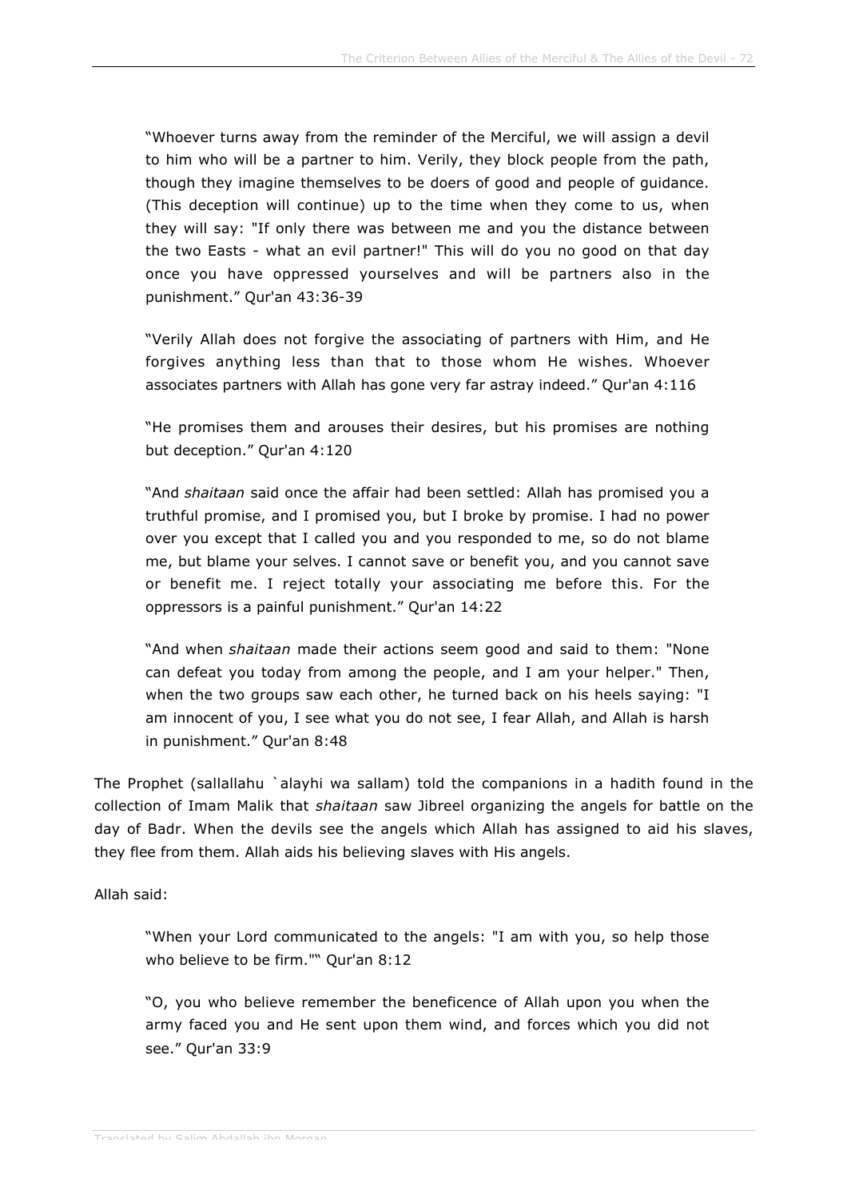> "Whoever turns away from the reminder of the Merciful, we will assign a devil to him who will be a partner to him. Verily, they block people from the path, though they imagine themselves to be doers of good and people of guidance. (This deception will continue) up to the time when they come to us, when they will say: "If only there was between me and you the distance between the two Easts - what an evil partner!" This will do you no good on that day once you have oppressed yourselves and will be partners also in the punishment." Qur'an 43:36-39

> "Verily Allah does not forgive the associating of partners with Him, and He forgives anything less than that to those whom He wishes. Whoever associates partners with Allah has gone very far astray indeed." Qur'an 4:116

> "He promises them and arouses their desires, but his promises are nothing but deception." Qur'an 4:120

> "And *shaitaan* said once the affair had been settled: Allah has promised you a truthful promise, and I promised you, but I broke by promise. I had no power over you except that I called you and you responded to me, so do not blame me, but blame your selves. I cannot save or benefit you, and you cannot save or benefit me. I reject totally your associating me before this. For the oppressors is a painful punishment." Qur'an 14:22

> "And when *shaitaan* made their actions seem good and said to them: "None can defeat you today from among the people, and I am your helper." Then, when the two groups saw each other, he turned back on his heels saying: "I am innocent of you, I see what you do not see, I fear Allah, and Allah is harsh in punishment." Qur'an 8:48

The Prophet (sallallahu `alayhi wa sallam) told the companions in a hadith found in the collection of Imam Malik that *shaitaan* saw Jibreel organizing the angels for battle on the day of Badr. When the devils see the angels which Allah has assigned to aid his slaves, they flee from them. Allah aids his believing slaves with His angels.

Allah said:

> "When your Lord communicated to the angels: "I am with you, so help those who believe to be firm."" Qur'an 8:12

> "O, you who believe remember the beneficence of Allah upon you when the army faced you and He sent upon them wind, and forces which you did not see." Qur'an 33:9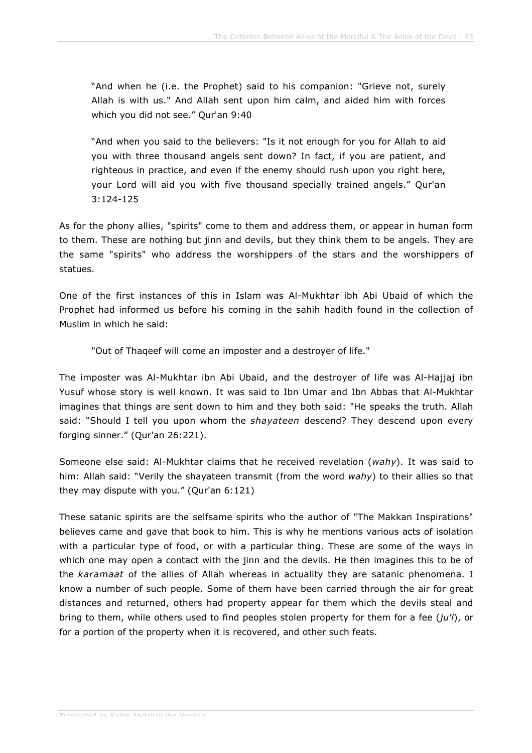> “And when he (i.e. the Prophet) said to his companion: "Grieve not, surely Allah is with us." And Allah sent upon him calm, and aided him with forces which you did not see.” Qur'an 9:40

> “And when you said to the believers: "Is it not enough for you for Allah to aid you with three thousand angels sent down? In fact, if you are patient, and righteous in practice, and even if the enemy should rush upon you right here, your Lord will aid you with five thousand specially trained angels.” Qur'an 3:124-125

As for the phony allies, "spirits" come to them and address them, or appear in human form to them. These are nothing but jinn and devils, but they think them to be angels. They are the same "spirits" who address the worshippers of the stars and the worshippers of statues.

One of the first instances of this in Islam was Al-Mukhtar ibh Abi Ubaid of which the Prophet had informed us before his coming in the sahih hadith found in the collection of Muslim in which he said:

> "Out of Thaqeef will come an imposter and a destroyer of life."

The imposter was Al-Mukhtar ibn Abi Ubaid, and the destroyer of life was Al-Hajjaj ibn Yusuf whose story is well known. It was said to Ibn Umar and Ibn Abbas that Al-Mukhtar imagines that things are sent down to him and they both said: "He speaks the truth. Allah said: “Should I tell you upon whom the *shayateen* descend? They descend upon every forging sinner.” (Qur'an 26:221).

Someone else said: Al-Mukhtar claims that he received revelation (*wahy*). It was said to him: Allah said: “Verily the shayateen transmit (from the word *wahy*) to their allies so that they may dispute with you.” (Qur'an 6:121)

These satanic spirits are the selfsame spirits who the author of "The Makkan Inspirations" believes came and gave that book to him. This is why he mentions various acts of isolation with a particular type of food, or with a particular thing. These are some of the ways in which one may open a contact with the jinn and the devils. He then imagines this to be of the *karamaat* of the allies of Allah whereas in actuality they are satanic phenomena. I know a number of such people. Some of them have been carried through the air for great distances and returned, others had property appear for them which the devils steal and bring to them, while others used to find peoples stolen property for them for a fee (*ju'l*), or for a portion of the property when it is recovered, and other such feats.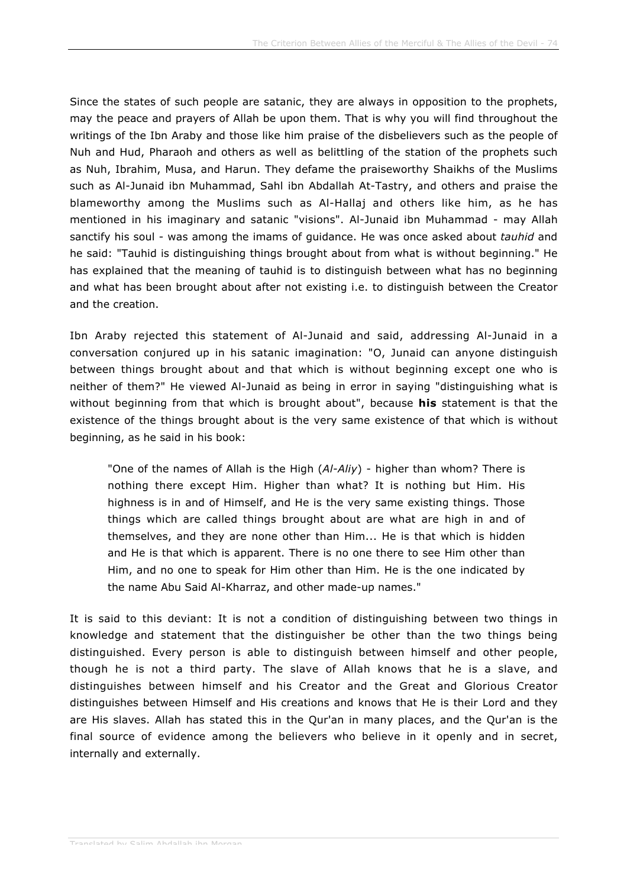Since the states of such people are satanic, they are always in opposition to the prophets, may the peace and prayers of Allah be upon them. That is why you will find throughout the writings of the Ibn Araby and those like him praise of the disbelievers such as the people of Nuh and Hud, Pharaoh and others as well as belittling of the station of the prophets such as Nuh, Ibrahim, Musa, and Harun. They defame the praiseworthy Shaikhs of the Muslims such as Al-Junaid ibn Muhammad, Sahl ibn Abdallah At-Tastry, and others and praise the blameworthy among the Muslims such as Al-Hallaj and others like him, as he has mentioned in his imaginary and satanic "visions". Al-Junaid ibn Muhammad - may Allah sanctify his soul - was among the imams of guidance. He was once asked about *tauhid* and he said: "Tauhid is distinguishing things brought about from what is without beginning." He has explained that the meaning of tauhid is to distinguish between what has no beginning and what has been brought about after not existing i.e. to distinguish between the Creator and the creation.

Ibn Araby rejected this statement of Al-Junaid and said, addressing Al-Junaid in a conversation conjured up in his satanic imagination: "O, Junaid can anyone distinguish between things brought about and that which is without beginning except one who is neither of them?" He viewed Al-Junaid as being in error in saying "distinguishing what is without beginning from that which is brought about", because **his** statement is that the existence of the things brought about is the very same existence of that which is without beginning, as he said in his book:

> "One of the names of Allah is the High (*Al-Aliy*) - higher than whom? There is nothing there except Him. Higher than what? It is nothing but Him. His highness is in and of Himself, and He is the very same existing things. Those things which are called things brought about are what are high in and of themselves, and they are none other than Him... He is that which is hidden and He is that which is apparent. There is no one there to see Him other than Him, and no one to speak for Him other than Him. He is the one indicated by the name Abu Said Al-Kharraz, and other made-up names."

It is said to this deviant: It is not a condition of distinguishing between two things in knowledge and statement that the distinguisher be other than the two things being distinguished. Every person is able to distinguish between himself and other people, though he is not a third party. The slave of Allah knows that he is a slave, and distinguishes between himself and his Creator and the Great and Glorious Creator distinguishes between Himself and His creations and knows that He is their Lord and they are His slaves. Allah has stated this in the Qur'an in many places, and the Qur'an is the final source of evidence among the believers who believe in it openly and in secret, internally and externally.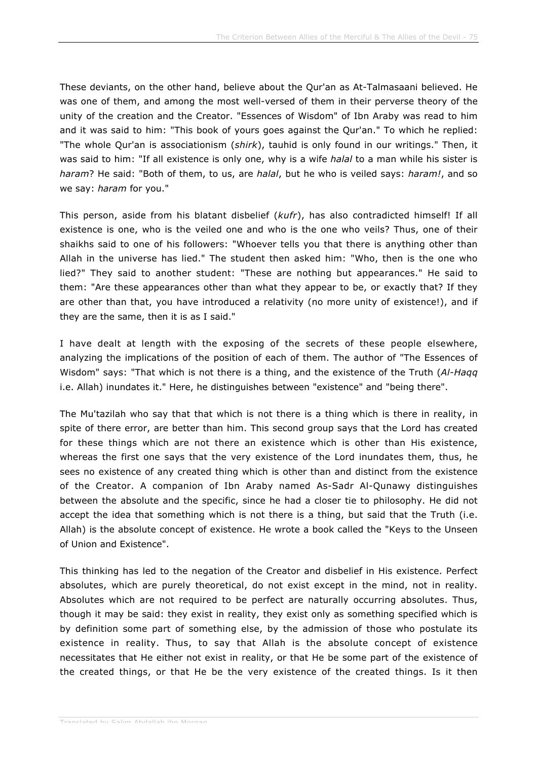These deviants, on the other hand, believe about the Qur'an as At-Talmasaani believed. He was one of them, and among the most well-versed of them in their perverse theory of the unity of the creation and the Creator. "Essences of Wisdom" of Ibn Araby was read to him and it was said to him: "This book of yours goes against the Qur'an." To which he replied: "The whole Qur'an is associationism (*shirk*), tauhid is only found in our writings." Then, it was said to him: "If all existence is only one, why is a wife *halal* to a man while his sister is *haram*? He said: "Both of them, to us, are *halal*, but he who is veiled says: *haram!*, and so we say: *haram* for you."

This person, aside from his blatant disbelief (*kufr*), has also contradicted himself! If all existence is one, who is the veiled one and who is the one who veils? Thus, one of their shaikhs said to one of his followers: "Whoever tells you that there is anything other than Allah in the universe has lied." The student then asked him: "Who, then is the one who lied?" They said to another student: "These are nothing but appearances." He said to them: "Are these appearances other than what they appear to be, or exactly that? If they are other than that, you have introduced a relativity (no more unity of existence!), and if they are the same, then it is as I said."

I have dealt at length with the exposing of the secrets of these people elsewhere, analyzing the implications of the position of each of them. The author of "The Essences of Wisdom" says: "That which is not there is a thing, and the existence of the Truth (*Al-Haqq* i.e. Allah) inundates it." Here, he distinguishes between "existence" and "being there".

The Mu'tazilah who say that that which is not there is a thing which is there in reality, in spite of there error, are better than him. This second group says that the Lord has created for these things which are not there an existence which is other than His existence, whereas the first one says that the very existence of the Lord inundates them, thus, he sees no existence of any created thing which is other than and distinct from the existence of the Creator. A companion of Ibn Araby named As-Sadr Al-Qunawy distinguishes between the absolute and the specific, since he had a closer tie to philosophy. He did not accept the idea that something which is not there is a thing, but said that the Truth (i.e. Allah) is the absolute concept of existence. He wrote a book called the "Keys to the Unseen of Union and Existence".

This thinking has led to the negation of the Creator and disbelief in His existence. Perfect absolutes, which are purely theoretical, do not exist except in the mind, not in reality. Absolutes which are not required to be perfect are naturally occurring absolutes. Thus, though it may be said: they exist in reality, they exist only as something specified which is by definition some part of something else, by the admission of those who postulate its existence in reality. Thus, to say that Allah is the absolute concept of existence necessitates that He either not exist in reality, or that He be some part of the existence of the created things, or that He be the very existence of the created things. Is it then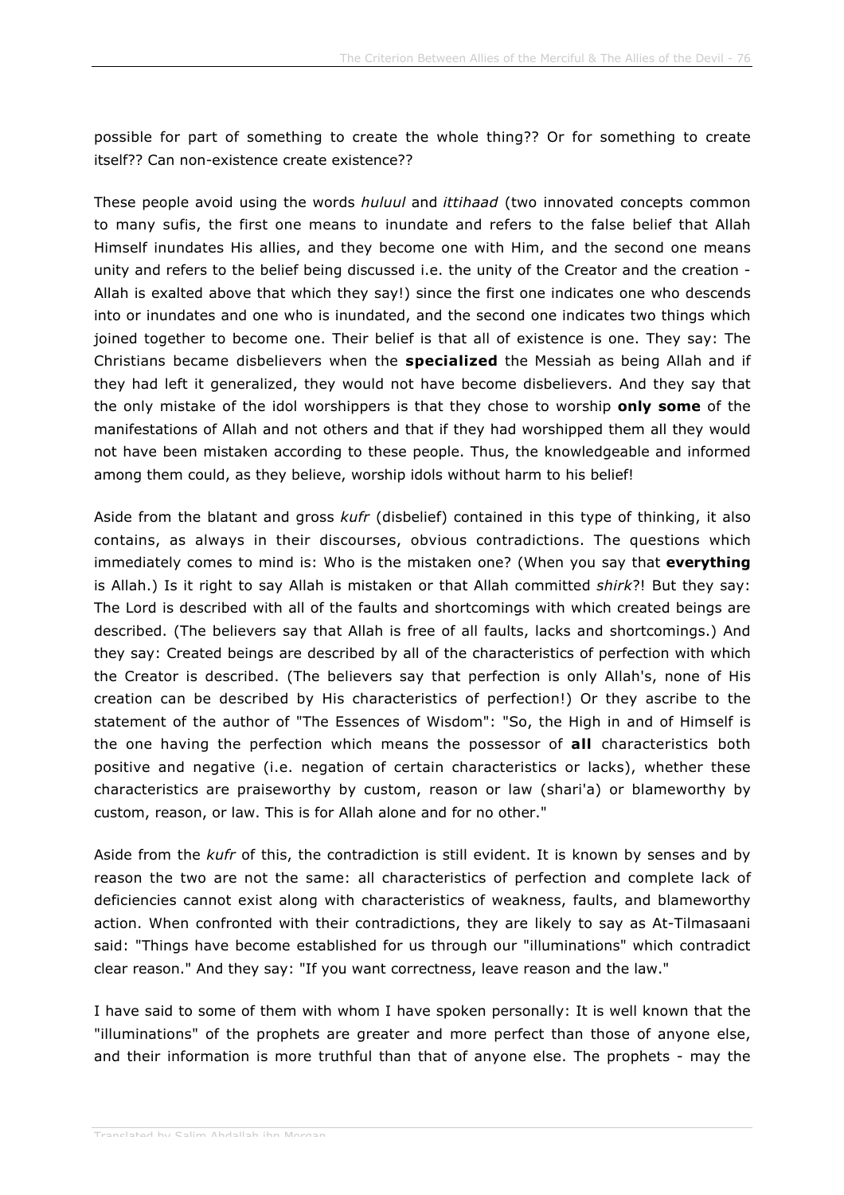possible for part of something to create the whole thing?? Or for something to create itself?? Can non-existence create existence??

These people avoid using the words *huluul* and *ittihaad* (two innovated concepts common to many sufis, the first one means to inundate and refers to the false belief that Allah Himself inundates His allies, and they become one with Him, and the second one means unity and refers to the belief being discussed i.e. the unity of the Creator and the creation - Allah is exalted above that which they say!) since the first one indicates one who descends into or inundates and one who is inundated, and the second one indicates two things which joined together to become one. Their belief is that all of existence is one. They say: The Christians became disbelievers when the **specialized** the Messiah as being Allah and if they had left it generalized, they would not have become disbelievers. And they say that the only mistake of the idol worshippers is that they chose to worship **only some** of the manifestations of Allah and not others and that if they had worshipped them all they would not have been mistaken according to these people. Thus, the knowledgeable and informed among them could, as they believe, worship idols without harm to his belief!

Aside from the blatant and gross *kufr* (disbelief) contained in this type of thinking, it also contains, as always in their discourses, obvious contradictions. The questions which immediately comes to mind is: Who is the mistaken one? (When you say that **everything** is Allah.) Is it right to say Allah is mistaken or that Allah committed *shirk*?! But they say: The Lord is described with all of the faults and shortcomings with which created beings are described. (The believers say that Allah is free of all faults, lacks and shortcomings.) And they say: Created beings are described by all of the characteristics of perfection with which the Creator is described. (The believers say that perfection is only Allah's, none of His creation can be described by His characteristics of perfection!) Or they ascribe to the statement of the author of "The Essences of Wisdom": "So, the High in and of Himself is the one having the perfection which means the possessor of **all** characteristics both positive and negative (i.e. negation of certain characteristics or lacks), whether these characteristics are praiseworthy by custom, reason or law (shari'a) or blameworthy by custom, reason, or law. This is for Allah alone and for no other."

Aside from the *kufr* of this, the contradiction is still evident. It is known by senses and by reason the two are not the same: all characteristics of perfection and complete lack of deficiencies cannot exist along with characteristics of weakness, faults, and blameworthy action. When confronted with their contradictions, they are likely to say as At-Tilmasaani said: "Things have become established for us through our "illuminations" which contradict clear reason." And they say: "If you want correctness, leave reason and the law."

I have said to some of them with whom I have spoken personally: It is well known that the "illuminations" of the prophets are greater and more perfect than those of anyone else, and their information is more truthful than that of anyone else. The prophets - may the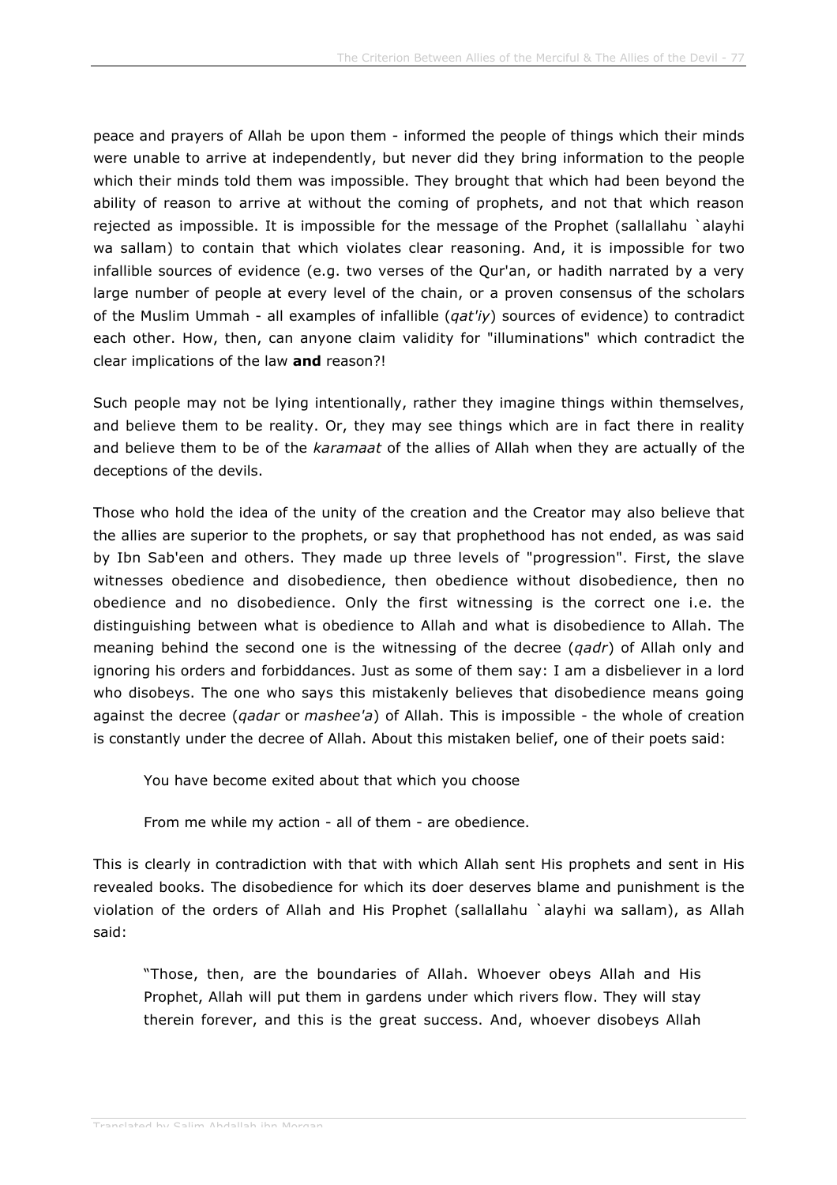peace and prayers of Allah be upon them - informed the people of things which their minds were unable to arrive at independently, but never did they bring information to the people which their minds told them was impossible. They brought that which had been beyond the ability of reason to arrive at without the coming of prophets, and not that which reason rejected as impossible. It is impossible for the message of the Prophet (sallallahu `alayhi wa sallam) to contain that which violates clear reasoning. And, it is impossible for two infallible sources of evidence (e.g. two verses of the Qur'an, or hadith narrated by a very large number of people at every level of the chain, or a proven consensus of the scholars of the Muslim Ummah - all examples of infallible (*qat'iy*) sources of evidence) to contradict each other. How, then, can anyone claim validity for "illuminations" which contradict the clear implications of the law **and** reason?!

Such people may not be lying intentionally, rather they imagine things within themselves, and believe them to be reality. Or, they may see things which are in fact there in reality and believe them to be of the *karamaat* of the allies of Allah when they are actually of the deceptions of the devils.

Those who hold the idea of the unity of the creation and the Creator may also believe that the allies are superior to the prophets, or say that prophethood has not ended, as was said by Ibn Sab'een and others. They made up three levels of "progression". First, the slave witnesses obedience and disobedience, then obedience without disobedience, then no obedience and no disobedience. Only the first witnessing is the correct one i.e. the distinguishing between what is obedience to Allah and what is disobedience to Allah. The meaning behind the second one is the witnessing of the decree (*qadr*) of Allah only and ignoring his orders and forbiddances. Just as some of them say: I am a disbeliever in a lord who disobeys. The one who says this mistakenly believes that disobedience means going against the decree (*qadar* or *mashee'a*) of Allah. This is impossible - the whole of creation is constantly under the decree of Allah. About this mistaken belief, one of their poets said:

> You have become exited about that which you choose
>
> From me while my action - all of them - are obedience.

This is clearly in contradiction with that with which Allah sent His prophets and sent in His revealed books. The disobedience for which its doer deserves blame and punishment is the violation of the orders of Allah and His Prophet (sallallahu `alayhi wa sallam), as Allah said:

> "Those, then, are the boundaries of Allah. Whoever obeys Allah and His Prophet, Allah will put them in gardens under which rivers flow. They will stay therein forever, and this is the great success. And, whoever disobeys Allah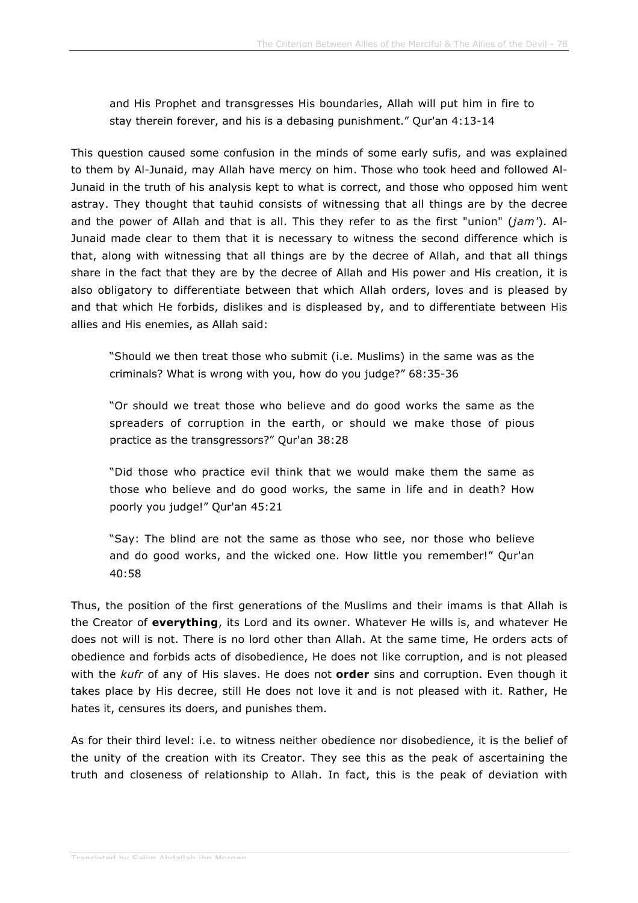> and His Prophet and transgresses His boundaries, Allah will put him in fire to stay therein forever, and his is a debasing punishment." Qur'an 4:13-14

This question caused some confusion in the minds of some early sufis, and was explained to them by Al-Junaid, may Allah have mercy on him. Those who took heed and followed Al-Junaid in the truth of his analysis kept to what is correct, and those who opposed him went astray. They thought that tauhid consists of witnessing that all things are by the decree and the power of Allah and that is all. This they refer to as the first "union" (*jam'*). Al-Junaid made clear to them that it is necessary to witness the second difference which is that, along with witnessing that all things are by the decree of Allah, and that all things share in the fact that they are by the decree of Allah and His power and His creation, it is also obligatory to differentiate between that which Allah orders, loves and is pleased by and that which He forbids, dislikes and is displeased by, and to differentiate between His allies and His enemies, as Allah said:

> "Should we then treat those who submit (i.e. Muslims) in the same was as the criminals? What is wrong with you, how do you judge?" 68:35-36

> "Or should we treat those who believe and do good works the same as the spreaders of corruption in the earth, or should we make those of pious practice as the transgressors?" Qur'an 38:28

> "Did those who practice evil think that we would make them the same as those who believe and do good works, the same in life and in death? How poorly you judge!" Qur'an 45:21

> "Say: The blind are not the same as those who see, nor those who believe and do good works, and the wicked one. How little you remember!" Qur'an 40:58

Thus, the position of the first generations of the Muslims and their imams is that Allah is the Creator of **everything**, its Lord and its owner. Whatever He wills is, and whatever He does not will is not. There is no lord other than Allah. At the same time, He orders acts of obedience and forbids acts of disobedience, He does not like corruption, and is not pleased with the *kufr* of any of His slaves. He does not **order** sins and corruption. Even though it takes place by His decree, still He does not love it and is not pleased with it. Rather, He hates it, censures its doers, and punishes them.

As for their third level: i.e. to witness neither obedience nor disobedience, it is the belief of the unity of the creation with its Creator. They see this as the peak of ascertaining the truth and closeness of relationship to Allah. In fact, this is the peak of deviation with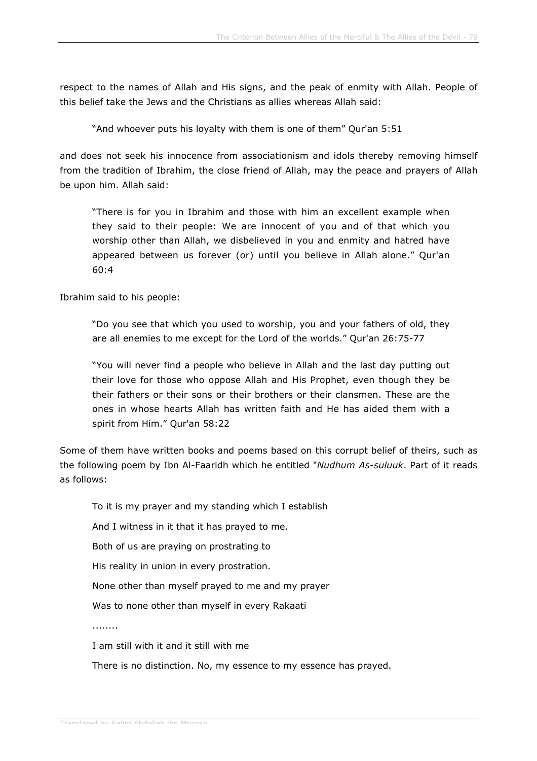respect to the names of Allah and His signs, and the peak of enmity with Allah. People of this belief take the Jews and the Christians as allies whereas Allah said:

> "And whoever puts his loyalty with them is one of them" Qur'an 5:51

and does not seek his innocence from associationism and idols thereby removing himself from the tradition of Ibrahim, the close friend of Allah, may the peace and prayers of Allah be upon him. Allah said:

> "There is for you in Ibrahim and those with him an excellent example when they said to their people: We are innocent of you and of that which you worship other than Allah, we disbelieved in you and enmity and hatred have appeared between us forever (or) until you believe in Allah alone." Qur'an 60:4

Ibrahim said to his people:

> "Do you see that which you used to worship, you and your fathers of old, they are all enemies to me except for the Lord of the worlds." Qur'an 26:75-77

> "You will never find a people who believe in Allah and the last day putting out their love for those who oppose Allah and His Prophet, even though they be their fathers or their sons or their brothers or their clansmen. These are the ones in whose hearts Allah has written faith and He has aided them with a spirit from Him." Qur'an 58:22

Some of them have written books and poems based on this corrupt belief of theirs, such as the following poem by Ibn Al-Faaridh which he entitled "*Nudhum As-suluuk*. Part of it reads as follows:

> To it is my prayer and my standing which I establish
>
> And I witness in it that it has prayed to me.
>
> Both of us are praying on prostrating to
>
> His reality in union in every prostration.
>
> None other than myself prayed to me and my prayer
>
> Was to none other than myself in every Rakaati
>
> ........
>
> I am still with it and it still with me
>
> There is no distinction. No, my essence to my essence has prayed.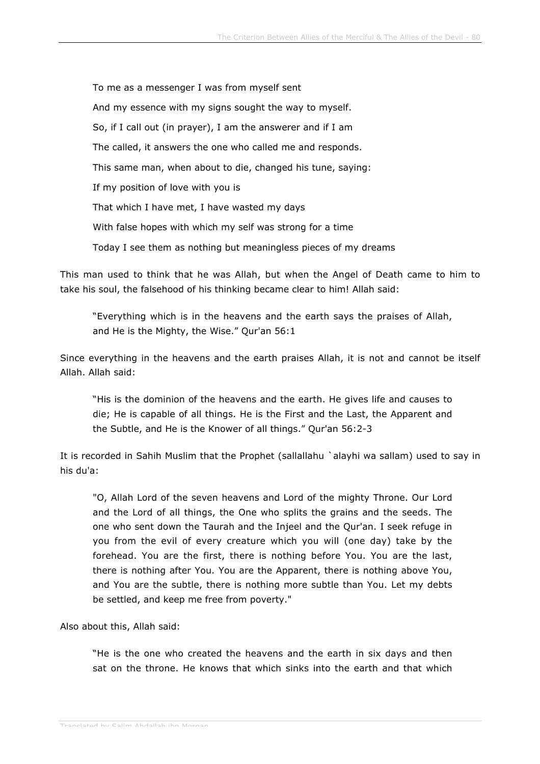> To me as a messenger I was from myself sent
>
> And my essence with my signs sought the way to myself.
>
> So, if I call out (in prayer), I am the answerer and if I am
>
> The called, it answers the one who called me and responds.
>
> This same man, when about to die, changed his tune, saying:
>
> If my position of love with you is
>
> That which I have met, I have wasted my days
>
> With false hopes with which my self was strong for a time
>
> Today I see them as nothing but meaningless pieces of my dreams

This man used to think that he was Allah, but when the Angel of Death came to him to take his soul, the falsehood of his thinking became clear to him! Allah said:

> "Everything which is in the heavens and the earth says the praises of Allah, and He is the Mighty, the Wise." Qur'an 56:1

Since everything in the heavens and the earth praises Allah, it is not and cannot be itself Allah. Allah said:

> "His is the dominion of the heavens and the earth. He gives life and causes to die; He is capable of all things. He is the First and the Last, the Apparent and the Subtle, and He is the Knower of all things." Qur'an 56:2-3

It is recorded in Sahih Muslim that the Prophet (sallallahu `alayhi wa sallam) used to say in his du'a:

> "O, Allah Lord of the seven heavens and Lord of the mighty Throne. Our Lord and the Lord of all things, the One who splits the grains and the seeds. The one who sent down the Taurah and the Injeel and the Qur'an. I seek refuge in you from the evil of every creature which you will (one day) take by the forehead. You are the first, there is nothing before You. You are the last, there is nothing after You. You are the Apparent, there is nothing above You, and You are the subtle, there is nothing more subtle than You. Let my debts be settled, and keep me free from poverty."

Also about this, Allah said:

> "He is the one who created the heavens and the earth in six days and then sat on the throne. He knows that which sinks into the earth and that which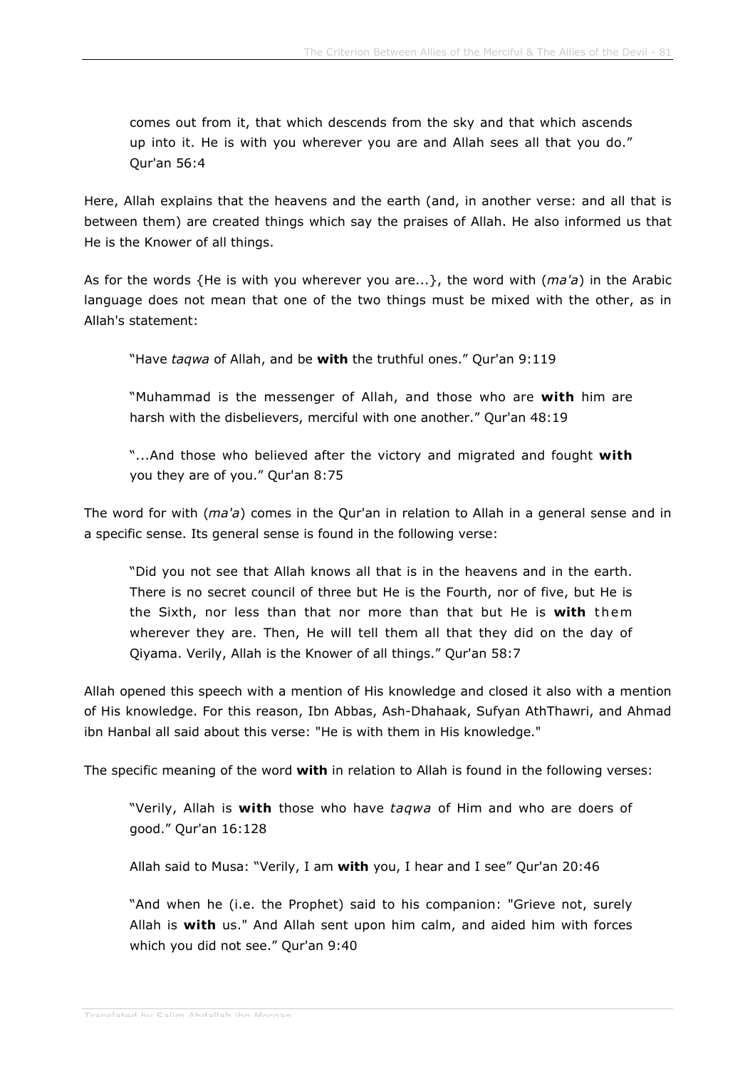> comes out from it, that which descends from the sky and that which ascends up into it. He is with you wherever you are and Allah sees all that you do." Qur'an 56:4

Here, Allah explains that the heavens and the earth (and, in another verse: and all that is between them) are created things which say the praises of Allah. He also informed us that He is the Knower of all things.

As for the words {He is with you wherever you are...}, the word with (*ma'a*) in the Arabic language does not mean that one of the two things must be mixed with the other, as in Allah's statement:

> "Have *taqwa* of Allah, and be **with** the truthful ones." Qur'an 9:119

> "Muhammad is the messenger of Allah, and those who are **with** him are harsh with the disbelievers, merciful with one another." Qur'an 48:19

> "...And those who believed after the victory and migrated and fought **with** you they are of you." Qur'an 8:75

The word for with (*ma'a*) comes in the Qur'an in relation to Allah in a general sense and in a specific sense. Its general sense is found in the following verse:

> "Did you not see that Allah knows all that is in the heavens and in the earth. There is no secret council of three but He is the Fourth, nor of five, but He is the Sixth, nor less than that nor more than that but He is **with** them wherever they are. Then, He will tell them all that they did on the day of Qiyama. Verily, Allah is the Knower of all things." Qur'an 58:7

Allah opened this speech with a mention of His knowledge and closed it also with a mention of His knowledge. For this reason, Ibn Abbas, Ash-Dhahaak, Sufyan AthThawri, and Ahmad ibn Hanbal all said about this verse: "He is with them in His knowledge."

The specific meaning of the word **with** in relation to Allah is found in the following verses:

> "Verily, Allah is **with** those who have *taqwa* of Him and who are doers of good." Qur'an 16:128

> Allah said to Musa: "Verily, I am **with** you, I hear and I see" Qur'an 20:46

> "And when he (i.e. the Prophet) said to his companion: "Grieve not, surely Allah is **with** us." And Allah sent upon him calm, and aided him with forces which you did not see." Qur'an 9:40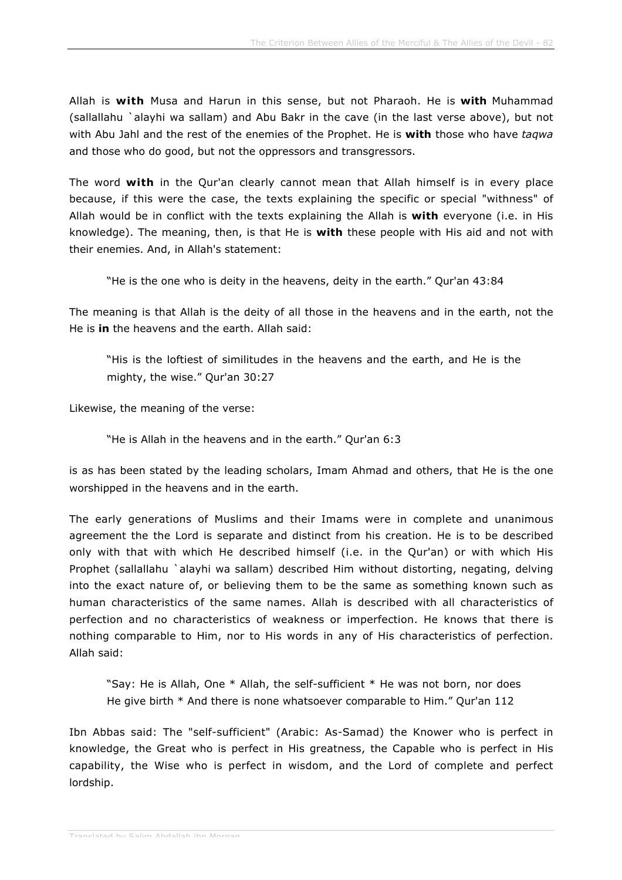Allah is **with** Musa and Harun in this sense, but not Pharaoh. He is **with** Muhammad (sallallahu `alayhi wa sallam) and Abu Bakr in the cave (in the last verse above), but not with Abu Jahl and the rest of the enemies of the Prophet. He is **with** those who have *taqwa* and those who do good, but not the oppressors and transgressors.

The word **with** in the Qur'an clearly cannot mean that Allah himself is in every place because, if this were the case, the texts explaining the specific or special "withness" of Allah would be in conflict with the texts explaining the Allah is **with** everyone (i.e. in His knowledge). The meaning, then, is that He is **with** these people with His aid and not with their enemies. And, in Allah's statement:

> "He is the one who is deity in the heavens, deity in the earth." Qur'an 43:84

The meaning is that Allah is the deity of all those in the heavens and in the earth, not the He is **in** the heavens and the earth. Allah said:

> "His is the loftiest of similitudes in the heavens and the earth, and He is the mighty, the wise." Qur'an 30:27

Likewise, the meaning of the verse:

> "He is Allah in the heavens and in the earth." Qur'an 6:3

is as has been stated by the leading scholars, Imam Ahmad and others, that He is the one worshipped in the heavens and in the earth.

The early generations of Muslims and their Imams were in complete and unanimous agreement the the Lord is separate and distinct from his creation. He is to be described only with that with which He described himself (i.e. in the Qur'an) or with which His Prophet (sallallahu `alayhi wa sallam) described Him without distorting, negating, delving into the exact nature of, or believing them to be the same as something known such as human characteristics of the same names. Allah is described with all characteristics of perfection and no characteristics of weakness or imperfection. He knows that there is nothing comparable to Him, nor to His words in any of His characteristics of perfection. Allah said:

> "Say: He is Allah, One * Allah, the self-sufficient * He was not born, nor does He give birth * And there is none whatsoever comparable to Him." Qur'an 112

Ibn Abbas said: The "self-sufficient" (Arabic: As-Samad) the Knower who is perfect in knowledge, the Great who is perfect in His greatness, the Capable who is perfect in His capability, the Wise who is perfect in wisdom, and the Lord of complete and perfect lordship.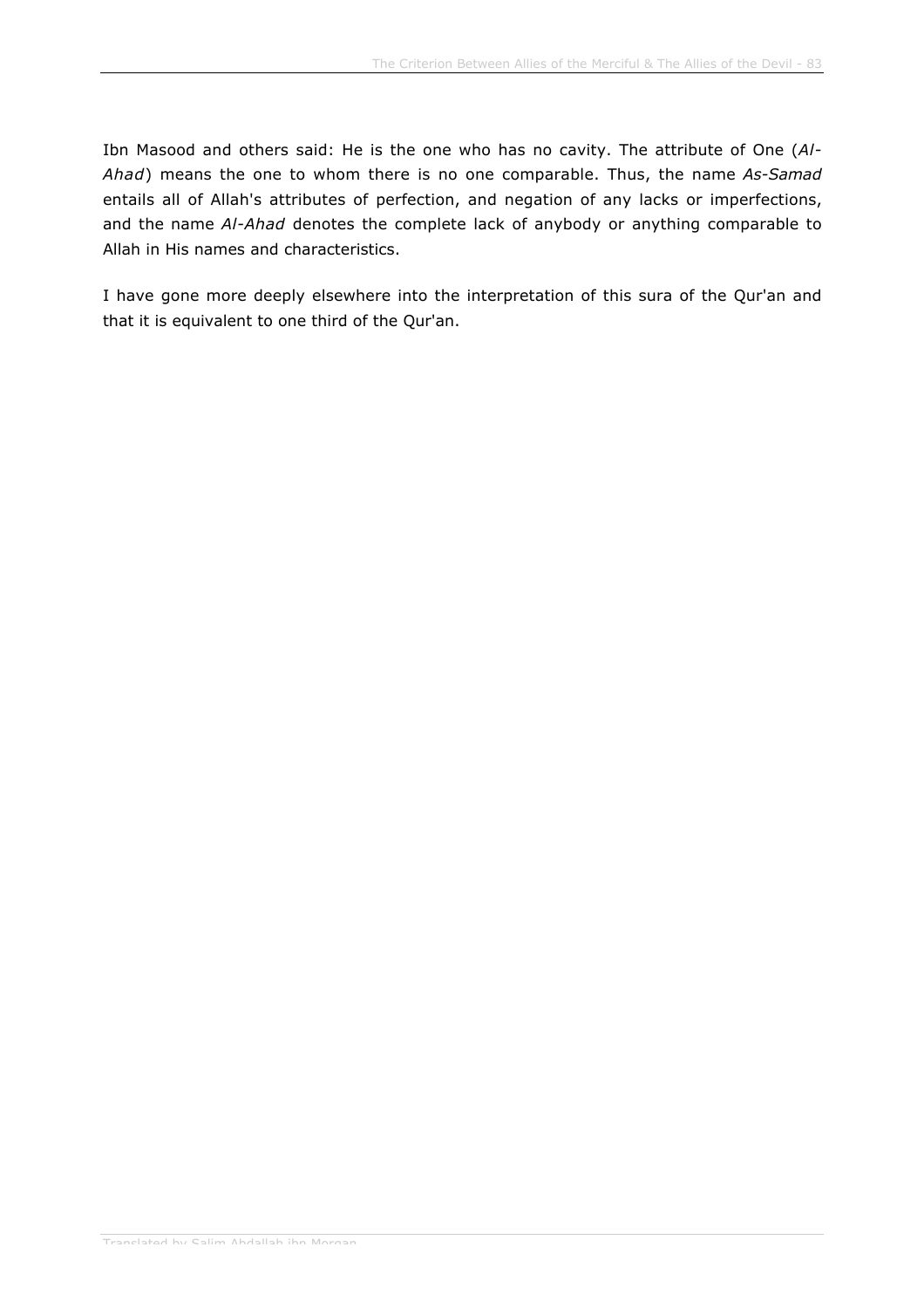Ibn Masood and others said: He is the one who has no cavity. The attribute of One (*Al-Ahad*) means the one to whom there is no one comparable. Thus, the name *As-Samad* entails all of Allah's attributes of perfection, and negation of any lacks or imperfections, and the name *Al-Ahad* denotes the complete lack of anybody or anything comparable to Allah in His names and characteristics.

I have gone more deeply elsewhere into the interpretation of this sura of the Qur'an and that it is equivalent to one third of the Qur'an.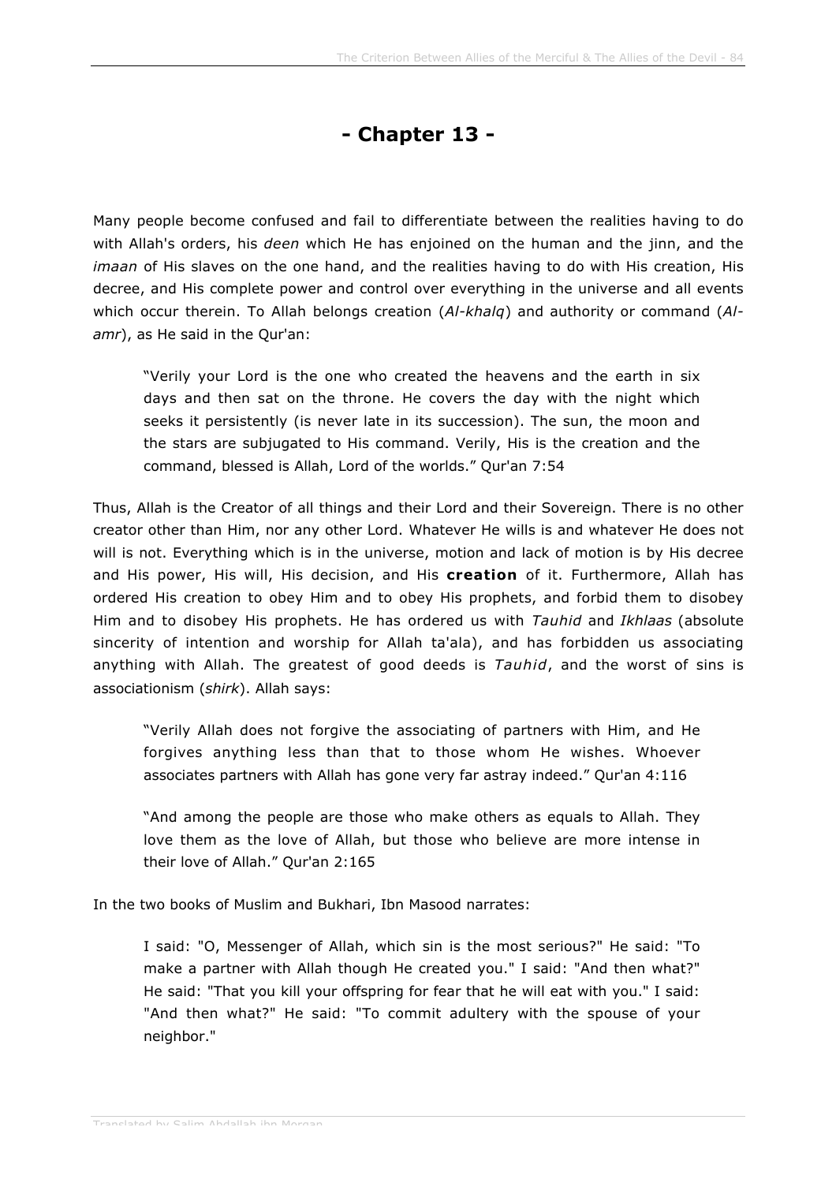# - Chapter 13 -

Many people become confused and fail to differentiate between the realities having to do with Allah's orders, his *deen* which He has enjoined on the human and the jinn, and the *imaan* of His slaves on the one hand, and the realities having to do with His creation, His decree, and His complete power and control over everything in the universe and all events which occur therein. To Allah belongs creation (*Al-khalq*) and authority or command (*Al-amr*), as He said in the Qur'an:

> "Verily your Lord is the one who created the heavens and the earth in six days and then sat on the throne. He covers the day with the night which seeks it persistently (is never late in its succession). The sun, the moon and the stars are subjugated to His command. Verily, His is the creation and the command, blessed is Allah, Lord of the worlds." Qur'an 7:54

Thus, Allah is the Creator of all things and their Lord and their Sovereign. There is no other creator other than Him, nor any other Lord. Whatever He wills is and whatever He does not will is not. Everything which is in the universe, motion and lack of motion is by His decree and His power, His will, His decision, and His **creation** of it. Furthermore, Allah has ordered His creation to obey Him and to obey His prophets, and forbid them to disobey Him and to disobey His prophets. He has ordered us with *Tauhid* and *Ikhlaas* (absolute sincerity of intention and worship for Allah ta'ala), and has forbidden us associating anything with Allah. The greatest of good deeds is *Tauhid*, and the worst of sins is associationism (*shirk*). Allah says:

> "Verily Allah does not forgive the associating of partners with Him, and He forgives anything less than that to those whom He wishes. Whoever associates partners with Allah has gone very far astray indeed." Qur'an 4:116

> "And among the people are those who make others as equals to Allah. They love them as the love of Allah, but those who believe are more intense in their love of Allah." Qur'an 2:165

In the two books of Muslim and Bukhari, Ibn Masood narrates:

> I said: "O, Messenger of Allah, which sin is the most serious?" He said: "To make a partner with Allah though He created you." I said: "And then what?" He said: "That you kill your offspring for fear that he will eat with you." I said: "And then what?" He said: "To commit adultery with the spouse of your neighbor."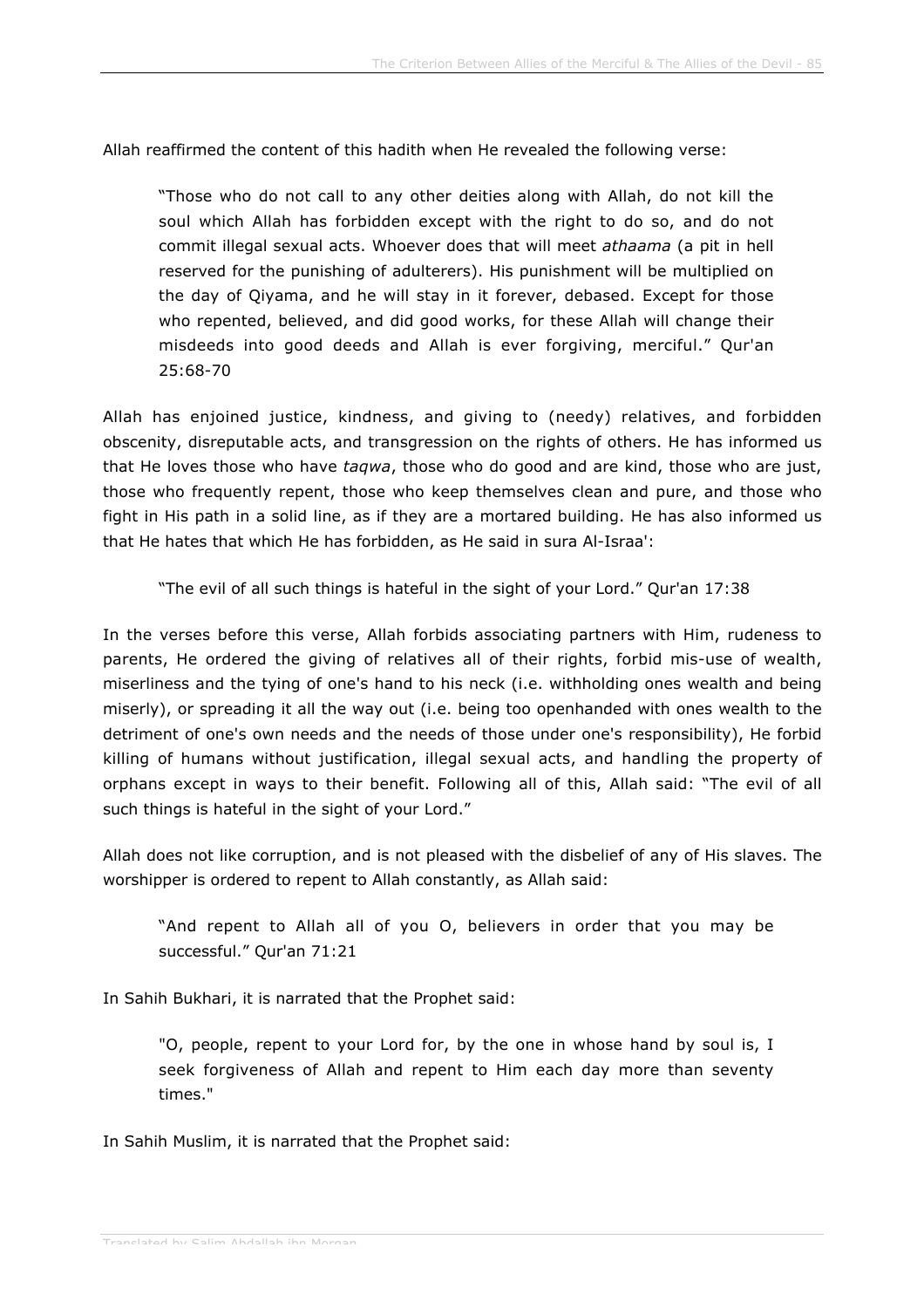Allah reaffirmed the content of this hadith when He revealed the following verse:

> "Those who do not call to any other deities along with Allah, do not kill the soul which Allah has forbidden except with the right to do so, and do not commit illegal sexual acts. Whoever does that will meet *athaama* (a pit in hell reserved for the punishing of adulterers). His punishment will be multiplied on the day of Qiyama, and he will stay in it forever, debased. Except for those who repented, believed, and did good works, for these Allah will change their misdeeds into good deeds and Allah is ever forgiving, merciful." Qur'an 25:68-70

Allah has enjoined justice, kindness, and giving to (needy) relatives, and forbidden obscenity, disreputable acts, and transgression on the rights of others. He has informed us that He loves those who have *taqwa*, those who do good and are kind, those who are just, those who frequently repent, those who keep themselves clean and pure, and those who fight in His path in a solid line, as if they are a mortared building. He has also informed us that He hates that which He has forbidden, as He said in sura Al-Israa':

> "The evil of all such things is hateful in the sight of your Lord." Qur'an 17:38

In the verses before this verse, Allah forbids associating partners with Him, rudeness to parents, He ordered the giving of relatives all of their rights, forbid mis-use of wealth, miserliness and the tying of one's hand to his neck (i.e. withholding ones wealth and being miserly), or spreading it all the way out (i.e. being too openhanded with ones wealth to the detriment of one's own needs and the needs of those under one's responsibility), He forbid killing of humans without justification, illegal sexual acts, and handling the property of orphans except in ways to their benefit. Following all of this, Allah said: "The evil of all such things is hateful in the sight of your Lord."

Allah does not like corruption, and is not pleased with the disbelief of any of His slaves. The worshipper is ordered to repent to Allah constantly, as Allah said:

> "And repent to Allah all of you O, believers in order that you may be successful." Qur'an 71:21

In Sahih Bukhari, it is narrated that the Prophet said:

> "O, people, repent to your Lord for, by the one in whose hand by soul is, I seek forgiveness of Allah and repent to Him each day more than seventy times."

In Sahih Muslim, it is narrated that the Prophet said: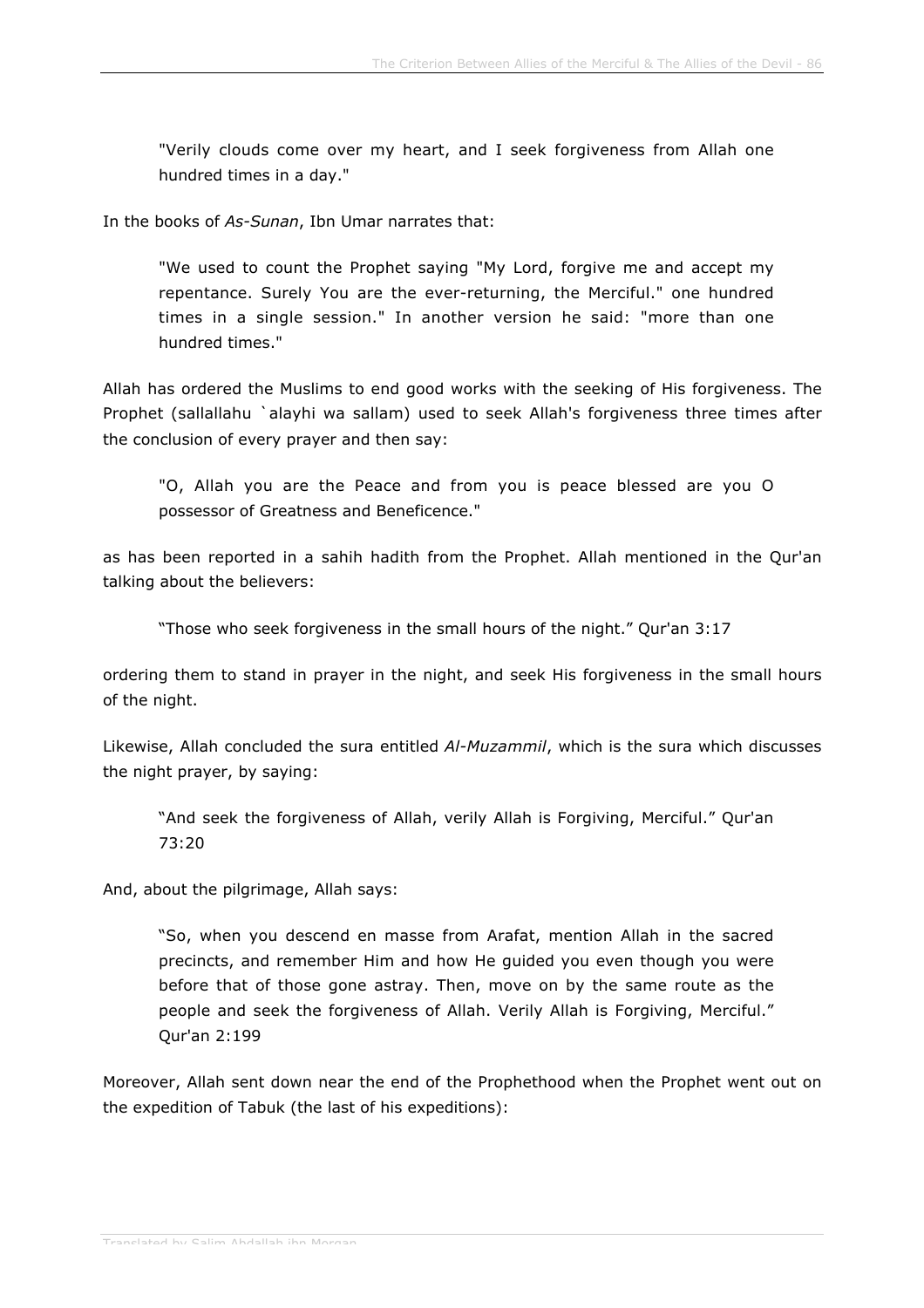> "Verily clouds come over my heart, and I seek forgiveness from Allah one hundred times in a day."

In the books of *As-Sunan*, Ibn Umar narrates that:

> "We used to count the Prophet saying "My Lord, forgive me and accept my repentance. Surely You are the ever-returning, the Merciful." one hundred times in a single session." In another version he said: "more than one hundred times."

Allah has ordered the Muslims to end good works with the seeking of His forgiveness. The Prophet (sallallahu `alayhi wa sallam) used to seek Allah's forgiveness three times after the conclusion of every prayer and then say:

> "O, Allah you are the Peace and from you is peace blessed are you O possessor of Greatness and Beneficence."

as has been reported in a sahih hadith from the Prophet. Allah mentioned in the Qur'an talking about the believers:

> "Those who seek forgiveness in the small hours of the night." Qur'an 3:17

ordering them to stand in prayer in the night, and seek His forgiveness in the small hours of the night.

Likewise, Allah concluded the sura entitled *Al-Muzammil*, which is the sura which discusses the night prayer, by saying:

> "And seek the forgiveness of Allah, verily Allah is Forgiving, Merciful." Qur'an 73:20

And, about the pilgrimage, Allah says:

> "So, when you descend en masse from Arafat, mention Allah in the sacred precincts, and remember Him and how He guided you even though you were before that of those gone astray. Then, move on by the same route as the people and seek the forgiveness of Allah. Verily Allah is Forgiving, Merciful." Qur'an 2:199

Moreover, Allah sent down near the end of the Prophethood when the Prophet went out on the expedition of Tabuk (the last of his expeditions):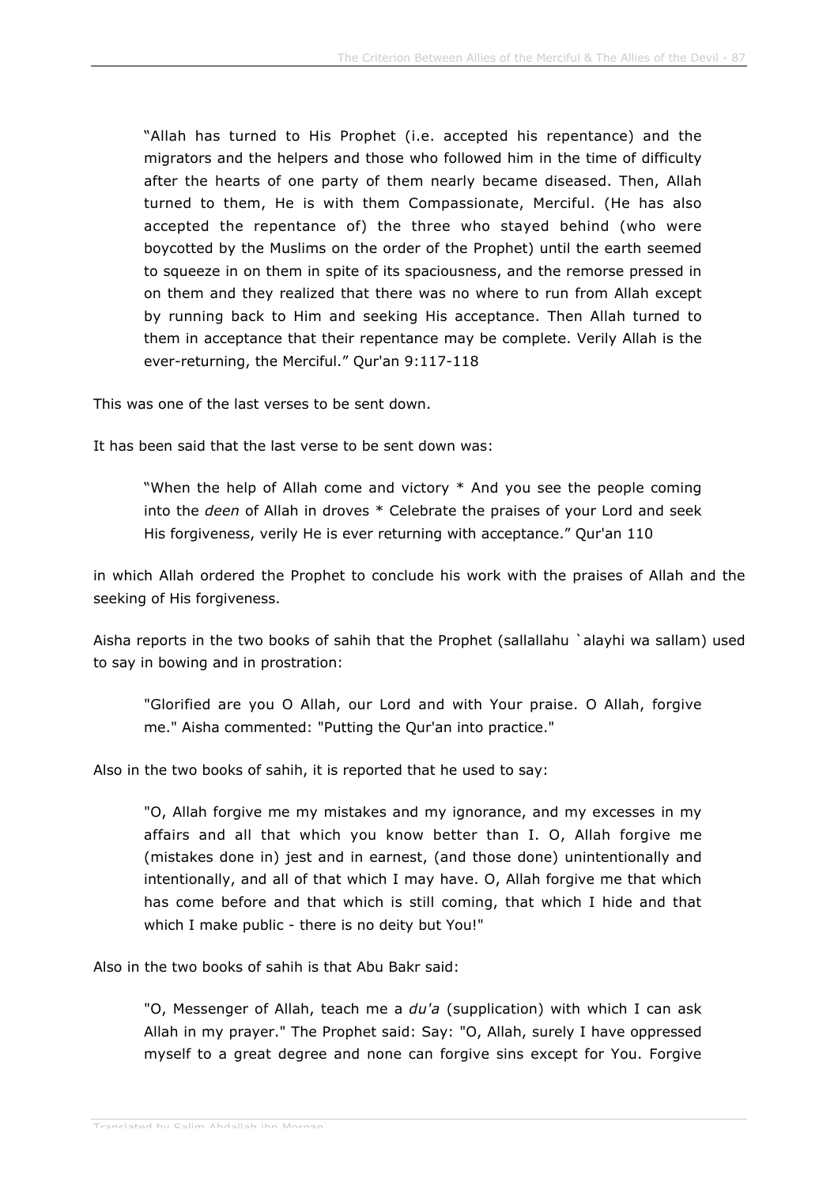> "Allah has turned to His Prophet (i.e. accepted his repentance) and the migrators and the helpers and those who followed him in the time of difficulty after the hearts of one party of them nearly became diseased. Then, Allah turned to them, He is with them Compassionate, Merciful. (He has also accepted the repentance of) the three who stayed behind (who were boycotted by the Muslims on the order of the Prophet) until the earth seemed to squeeze in on them in spite of its spaciousness, and the remorse pressed in on them and they realized that there was no where to run from Allah except by running back to Him and seeking His acceptance. Then Allah turned to them in acceptance that their repentance may be complete. Verily Allah is the ever-returning, the Merciful." Qur'an 9:117-118

This was one of the last verses to be sent down.

It has been said that the last verse to be sent down was:

> "When the help of Allah come and victory * And you see the people coming into the *deen* of Allah in droves * Celebrate the praises of your Lord and seek His forgiveness, verily He is ever returning with acceptance." Qur'an 110

in which Allah ordered the Prophet to conclude his work with the praises of Allah and the seeking of His forgiveness.

Aisha reports in the two books of sahih that the Prophet (sallallahu `alayhi wa sallam) used to say in bowing and in prostration:

> "Glorified are you O Allah, our Lord and with Your praise. O Allah, forgive me." Aisha commented: "Putting the Qur'an into practice."

Also in the two books of sahih, it is reported that he used to say:

> "O, Allah forgive me my mistakes and my ignorance, and my excesses in my affairs and all that which you know better than I. O, Allah forgive me (mistakes done in) jest and in earnest, (and those done) unintentionally and intentionally, and all of that which I may have. O, Allah forgive me that which has come before and that which is still coming, that which I hide and that which I make public - there is no deity but You!"

Also in the two books of sahih is that Abu Bakr said:

> "O, Messenger of Allah, teach me a *du'a* (supplication) with which I can ask Allah in my prayer." The Prophet said: Say: "O, Allah, surely I have oppressed myself to a great degree and none can forgive sins except for You. Forgive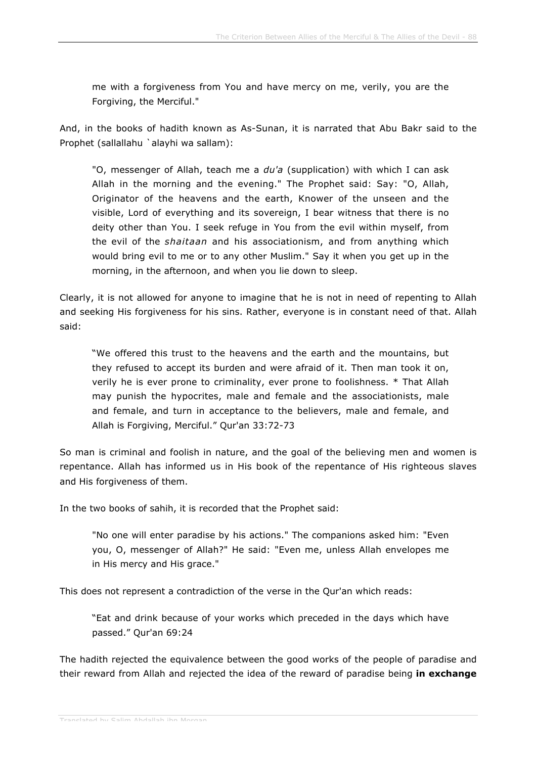> me with a forgiveness from You and have mercy on me, verily, you are the Forgiving, the Merciful."

And, in the books of hadith known as As-Sunan, it is narrated that Abu Bakr said to the Prophet (sallallahu `alayhi wa sallam):

> "O, messenger of Allah, teach me a *du'a* (supplication) with which I can ask Allah in the morning and the evening." The Prophet said: Say: "O, Allah, Originator of the heavens and the earth, Knower of the unseen and the visible, Lord of everything and its sovereign, I bear witness that there is no deity other than You. I seek refuge in You from the evil within myself, from the evil of the *shaitaan* and his associationism, and from anything which would bring evil to me or to any other Muslim." Say it when you get up in the morning, in the afternoon, and when you lie down to sleep.

Clearly, it is not allowed for anyone to imagine that he is not in need of repenting to Allah and seeking His forgiveness for his sins. Rather, everyone is in constant need of that. Allah said:

> "We offered this trust to the heavens and the earth and the mountains, but they refused to accept its burden and were afraid of it. Then man took it on, verily he is ever prone to criminality, ever prone to foolishness. * That Allah may punish the hypocrites, male and female and the associationists, male and female, and turn in acceptance to the believers, male and female, and Allah is Forgiving, Merciful." Qur'an 33:72-73

So man is criminal and foolish in nature, and the goal of the believing men and women is repentance. Allah has informed us in His book of the repentance of His righteous slaves and His forgiveness of them.

In the two books of sahih, it is recorded that the Prophet said:

> "No one will enter paradise by his actions." The companions asked him: "Even you, O, messenger of Allah?" He said: "Even me, unless Allah envelopes me in His mercy and His grace."

This does not represent a contradiction of the verse in the Qur'an which reads:

> "Eat and drink because of your works which preceded in the days which have passed." Qur'an 69:24

The hadith rejected the equivalence between the good works of the people of paradise and their reward from Allah and rejected the idea of the reward of paradise being **in exchange**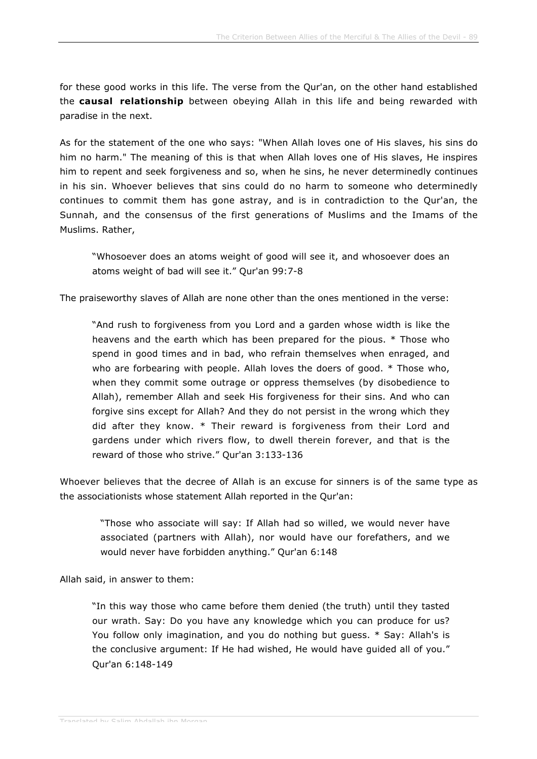for these good works in this life. The verse from the Qur'an, on the other hand established the **causal relationship** between obeying Allah in this life and being rewarded with paradise in the next.

As for the statement of the one who says: "When Allah loves one of His slaves, his sins do him no harm." The meaning of this is that when Allah loves one of His slaves, He inspires him to repent and seek forgiveness and so, when he sins, he never determinedly continues in his sin. Whoever believes that sins could do no harm to someone who determinedly continues to commit them has gone astray, and is in contradiction to the Qur'an, the Sunnah, and the consensus of the first generations of Muslims and the Imams of the Muslims. Rather,

> "Whosoever does an atoms weight of good will see it, and whosoever does an atoms weight of bad will see it." Qur'an 99:7-8

The praiseworthy slaves of Allah are none other than the ones mentioned in the verse:

> "And rush to forgiveness from you Lord and a garden whose width is like the heavens and the earth which has been prepared for the pious. * Those who spend in good times and in bad, who refrain themselves when enraged, and who are forbearing with people. Allah loves the doers of good. * Those who, when they commit some outrage or oppress themselves (by disobedience to Allah), remember Allah and seek His forgiveness for their sins. And who can forgive sins except for Allah? And they do not persist in the wrong which they did after they know. * Their reward is forgiveness from their Lord and gardens under which rivers flow, to dwell therein forever, and that is the reward of those who strive." Qur'an 3:133-136

Whoever believes that the decree of Allah is an excuse for sinners is of the same type as the associationists whose statement Allah reported in the Qur'an:

> "Those who associate will say: If Allah had so willed, we would never have associated (partners with Allah), nor would have our forefathers, and we would never have forbidden anything." Qur'an 6:148

Allah said, in answer to them:

> "In this way those who came before them denied (the truth) until they tasted our wrath. Say: Do you have any knowledge which you can produce for us? You follow only imagination, and you do nothing but guess. * Say: Allah's is the conclusive argument: If He had wished, He would have guided all of you." Qur'an 6:148-149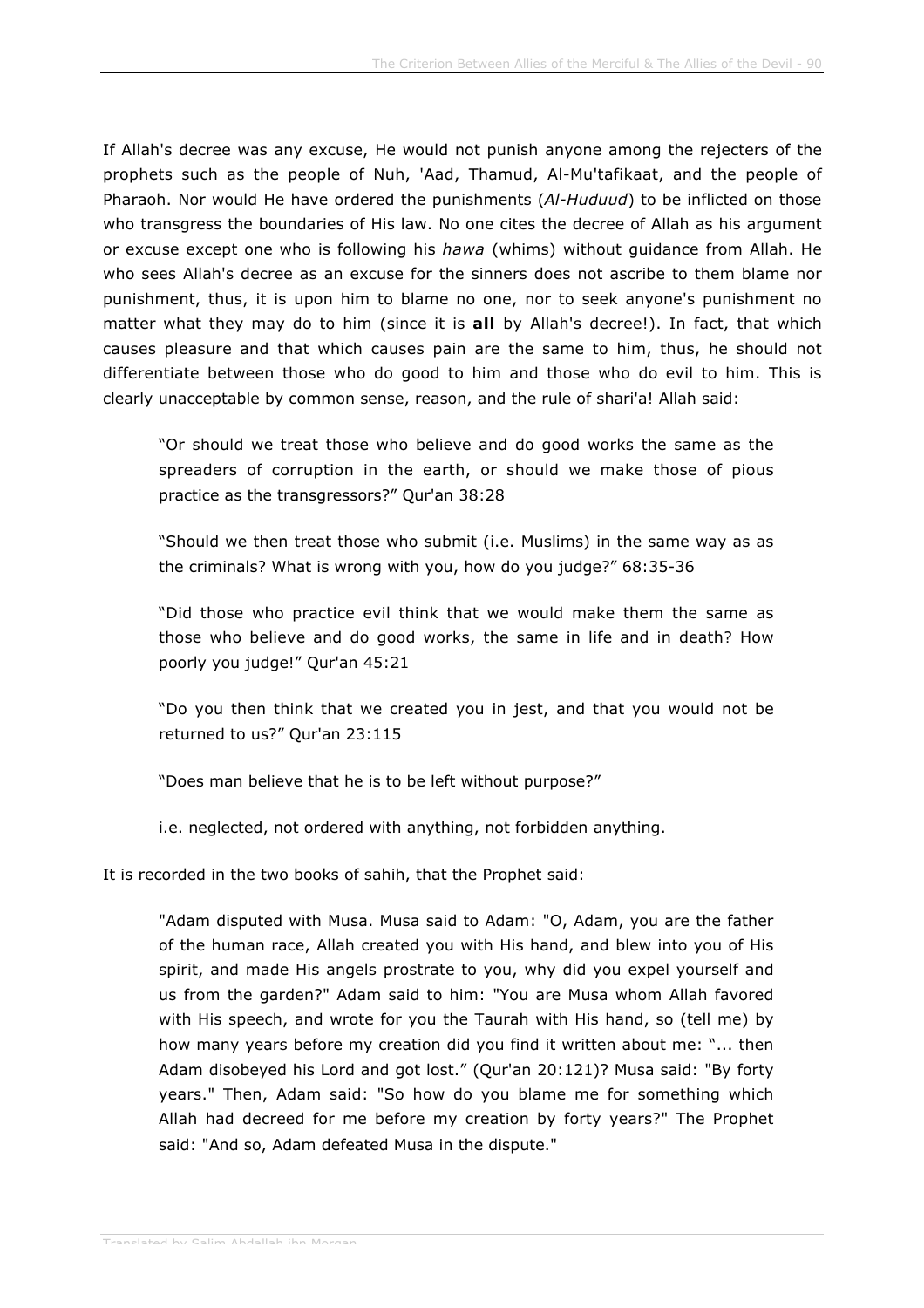If Allah's decree was any excuse, He would not punish anyone among the rejecters of the prophets such as the people of Nuh, 'Aad, Thamud, Al-Mu'tafikaat, and the people of Pharaoh. Nor would He have ordered the punishments (*Al-Huduud*) to be inflicted on those who transgress the boundaries of His law. No one cites the decree of Allah as his argument or excuse except one who is following his *hawa* (whims) without guidance from Allah. He who sees Allah's decree as an excuse for the sinners does not ascribe to them blame nor punishment, thus, it is upon him to blame no one, nor to seek anyone's punishment no matter what they may do to him (since it is **all** by Allah's decree!). In fact, that which causes pleasure and that which causes pain are the same to him, thus, he should not differentiate between those who do good to him and those who do evil to him. This is clearly unacceptable by common sense, reason, and the rule of shari'a! Allah said:

> "Or should we treat those who believe and do good works the same as the spreaders of corruption in the earth, or should we make those of pious practice as the transgressors?" Qur'an 38:28
>
> "Should we then treat those who submit (i.e. Muslims) in the same way as as the criminals? What is wrong with you, how do you judge?" 68:35-36
>
> "Did those who practice evil think that we would make them the same as those who believe and do good works, the same in life and in death? How poorly you judge!" Qur'an 45:21
>
> "Do you then think that we created you in jest, and that you would not be returned to us?" Qur'an 23:115
>
> "Does man believe that he is to be left without purpose?"
>
> i.e. neglected, not ordered with anything, not forbidden anything.

It is recorded in the two books of sahih, that the Prophet said:

> "Adam disputed with Musa. Musa said to Adam: "O, Adam, you are the father of the human race, Allah created you with His hand, and blew into you of His spirit, and made His angels prostrate to you, why did you expel yourself and us from the garden?" Adam said to him: "You are Musa whom Allah favored with His speech, and wrote for you the Taurah with His hand, so (tell me) by how many years before my creation did you find it written about me: "... then Adam disobeyed his Lord and got lost." (Qur'an 20:121)? Musa said: "By forty years." Then, Adam said: "So how do you blame me for something which Allah had decreed for me before my creation by forty years?" The Prophet said: "And so, Adam defeated Musa in the dispute."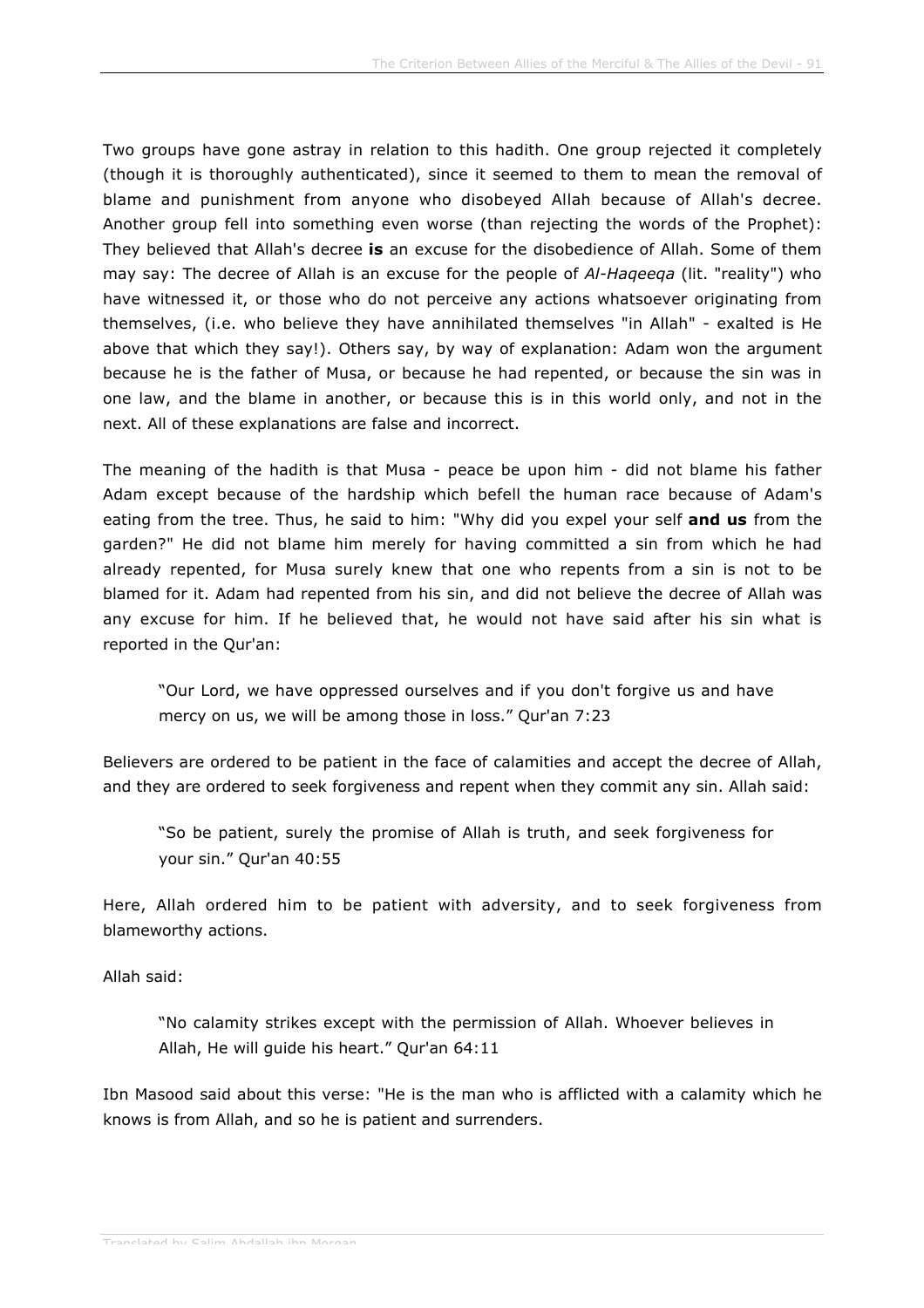Two groups have gone astray in relation to this hadith. One group rejected it completely (though it is thoroughly authenticated), since it seemed to them to mean the removal of blame and punishment from anyone who disobeyed Allah because of Allah's decree. Another group fell into something even worse (than rejecting the words of the Prophet): They believed that Allah's decree **is** an excuse for the disobedience of Allah. Some of them may say: The decree of Allah is an excuse for the people of *Al-Haqeeqa* (lit. "reality") who have witnessed it, or those who do not perceive any actions whatsoever originating from themselves, (i.e. who believe they have annihilated themselves "in Allah" - exalted is He above that which they say!). Others say, by way of explanation: Adam won the argument because he is the father of Musa, or because he had repented, or because the sin was in one law, and the blame in another, or because this is in this world only, and not in the next. All of these explanations are false and incorrect.

The meaning of the hadith is that Musa - peace be upon him - did not blame his father Adam except because of the hardship which befell the human race because of Adam's eating from the tree. Thus, he said to him: "Why did you expel your self **and us** from the garden?" He did not blame him merely for having committed a sin from which he had already repented, for Musa surely knew that one who repents from a sin is not to be blamed for it. Adam had repented from his sin, and did not believe the decree of Allah was any excuse for him. If he believed that, he would not have said after his sin what is reported in the Qur'an:

> "Our Lord, we have oppressed ourselves and if you don't forgive us and have mercy on us, we will be among those in loss." Qur'an 7:23

Believers are ordered to be patient in the face of calamities and accept the decree of Allah, and they are ordered to seek forgiveness and repent when they commit any sin. Allah said:

> "So be patient, surely the promise of Allah is truth, and seek forgiveness for your sin." Qur'an 40:55

Here, Allah ordered him to be patient with adversity, and to seek forgiveness from blameworthy actions.

Allah said:

> "No calamity strikes except with the permission of Allah. Whoever believes in Allah, He will guide his heart." Qur'an 64:11

Ibn Masood said about this verse: "He is the man who is afflicted with a calamity which he knows is from Allah, and so he is patient and surrenders.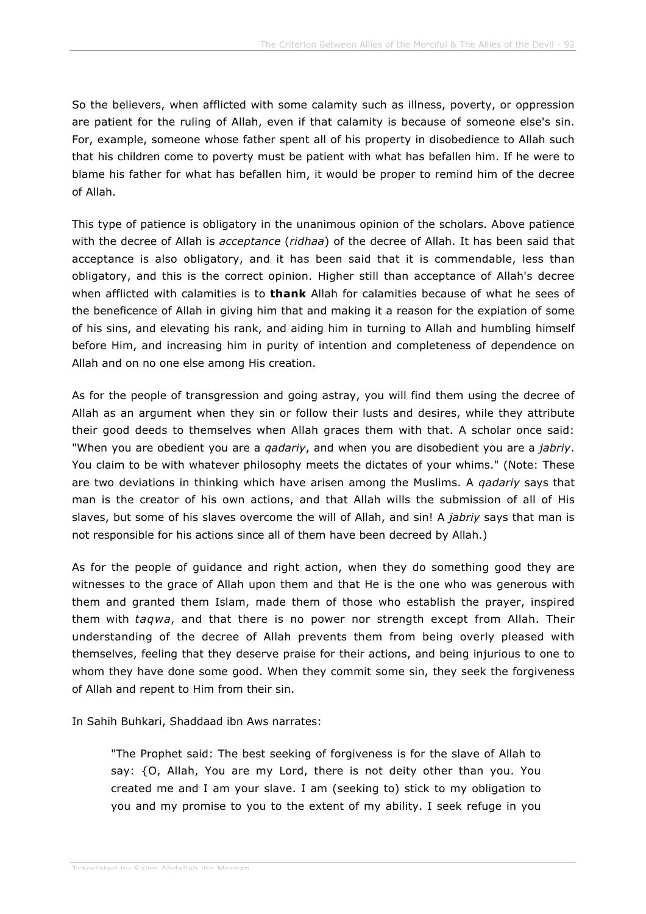So the believers, when afflicted with some calamity such as illness, poverty, or oppression are patient for the ruling of Allah, even if that calamity is because of someone else's sin. For, example, someone whose father spent all of his property in disobedience to Allah such that his children come to poverty must be patient with what has befallen him. If he were to blame his father for what has befallen him, it would be proper to remind him of the decree of Allah.

This type of patience is obligatory in the unanimous opinion of the scholars. Above patience with the decree of Allah is *acceptance* (*ridhaa*) of the decree of Allah. It has been said that acceptance is also obligatory, and it has been said that it is commendable, less than obligatory, and this is the correct opinion. Higher still than acceptance of Allah's decree when afflicted with calamities is to **thank** Allah for calamities because of what he sees of the beneficence of Allah in giving him that and making it a reason for the expiation of some of his sins, and elevating his rank, and aiding him in turning to Allah and humbling himself before Him, and increasing him in purity of intention and completeness of dependence on Allah and on no one else among His creation.

As for the people of transgression and going astray, you will find them using the decree of Allah as an argument when they sin or follow their lusts and desires, while they attribute their good deeds to themselves when Allah graces them with that. A scholar once said: "When you are obedient you are a *qadariy*, and when you are disobedient you are a *jabriy*. You claim to be with whatever philosophy meets the dictates of your whims." (Note: These are two deviations in thinking which have arisen among the Muslims. A *qadariy* says that man is the creator of his own actions, and that Allah wills the submission of all of His slaves, but some of his slaves overcome the will of Allah, and sin! A *jabriy* says that man is not responsible for his actions since all of them have been decreed by Allah.)

As for the people of guidance and right action, when they do something good they are witnesses to the grace of Allah upon them and that He is the one who was generous with them and granted them Islam, made them of those who establish the prayer, inspired them with *taqwa*, and that there is no power nor strength except from Allah. Their understanding of the decree of Allah prevents them from being overly pleased with themselves, feeling that they deserve praise for their actions, and being injurious to one to whom they have done some good. When they commit some sin, they seek the forgiveness of Allah and repent to Him from their sin.

In Sahih Buhkari, Shaddaad ibn Aws narrates:

> "The Prophet said: The best seeking of forgiveness is for the slave of Allah to say: {O, Allah, You are my Lord, there is not deity other than you. You created me and I am your slave. I am (seeking to) stick to my obligation to you and my promise to you to the extent of my ability. I seek refuge in you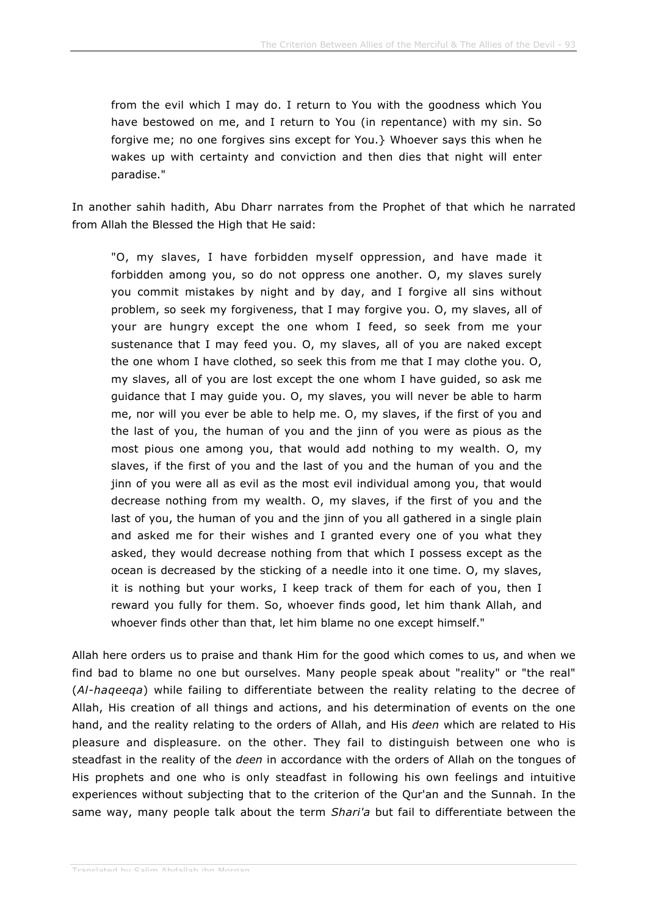> from the evil which I may do. I return to You with the goodness which You have bestowed on me, and I return to You (in repentance) with my sin. So forgive me; no one forgives sins except for You.} Whoever says this when he wakes up with certainty and conviction and then dies that night will enter paradise."

In another sahih hadith, Abu Dharr narrates from the Prophet of that which he narrated from Allah the Blessed the High that He said:

> "O, my slaves, I have forbidden myself oppression, and have made it forbidden among you, so do not oppress one another. O, my slaves surely you commit mistakes by night and by day, and I forgive all sins without problem, so seek my forgiveness, that I may forgive you. O, my slaves, all of your are hungry except the one whom I feed, so seek from me your sustenance that I may feed you. O, my slaves, all of you are naked except the one whom I have clothed, so seek this from me that I may clothe you. O, my slaves, all of you are lost except the one whom I have guided, so ask me guidance that I may guide you. O, my slaves, you will never be able to harm me, nor will you ever be able to help me. O, my slaves, if the first of you and the last of you, the human of you and the jinn of you were as pious as the most pious one among you, that would add nothing to my wealth. O, my slaves, if the first of you and the last of you and the human of you and the jinn of you were all as evil as the most evil individual among you, that would decrease nothing from my wealth. O, my slaves, if the first of you and the last of you, the human of you and the jinn of you all gathered in a single plain and asked me for their wishes and I granted every one of you what they asked, they would decrease nothing from that which I possess except as the ocean is decreased by the sticking of a needle into it one time. O, my slaves, it is nothing but your works, I keep track of them for each of you, then I reward you fully for them. So, whoever finds good, let him thank Allah, and whoever finds other than that, let him blame no one except himself."

Allah here orders us to praise and thank Him for the good which comes to us, and when we find bad to blame no one but ourselves. Many people speak about "reality" or "the real" (*Al-haqeeqa*) while failing to differentiate between the reality relating to the decree of Allah, His creation of all things and actions, and his determination of events on the one hand, and the reality relating to the orders of Allah, and His *deen* which are related to His pleasure and displeasure. on the other. They fail to distinguish between one who is steadfast in the reality of the *deen* in accordance with the orders of Allah on the tongues of His prophets and one who is only steadfast in following his own feelings and intuitive experiences without subjecting that to the criterion of the Qur'an and the Sunnah. In the same way, many people talk about the term *Shari'a* but fail to differentiate between the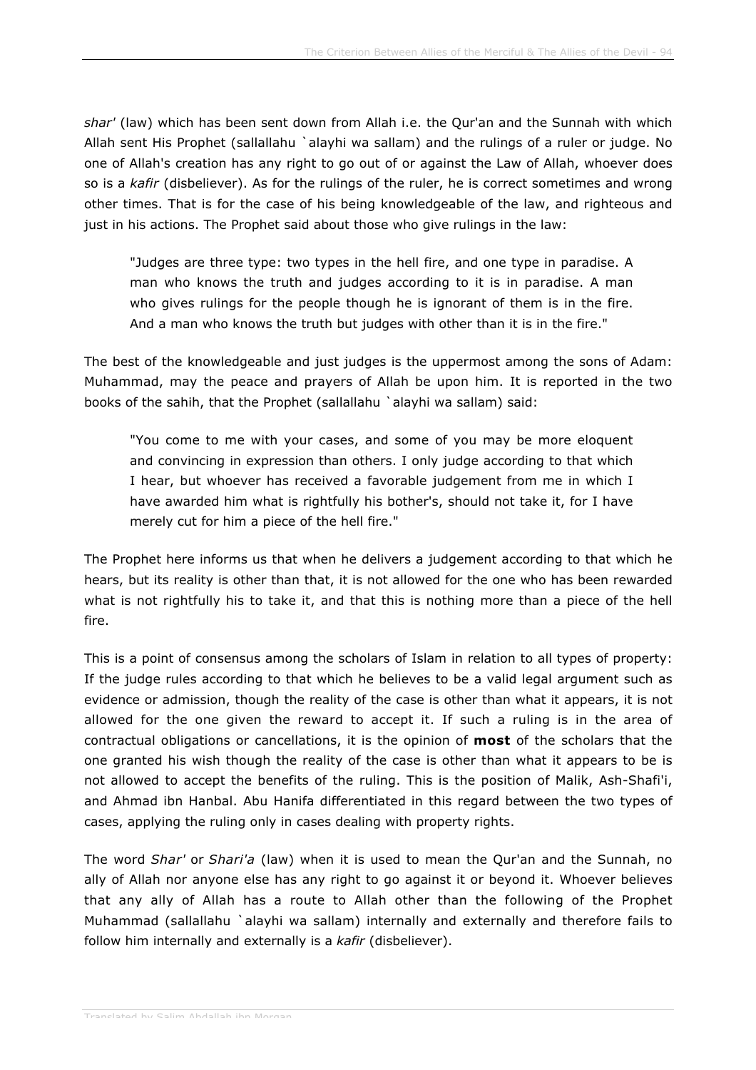*shar'* (law) which has been sent down from Allah i.e. the Qur'an and the Sunnah with which Allah sent His Prophet (sallallahu `alayhi wa sallam) and the rulings of a ruler or judge. No one of Allah's creation has any right to go out of or against the Law of Allah, whoever does so is a *kafir* (disbeliever). As for the rulings of the ruler, he is correct sometimes and wrong other times. That is for the case of his being knowledgeable of the law, and righteous and just in his actions. The Prophet said about those who give rulings in the law:

> "Judges are three type: two types in the hell fire, and one type in paradise. A man who knows the truth and judges according to it is in paradise. A man who gives rulings for the people though he is ignorant of them is in the fire. And a man who knows the truth but judges with other than it is in the fire."

The best of the knowledgeable and just judges is the uppermost among the sons of Adam: Muhammad, may the peace and prayers of Allah be upon him. It is reported in the two books of the sahih, that the Prophet (sallallahu `alayhi wa sallam) said:

> "You come to me with your cases, and some of you may be more eloquent and convincing in expression than others. I only judge according to that which I hear, but whoever has received a favorable judgement from me in which I have awarded him what is rightfully his bother's, should not take it, for I have merely cut for him a piece of the hell fire."

The Prophet here informs us that when he delivers a judgement according to that which he hears, but its reality is other than that, it is not allowed for the one who has been rewarded what is not rightfully his to take it, and that this is nothing more than a piece of the hell fire.

This is a point of consensus among the scholars of Islam in relation to all types of property: If the judge rules according to that which he believes to be a valid legal argument such as evidence or admission, though the reality of the case is other than what it appears, it is not allowed for the one given the reward to accept it. If such a ruling is in the area of contractual obligations or cancellations, it is the opinion of **most** of the scholars that the one granted his wish though the reality of the case is other than what it appears to be is not allowed to accept the benefits of the ruling. This is the position of Malik, Ash-Shafi'i, and Ahmad ibn Hanbal. Abu Hanifa differentiated in this regard between the two types of cases, applying the ruling only in cases dealing with property rights.

The word *Shar'* or *Shari'a* (law) when it is used to mean the Qur'an and the Sunnah, no ally of Allah nor anyone else has any right to go against it or beyond it. Whoever believes that any ally of Allah has a route to Allah other than the following of the Prophet Muhammad (sallallahu `alayhi wa sallam) internally and externally and therefore fails to follow him internally and externally is a *kafir* (disbeliever).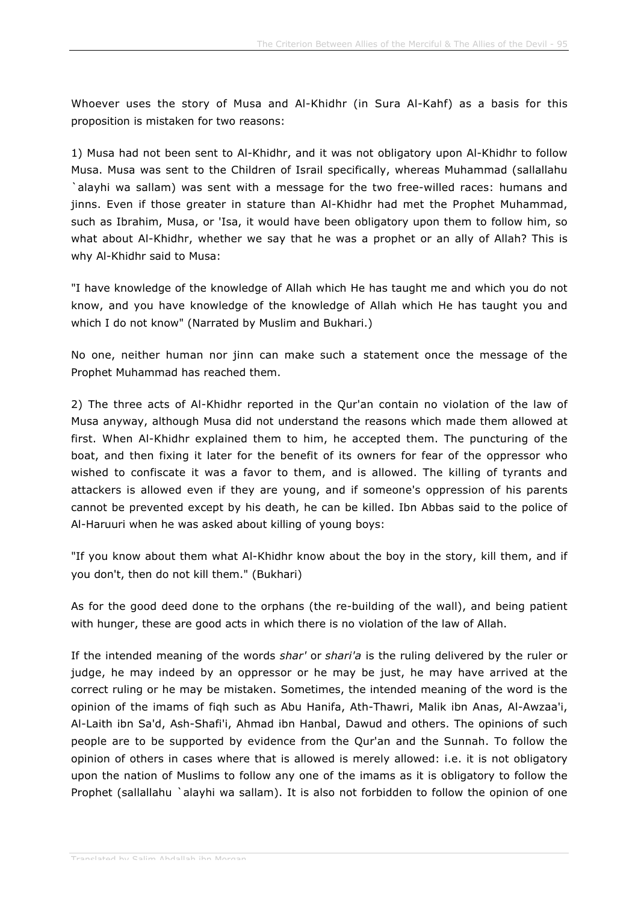Whoever uses the story of Musa and Al-Khidhr (in Sura Al-Kahf) as a basis for this proposition is mistaken for two reasons:

1) Musa had not been sent to Al-Khidhr, and it was not obligatory upon Al-Khidhr to follow Musa. Musa was sent to the Children of Israil specifically, whereas Muhammad (sallallahu `alayhi wa sallam) was sent with a message for the two free-willed races: humans and jinns. Even if those greater in stature than Al-Khidhr had met the Prophet Muhammad, such as Ibrahim, Musa, or 'Isa, it would have been obligatory upon them to follow him, so what about Al-Khidhr, whether we say that he was a prophet or an ally of Allah? This is why Al-Khidhr said to Musa:

"I have knowledge of the knowledge of Allah which He has taught me and which you do not know, and you have knowledge of the knowledge of Allah which He has taught you and which I do not know" (Narrated by Muslim and Bukhari.)

No one, neither human nor jinn can make such a statement once the message of the Prophet Muhammad has reached them.

2) The three acts of Al-Khidhr reported in the Qur'an contain no violation of the law of Musa anyway, although Musa did not understand the reasons which made them allowed at first. When Al-Khidhr explained them to him, he accepted them. The puncturing of the boat, and then fixing it later for the benefit of its owners for fear of the oppressor who wished to confiscate it was a favor to them, and is allowed. The killing of tyrants and attackers is allowed even if they are young, and if someone's oppression of his parents cannot be prevented except by his death, he can be killed. Ibn Abbas said to the police of Al-Haruuri when he was asked about killing of young boys:

"If you know about them what Al-Khidhr know about the boy in the story, kill them, and if you don't, then do not kill them." (Bukhari)

As for the good deed done to the orphans (the re-building of the wall), and being patient with hunger, these are good acts in which there is no violation of the law of Allah.

If the intended meaning of the words *shar'* or *shari'a* is the ruling delivered by the ruler or judge, he may indeed by an oppressor or he may be just, he may have arrived at the correct ruling or he may be mistaken. Sometimes, the intended meaning of the word is the opinion of the imams of fiqh such as Abu Hanifa, Ath-Thawri, Malik ibn Anas, Al-Awzaa'i, Al-Laith ibn Sa'd, Ash-Shafi'i, Ahmad ibn Hanbal, Dawud and others. The opinions of such people are to be supported by evidence from the Qur'an and the Sunnah. To follow the opinion of others in cases where that is allowed is merely allowed: i.e. it is not obligatory upon the nation of Muslims to follow any one of the imams as it is obligatory to follow the Prophet (sallallahu `alayhi wa sallam). It is also not forbidden to follow the opinion of one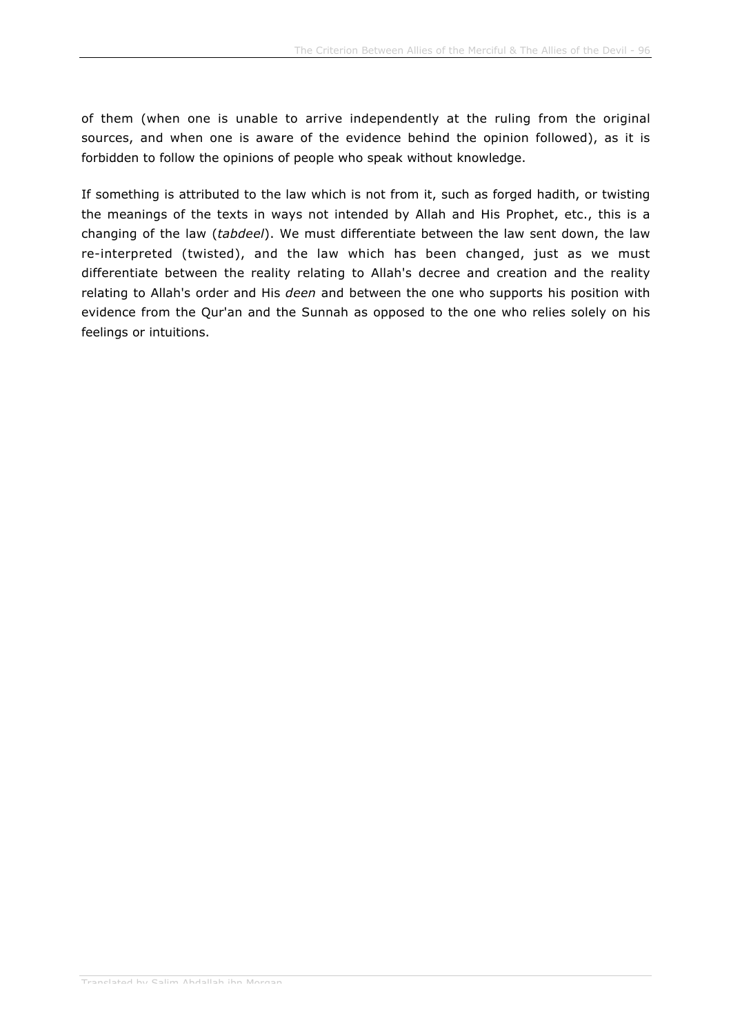of them (when one is unable to arrive independently at the ruling from the original sources, and when one is aware of the evidence behind the opinion followed), as it is forbidden to follow the opinions of people who speak without knowledge.

If something is attributed to the law which is not from it, such as forged hadith, or twisting the meanings of the texts in ways not intended by Allah and His Prophet, etc., this is a changing of the law (*tabdeel*). We must differentiate between the law sent down, the law re-interpreted (twisted), and the law which has been changed, just as we must differentiate between the reality relating to Allah's decree and creation and the reality relating to Allah's order and His *deen* and between the one who supports his position with evidence from the Qur'an and the Sunnah as opposed to the one who relies solely on his feelings or intuitions.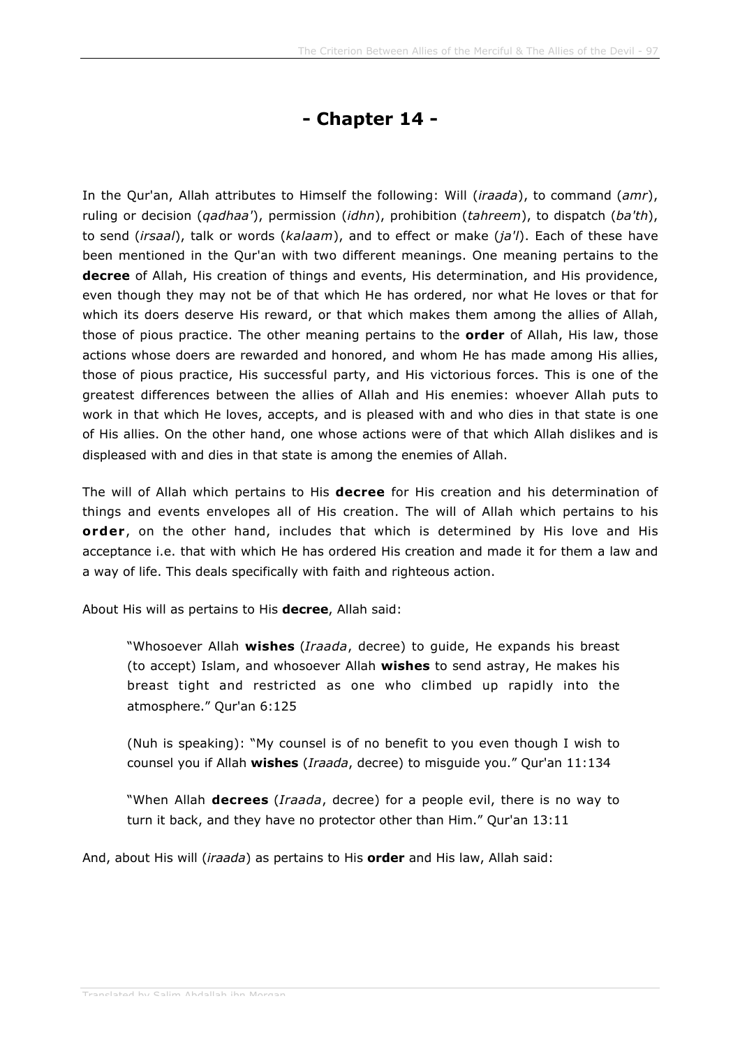# - Chapter 14 -

In the Qur'an, Allah attributes to Himself the following: Will (*iraada*), to command (*amr*), ruling or decision (*qadhaa'*), permission (*idhn*), prohibition (*tahreem*), to dispatch (*ba'th*), to send (*irsaal*), talk or words (*kalaam*), and to effect or make (*ja'l*). Each of these have been mentioned in the Qur'an with two different meanings. One meaning pertains to the **decree** of Allah, His creation of things and events, His determination, and His providence, even though they may not be of that which He has ordered, nor what He loves or that for which its doers deserve His reward, or that which makes them among the allies of Allah, those of pious practice. The other meaning pertains to the **order** of Allah, His law, those actions whose doers are rewarded and honored, and whom He has made among His allies, those of pious practice, His successful party, and His victorious forces. This is one of the greatest differences between the allies of Allah and His enemies: whoever Allah puts to work in that which He loves, accepts, and is pleased with and who dies in that state is one of His allies. On the other hand, one whose actions were of that which Allah dislikes and is displeased with and dies in that state is among the enemies of Allah.

The will of Allah which pertains to His **decree** for His creation and his determination of things and events envelopes all of His creation. The will of Allah which pertains to his **order**, on the other hand, includes that which is determined by His love and His acceptance i.e. that with which He has ordered His creation and made it for them a law and a way of life. This deals specifically with faith and righteous action.

About His will as pertains to His **decree**, Allah said:

> "Whosoever Allah **wishes** (*Iraada*, decree) to guide, He expands his breast (to accept) Islam, and whosoever Allah **wishes** to send astray, He makes his breast tight and restricted as one who climbed up rapidly into the atmosphere." Qur'an 6:125
>
> (Nuh is speaking): "My counsel is of no benefit to you even though I wish to counsel you if Allah **wishes** (*Iraada*, decree) to misguide you." Qur'an 11:134
>
> "When Allah **decrees** (*Iraada*, decree) for a people evil, there is no way to turn it back, and they have no protector other than Him." Qur'an 13:11

And, about His will (*iraada*) as pertains to His **order** and His law, Allah said: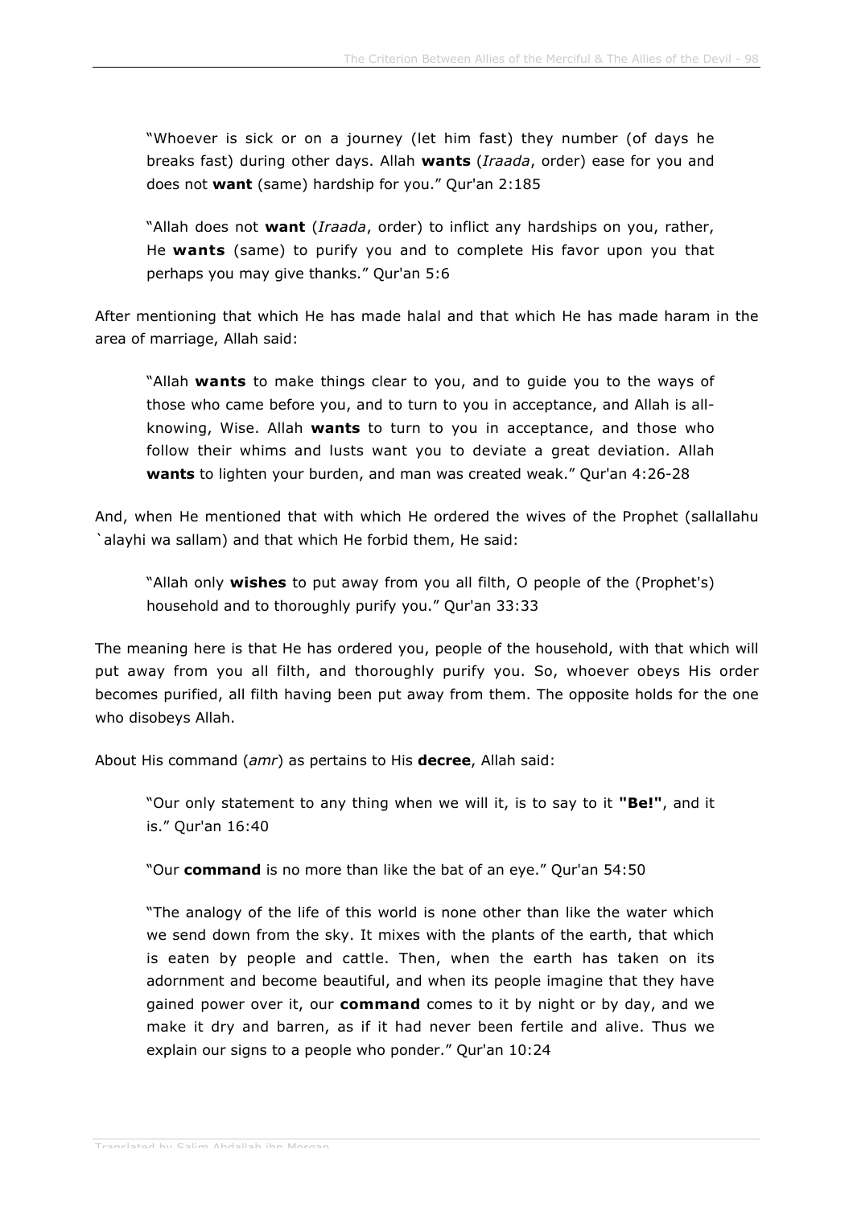> "Whoever is sick or on a journey (let him fast) they number (of days he breaks fast) during other days. Allah **wants** (*Iraada*, order) ease for you and does not **want** (same) hardship for you." Qur'an 2:185

> "Allah does not **want** (*Iraada*, order) to inflict any hardships on you, rather, He **wants** (same) to purify you and to complete His favor upon you that perhaps you may give thanks." Qur'an 5:6

After mentioning that which He has made halal and that which He has made haram in the area of marriage, Allah said:

> "Allah **wants** to make things clear to you, and to guide you to the ways of those who came before you, and to turn to you in acceptance, and Allah is all-knowing, Wise. Allah **wants** to turn to you in acceptance, and those who follow their whims and lusts want you to deviate a great deviation. Allah **wants** to lighten your burden, and man was created weak." Qur'an 4:26-28

And, when He mentioned that with which He ordered the wives of the Prophet (sallallahu `alayhi wa sallam) and that which He forbid them, He said:

> "Allah only **wishes** to put away from you all filth, O people of the (Prophet's) household and to thoroughly purify you." Qur'an 33:33

The meaning here is that He has ordered you, people of the household, with that which will put away from you all filth, and thoroughly purify you. So, whoever obeys His order becomes purified, all filth having been put away from them. The opposite holds for the one who disobeys Allah.

About His command (*amr*) as pertains to His **decree**, Allah said:

> "Our only statement to any thing when we will it, is to say to it **"Be!"**, and it is." Qur'an 16:40

> "Our **command** is no more than like the bat of an eye." Qur'an 54:50

> "The analogy of the life of this world is none other than like the water which we send down from the sky. It mixes with the plants of the earth, that which is eaten by people and cattle. Then, when the earth has taken on its adornment and become beautiful, and when its people imagine that they have gained power over it, our **command** comes to it by night or by day, and we make it dry and barren, as if it had never been fertile and alive. Thus we explain our signs to a people who ponder." Qur'an 10:24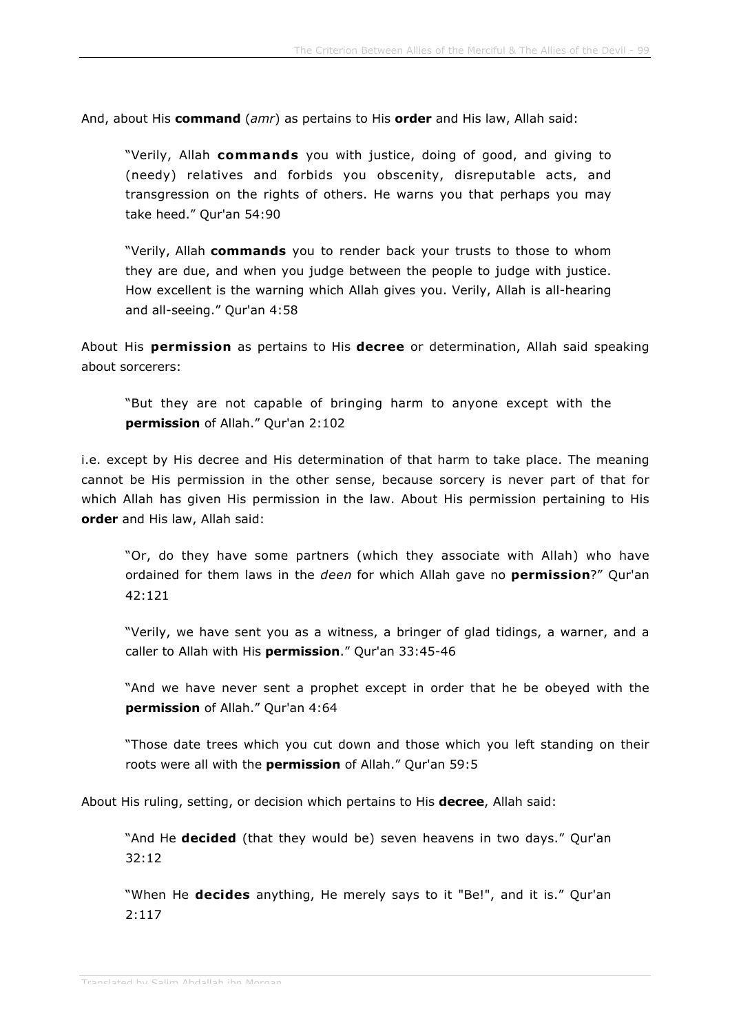And, about His **command** (*amr*) as pertains to His **order** and His law, Allah said:

> "Verily, Allah **commands** you with justice, doing of good, and giving to (needy) relatives and forbids you obscenity, disreputable acts, and transgression on the rights of others. He warns you that perhaps you may take heed." Qur'an 54:90

> "Verily, Allah **commands** you to render back your trusts to those to whom they are due, and when you judge between the people to judge with justice. How excellent is the warning which Allah gives you. Verily, Allah is all-hearing and all-seeing." Qur'an 4:58

About His **permission** as pertains to His **decree** or determination, Allah said speaking about sorcerers:

> "But they are not capable of bringing harm to anyone except with the **permission** of Allah." Qur'an 2:102

i.e. except by His decree and His determination of that harm to take place. The meaning cannot be His permission in the other sense, because sorcery is never part of that for which Allah has given His permission in the law. About His permission pertaining to His **order** and His law, Allah said:

> "Or, do they have some partners (which they associate with Allah) who have ordained for them laws in the *deen* for which Allah gave no **permission**?" Qur'an 42:121

> "Verily, we have sent you as a witness, a bringer of glad tidings, a warner, and a caller to Allah with His **permission**." Qur'an 33:45-46

> "And we have never sent a prophet except in order that he be obeyed with the **permission** of Allah." Qur'an 4:64

> "Those date trees which you cut down and those which you left standing on their roots were all with the **permission** of Allah." Qur'an 59:5

About His ruling, setting, or decision which pertains to His **decree**, Allah said:

> "And He **decided** (that they would be) seven heavens in two days." Qur'an 32:12

> "When He **decides** anything, He merely says to it "Be!", and it is." Qur'an 2:117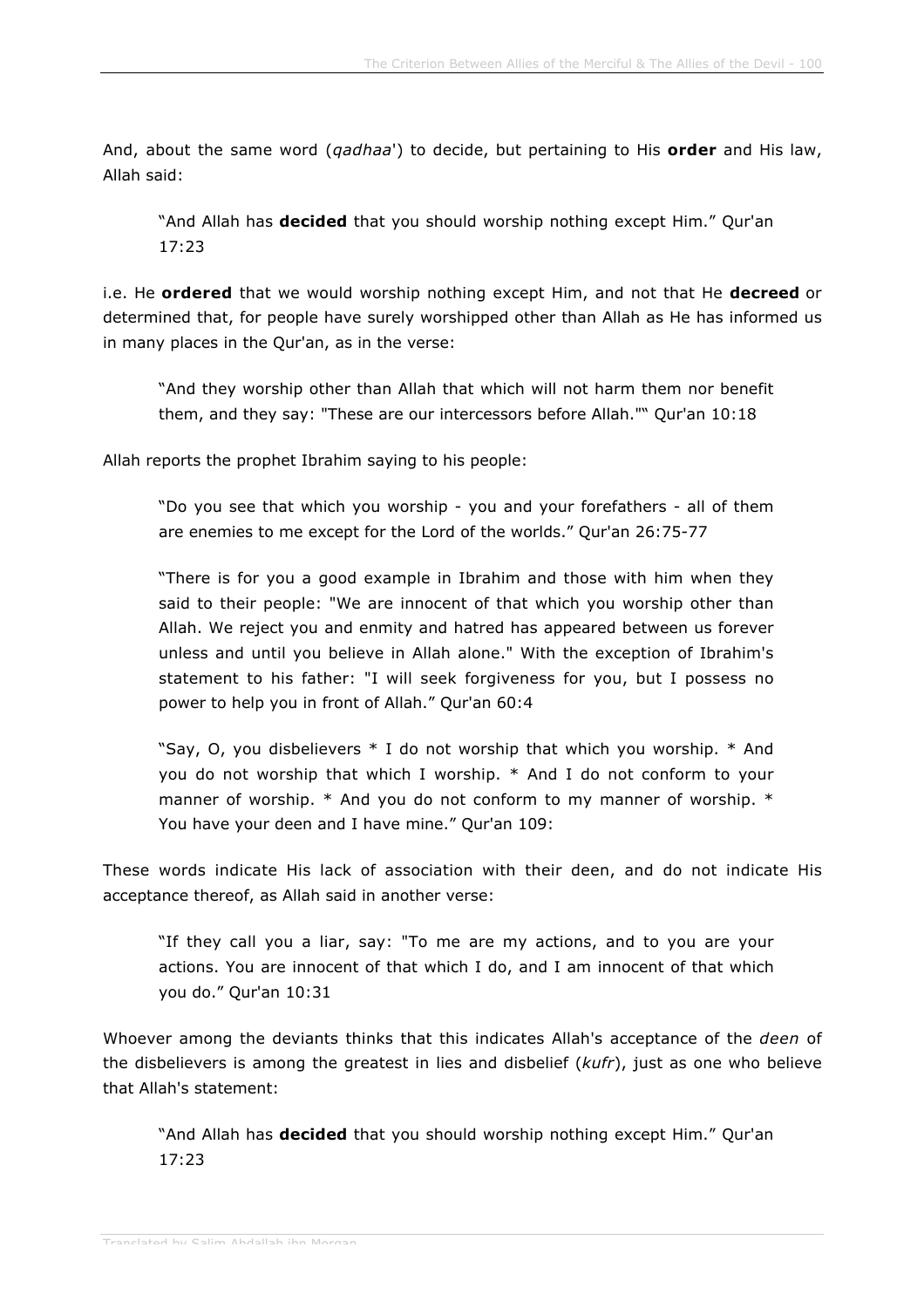And, about the same word (*qadhaa*') to decide, but pertaining to His **order** and His law, Allah said:

> "And Allah has **decided** that you should worship nothing except Him." Qur'an 17:23

i.e. He **ordered** that we would worship nothing except Him, and not that He **decreed** or determined that, for people have surely worshipped other than Allah as He has informed us in many places in the Qur'an, as in the verse:

> "And they worship other than Allah that which will not harm them nor benefit them, and they say: "These are our intercessors before Allah."" Qur'an 10:18

Allah reports the prophet Ibrahim saying to his people:

> "Do you see that which you worship - you and your forefathers - all of them are enemies to me except for the Lord of the worlds." Qur'an 26:75-77

> "There is for you a good example in Ibrahim and those with him when they said to their people: "We are innocent of that which you worship other than Allah. We reject you and enmity and hatred has appeared between us forever unless and until you believe in Allah alone." With the exception of Ibrahim's statement to his father: "I will seek forgiveness for you, but I possess no power to help you in front of Allah." Qur'an 60:4

> "Say, O, you disbelievers * I do not worship that which you worship. * And you do not worship that which I worship. * And I do not conform to your manner of worship. * And you do not conform to my manner of worship. * You have your deen and I have mine." Qur'an 109:

These words indicate His lack of association with their deen, and do not indicate His acceptance thereof, as Allah said in another verse:

> "If they call you a liar, say: "To me are my actions, and to you are your actions. You are innocent of that which I do, and I am innocent of that which you do." Qur'an 10:31

Whoever among the deviants thinks that this indicates Allah's acceptance of the *deen* of the disbelievers is among the greatest in lies and disbelief (*kufr*), just as one who believe that Allah's statement:

> "And Allah has **decided** that you should worship nothing except Him." Qur'an 17:23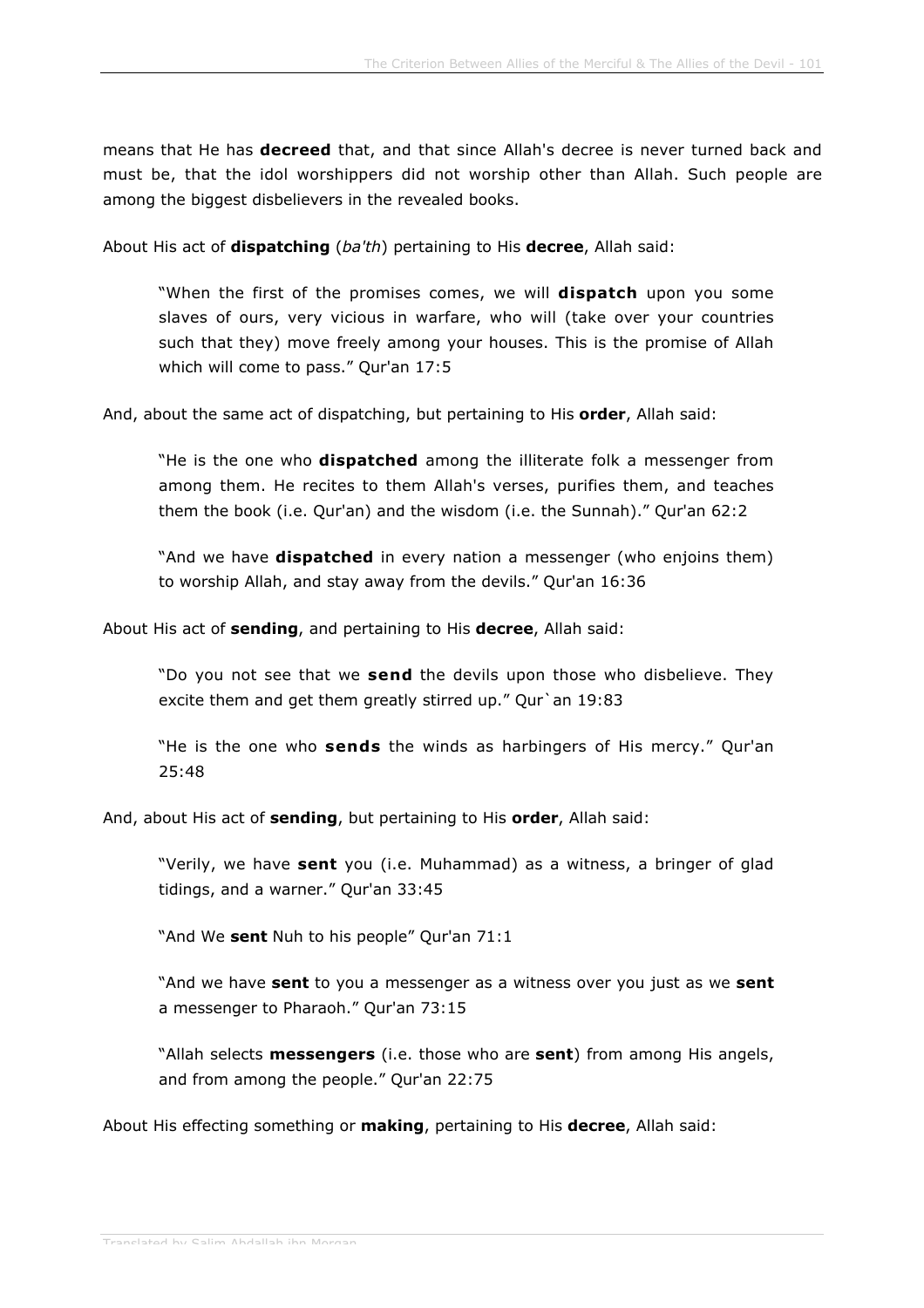means that He has **decreed** that, and that since Allah's decree is never turned back and must be, that the idol worshippers did not worship other than Allah. Such people are among the biggest disbelievers in the revealed books.

About His act of **dispatching** (*ba'th*) pertaining to His **decree**, Allah said:

> "When the first of the promises comes, we will **dispatch** upon you some slaves of ours, very vicious in warfare, who will (take over your countries such that they) move freely among your houses. This is the promise of Allah which will come to pass." Qur'an 17:5

And, about the same act of dispatching, but pertaining to His **order**, Allah said:

> "He is the one who **dispatched** among the illiterate folk a messenger from among them. He recites to them Allah's verses, purifies them, and teaches them the book (i.e. Qur'an) and the wisdom (i.e. the Sunnah)." Qur'an 62:2

> "And we have **dispatched** in every nation a messenger (who enjoins them) to worship Allah, and stay away from the devils." Qur'an 16:36

About His act of **sending**, and pertaining to His **decree**, Allah said:

> "Do you not see that we **send** the devils upon those who disbelieve. They excite them and get them greatly stirred up." Qur`an 19:83

> "He is the one who **sends** the winds as harbingers of His mercy." Qur'an 25:48

And, about His act of **sending**, but pertaining to His **order**, Allah said:

> "Verily, we have **sent** you (i.e. Muhammad) as a witness, a bringer of glad tidings, and a warner." Qur'an 33:45

> "And We **sent** Nuh to his people" Qur'an 71:1

> "And we have **sent** to you a messenger as a witness over you just as we **sent** a messenger to Pharaoh." Qur'an 73:15

> "Allah selects **messengers** (i.e. those who are **sent**) from among His angels, and from among the people." Qur'an 22:75

About His effecting something or **making**, pertaining to His **decree**, Allah said: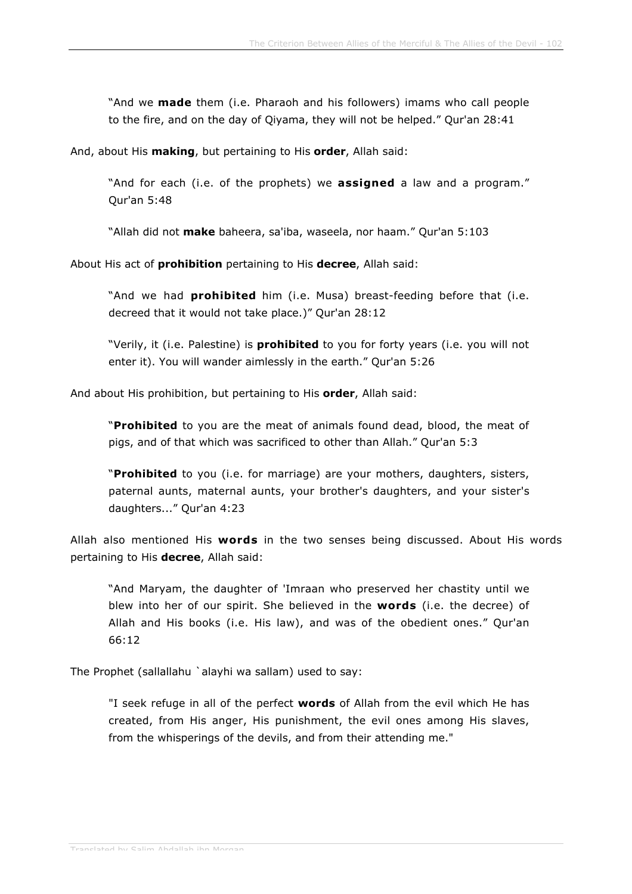> “And we **made** them (i.e. Pharaoh and his followers) imams who call people to the fire, and on the day of Qiyama, they will not be helped.” Qur'an 28:41

And, about His **making**, but pertaining to His **order**, Allah said:

> “And for each (i.e. of the prophets) we **assigned** a law and a program.” Qur'an 5:48
>
> “Allah did not **make** baheera, sa'iba, waseela, nor haam.” Qur'an 5:103

About His act of **prohibition** pertaining to His **decree**, Allah said:

> “And we had **prohibited** him (i.e. Musa) breast-feeding before that (i.e. decreed that it would not take place.)” Qur'an 28:12
>
> “Verily, it (i.e. Palestine) is **prohibited** to you for forty years (i.e. you will not enter it). You will wander aimlessly in the earth.” Qur'an 5:26

And about His prohibition, but pertaining to His **order**, Allah said:

> “**Prohibited** to you are the meat of animals found dead, blood, the meat of pigs, and of that which was sacrificed to other than Allah.” Qur'an 5:3
>
> “**Prohibited** to you (i.e. for marriage) are your mothers, daughters, sisters, paternal aunts, maternal aunts, your brother's daughters, and your sister's daughters...” Qur'an 4:23

Allah also mentioned His **words** in the two senses being discussed. About His words pertaining to His **decree**, Allah said:

> “And Maryam, the daughter of 'Imraan who preserved her chastity until we blew into her of our spirit. She believed in the **words** (i.e. the decree) of Allah and His books (i.e. His law), and was of the obedient ones.” Qur'an 66:12

The Prophet (sallallahu `alayhi wa sallam) used to say:

> "I seek refuge in all of the perfect **words** of Allah from the evil which He has created, from His anger, His punishment, the evil ones among His slaves, from the whisperings of the devils, and from their attending me."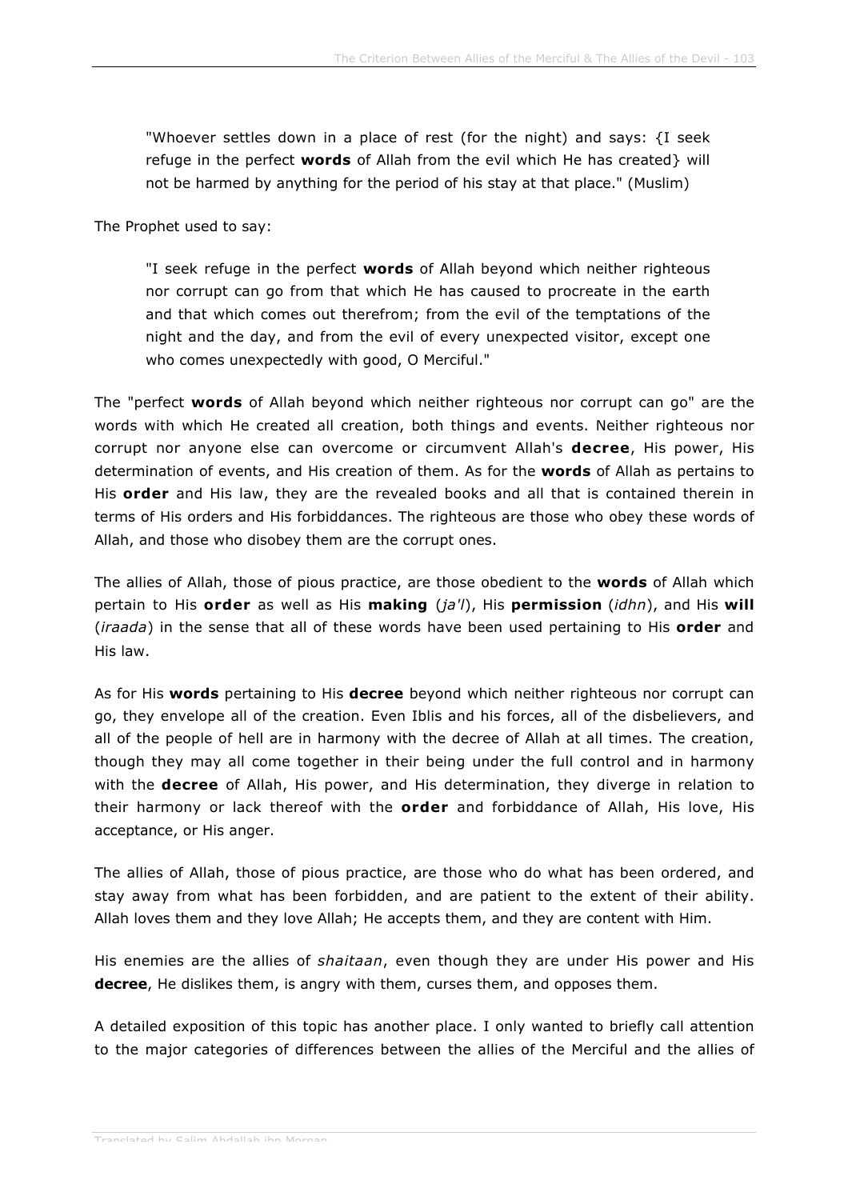> "Whoever settles down in a place of rest (for the night) and says: {I seek refuge in the perfect **words** of Allah from the evil which He has created} will not be harmed by anything for the period of his stay at that place." (Muslim)

The Prophet used to say:

> "I seek refuge in the perfect **words** of Allah beyond which neither righteous nor corrupt can go from that which He has caused to procreate in the earth and that which comes out therefrom; from the evil of the temptations of the night and the day, and from the evil of every unexpected visitor, except one who comes unexpectedly with good, O Merciful."

The "perfect **words** of Allah beyond which neither righteous nor corrupt can go" are the words with which He created all creation, both things and events. Neither righteous nor corrupt nor anyone else can overcome or circumvent Allah's **decree**, His power, His determination of events, and His creation of them. As for the **words** of Allah as pertains to His **order** and His law, they are the revealed books and all that is contained therein in terms of His orders and His forbiddances. The righteous are those who obey these words of Allah, and those who disobey them are the corrupt ones.

The allies of Allah, those of pious practice, are those obedient to the **words** of Allah which pertain to His **order** as well as His **making** (*ja'l*), His **permission** (*idhn*), and His **will** (*iraada*) in the sense that all of these words have been used pertaining to His **order** and His law.

As for His **words** pertaining to His **decree** beyond which neither righteous nor corrupt can go, they envelope all of the creation. Even Iblis and his forces, all of the disbelievers, and all of the people of hell are in harmony with the decree of Allah at all times. The creation, though they may all come together in their being under the full control and in harmony with the **decree** of Allah, His power, and His determination, they diverge in relation to their harmony or lack thereof with the **order** and forbiddance of Allah, His love, His acceptance, or His anger.

The allies of Allah, those of pious practice, are those who do what has been ordered, and stay away from what has been forbidden, and are patient to the extent of their ability. Allah loves them and they love Allah; He accepts them, and they are content with Him.

His enemies are the allies of *shaitaan*, even though they are under His power and His **decree**, He dislikes them, is angry with them, curses them, and opposes them.

A detailed exposition of this topic has another place. I only wanted to briefly call attention to the major categories of differences between the allies of the Merciful and the allies of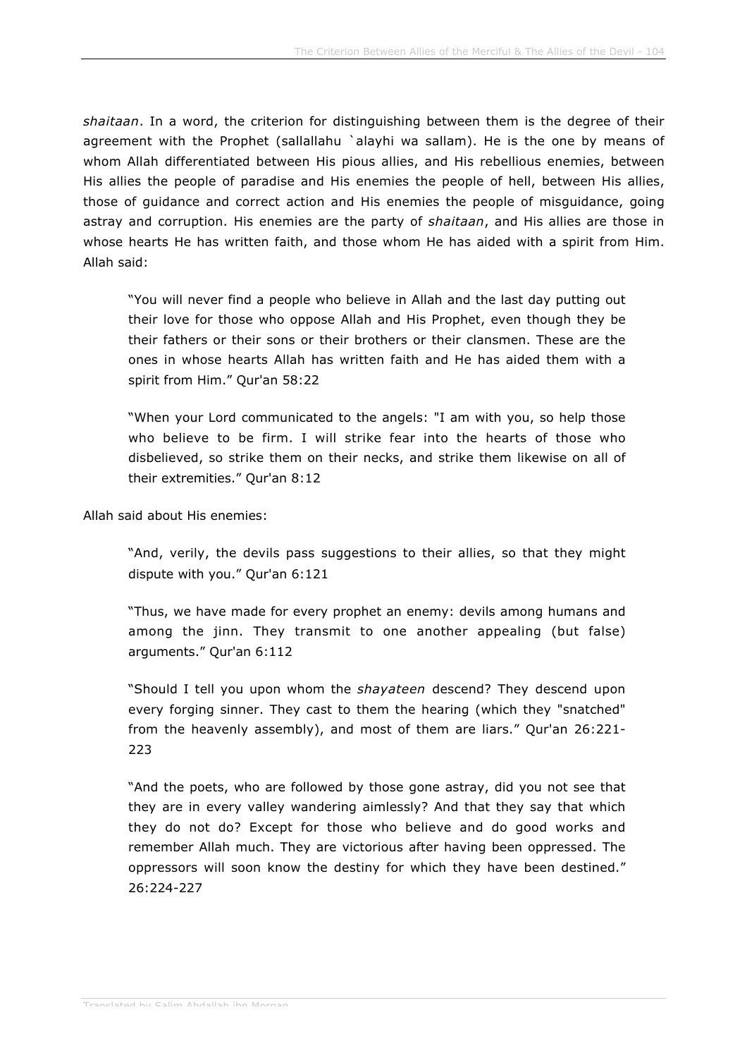*shaitaan*. In a word, the criterion for distinguishing between them is the degree of their agreement with the Prophet (sallallahu `alayhi wa sallam). He is the one by means of whom Allah differentiated between His pious allies, and His rebellious enemies, between His allies the people of paradise and His enemies the people of hell, between His allies, those of guidance and correct action and His enemies the people of misguidance, going astray and corruption. His enemies are the party of *shaitaan*, and His allies are those in whose hearts He has written faith, and those whom He has aided with a spirit from Him. Allah said:

> "You will never find a people who believe in Allah and the last day putting out their love for those who oppose Allah and His Prophet, even though they be their fathers or their sons or their brothers or their clansmen. These are the ones in whose hearts Allah has written faith and He has aided them with a spirit from Him." Qur'an 58:22

> "When your Lord communicated to the angels: "I am with you, so help those who believe to be firm. I will strike fear into the hearts of those who disbelieved, so strike them on their necks, and strike them likewise on all of their extremities." Qur'an 8:12

Allah said about His enemies:

> "And, verily, the devils pass suggestions to their allies, so that they might dispute with you." Qur'an 6:121

> "Thus, we have made for every prophet an enemy: devils among humans and among the jinn. They transmit to one another appealing (but false) arguments." Qur'an 6:112

> "Should I tell you upon whom the *shayateen* descend? They descend upon every forging sinner. They cast to them the hearing (which they "snatched" from the heavenly assembly), and most of them are liars." Qur'an 26:221-223

> "And the poets, who are followed by those gone astray, did you not see that they are in every valley wandering aimlessly? And that they say that which they do not do? Except for those who believe and do good works and remember Allah much. They are victorious after having been oppressed. The oppressors will soon know the destiny for which they have been destined." 26:224-227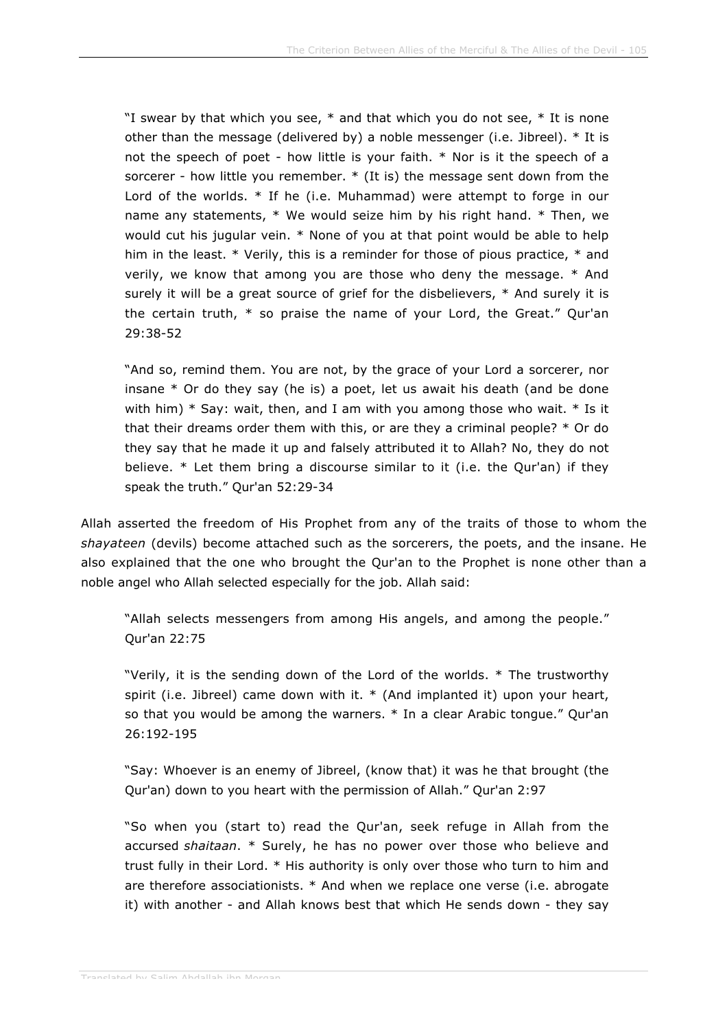> "I swear by that which you see, * and that which you do not see, * It is none other than the message (delivered by) a noble messenger (i.e. Jibreel). * It is not the speech of poet - how little is your faith. * Nor is it the speech of a sorcerer - how little you remember. * (It is) the message sent down from the Lord of the worlds. * If he (i.e. Muhammad) were attempt to forge in our name any statements, * We would seize him by his right hand. * Then, we would cut his jugular vein. * None of you at that point would be able to help him in the least. * Verily, this is a reminder for those of pious practice, * and verily, we know that among you are those who deny the message. * And surely it will be a great source of grief for the disbelievers, * And surely it is the certain truth, * so praise the name of your Lord, the Great." Qur'an 29:38-52

> "And so, remind them. You are not, by the grace of your Lord a sorcerer, nor insane * Or do they say (he is) a poet, let us await his death (and be done with him) * Say: wait, then, and I am with you among those who wait. * Is it that their dreams order them with this, or are they a criminal people? * Or do they say that he made it up and falsely attributed it to Allah? No, they do not believe. * Let them bring a discourse similar to it (i.e. the Qur'an) if they speak the truth." Qur'an 52:29-34

Allah asserted the freedom of His Prophet from any of the traits of those to whom the *shayateen* (devils) become attached such as the sorcerers, the poets, and the insane. He also explained that the one who brought the Qur'an to the Prophet is none other than a noble angel who Allah selected especially for the job. Allah said:

> "Allah selects messengers from among His angels, and among the people." Qur'an 22:75

> "Verily, it is the sending down of the Lord of the worlds. * The trustworthy spirit (i.e. Jibreel) came down with it. * (And implanted it) upon your heart, so that you would be among the warners. * In a clear Arabic tongue." Qur'an 26:192-195

> "Say: Whoever is an enemy of Jibreel, (know that) it was he that brought (the Qur'an) down to you heart with the permission of Allah." Qur'an 2:97

> "So when you (start to) read the Qur'an, seek refuge in Allah from the accursed *shaitaan*. * Surely, he has no power over those who believe and trust fully in their Lord. * His authority is only over those who turn to him and are therefore associationists. * And when we replace one verse (i.e. abrogate it) with another - and Allah knows best that which He sends down - they say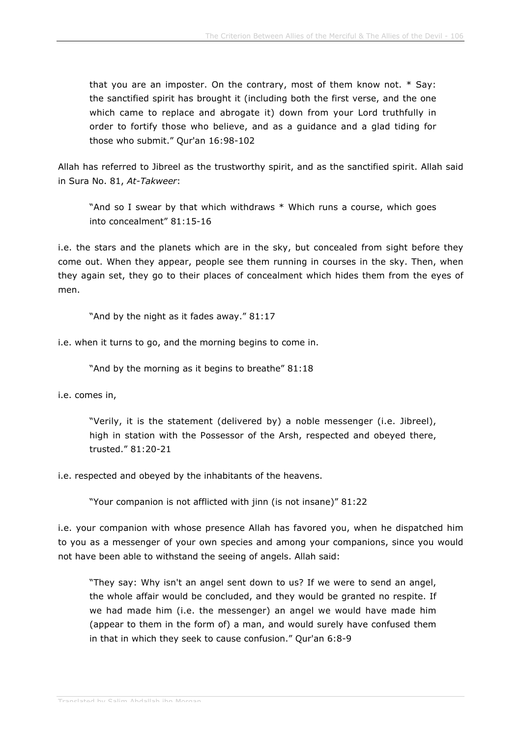> that you are an imposter. On the contrary, most of them know not. * Say: the sanctified spirit has brought it (including both the first verse, and the one which came to replace and abrogate it) down from your Lord truthfully in order to fortify those who believe, and as a guidance and a glad tiding for those who submit." Qur'an 16:98-102

Allah has referred to Jibreel as the trustworthy spirit, and as the sanctified spirit. Allah said in Sura No. 81, *At-Takweer*:

> "And so I swear by that which withdraws * Which runs a course, which goes into concealment" 81:15-16

i.e. the stars and the planets which are in the sky, but concealed from sight before they come out. When they appear, people see them running in courses in the sky. Then, when they again set, they go to their places of concealment which hides them from the eyes of men.

> "And by the night as it fades away." 81:17

i.e. when it turns to go, and the morning begins to come in.

> "And by the morning as it begins to breathe" 81:18

i.e. comes in,

> "Verily, it is the statement (delivered by) a noble messenger (i.e. Jibreel), high in station with the Possessor of the Arsh, respected and obeyed there, trusted." 81:20-21

i.e. respected and obeyed by the inhabitants of the heavens.

> "Your companion is not afflicted with jinn (is not insane)" 81:22

i.e. your companion with whose presence Allah has favored you, when he dispatched him to you as a messenger of your own species and among your companions, since you would not have been able to withstand the seeing of angels. Allah said:

> "They say: Why isn't an angel sent down to us? If we were to send an angel, the whole affair would be concluded, and they would be granted no respite. If we had made him (i.e. the messenger) an angel we would have made him (appear to them in the form of) a man, and would surely have confused them in that in which they seek to cause confusion." Qur'an 6:8-9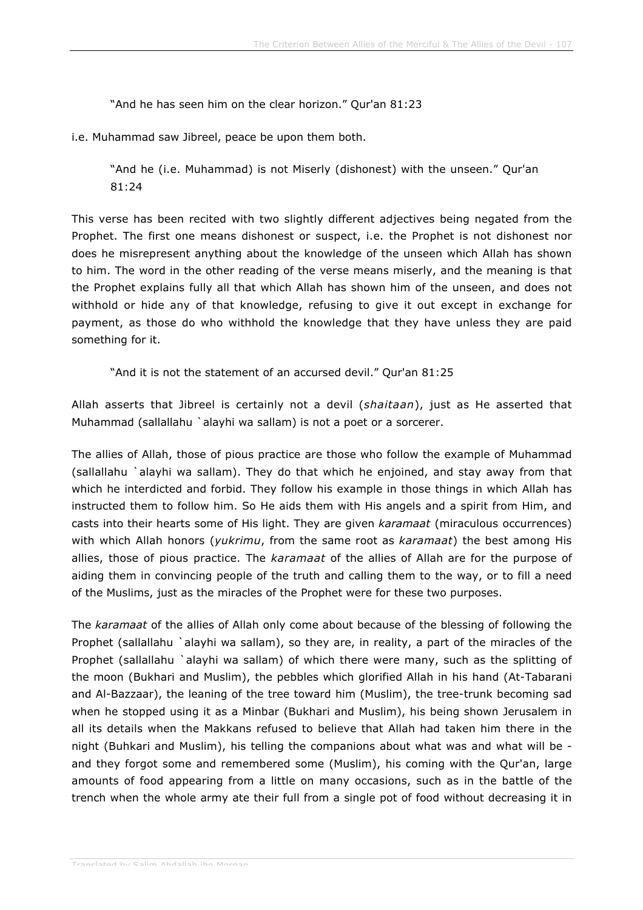> "And he has seen him on the clear horizon." Qur'an 81:23

i.e. Muhammad saw Jibreel, peace be upon them both.

> "And he (i.e. Muhammad) is not Miserly (dishonest) with the unseen." Qur'an 81:24

This verse has been recited with two slightly different adjectives being negated from the Prophet. The first one means dishonest or suspect, i.e. the Prophet is not dishonest nor does he misrepresent anything about the knowledge of the unseen which Allah has shown to him. The word in the other reading of the verse means miserly, and the meaning is that the Prophet explains fully all that which Allah has shown him of the unseen, and does not withhold or hide any of that knowledge, refusing to give it out except in exchange for payment, as those do who withhold the knowledge that they have unless they are paid something for it.

> "And it is not the statement of an accursed devil." Qur'an 81:25

Allah asserts that Jibreel is certainly not a devil (*shaitaan*), just as He asserted that Muhammad (sallallahu `alayhi wa sallam) is not a poet or a sorcerer.

The allies of Allah, those of pious practice are those who follow the example of Muhammad (sallallahu `alayhi wa sallam). They do that which he enjoined, and stay away from that which he interdicted and forbid. They follow his example in those things in which Allah has instructed them to follow him. So He aids them with His angels and a spirit from Him, and casts into their hearts some of His light. They are given *karamaat* (miraculous occurrences) with which Allah honors (*yukrimu*, from the same root as *karamaat*) the best among His allies, those of pious practice. The *karamaat* of the allies of Allah are for the purpose of aiding them in convincing people of the truth and calling them to the way, or to fill a need of the Muslims, just as the miracles of the Prophet were for these two purposes.

The *karamaat* of the allies of Allah only come about because of the blessing of following the Prophet (sallallahu `alayhi wa sallam), so they are, in reality, a part of the miracles of the Prophet (sallallahu `alayhi wa sallam) of which there were many, such as the splitting of the moon (Bukhari and Muslim), the pebbles which glorified Allah in his hand (At-Tabarani and Al-Bazzaar), the leaning of the tree toward him (Muslim), the tree-trunk becoming sad when he stopped using it as a Minbar (Bukhari and Muslim), his being shown Jerusalem in all its details when the Makkans refused to believe that Allah had taken him there in the night (Buhkari and Muslim), his telling the companions about what was and what will be - and they forgot some and remembered some (Muslim), his coming with the Qur'an, large amounts of food appearing from a little on many occasions, such as in the battle of the trench when the whole army ate their full from a single pot of food without decreasing it in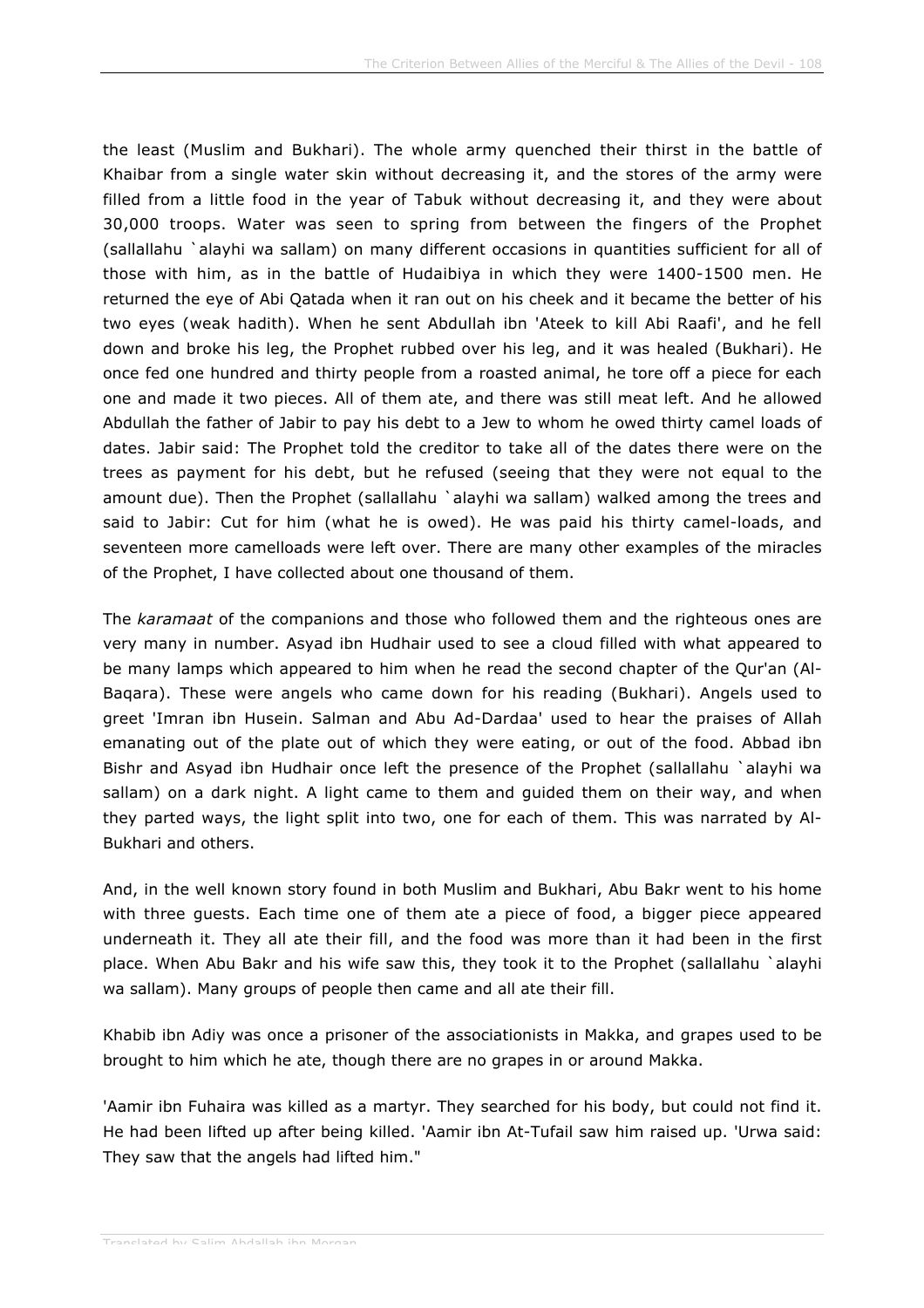the least (Muslim and Bukhari). The whole army quenched their thirst in the battle of Khaibar from a single water skin without decreasing it, and the stores of the army were filled from a little food in the year of Tabuk without decreasing it, and they were about 30,000 troops. Water was seen to spring from between the fingers of the Prophet (sallallahu `alayhi wa sallam) on many different occasions in quantities sufficient for all of those with him, as in the battle of Hudaibiya in which they were 1400-1500 men. He returned the eye of Abi Qatada when it ran out on his cheek and it became the better of his two eyes (weak hadith). When he sent Abdullah ibn 'Ateek to kill Abi Raafi', and he fell down and broke his leg, the Prophet rubbed over his leg, and it was healed (Bukhari). He once fed one hundred and thirty people from a roasted animal, he tore off a piece for each one and made it two pieces. All of them ate, and there was still meat left. And he allowed Abdullah the father of Jabir to pay his debt to a Jew to whom he owed thirty camel loads of dates. Jabir said: The Prophet told the creditor to take all of the dates there were on the trees as payment for his debt, but he refused (seeing that they were not equal to the amount due). Then the Prophet (sallallahu `alayhi wa sallam) walked among the trees and said to Jabir: Cut for him (what he is owed). He was paid his thirty camel-loads, and seventeen more camelloads were left over. There are many other examples of the miracles of the Prophet, I have collected about one thousand of them.

The *karamaat* of the companions and those who followed them and the righteous ones are very many in number. Asyad ibn Hudhair used to see a cloud filled with what appeared to be many lamps which appeared to him when he read the second chapter of the Qur'an (Al-Baqara). These were angels who came down for his reading (Bukhari). Angels used to greet 'Imran ibn Husein. Salman and Abu Ad-Dardaa' used to hear the praises of Allah emanating out of the plate out of which they were eating, or out of the food. Abbad ibn Bishr and Asyad ibn Hudhair once left the presence of the Prophet (sallallahu `alayhi wa sallam) on a dark night. A light came to them and guided them on their way, and when they parted ways, the light split into two, one for each of them. This was narrated by Al-Bukhari and others.

And, in the well known story found in both Muslim and Bukhari, Abu Bakr went to his home with three guests. Each time one of them ate a piece of food, a bigger piece appeared underneath it. They all ate their fill, and the food was more than it had been in the first place. When Abu Bakr and his wife saw this, they took it to the Prophet (sallallahu `alayhi wa sallam). Many groups of people then came and all ate their fill.

Khabib ibn Adiy was once a prisoner of the associationists in Makka, and grapes used to be brought to him which he ate, though there are no grapes in or around Makka.

'Aamir ibn Fuhaira was killed as a martyr. They searched for his body, but could not find it. He had been lifted up after being killed. 'Aamir ibn At-Tufail saw him raised up. 'Urwa said: They saw that the angels had lifted him."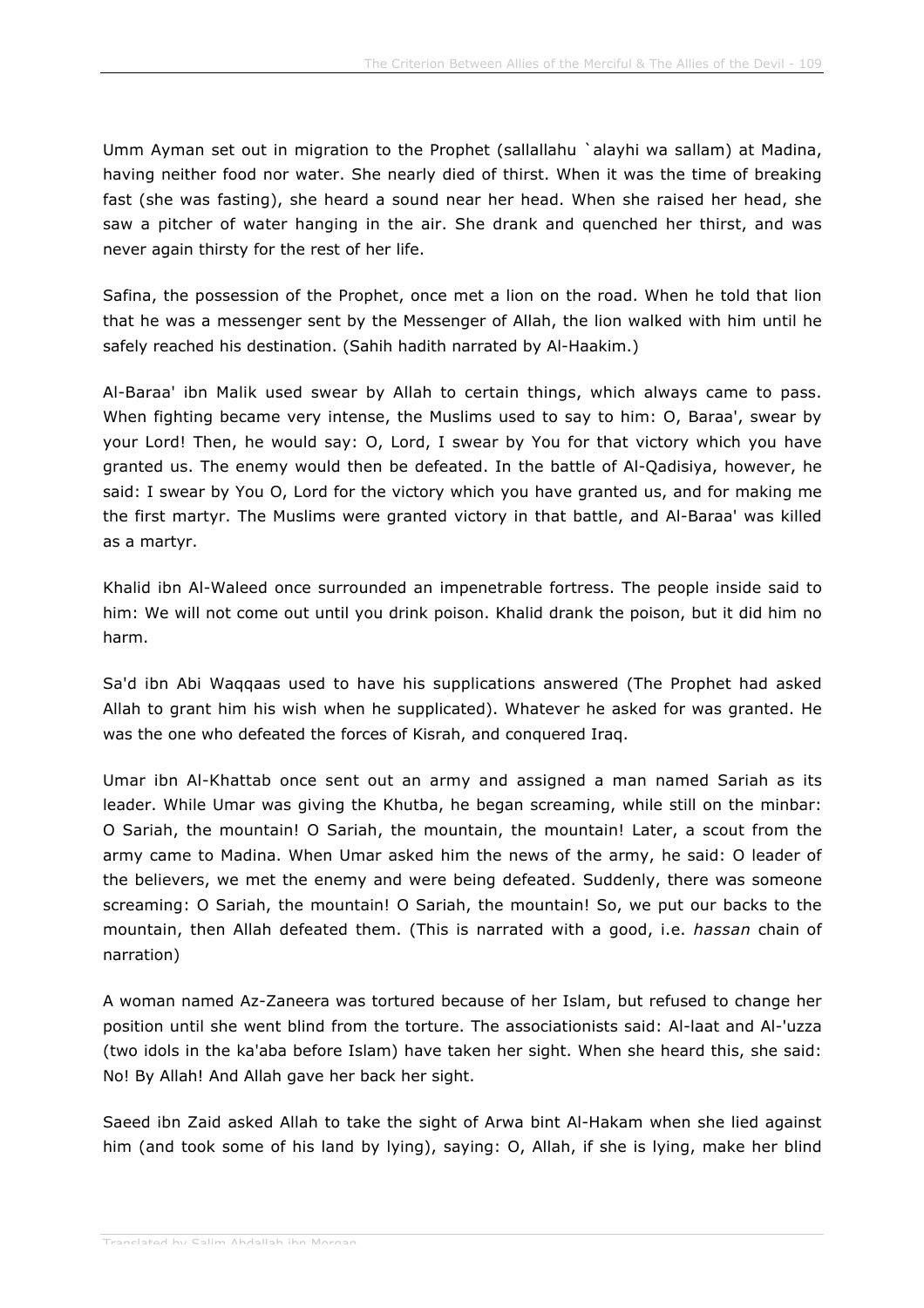Umm Ayman set out in migration to the Prophet (sallallahu `alayhi wa sallam) at Madina, having neither food nor water. She nearly died of thirst. When it was the time of breaking fast (she was fasting), she heard a sound near her head. When she raised her head, she saw a pitcher of water hanging in the air. She drank and quenched her thirst, and was never again thirsty for the rest of her life.

Safina, the possession of the Prophet, once met a lion on the road. When he told that lion that he was a messenger sent by the Messenger of Allah, the lion walked with him until he safely reached his destination. (Sahih hadith narrated by Al-Haakim.)

Al-Baraa' ibn Malik used swear by Allah to certain things, which always came to pass. When fighting became very intense, the Muslims used to say to him: O, Baraa', swear by your Lord! Then, he would say: O, Lord, I swear by You for that victory which you have granted us. The enemy would then be defeated. In the battle of Al-Qadisiya, however, he said: I swear by You O, Lord for the victory which you have granted us, and for making me the first martyr. The Muslims were granted victory in that battle, and Al-Baraa' was killed as a martyr.

Khalid ibn Al-Waleed once surrounded an impenetrable fortress. The people inside said to him: We will not come out until you drink poison. Khalid drank the poison, but it did him no harm.

Sa'd ibn Abi Waqqaas used to have his supplications answered (The Prophet had asked Allah to grant him his wish when he supplicated). Whatever he asked for was granted. He was the one who defeated the forces of Kisrah, and conquered Iraq.

Umar ibn Al-Khattab once sent out an army and assigned a man named Sariah as its leader. While Umar was giving the Khutba, he began screaming, while still on the minbar: O Sariah, the mountain! O Sariah, the mountain, the mountain! Later, a scout from the army came to Madina. When Umar asked him the news of the army, he said: O leader of the believers, we met the enemy and were being defeated. Suddenly, there was someone screaming: O Sariah, the mountain! O Sariah, the mountain! So, we put our backs to the mountain, then Allah defeated them. (This is narrated with a good, i.e. *hassan* chain of narration)

A woman named Az-Zaneera was tortured because of her Islam, but refused to change her position until she went blind from the torture. The associationists said: Al-laat and Al-'uzza (two idols in the ka'aba before Islam) have taken her sight. When she heard this, she said: No! By Allah! And Allah gave her back her sight.

Saeed ibn Zaid asked Allah to take the sight of Arwa bint Al-Hakam when she lied against him (and took some of his land by lying), saying: O, Allah, if she is lying, make her blind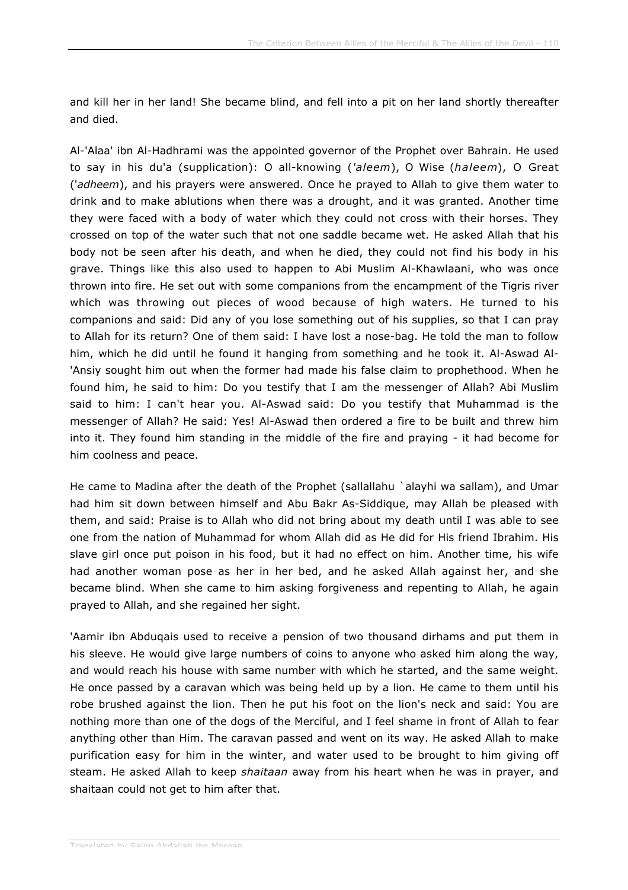and kill her in her land! She became blind, and fell into a pit on her land shortly thereafter and died.

Al-'Alaa' ibn Al-Hadhrami was the appointed governor of the Prophet over Bahrain. He used to say in his du'a (supplication): O all-knowing (*'aleem*), O Wise (*haleem*), O Great (*'adheem*), and his prayers were answered. Once he prayed to Allah to give them water to drink and to make ablutions when there was a drought, and it was granted. Another time they were faced with a body of water which they could not cross with their horses. They crossed on top of the water such that not one saddle became wet. He asked Allah that his body not be seen after his death, and when he died, they could not find his body in his grave. Things like this also used to happen to Abi Muslim Al-Khawlaani, who was once thrown into fire. He set out with some companions from the encampment of the Tigris river which was throwing out pieces of wood because of high waters. He turned to his companions and said: Did any of you lose something out of his supplies, so that I can pray to Allah for its return? One of them said: I have lost a nose-bag. He told the man to follow him, which he did until he found it hanging from something and he took it. Al-Aswad Al-'Ansiy sought him out when the former had made his false claim to prophethood. When he found him, he said to him: Do you testify that I am the messenger of Allah? Abi Muslim said to him: I can't hear you. Al-Aswad said: Do you testify that Muhammad is the messenger of Allah? He said: Yes! Al-Aswad then ordered a fire to be built and threw him into it. They found him standing in the middle of the fire and praying - it had become for him coolness and peace.

He came to Madina after the death of the Prophet (sallallahu `alayhi wa sallam), and Umar had him sit down between himself and Abu Bakr As-Siddique, may Allah be pleased with them, and said: Praise is to Allah who did not bring about my death until I was able to see one from the nation of Muhammad for whom Allah did as He did for His friend Ibrahim. His slave girl once put poison in his food, but it had no effect on him. Another time, his wife had another woman pose as her in her bed, and he asked Allah against her, and she became blind. When she came to him asking forgiveness and repenting to Allah, he again prayed to Allah, and she regained her sight.

'Aamir ibn Abduqais used to receive a pension of two thousand dirhams and put them in his sleeve. He would give large numbers of coins to anyone who asked him along the way, and would reach his house with same number with which he started, and the same weight. He once passed by a caravan which was being held up by a lion. He came to them until his robe brushed against the lion. Then he put his foot on the lion's neck and said: You are nothing more than one of the dogs of the Merciful, and I feel shame in front of Allah to fear anything other than Him. The caravan passed and went on its way. He asked Allah to make purification easy for him in the winter, and water used to be brought to him giving off steam. He asked Allah to keep *shaitaan* away from his heart when he was in prayer, and shaitaan could not get to him after that.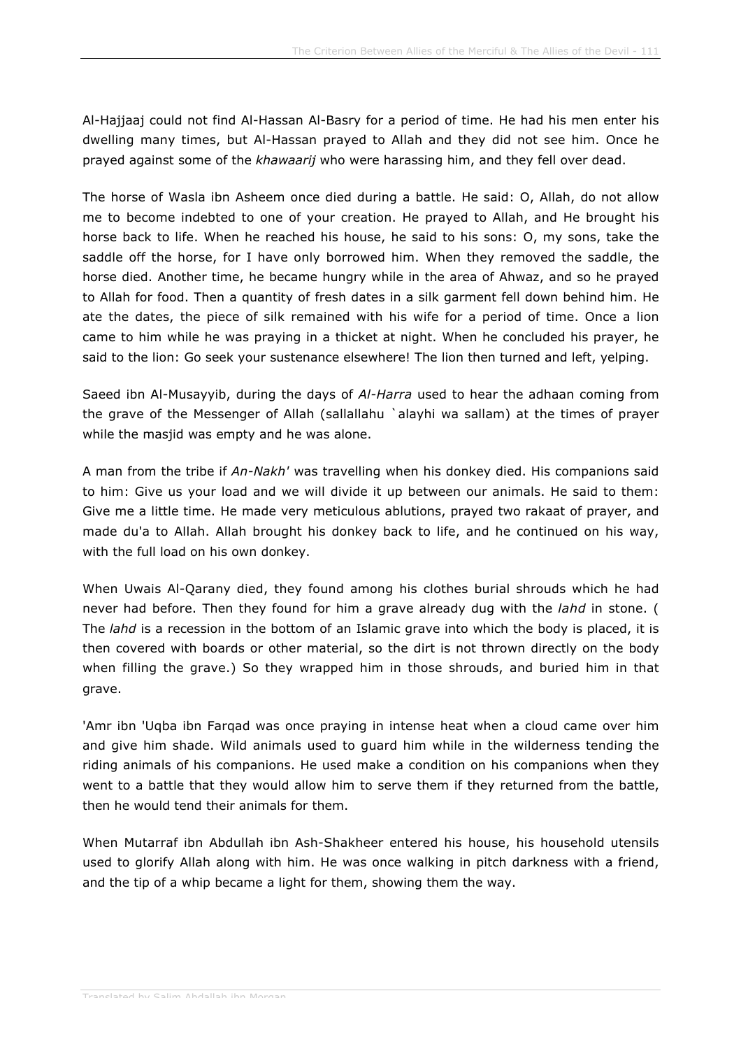Al-Hajjaaj could not find Al-Hassan Al-Basry for a period of time. He had his men enter his dwelling many times, but Al-Hassan prayed to Allah and they did not see him. Once he prayed against some of the *khawaarij* who were harassing him, and they fell over dead.

The horse of Wasla ibn Asheem once died during a battle. He said: O, Allah, do not allow me to become indebted to one of your creation. He prayed to Allah, and He brought his horse back to life. When he reached his house, he said to his sons: O, my sons, take the saddle off the horse, for I have only borrowed him. When they removed the saddle, the horse died. Another time, he became hungry while in the area of Ahwaz, and so he prayed to Allah for food. Then a quantity of fresh dates in a silk garment fell down behind him. He ate the dates, the piece of silk remained with his wife for a period of time. Once a lion came to him while he was praying in a thicket at night. When he concluded his prayer, he said to the lion: Go seek your sustenance elsewhere! The lion then turned and left, yelping.

Saeed ibn Al-Musayyib, during the days of *Al-Harra* used to hear the adhaan coming from the grave of the Messenger of Allah (sallallahu `alayhi wa sallam) at the times of prayer while the masjid was empty and he was alone.

A man from the tribe if *An-Nakh'* was travelling when his donkey died. His companions said to him: Give us your load and we will divide it up between our animals. He said to them: Give me a little time. He made very meticulous ablutions, prayed two rakaat of prayer, and made du'a to Allah. Allah brought his donkey back to life, and he continued on his way, with the full load on his own donkey.

When Uwais Al-Qarany died, they found among his clothes burial shrouds which he had never had before. Then they found for him a grave already dug with the *lahd* in stone. ( The *lahd* is a recession in the bottom of an Islamic grave into which the body is placed, it is then covered with boards or other material, so the dirt is not thrown directly on the body when filling the grave.) So they wrapped him in those shrouds, and buried him in that grave.

'Amr ibn 'Uqba ibn Farqad was once praying in intense heat when a cloud came over him and give him shade. Wild animals used to guard him while in the wilderness tending the riding animals of his companions. He used make a condition on his companions when they went to a battle that they would allow him to serve them if they returned from the battle, then he would tend their animals for them.

When Mutarraf ibn Abdullah ibn Ash-Shakheer entered his house, his household utensils used to glorify Allah along with him. He was once walking in pitch darkness with a friend, and the tip of a whip became a light for them, showing them the way.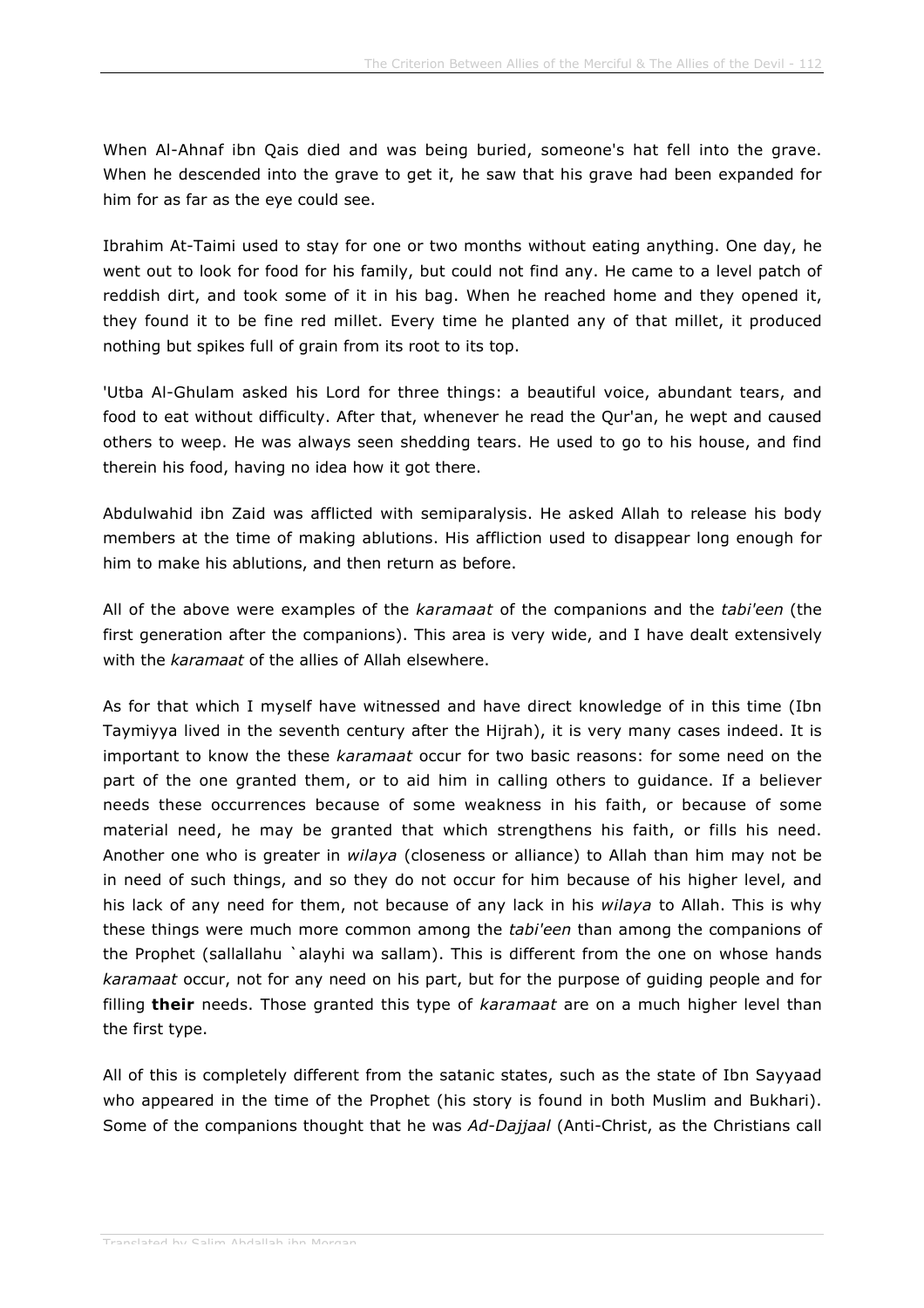When Al-Ahnaf ibn Qais died and was being buried, someone's hat fell into the grave. When he descended into the grave to get it, he saw that his grave had been expanded for him for as far as the eye could see.

Ibrahim At-Taimi used to stay for one or two months without eating anything. One day, he went out to look for food for his family, but could not find any. He came to a level patch of reddish dirt, and took some of it in his bag. When he reached home and they opened it, they found it to be fine red millet. Every time he planted any of that millet, it produced nothing but spikes full of grain from its root to its top.

'Utba Al-Ghulam asked his Lord for three things: a beautiful voice, abundant tears, and food to eat without difficulty. After that, whenever he read the Qur'an, he wept and caused others to weep. He was always seen shedding tears. He used to go to his house, and find therein his food, having no idea how it got there.

Abdulwahid ibn Zaid was afflicted with semiparalysis. He asked Allah to release his body members at the time of making ablutions. His affliction used to disappear long enough for him to make his ablutions, and then return as before.

All of the above were examples of the *karamaat* of the companions and the *tabi'een* (the first generation after the companions). This area is very wide, and I have dealt extensively with the *karamaat* of the allies of Allah elsewhere.

As for that which I myself have witnessed and have direct knowledge of in this time (Ibn Taymiyya lived in the seventh century after the Hijrah), it is very many cases indeed. It is important to know the these *karamaat* occur for two basic reasons: for some need on the part of the one granted them, or to aid him in calling others to guidance. If a believer needs these occurrences because of some weakness in his faith, or because of some material need, he may be granted that which strengthens his faith, or fills his need. Another one who is greater in *wilaya* (closeness or alliance) to Allah than him may not be in need of such things, and so they do not occur for him because of his higher level, and his lack of any need for them, not because of any lack in his *wilaya* to Allah. This is why these things were much more common among the *tabi'een* than among the companions of the Prophet (sallallahu `alayhi wa sallam). This is different from the one on whose hands *karamaat* occur, not for any need on his part, but for the purpose of guiding people and for filling **their** needs. Those granted this type of *karamaat* are on a much higher level than the first type.

All of this is completely different from the satanic states, such as the state of Ibn Sayyaad who appeared in the time of the Prophet (his story is found in both Muslim and Bukhari). Some of the companions thought that he was *Ad-Dajjaal* (Anti-Christ, as the Christians call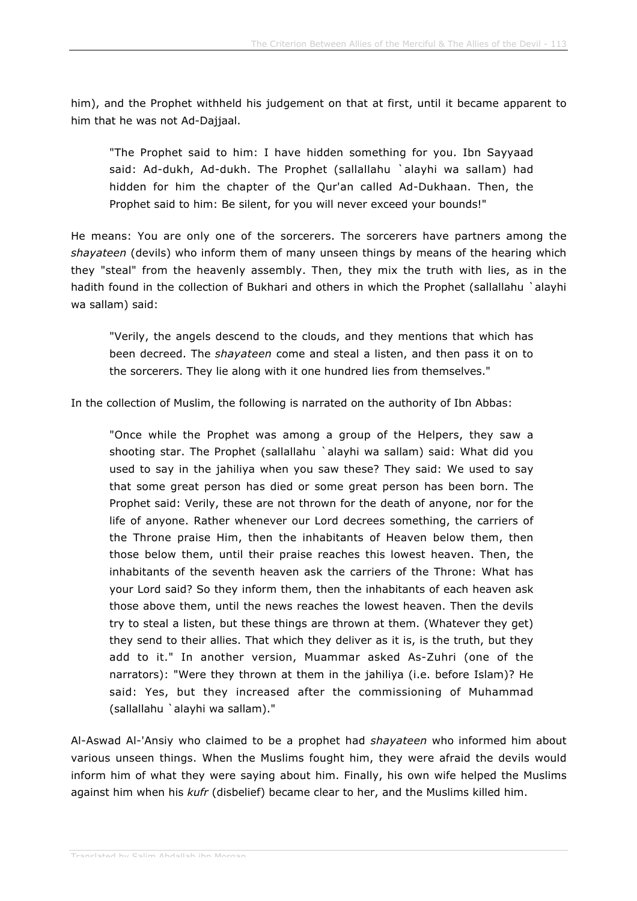him), and the Prophet withheld his judgement on that at first, until it became apparent to him that he was not Ad-Dajjaal.

> "The Prophet said to him: I have hidden something for you. Ibn Sayyaad said: Ad-dukh, Ad-dukh. The Prophet (sallallahu `alayhi wa sallam) had hidden for him the chapter of the Qur'an called Ad-Dukhaan. Then, the Prophet said to him: Be silent, for you will never exceed your bounds!"

He means: You are only one of the sorcerers. The sorcerers have partners among the *shayateen* (devils) who inform them of many unseen things by means of the hearing which they "steal" from the heavenly assembly. Then, they mix the truth with lies, as in the hadith found in the collection of Bukhari and others in which the Prophet (sallallahu `alayhi wa sallam) said:

> "Verily, the angels descend to the clouds, and they mentions that which has been decreed. The *shayateen* come and steal a listen, and then pass it on to the sorcerers. They lie along with it one hundred lies from themselves."

In the collection of Muslim, the following is narrated on the authority of Ibn Abbas:

> "Once while the Prophet was among a group of the Helpers, they saw a shooting star. The Prophet (sallallahu `alayhi wa sallam) said: What did you used to say in the jahiliya when you saw these? They said: We used to say that some great person has died or some great person has been born. The Prophet said: Verily, these are not thrown for the death of anyone, nor for the life of anyone. Rather whenever our Lord decrees something, the carriers of the Throne praise Him, then the inhabitants of Heaven below them, then those below them, until their praise reaches this lowest heaven. Then, the inhabitants of the seventh heaven ask the carriers of the Throne: What has your Lord said? So they inform them, then the inhabitants of each heaven ask those above them, until the news reaches the lowest heaven. Then the devils try to steal a listen, but these things are thrown at them. (Whatever they get) they send to their allies. That which they deliver as it is, is the truth, but they add to it." In another version, Muammar asked As-Zuhri (one of the narrators): "Were they thrown at them in the jahiliya (i.e. before Islam)? He said: Yes, but they increased after the commissioning of Muhammad (sallallahu `alayhi wa sallam)."

Al-Aswad Al-'Ansiy who claimed to be a prophet had *shayateen* who informed him about various unseen things. When the Muslims fought him, they were afraid the devils would inform him of what they were saying about him. Finally, his own wife helped the Muslims against him when his *kufr* (disbelief) became clear to her, and the Muslims killed him.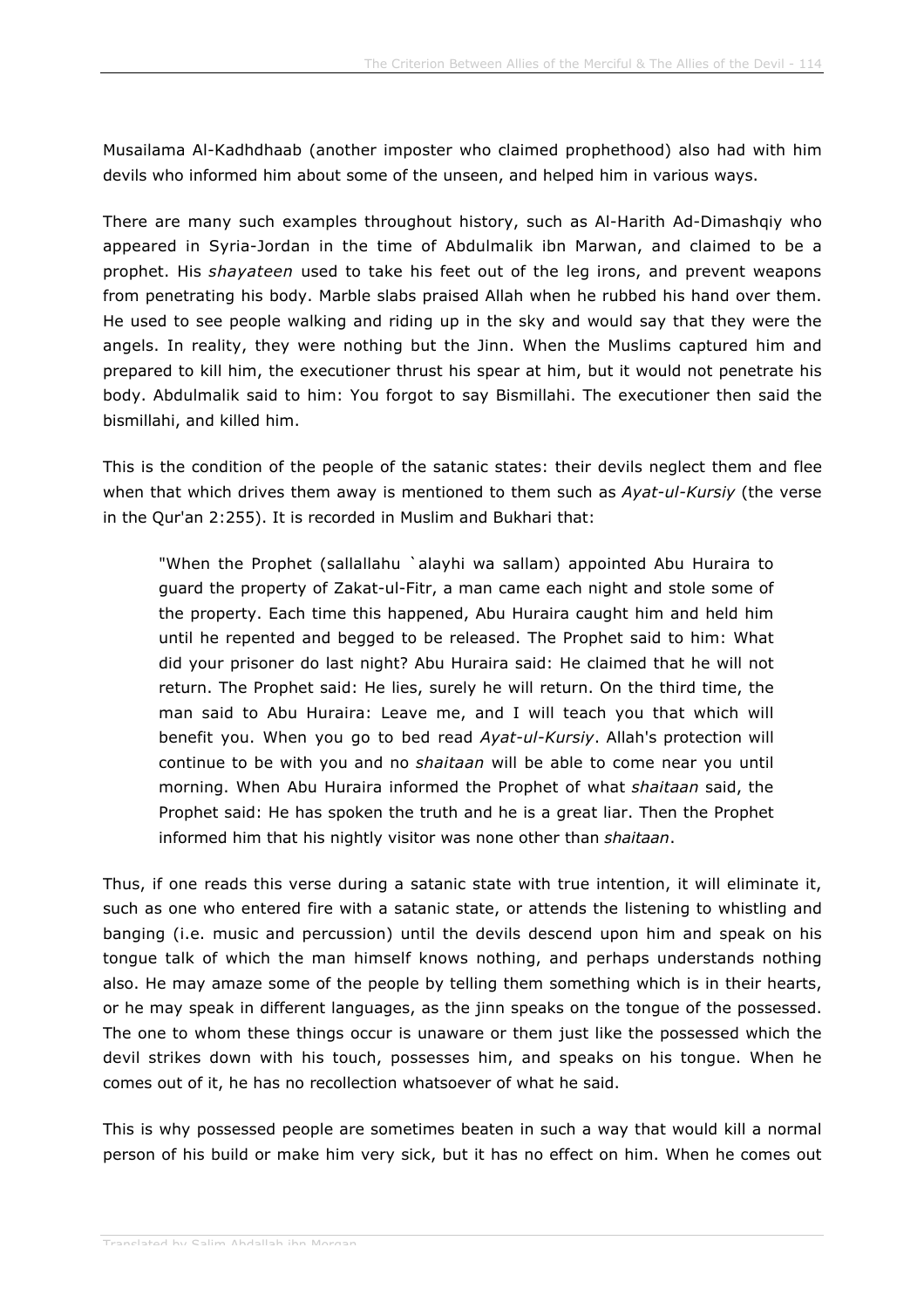Musailama Al-Kadhdhaab (another imposter who claimed prophethood) also had with him devils who informed him about some of the unseen, and helped him in various ways.

There are many such examples throughout history, such as Al-Harith Ad-Dimashqiy who appeared in Syria-Jordan in the time of Abdulmalik ibn Marwan, and claimed to be a prophet. His *shayateen* used to take his feet out of the leg irons, and prevent weapons from penetrating his body. Marble slabs praised Allah when he rubbed his hand over them. He used to see people walking and riding up in the sky and would say that they were the angels. In reality, they were nothing but the Jinn. When the Muslims captured him and prepared to kill him, the executioner thrust his spear at him, but it would not penetrate his body. Abdulmalik said to him: You forgot to say Bismillahi. The executioner then said the bismillahi, and killed him.

This is the condition of the people of the satanic states: their devils neglect them and flee when that which drives them away is mentioned to them such as *Ayat-ul-Kursiy* (the verse in the Qur'an 2:255). It is recorded in Muslim and Bukhari that:

> "When the Prophet (sallallahu `alayhi wa sallam) appointed Abu Huraira to guard the property of Zakat-ul-Fitr, a man came each night and stole some of the property. Each time this happened, Abu Huraira caught him and held him until he repented and begged to be released. The Prophet said to him: What did your prisoner do last night? Abu Huraira said: He claimed that he will not return. The Prophet said: He lies, surely he will return. On the third time, the man said to Abu Huraira: Leave me, and I will teach you that which will benefit you. When you go to bed read *Ayat-ul-Kursiy*. Allah's protection will continue to be with you and no *shaitaan* will be able to come near you until morning. When Abu Huraira informed the Prophet of what *shaitaan* said, the Prophet said: He has spoken the truth and he is a great liar. Then the Prophet informed him that his nightly visitor was none other than *shaitaan*.

Thus, if one reads this verse during a satanic state with true intention, it will eliminate it, such as one who entered fire with a satanic state, or attends the listening to whistling and banging (i.e. music and percussion) until the devils descend upon him and speak on his tongue talk of which the man himself knows nothing, and perhaps understands nothing also. He may amaze some of the people by telling them something which is in their hearts, or he may speak in different languages, as the jinn speaks on the tongue of the possessed. The one to whom these things occur is unaware or them just like the possessed which the devil strikes down with his touch, possesses him, and speaks on his tongue. When he comes out of it, he has no recollection whatsoever of what he said.

This is why possessed people are sometimes beaten in such a way that would kill a normal person of his build or make him very sick, but it has no effect on him. When he comes out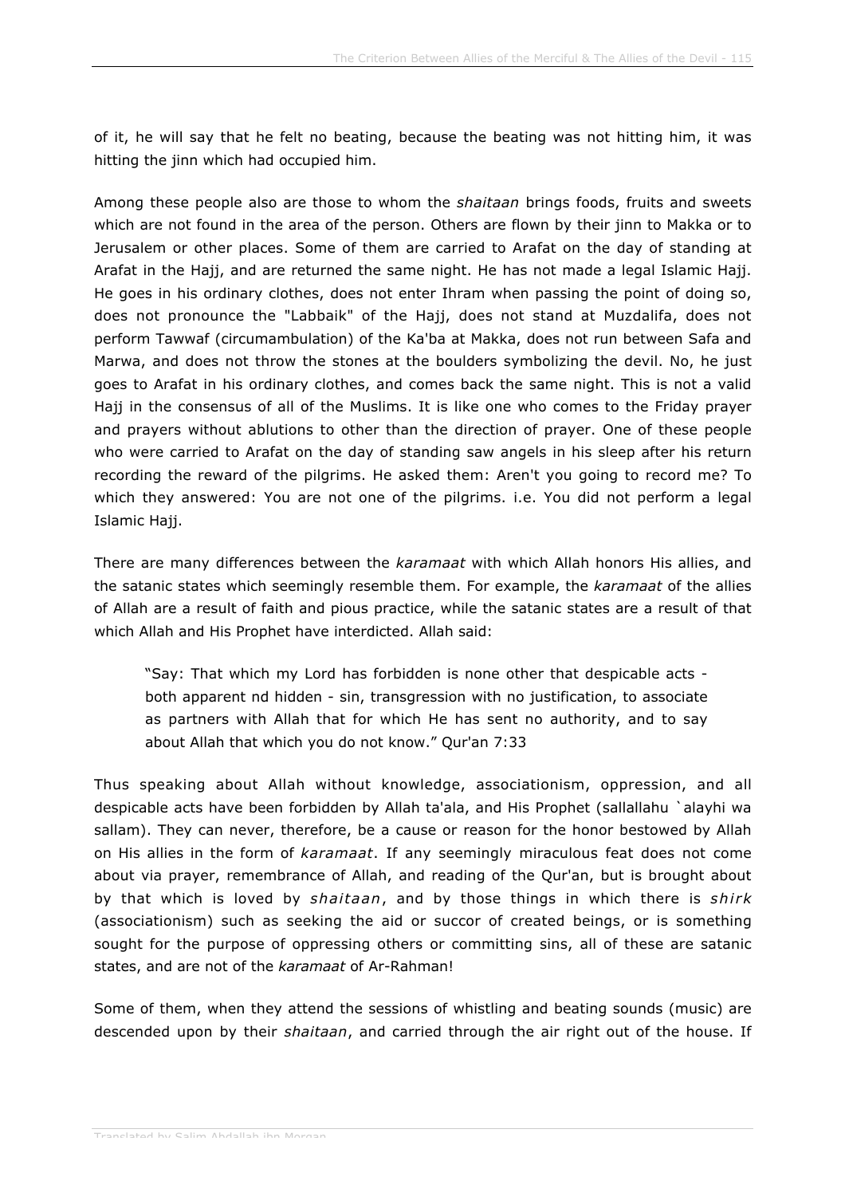of it, he will say that he felt no beating, because the beating was not hitting him, it was hitting the jinn which had occupied him.

Among these people also are those to whom the *shaitaan* brings foods, fruits and sweets which are not found in the area of the person. Others are flown by their jinn to Makka or to Jerusalem or other places. Some of them are carried to Arafat on the day of standing at Arafat in the Hajj, and are returned the same night. He has not made a legal Islamic Hajj. He goes in his ordinary clothes, does not enter Ihram when passing the point of doing so, does not pronounce the "Labbaik" of the Hajj, does not stand at Muzdalifa, does not perform Tawwaf (circumambulation) of the Ka'ba at Makka, does not run between Safa and Marwa, and does not throw the stones at the boulders symbolizing the devil. No, he just goes to Arafat in his ordinary clothes, and comes back the same night. This is not a valid Hajj in the consensus of all of the Muslims. It is like one who comes to the Friday prayer and prayers without ablutions to other than the direction of prayer. One of these people who were carried to Arafat on the day of standing saw angels in his sleep after his return recording the reward of the pilgrims. He asked them: Aren't you going to record me? To which they answered: You are not one of the pilgrims. i.e. You did not perform a legal Islamic Hajj.

There are many differences between the *karamaat* with which Allah honors His allies, and the satanic states which seemingly resemble them. For example, the *karamaat* of the allies of Allah are a result of faith and pious practice, while the satanic states are a result of that which Allah and His Prophet have interdicted. Allah said:

> "Say: That which my Lord has forbidden is none other that despicable acts - both apparent nd hidden - sin, transgression with no justification, to associate as partners with Allah that for which He has sent no authority, and to say about Allah that which you do not know." Qur'an 7:33

Thus speaking about Allah without knowledge, associationism, oppression, and all despicable acts have been forbidden by Allah ta'ala, and His Prophet (sallallahu `alayhi wa sallam). They can never, therefore, be a cause or reason for the honor bestowed by Allah on His allies in the form of *karamaat*. If any seemingly miraculous feat does not come about via prayer, remembrance of Allah, and reading of the Qur'an, but is brought about by that which is loved by *shaitaan*, and by those things in which there is *shirk* (associationism) such as seeking the aid or succor of created beings, or is something sought for the purpose of oppressing others or committing sins, all of these are satanic states, and are not of the *karamaat* of Ar-Rahman!

Some of them, when they attend the sessions of whistling and beating sounds (music) are descended upon by their *shaitaan*, and carried through the air right out of the house. If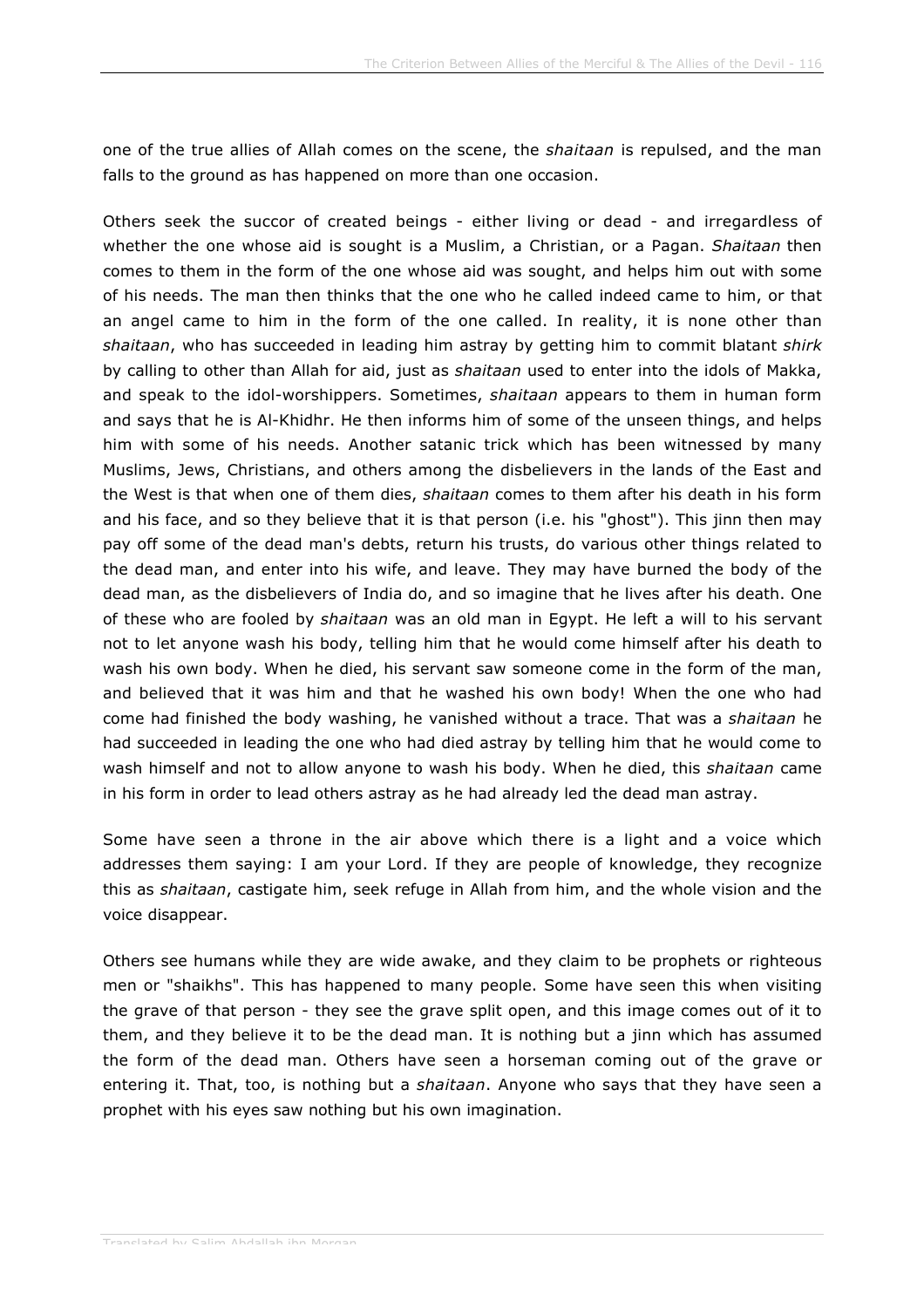one of the true allies of Allah comes on the scene, the *shaitaan* is repulsed, and the man falls to the ground as has happened on more than one occasion.

Others seek the succor of created beings - either living or dead - and irregardless of whether the one whose aid is sought is a Muslim, a Christian, or a Pagan. *Shaitaan* then comes to them in the form of the one whose aid was sought, and helps him out with some of his needs. The man then thinks that the one who he called indeed came to him, or that an angel came to him in the form of the one called. In reality, it is none other than *shaitaan*, who has succeeded in leading him astray by getting him to commit blatant *shirk* by calling to other than Allah for aid, just as *shaitaan* used to enter into the idols of Makka, and speak to the idol-worshippers. Sometimes, *shaitaan* appears to them in human form and says that he is Al-Khidhr. He then informs him of some of the unseen things, and helps him with some of his needs. Another satanic trick which has been witnessed by many Muslims, Jews, Christians, and others among the disbelievers in the lands of the East and the West is that when one of them dies, *shaitaan* comes to them after his death in his form and his face, and so they believe that it is that person (i.e. his "ghost"). This jinn then may pay off some of the dead man's debts, return his trusts, do various other things related to the dead man, and enter into his wife, and leave. They may have burned the body of the dead man, as the disbelievers of India do, and so imagine that he lives after his death. One of these who are fooled by *shaitaan* was an old man in Egypt. He left a will to his servant not to let anyone wash his body, telling him that he would come himself after his death to wash his own body. When he died, his servant saw someone come in the form of the man, and believed that it was him and that he washed his own body! When the one who had come had finished the body washing, he vanished without a trace. That was a *shaitaan* he had succeeded in leading the one who had died astray by telling him that he would come to wash himself and not to allow anyone to wash his body. When he died, this *shaitaan* came in his form in order to lead others astray as he had already led the dead man astray.

Some have seen a throne in the air above which there is a light and a voice which addresses them saying: I am your Lord. If they are people of knowledge, they recognize this as *shaitaan*, castigate him, seek refuge in Allah from him, and the whole vision and the voice disappear.

Others see humans while they are wide awake, and they claim to be prophets or righteous men or "shaikhs". This has happened to many people. Some have seen this when visiting the grave of that person - they see the grave split open, and this image comes out of it to them, and they believe it to be the dead man. It is nothing but a jinn which has assumed the form of the dead man. Others have seen a horseman coming out of the grave or entering it. That, too, is nothing but a *shaitaan*. Anyone who says that they have seen a prophet with his eyes saw nothing but his own imagination.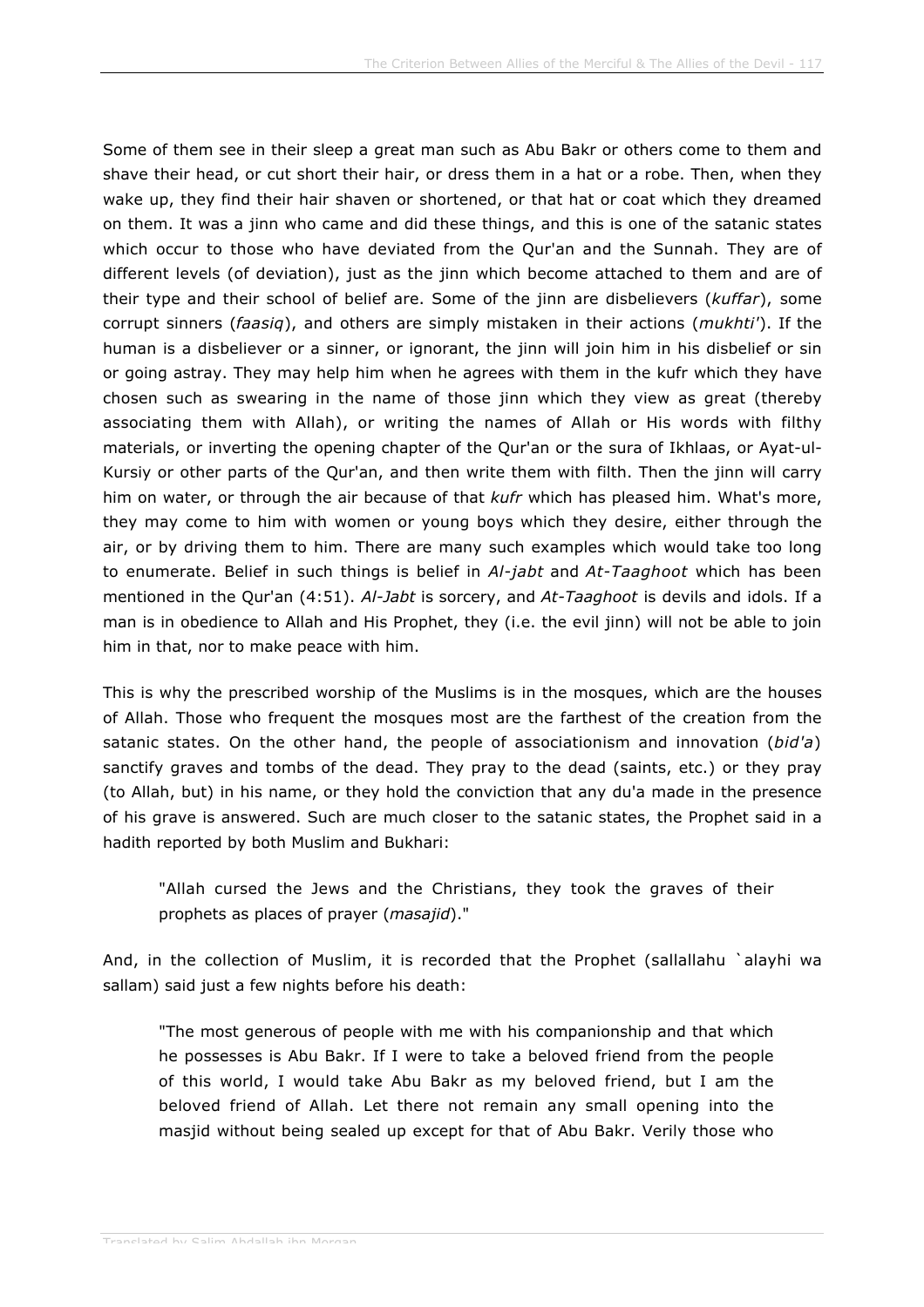Some of them see in their sleep a great man such as Abu Bakr or others come to them and shave their head, or cut short their hair, or dress them in a hat or a robe. Then, when they wake up, they find their hair shaven or shortened, or that hat or coat which they dreamed on them. It was a jinn who came and did these things, and this is one of the satanic states which occur to those who have deviated from the Qur'an and the Sunnah. They are of different levels (of deviation), just as the jinn which become attached to them and are of their type and their school of belief are. Some of the jinn are disbelievers (*kuffar*), some corrupt sinners (*faasiq*), and others are simply mistaken in their actions (*mukhti'*). If the human is a disbeliever or a sinner, or ignorant, the jinn will join him in his disbelief or sin or going astray. They may help him when he agrees with them in the kufr which they have chosen such as swearing in the name of those jinn which they view as great (thereby associating them with Allah), or writing the names of Allah or His words with filthy materials, or inverting the opening chapter of the Qur'an or the sura of Ikhlaas, or Ayat-ul-Kursiy or other parts of the Qur'an, and then write them with filth. Then the jinn will carry him on water, or through the air because of that *kufr* which has pleased him. What's more, they may come to him with women or young boys which they desire, either through the air, or by driving them to him. There are many such examples which would take too long to enumerate. Belief in such things is belief in *Al-jabt* and *At-Taaghoot* which has been mentioned in the Qur'an (4:51). *Al-Jabt* is sorcery, and *At-Taaghoot* is devils and idols. If a man is in obedience to Allah and His Prophet, they (i.e. the evil jinn) will not be able to join him in that, nor to make peace with him.

This is why the prescribed worship of the Muslims is in the mosques, which are the houses of Allah. Those who frequent the mosques most are the farthest of the creation from the satanic states. On the other hand, the people of associationism and innovation (*bid'a*) sanctify graves and tombs of the dead. They pray to the dead (saints, etc.) or they pray (to Allah, but) in his name, or they hold the conviction that any du'a made in the presence of his grave is answered. Such are much closer to the satanic states, the Prophet said in a hadith reported by both Muslim and Bukhari:

> "Allah cursed the Jews and the Christians, they took the graves of their prophets as places of prayer (*masajid*)."

And, in the collection of Muslim, it is recorded that the Prophet (sallallahu `alayhi wa sallam) said just a few nights before his death:

> "The most generous of people with me with his companionship and that which he possesses is Abu Bakr. If I were to take a beloved friend from the people of this world, I would take Abu Bakr as my beloved friend, but I am the beloved friend of Allah. Let there not remain any small opening into the masjid without being sealed up except for that of Abu Bakr. Verily those who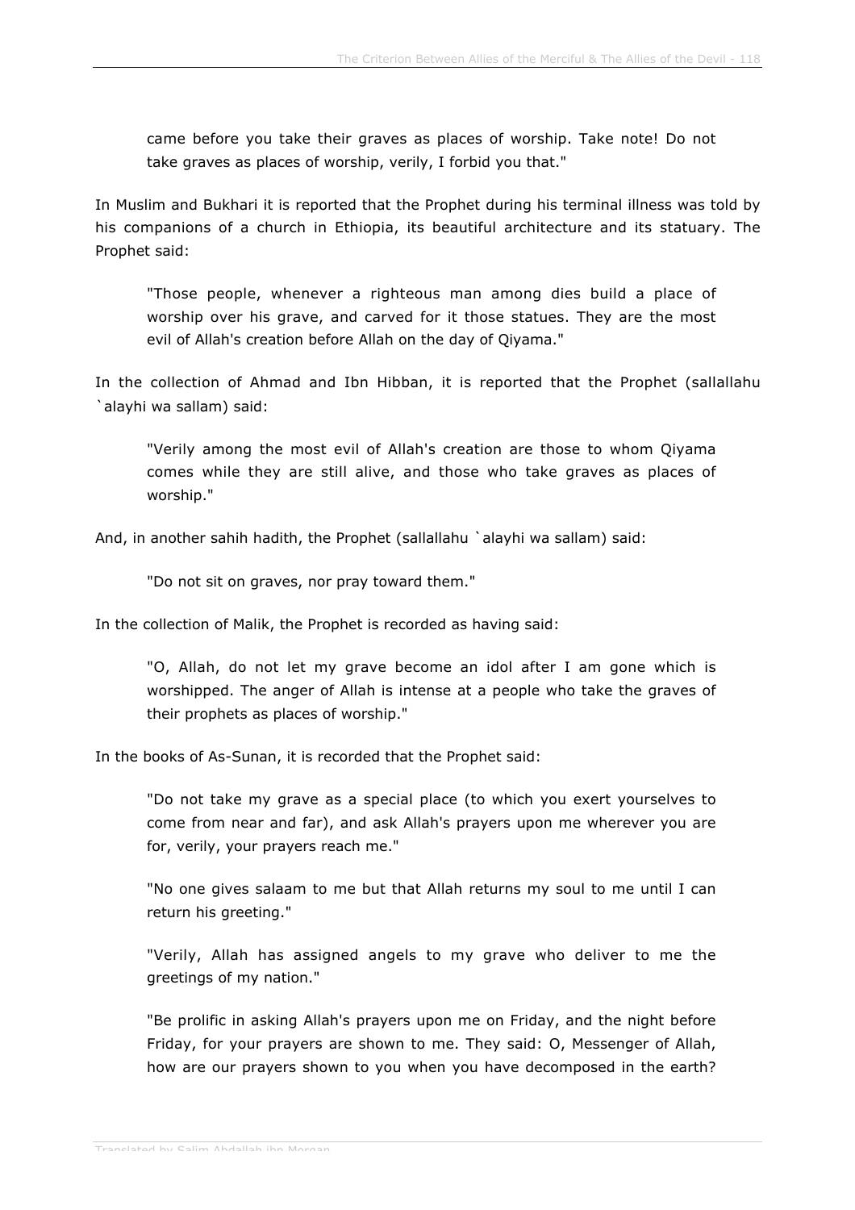> came before you take their graves as places of worship. Take note! Do not take graves as places of worship, verily, I forbid you that."

In Muslim and Bukhari it is reported that the Prophet during his terminal illness was told by his companions of a church in Ethiopia, its beautiful architecture and its statuary. The Prophet said:

> "Those people, whenever a righteous man among dies build a place of worship over his grave, and carved for it those statues. They are the most evil of Allah's creation before Allah on the day of Qiyama."

In the collection of Ahmad and Ibn Hibban, it is reported that the Prophet (sallallahu `alayhi wa sallam) said:

> "Verily among the most evil of Allah's creation are those to whom Qiyama comes while they are still alive, and those who take graves as places of worship."

And, in another sahih hadith, the Prophet (sallallahu `alayhi wa sallam) said:

> "Do not sit on graves, nor pray toward them."

In the collection of Malik, the Prophet is recorded as having said:

> "O, Allah, do not let my grave become an idol after I am gone which is worshipped. The anger of Allah is intense at a people who take the graves of their prophets as places of worship."

In the books of As-Sunan, it is recorded that the Prophet said:

> "Do not take my grave as a special place (to which you exert yourselves to come from near and far), and ask Allah's prayers upon me wherever you are for, verily, your prayers reach me."
>
> "No one gives salaam to me but that Allah returns my soul to me until I can return his greeting."
>
> "Verily, Allah has assigned angels to my grave who deliver to me the greetings of my nation."
>
> "Be prolific in asking Allah's prayers upon me on Friday, and the night before Friday, for your prayers are shown to me. They said: O, Messenger of Allah, how are our prayers shown to you when you have decomposed in the earth?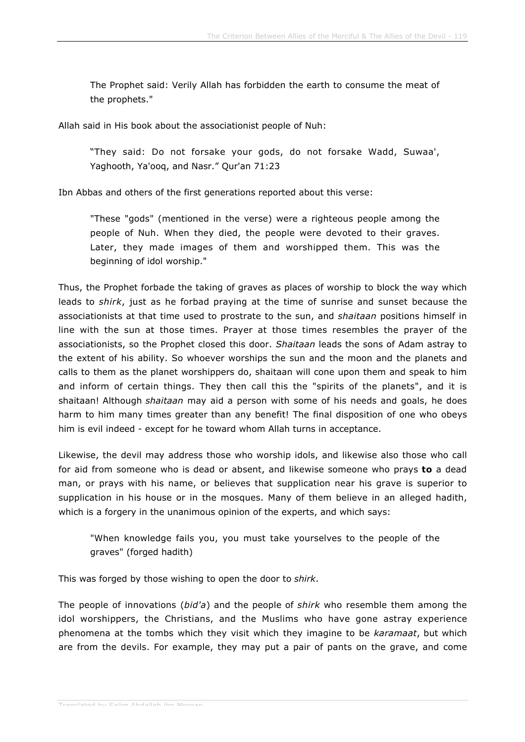> The Prophet said: Verily Allah has forbidden the earth to consume the meat of the prophets."

Allah said in His book about the associationist people of Nuh:

> "They said: Do not forsake your gods, do not forsake Wadd, Suwaa', Yaghooth, Ya'ooq, and Nasr." Qur'an 71:23

Ibn Abbas and others of the first generations reported about this verse:

> "These "gods" (mentioned in the verse) were a righteous people among the people of Nuh. When they died, the people were devoted to their graves. Later, they made images of them and worshipped them. This was the beginning of idol worship."

Thus, the Prophet forbade the taking of graves as places of worship to block the way which leads to *shirk*, just as he forbad praying at the time of sunrise and sunset because the associationists at that time used to prostrate to the sun, and *shaitaan* positions himself in line with the sun at those times. Prayer at those times resembles the prayer of the associationists, so the Prophet closed this door. *Shaitaan* leads the sons of Adam astray to the extent of his ability. So whoever worships the sun and the moon and the planets and calls to them as the planet worshippers do, shaitaan will cone upon them and speak to him and inform of certain things. They then call this the "spirits of the planets", and it is shaitaan! Although *shaitaan* may aid a person with some of his needs and goals, he does harm to him many times greater than any benefit! The final disposition of one who obeys him is evil indeed - except for he toward whom Allah turns in acceptance.

Likewise, the devil may address those who worship idols, and likewise also those who call for aid from someone who is dead or absent, and likewise someone who prays **to** a dead man, or prays with his name, or believes that supplication near his grave is superior to supplication in his house or in the mosques. Many of them believe in an alleged hadith, which is a forgery in the unanimous opinion of the experts, and which says:

> "When knowledge fails you, you must take yourselves to the people of the graves" (forged hadith)

This was forged by those wishing to open the door to *shirk*.

The people of innovations (*bid'a*) and the people of *shirk* who resemble them among the idol worshippers, the Christians, and the Muslims who have gone astray experience phenomena at the tombs which they visit which they imagine to be *karamaat*, but which are from the devils. For example, they may put a pair of pants on the grave, and come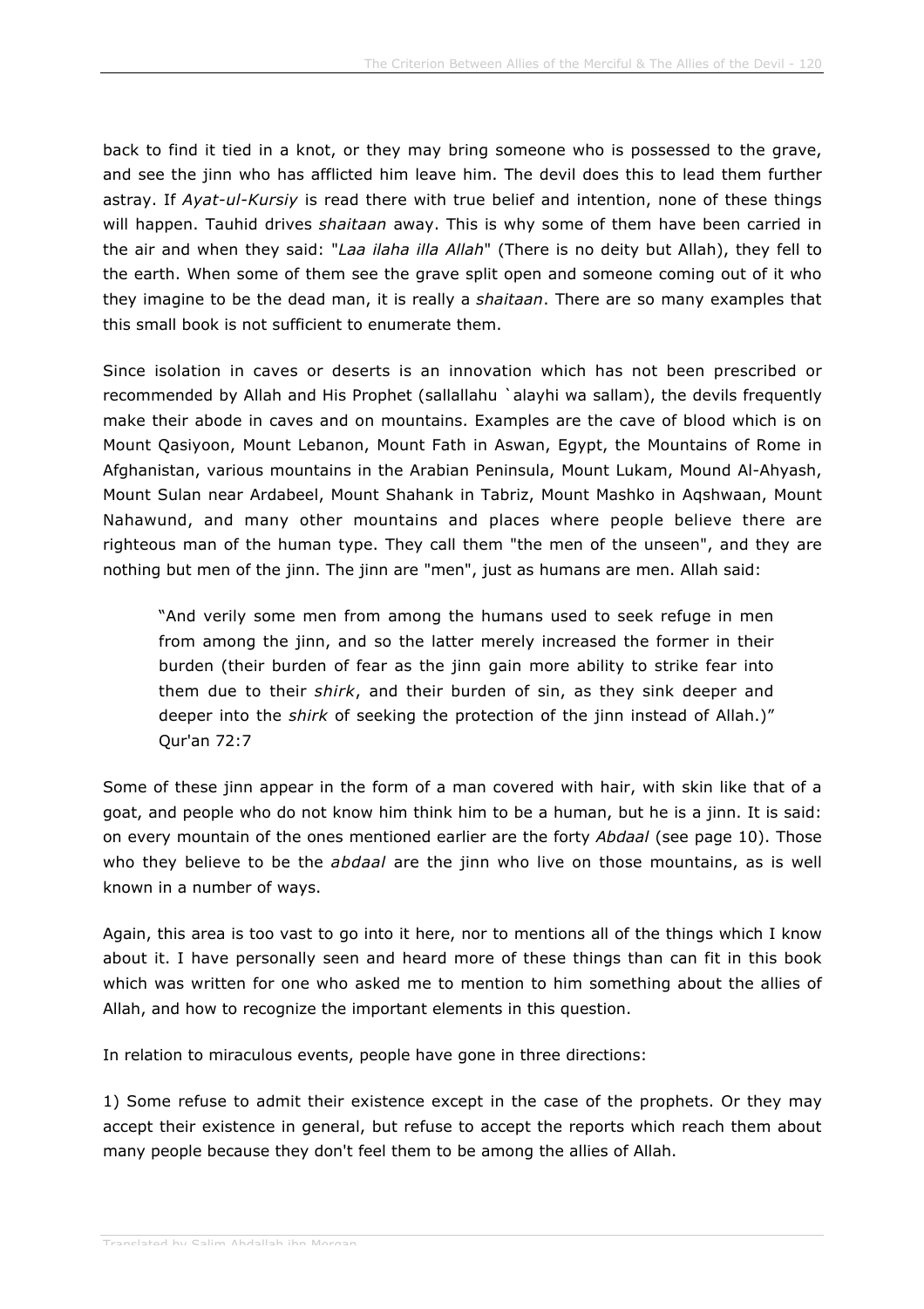back to find it tied in a knot, or they may bring someone who is possessed to the grave, and see the jinn who has afflicted him leave him. The devil does this to lead them further astray. If *Ayat-ul-Kursiy* is read there with true belief and intention, none of these things will happen. Tauhid drives *shaitaan* away. This is why some of them have been carried in the air and when they said: "*Laa ilaha illa Allah*" (There is no deity but Allah), they fell to the earth. When some of them see the grave split open and someone coming out of it who they imagine to be the dead man, it is really a *shaitaan*. There are so many examples that this small book is not sufficient to enumerate them.

Since isolation in caves or deserts is an innovation which has not been prescribed or recommended by Allah and His Prophet (sallallahu `alayhi wa sallam), the devils frequently make their abode in caves and on mountains. Examples are the cave of blood which is on Mount Qasiyoon, Mount Lebanon, Mount Fath in Aswan, Egypt, the Mountains of Rome in Afghanistan, various mountains in the Arabian Peninsula, Mount Lukam, Mound Al-Ahyash, Mount Sulan near Ardabeel, Mount Shahank in Tabriz, Mount Mashko in Aqshwaan, Mount Nahawund, and many other mountains and places where people believe there are righteous man of the human type. They call them "the men of the unseen", and they are nothing but men of the jinn. The jinn are "men", just as humans are men. Allah said:

> "And verily some men from among the humans used to seek refuge in men from among the jinn, and so the latter merely increased the former in their burden (their burden of fear as the jinn gain more ability to strike fear into them due to their *shirk*, and their burden of sin, as they sink deeper and deeper into the *shirk* of seeking the protection of the jinn instead of Allah.)" Qur'an 72:7

Some of these jinn appear in the form of a man covered with hair, with skin like that of a goat, and people who do not know him think him to be a human, but he is a jinn. It is said: on every mountain of the ones mentioned earlier are the forty *Abdaal* (see page 10). Those who they believe to be the *abdaal* are the jinn who live on those mountains, as is well known in a number of ways.

Again, this area is too vast to go into it here, nor to mentions all of the things which I know about it. I have personally seen and heard more of these things than can fit in this book which was written for one who asked me to mention to him something about the allies of Allah, and how to recognize the important elements in this question.

In relation to miraculous events, people have gone in three directions:

1) Some refuse to admit their existence except in the case of the prophets. Or they may accept their existence in general, but refuse to accept the reports which reach them about many people because they don't feel them to be among the allies of Allah.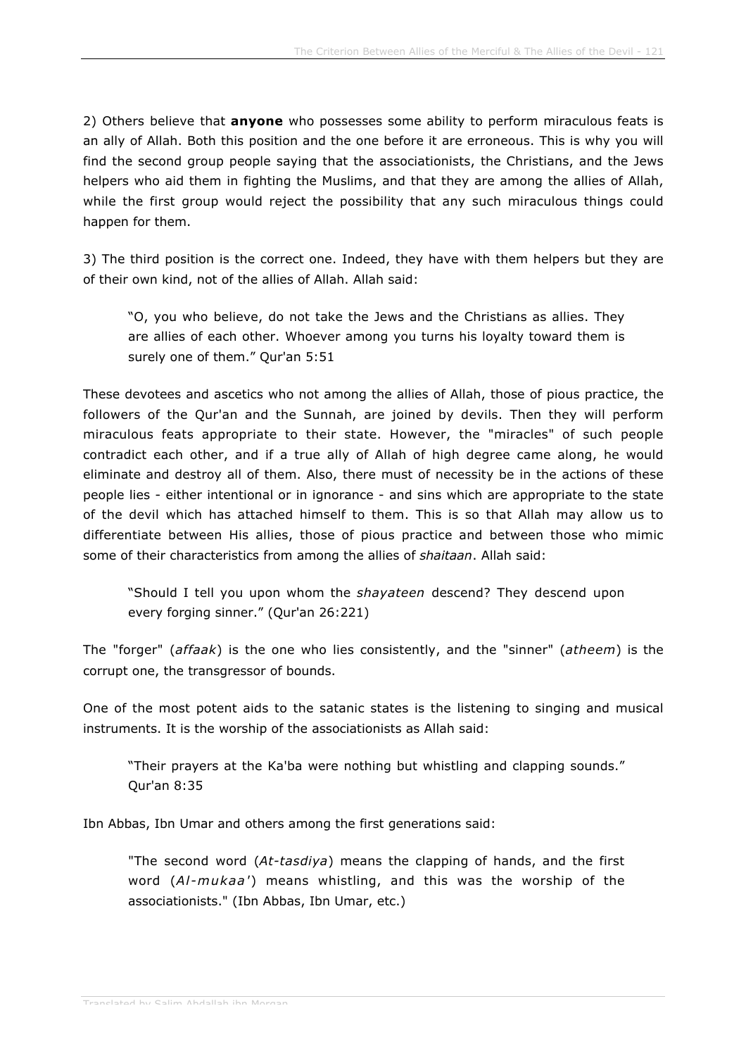2) Others believe that **anyone** who possesses some ability to perform miraculous feats is an ally of Allah. Both this position and the one before it are erroneous. This is why you will find the second group people saying that the associationists, the Christians, and the Jews helpers who aid them in fighting the Muslims, and that they are among the allies of Allah, while the first group would reject the possibility that any such miraculous things could happen for them.

3) The third position is the correct one. Indeed, they have with them helpers but they are of their own kind, not of the allies of Allah. Allah said:

> "O, you who believe, do not take the Jews and the Christians as allies. They are allies of each other. Whoever among you turns his loyalty toward them is surely one of them." Qur'an 5:51

These devotees and ascetics who not among the allies of Allah, those of pious practice, the followers of the Qur'an and the Sunnah, are joined by devils. Then they will perform miraculous feats appropriate to their state. However, the "miracles" of such people contradict each other, and if a true ally of Allah of high degree came along, he would eliminate and destroy all of them. Also, there must of necessity be in the actions of these people lies - either intentional or in ignorance - and sins which are appropriate to the state of the devil which has attached himself to them. This is so that Allah may allow us to differentiate between His allies, those of pious practice and between those who mimic some of their characteristics from among the allies of *shaitaan*. Allah said:

> "Should I tell you upon whom the *shayateen* descend? They descend upon every forging sinner." (Qur'an 26:221)

The "forger" (*affaak*) is the one who lies consistently, and the "sinner" (*atheem*) is the corrupt one, the transgressor of bounds.

One of the most potent aids to the satanic states is the listening to singing and musical instruments. It is the worship of the associationists as Allah said:

> "Their prayers at the Ka'ba were nothing but whistling and clapping sounds." Qur'an 8:35

Ibn Abbas, Ibn Umar and others among the first generations said:

> "The second word (*At-tasdiya*) means the clapping of hands, and the first word (*Al-mukaa'*) means whistling, and this was the worship of the associationists." (Ibn Abbas, Ibn Umar, etc.)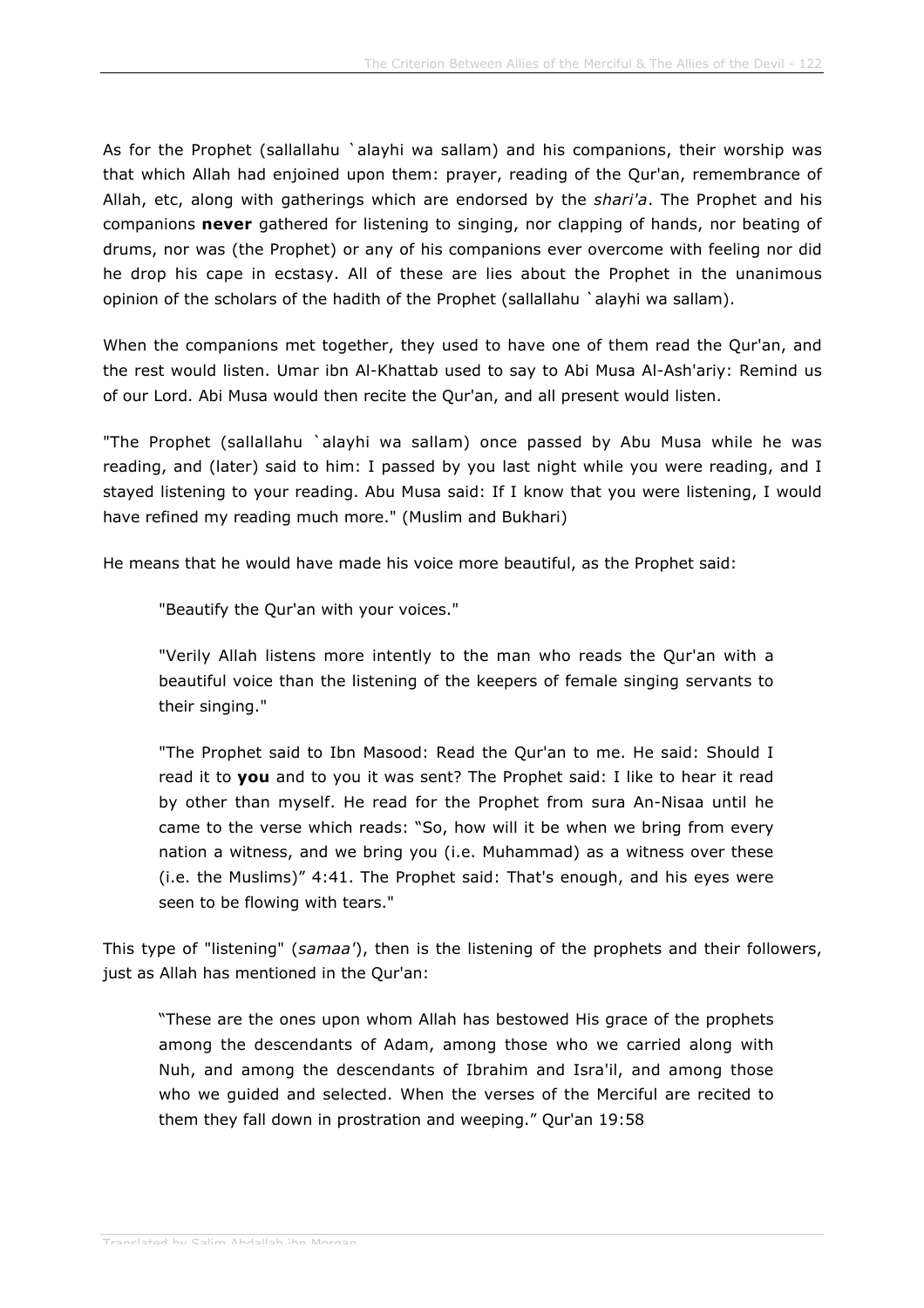As for the Prophet (sallallahu `alayhi wa sallam) and his companions, their worship was that which Allah had enjoined upon them: prayer, reading of the Qur'an, remembrance of Allah, etc, along with gatherings which are endorsed by the *shari'a*. The Prophet and his companions **never** gathered for listening to singing, nor clapping of hands, nor beating of drums, nor was (the Prophet) or any of his companions ever overcome with feeling nor did he drop his cape in ecstasy. All of these are lies about the Prophet in the unanimous opinion of the scholars of the hadith of the Prophet (sallallahu `alayhi wa sallam).

When the companions met together, they used to have one of them read the Qur'an, and the rest would listen. Umar ibn Al-Khattab used to say to Abi Musa Al-Ash'ariy: Remind us of our Lord. Abi Musa would then recite the Qur'an, and all present would listen.

"The Prophet (sallallahu `alayhi wa sallam) once passed by Abu Musa while he was reading, and (later) said to him: I passed by you last night while you were reading, and I stayed listening to your reading. Abu Musa said: If I know that you were listening, I would have refined my reading much more." (Muslim and Bukhari)

He means that he would have made his voice more beautiful, as the Prophet said:

> "Beautify the Qur'an with your voices."
>
> "Verily Allah listens more intently to the man who reads the Qur'an with a beautiful voice than the listening of the keepers of female singing servants to their singing."
>
> "The Prophet said to Ibn Masood: Read the Qur'an to me. He said: Should I read it to **you** and to you it was sent? The Prophet said: I like to hear it read by other than myself. He read for the Prophet from sura An-Nisaa until he came to the verse which reads: "So, how will it be when we bring from every nation a witness, and we bring you (i.e. Muhammad) as a witness over these (i.e. the Muslims)" 4:41. The Prophet said: That's enough, and his eyes were seen to be flowing with tears."

This type of "listening" (*samaa'*), then is the listening of the prophets and their followers, just as Allah has mentioned in the Qur'an:

> "These are the ones upon whom Allah has bestowed His grace of the prophets among the descendants of Adam, among those who we carried along with Nuh, and among the descendants of Ibrahim and Isra'il, and among those who we guided and selected. When the verses of the Merciful are recited to them they fall down in prostration and weeping." Qur'an 19:58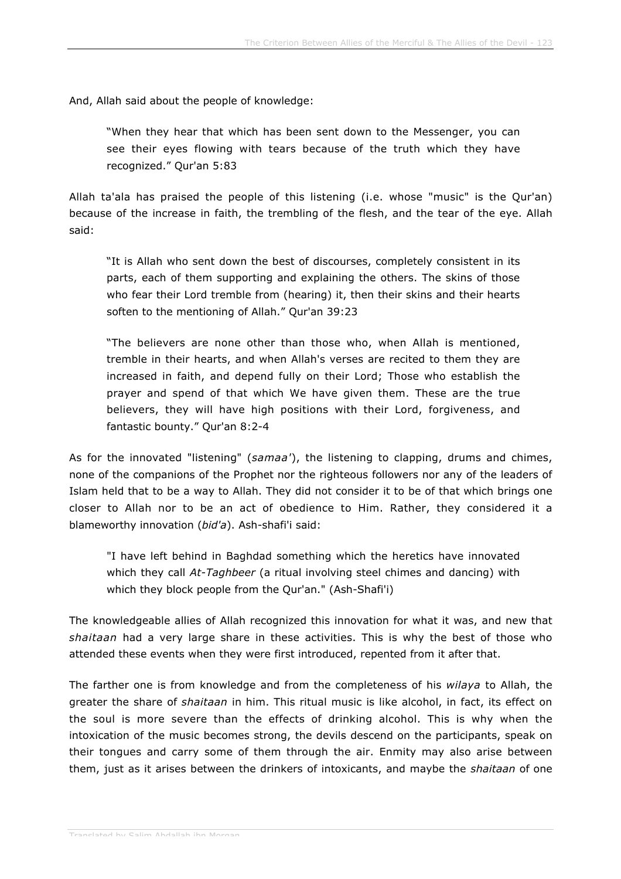And, Allah said about the people of knowledge:

> "When they hear that which has been sent down to the Messenger, you can see their eyes flowing with tears because of the truth which they have recognized." Qur'an 5:83

Allah ta'ala has praised the people of this listening (i.e. whose "music" is the Qur'an) because of the increase in faith, the trembling of the flesh, and the tear of the eye. Allah said:

> "It is Allah who sent down the best of discourses, completely consistent in its parts, each of them supporting and explaining the others. The skins of those who fear their Lord tremble from (hearing) it, then their skins and their hearts soften to the mentioning of Allah." Qur'an 39:23

> "The believers are none other than those who, when Allah is mentioned, tremble in their hearts, and when Allah's verses are recited to them they are increased in faith, and depend fully on their Lord; Those who establish the prayer and spend of that which We have given them. These are the true believers, they will have high positions with their Lord, forgiveness, and fantastic bounty." Qur'an 8:2-4

As for the innovated "listening" (*samaa'*), the listening to clapping, drums and chimes, none of the companions of the Prophet nor the righteous followers nor any of the leaders of Islam held that to be a way to Allah. They did not consider it to be of that which brings one closer to Allah nor to be an act of obedience to Him. Rather, they considered it a blameworthy innovation (*bid'a*). Ash-shafi'i said:

> "I have left behind in Baghdad something which the heretics have innovated which they call *At-Taghbeer* (a ritual involving steel chimes and dancing) with which they block people from the Qur'an." (Ash-Shafi'i)

The knowledgeable allies of Allah recognized this innovation for what it was, and new that *shaitaan* had a very large share in these activities. This is why the best of those who attended these events when they were first introduced, repented from it after that.

The farther one is from knowledge and from the completeness of his *wilaya* to Allah, the greater the share of *shaitaan* in him. This ritual music is like alcohol, in fact, its effect on the soul is more severe than the effects of drinking alcohol. This is why when the intoxication of the music becomes strong, the devils descend on the participants, speak on their tongues and carry some of them through the air. Enmity may also arise between them, just as it arises between the drinkers of intoxicants, and maybe the *shaitaan* of one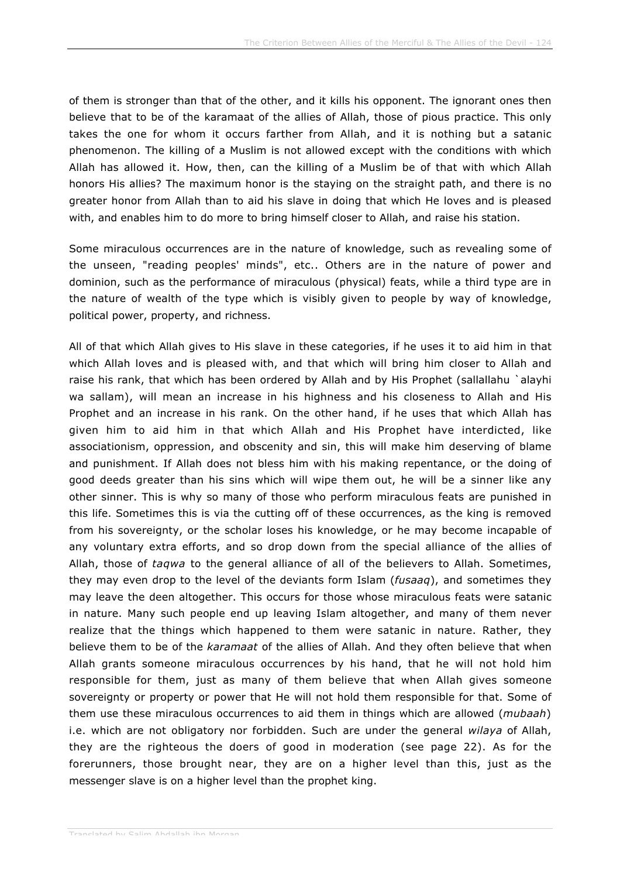of them is stronger than that of the other, and it kills his opponent. The ignorant ones then believe that to be of the karamaat of the allies of Allah, those of pious practice. This only takes the one for whom it occurs farther from Allah, and it is nothing but a satanic phenomenon. The killing of a Muslim is not allowed except with the conditions with which Allah has allowed it. How, then, can the killing of a Muslim be of that with which Allah honors His allies? The maximum honor is the staying on the straight path, and there is no greater honor from Allah than to aid his slave in doing that which He loves and is pleased with, and enables him to do more to bring himself closer to Allah, and raise his station.

Some miraculous occurrences are in the nature of knowledge, such as revealing some of the unseen, "reading peoples' minds", etc.. Others are in the nature of power and dominion, such as the performance of miraculous (physical) feats, while a third type are in the nature of wealth of the type which is visibly given to people by way of knowledge, political power, property, and richness.

All of that which Allah gives to His slave in these categories, if he uses it to aid him in that which Allah loves and is pleased with, and that which will bring him closer to Allah and raise his rank, that which has been ordered by Allah and by His Prophet (sallallahu `alayhi wa sallam), will mean an increase in his highness and his closeness to Allah and His Prophet and an increase in his rank. On the other hand, if he uses that which Allah has given him to aid him in that which Allah and His Prophet have interdicted, like associationism, oppression, and obscenity and sin, this will make him deserving of blame and punishment. If Allah does not bless him with his making repentance, or the doing of good deeds greater than his sins which will wipe them out, he will be a sinner like any other sinner. This is why so many of those who perform miraculous feats are punished in this life. Sometimes this is via the cutting off of these occurrences, as the king is removed from his sovereignty, or the scholar loses his knowledge, or he may become incapable of any voluntary extra efforts, and so drop down from the special alliance of the allies of Allah, those of *taqwa* to the general alliance of all of the believers to Allah. Sometimes, they may even drop to the level of the deviants form Islam (*fusaaq*), and sometimes they may leave the deen altogether. This occurs for those whose miraculous feats were satanic in nature. Many such people end up leaving Islam altogether, and many of them never realize that the things which happened to them were satanic in nature. Rather, they believe them to be of the *karamaat* of the allies of Allah. And they often believe that when Allah grants someone miraculous occurrences by his hand, that he will not hold him responsible for them, just as many of them believe that when Allah gives someone sovereignty or property or power that He will not hold them responsible for that. Some of them use these miraculous occurrences to aid them in things which are allowed (*mubaah*) i.e. which are not obligatory nor forbidden. Such are under the general *wilaya* of Allah, they are the righteous the doers of good in moderation (see page 22). As for the forerunners, those brought near, they are on a higher level than this, just as the messenger slave is on a higher level than the prophet king.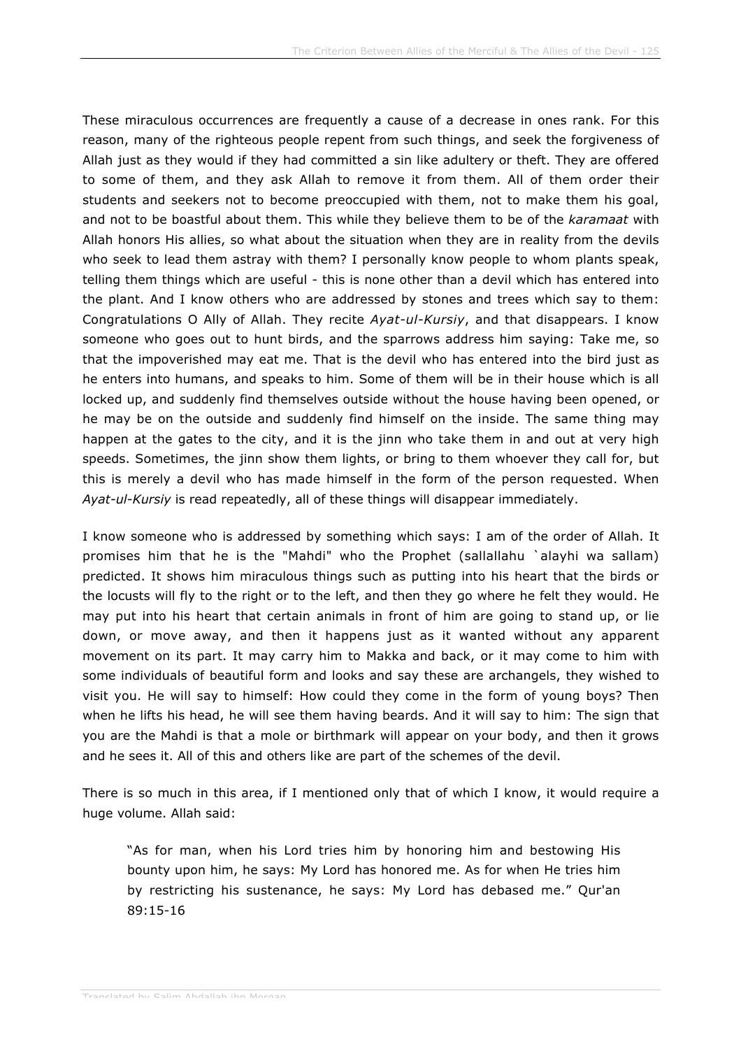These miraculous occurrences are frequently a cause of a decrease in ones rank. For this reason, many of the righteous people repent from such things, and seek the forgiveness of Allah just as they would if they had committed a sin like adultery or theft. They are offered to some of them, and they ask Allah to remove it from them. All of them order their students and seekers not to become preoccupied with them, not to make them his goal, and not to be boastful about them. This while they believe them to be of the *karamaat* with Allah honors His allies, so what about the situation when they are in reality from the devils who seek to lead them astray with them? I personally know people to whom plants speak, telling them things which are useful - this is none other than a devil which has entered into the plant. And I know others who are addressed by stones and trees which say to them: Congratulations O Ally of Allah. They recite *Ayat-ul-Kursiy*, and that disappears. I know someone who goes out to hunt birds, and the sparrows address him saying: Take me, so that the impoverished may eat me. That is the devil who has entered into the bird just as he enters into humans, and speaks to him. Some of them will be in their house which is all locked up, and suddenly find themselves outside without the house having been opened, or he may be on the outside and suddenly find himself on the inside. The same thing may happen at the gates to the city, and it is the jinn who take them in and out at very high speeds. Sometimes, the jinn show them lights, or bring to them whoever they call for, but this is merely a devil who has made himself in the form of the person requested. When *Ayat-ul-Kursiy* is read repeatedly, all of these things will disappear immediately.

I know someone who is addressed by something which says: I am of the order of Allah. It promises him that he is the "Mahdi" who the Prophet (sallallahu `alayhi wa sallam) predicted. It shows him miraculous things such as putting into his heart that the birds or the locusts will fly to the right or to the left, and then they go where he felt they would. He may put into his heart that certain animals in front of him are going to stand up, or lie down, or move away, and then it happens just as it wanted without any apparent movement on its part. It may carry him to Makka and back, or it may come to him with some individuals of beautiful form and looks and say these are archangels, they wished to visit you. He will say to himself: How could they come in the form of young boys? Then when he lifts his head, he will see them having beards. And it will say to him: The sign that you are the Mahdi is that a mole or birthmark will appear on your body, and then it grows and he sees it. All of this and others like are part of the schemes of the devil.

There is so much in this area, if I mentioned only that of which I know, it would require a huge volume. Allah said:

> "As for man, when his Lord tries him by honoring him and bestowing His bounty upon him, he says: My Lord has honored me. As for when He tries him by restricting his sustenance, he says: My Lord has debased me." Qur'an 89:15-16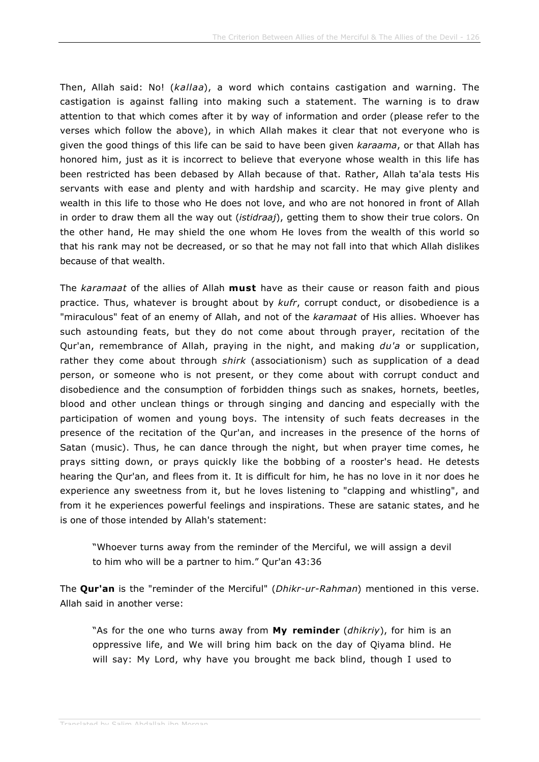Then, Allah said: No! (*kallaa*), a word which contains castigation and warning. The castigation is against falling into making such a statement. The warning is to draw attention to that which comes after it by way of information and order (please refer to the verses which follow the above), in which Allah makes it clear that not everyone who is given the good things of this life can be said to have been given *karaama*, or that Allah has honored him, just as it is incorrect to believe that everyone whose wealth in this life has been restricted has been debased by Allah because of that. Rather, Allah ta'ala tests His servants with ease and plenty and with hardship and scarcity. He may give plenty and wealth in this life to those who He does not love, and who are not honored in front of Allah in order to draw them all the way out (*istidraaj*), getting them to show their true colors. On the other hand, He may shield the one whom He loves from the wealth of this world so that his rank may not be decreased, or so that he may not fall into that which Allah dislikes because of that wealth.

The *karamaat* of the allies of Allah **must** have as their cause or reason faith and pious practice. Thus, whatever is brought about by *kufr*, corrupt conduct, or disobedience is a "miraculous" feat of an enemy of Allah, and not of the *karamaat* of His allies. Whoever has such astounding feats, but they do not come about through prayer, recitation of the Qur'an, remembrance of Allah, praying in the night, and making *du'a* or supplication, rather they come about through *shirk* (associationism) such as supplication of a dead person, or someone who is not present, or they come about with corrupt conduct and disobedience and the consumption of forbidden things such as snakes, hornets, beetles, blood and other unclean things or through singing and dancing and especially with the participation of women and young boys. The intensity of such feats decreases in the presence of the recitation of the Qur'an, and increases in the presence of the horns of Satan (music). Thus, he can dance through the night, but when prayer time comes, he prays sitting down, or prays quickly like the bobbing of a rooster's head. He detests hearing the Qur'an, and flees from it. It is difficult for him, he has no love in it nor does he experience any sweetness from it, but he loves listening to "clapping and whistling", and from it he experiences powerful feelings and inspirations. These are satanic states, and he is one of those intended by Allah's statement:

> "Whoever turns away from the reminder of the Merciful, we will assign a devil to him who will be a partner to him." Qur'an 43:36

The **Qur'an** is the "reminder of the Merciful" (*Dhikr-ur-Rahman*) mentioned in this verse. Allah said in another verse:

> "As for the one who turns away from **My reminder** (*dhikriy*), for him is an oppressive life, and We will bring him back on the day of Qiyama blind. He will say: My Lord, why have you brought me back blind, though I used to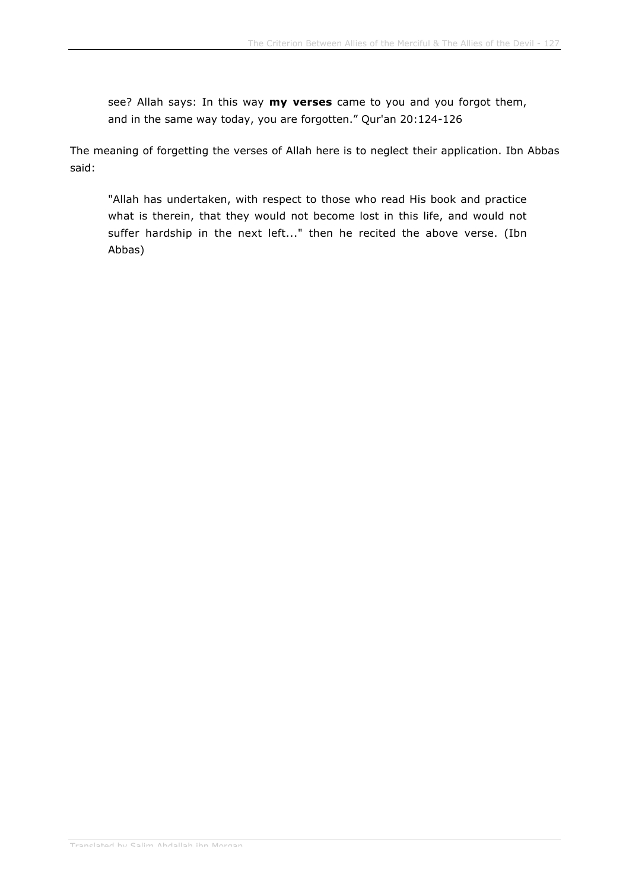> see? Allah says: In this way **my verses** came to you and you forgot them, and in the same way today, you are forgotten." Qur'an 20:124-126

The meaning of forgetting the verses of Allah here is to neglect their application. Ibn Abbas said:

> "Allah has undertaken, with respect to those who read His book and practice what is therein, that they would not become lost in this life, and would not suffer hardship in the next left..." then he recited the above verse. (Ibn Abbas)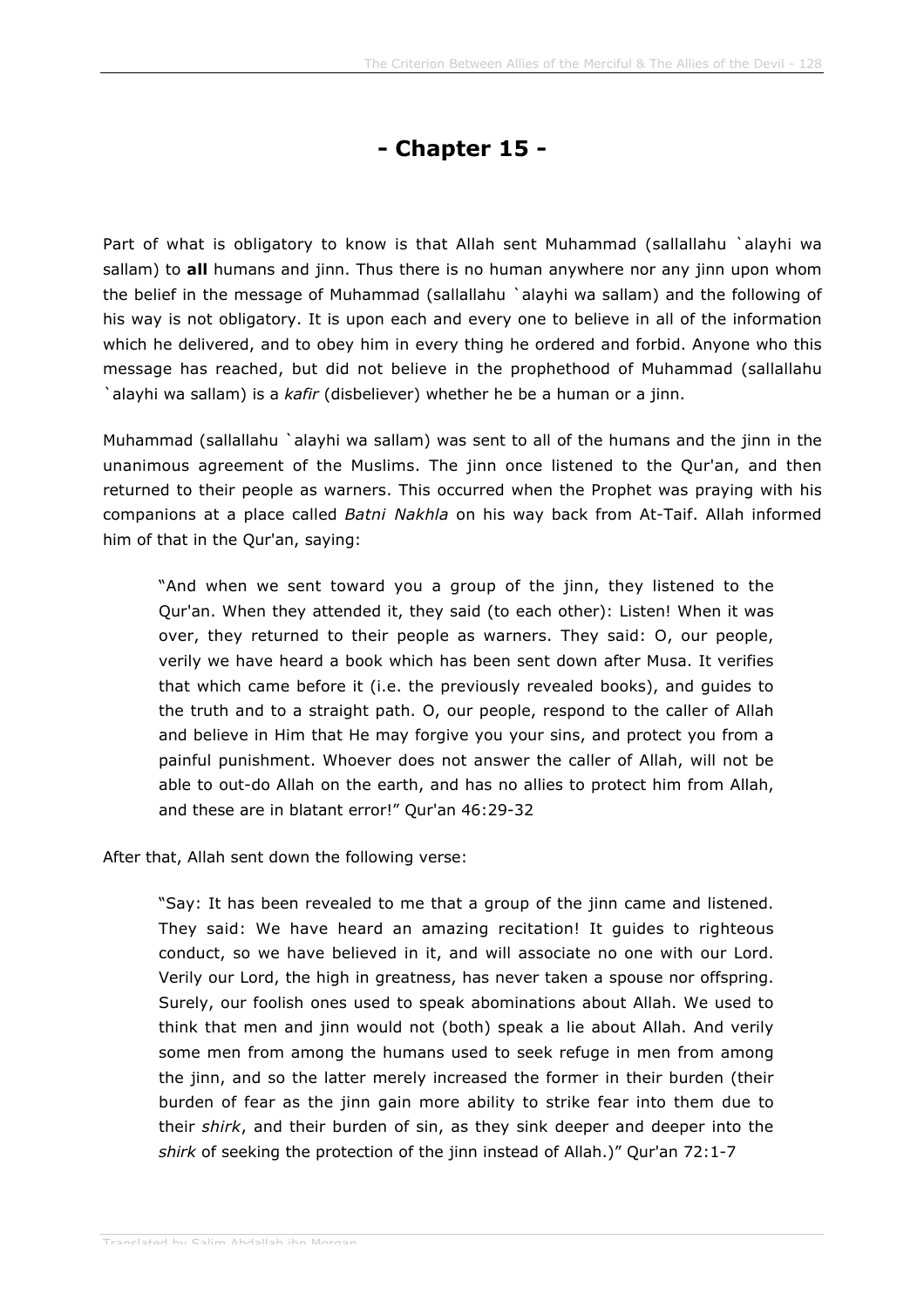# - Chapter 15 -

Part of what is obligatory to know is that Allah sent Muhammad (sallallahu `alayhi wa sallam) to **all** humans and jinn. Thus there is no human anywhere nor any jinn upon whom the belief in the message of Muhammad (sallallahu `alayhi wa sallam) and the following of his way is not obligatory. It is upon each and every one to believe in all of the information which he delivered, and to obey him in every thing he ordered and forbid. Anyone who this message has reached, but did not believe in the prophethood of Muhammad (sallallahu `alayhi wa sallam) is a *kafir* (disbeliever) whether he be a human or a jinn.

Muhammad (sallallahu `alayhi wa sallam) was sent to all of the humans and the jinn in the unanimous agreement of the Muslims. The jinn once listened to the Qur'an, and then returned to their people as warners. This occurred when the Prophet was praying with his companions at a place called *Batni Nakhla* on his way back from At-Taif. Allah informed him of that in the Qur'an, saying:

> "And when we sent toward you a group of the jinn, they listened to the Qur'an. When they attended it, they said (to each other): Listen! When it was over, they returned to their people as warners. They said: O, our people, verily we have heard a book which has been sent down after Musa. It verifies that which came before it (i.e. the previously revealed books), and guides to the truth and to a straight path. O, our people, respond to the caller of Allah and believe in Him that He may forgive you your sins, and protect you from a painful punishment. Whoever does not answer the caller of Allah, will not be able to out-do Allah on the earth, and has no allies to protect him from Allah, and these are in blatant error!" Qur'an 46:29-32

After that, Allah sent down the following verse:

> "Say: It has been revealed to me that a group of the jinn came and listened. They said: We have heard an amazing recitation! It guides to righteous conduct, so we have believed in it, and will associate no one with our Lord. Verily our Lord, the high in greatness, has never taken a spouse nor offspring. Surely, our foolish ones used to speak abominations about Allah. We used to think that men and jinn would not (both) speak a lie about Allah. And verily some men from among the humans used to seek refuge in men from among the jinn, and so the latter merely increased the former in their burden (their burden of fear as the jinn gain more ability to strike fear into them due to their *shirk*, and their burden of sin, as they sink deeper and deeper into the *shirk* of seeking the protection of the jinn instead of Allah.)" Qur'an 72:1-7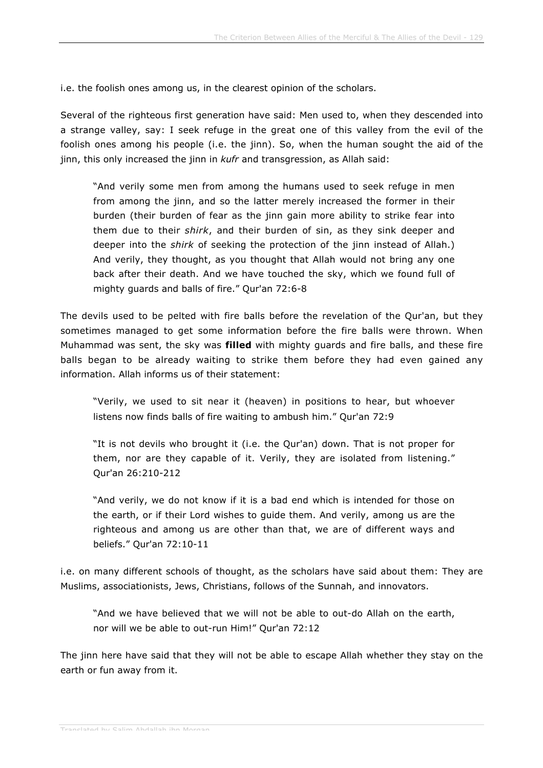i.e. the foolish ones among us, in the clearest opinion of the scholars.

Several of the righteous first generation have said: Men used to, when they descended into a strange valley, say: I seek refuge in the great one of this valley from the evil of the foolish ones among his people (i.e. the jinn). So, when the human sought the aid of the jinn, this only increased the jinn in *kufr* and transgression, as Allah said:

> "And verily some men from among the humans used to seek refuge in men from among the jinn, and so the latter merely increased the former in their burden (their burden of fear as the jinn gain more ability to strike fear into them due to their *shirk*, and their burden of sin, as they sink deeper and deeper into the *shirk* of seeking the protection of the jinn instead of Allah.) And verily, they thought, as you thought that Allah would not bring any one back after their death. And we have touched the sky, which we found full of mighty guards and balls of fire." Qur'an 72:6-8

The devils used to be pelted with fire balls before the revelation of the Qur'an, but they sometimes managed to get some information before the fire balls were thrown. When Muhammad was sent, the sky was **filled** with mighty guards and fire balls, and these fire balls began to be already waiting to strike them before they had even gained any information. Allah informs us of their statement:

> "Verily, we used to sit near it (heaven) in positions to hear, but whoever listens now finds balls of fire waiting to ambush him." Qur'an 72:9

> "It is not devils who brought it (i.e. the Qur'an) down. That is not proper for them, nor are they capable of it. Verily, they are isolated from listening." Qur'an 26:210-212

> "And verily, we do not know if it is a bad end which is intended for those on the earth, or if their Lord wishes to guide them. And verily, among us are the righteous and among us are other than that, we are of different ways and beliefs." Qur'an 72:10-11

i.e. on many different schools of thought, as the scholars have said about them: They are Muslims, associationists, Jews, Christians, follows of the Sunnah, and innovators.

> "And we have believed that we will not be able to out-do Allah on the earth, nor will we be able to out-run Him!" Qur'an 72:12

The jinn here have said that they will not be able to escape Allah whether they stay on the earth or fun away from it.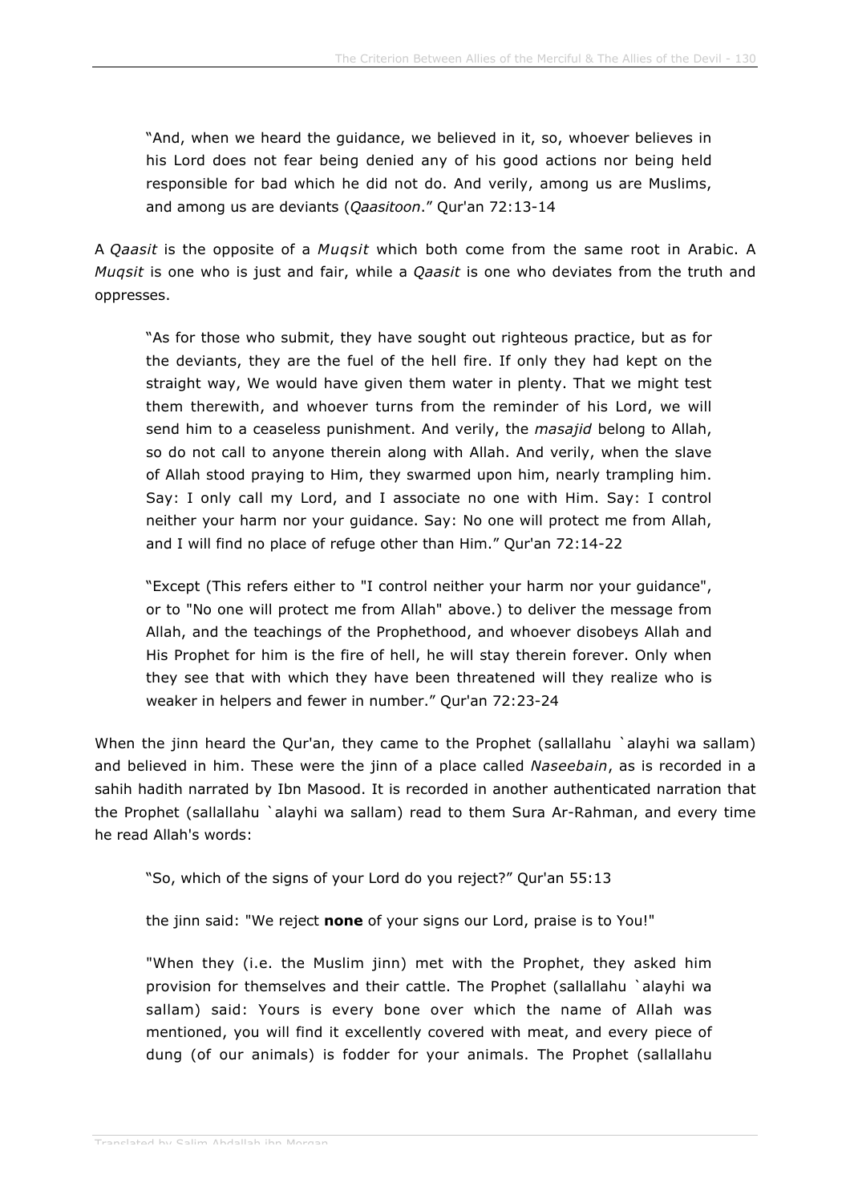"And, when we heard the guidance, we believed in it, so, whoever believes in his Lord does not fear being denied any of his good actions nor being held responsible for bad which he did not do. And verily, among us are Muslims, and among us are deviants (*Qaasitoon*." Qur'an 72:13-14

A *Qaasit* is the opposite of a *Muqsit* which both come from the same root in Arabic. A *Muqsit* is one who is just and fair, while a *Qaasit* is one who deviates from the truth and oppresses.

> "As for those who submit, they have sought out righteous practice, but as for the deviants, they are the fuel of the hell fire. If only they had kept on the straight way, We would have given them water in plenty. That we might test them therewith, and whoever turns from the reminder of his Lord, we will send him to a ceaseless punishment. And verily, the *masajid* belong to Allah, so do not call to anyone therein along with Allah. And verily, when the slave of Allah stood praying to Him, they swarmed upon him, nearly trampling him. Say: I only call my Lord, and I associate no one with Him. Say: I control neither your harm nor your guidance. Say: No one will protect me from Allah, and I will find no place of refuge other than Him." Qur'an 72:14-22

> "Except (This refers either to "I control neither your harm nor your guidance", or to "No one will protect me from Allah" above.) to deliver the message from Allah, and the teachings of the Prophethood, and whoever disobeys Allah and His Prophet for him is the fire of hell, he will stay therein forever. Only when they see that with which they have been threatened will they realize who is weaker in helpers and fewer in number." Qur'an 72:23-24

When the jinn heard the Qur'an, they came to the Prophet (sallallahu `alayhi wa sallam) and believed in him. These were the jinn of a place called *Naseebain*, as is recorded in a sahih hadith narrated by Ibn Masood. It is recorded in another authenticated narration that the Prophet (sallallahu `alayhi wa sallam) read to them Sura Ar-Rahman, and every time he read Allah's words:

> "So, which of the signs of your Lord do you reject?" Qur'an 55:13

> the jinn said: "We reject **none** of your signs our Lord, praise is to You!"

> "When they (i.e. the Muslim jinn) met with the Prophet, they asked him provision for themselves and their cattle. The Prophet (sallallahu `alayhi wa sallam) said: Yours is every bone over which the name of Allah was mentioned, you will find it excellently covered with meat, and every piece of dung (of our animals) is fodder for your animals. The Prophet (sallallahu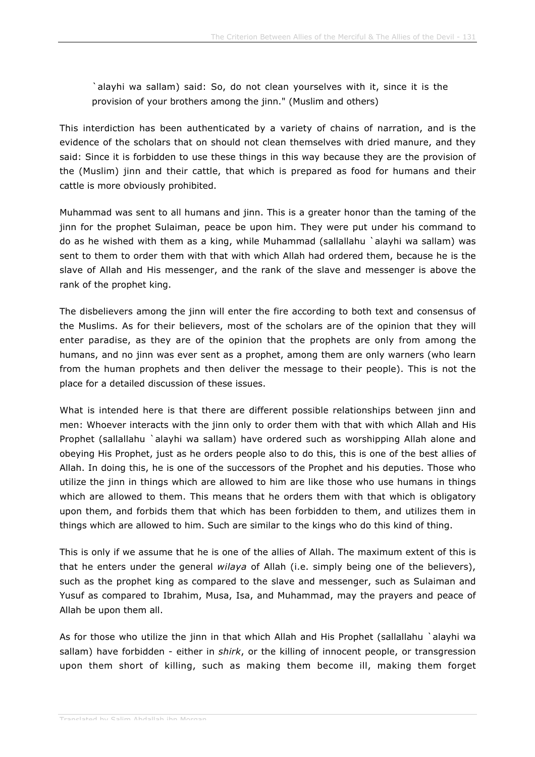`alayhi wa sallam) said: So, do not clean yourselves with it, since it is the provision of your brothers among the jinn." (Muslim and others)

This interdiction has been authenticated by a variety of chains of narration, and is the evidence of the scholars that on should not clean themselves with dried manure, and they said: Since it is forbidden to use these things in this way because they are the provision of the (Muslim) jinn and their cattle, that which is prepared as food for humans and their cattle is more obviously prohibited.

Muhammad was sent to all humans and jinn. This is a greater honor than the taming of the jinn for the prophet Sulaiman, peace be upon him. They were put under his command to do as he wished with them as a king, while Muhammad (sallallahu `alayhi wa sallam) was sent to them to order them with that with which Allah had ordered them, because he is the slave of Allah and His messenger, and the rank of the slave and messenger is above the rank of the prophet king.

The disbelievers among the jinn will enter the fire according to both text and consensus of the Muslims. As for their believers, most of the scholars are of the opinion that they will enter paradise, as they are of the opinion that the prophets are only from among the humans, and no jinn was ever sent as a prophet, among them are only warners (who learn from the human prophets and then deliver the message to their people). This is not the place for a detailed discussion of these issues.

What is intended here is that there are different possible relationships between jinn and men: Whoever interacts with the jinn only to order them with that with which Allah and His Prophet (sallallahu `alayhi wa sallam) have ordered such as worshipping Allah alone and obeying His Prophet, just as he orders people also to do this, this is one of the best allies of Allah. In doing this, he is one of the successors of the Prophet and his deputies. Those who utilize the jinn in things which are allowed to him are like those who use humans in things which are allowed to them. This means that he orders them with that which is obligatory upon them, and forbids them that which has been forbidden to them, and utilizes them in things which are allowed to him. Such are similar to the kings who do this kind of thing.

This is only if we assume that he is one of the allies of Allah. The maximum extent of this is that he enters under the general *wilaya* of Allah (i.e. simply being one of the believers), such as the prophet king as compared to the slave and messenger, such as Sulaiman and Yusuf as compared to Ibrahim, Musa, Isa, and Muhammad, may the prayers and peace of Allah be upon them all.

As for those who utilize the jinn in that which Allah and His Prophet (sallallahu `alayhi wa sallam) have forbidden - either in *shirk*, or the killing of innocent people, or transgression upon them short of killing, such as making them become ill, making them forget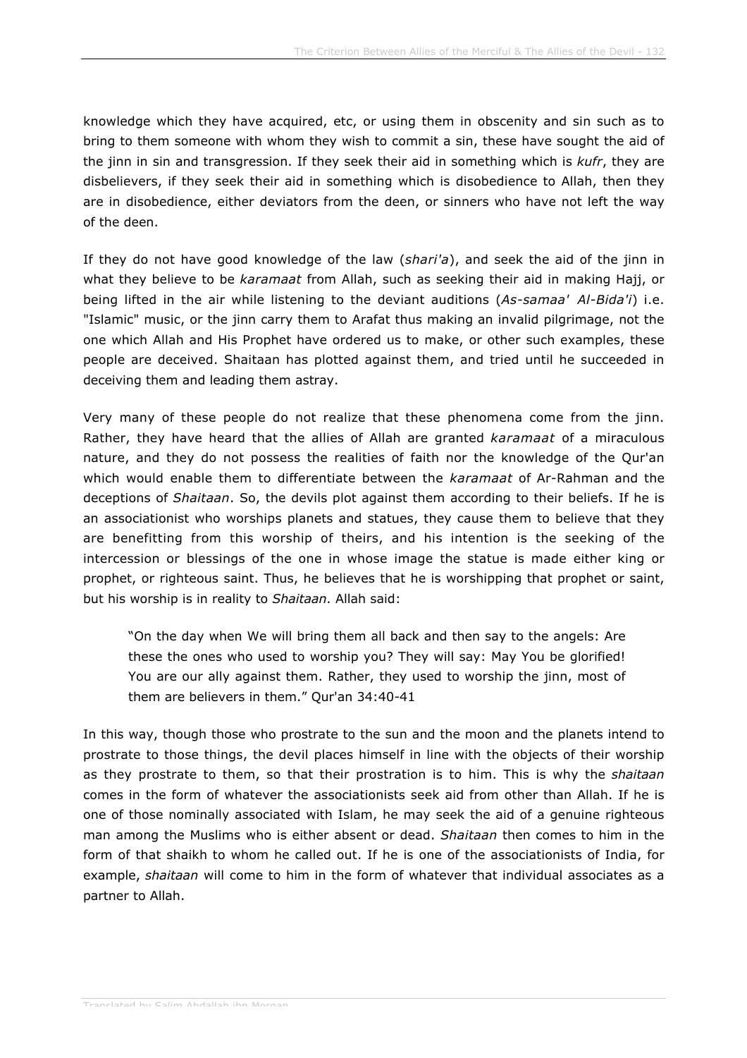knowledge which they have acquired, etc, or using them in obscenity and sin such as to bring to them someone with whom they wish to commit a sin, these have sought the aid of the jinn in sin and transgression. If they seek their aid in something which is *kufr*, they are disbelievers, if they seek their aid in something which is disobedience to Allah, then they are in disobedience, either deviators from the deen, or sinners who have not left the way of the deen.

If they do not have good knowledge of the law (*shari'a*), and seek the aid of the jinn in what they believe to be *karamaat* from Allah, such as seeking their aid in making Hajj, or being lifted in the air while listening to the deviant auditions (*As-samaa' Al-Bida'i*) i.e. "Islamic" music, or the jinn carry them to Arafat thus making an invalid pilgrimage, not the one which Allah and His Prophet have ordered us to make, or other such examples, these people are deceived. Shaitaan has plotted against them, and tried until he succeeded in deceiving them and leading them astray.

Very many of these people do not realize that these phenomena come from the jinn. Rather, they have heard that the allies of Allah are granted *karamaat* of a miraculous nature, and they do not possess the realities of faith nor the knowledge of the Qur'an which would enable them to differentiate between the *karamaat* of Ar-Rahman and the deceptions of *Shaitaan*. So, the devils plot against them according to their beliefs. If he is an associationist who worships planets and statues, they cause them to believe that they are benefitting from this worship of theirs, and his intention is the seeking of the intercession or blessings of the one in whose image the statue is made either king or prophet, or righteous saint. Thus, he believes that he is worshipping that prophet or saint, but his worship is in reality to *Shaitaan*. Allah said:

> "On the day when We will bring them all back and then say to the angels: Are these the ones who used to worship you? They will say: May You be glorified! You are our ally against them. Rather, they used to worship the jinn, most of them are believers in them." Qur'an 34:40-41

In this way, though those who prostrate to the sun and the moon and the planets intend to prostrate to those things, the devil places himself in line with the objects of their worship as they prostrate to them, so that their prostration is to him. This is why the *shaitaan* comes in the form of whatever the associationists seek aid from other than Allah. If he is one of those nominally associated with Islam, he may seek the aid of a genuine righteous man among the Muslims who is either absent or dead. *Shaitaan* then comes to him in the form of that shaikh to whom he called out. If he is one of the associationists of India, for example, *shaitaan* will come to him in the form of whatever that individual associates as a partner to Allah.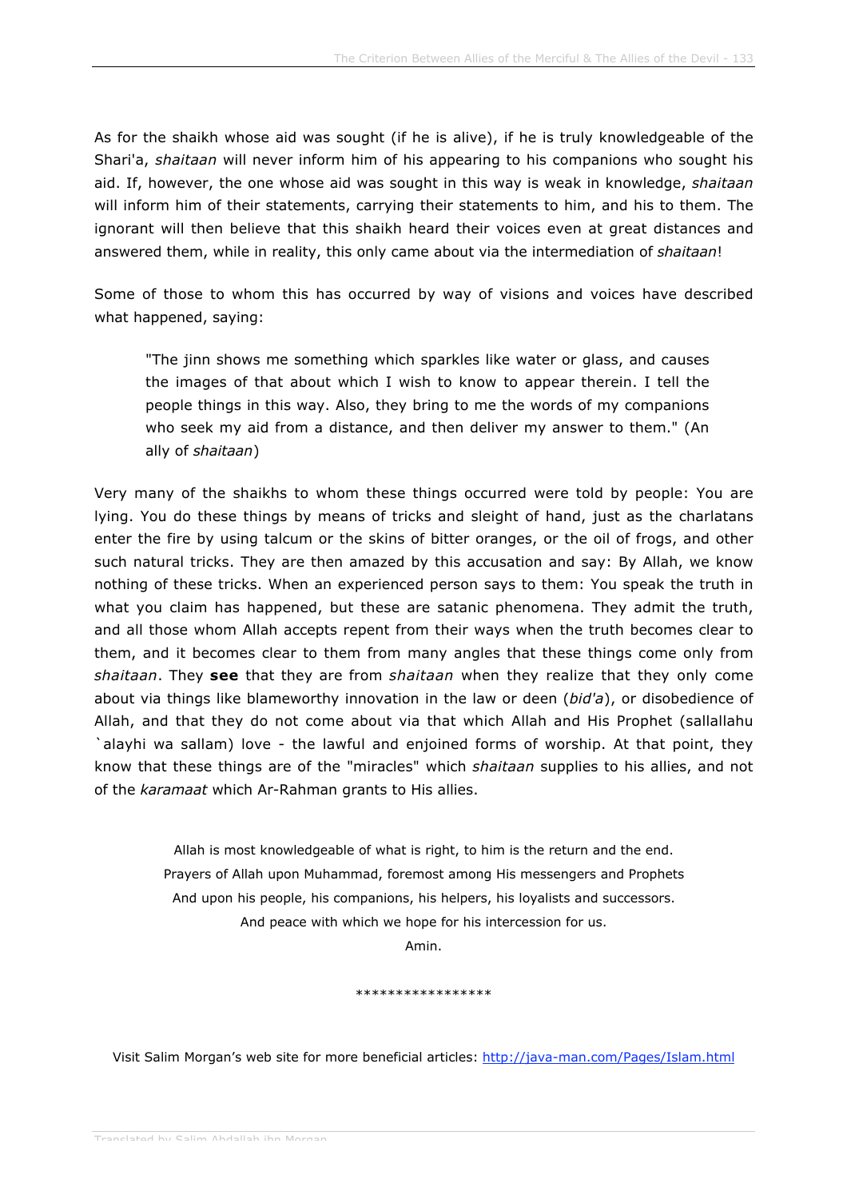As for the shaikh whose aid was sought (if he is alive), if he is truly knowledgeable of the Shari'a, *shaitaan* will never inform him of his appearing to his companions who sought his aid. If, however, the one whose aid was sought in this way is weak in knowledge, *shaitaan* will inform him of their statements, carrying their statements to him, and his to them. The ignorant will then believe that this shaikh heard their voices even at great distances and answered them, while in reality, this only came about via the intermediation of *shaitaan*!

Some of those to whom this has occurred by way of visions and voices have described what happened, saying:

> "The jinn shows me something which sparkles like water or glass, and causes the images of that about which I wish to know to appear therein. I tell the people things in this way. Also, they bring to me the words of my companions who seek my aid from a distance, and then deliver my answer to them." (An ally of *shaitaan*)

Very many of the shaikhs to whom these things occurred were told by people: You are lying. You do these things by means of tricks and sleight of hand, just as the charlatans enter the fire by using talcum or the skins of bitter oranges, or the oil of frogs, and other such natural tricks. They are then amazed by this accusation and say: By Allah, we know nothing of these tricks. When an experienced person says to them: You speak the truth in what you claim has happened, but these are satanic phenomena. They admit the truth, and all those whom Allah accepts repent from their ways when the truth becomes clear to them, and it becomes clear to them from many angles that these things come only from *shaitaan*. They **see** that they are from *shaitaan* when they realize that they only come about via things like blameworthy innovation in the law or deen (*bid'a*), or disobedience of Allah, and that they do not come about via that which Allah and His Prophet (sallallahu `alayhi wa sallam) love - the lawful and enjoined forms of worship. At that point, they know that these things are of the "miracles" which *shaitaan* supplies to his allies, and not of the *karamaat* which Ar-Rahman grants to His allies.

Allah is most knowledgeable of what is right, to him is the return and the end.
Prayers of Allah upon Muhammad, foremost among His messengers and Prophets
And upon his people, his companions, his helpers, his loyalists and successors.
And peace with which we hope for his intercession for us.
Amin.

*****************

Visit Salim Morgan's web site for more beneficial articles: [http://java-man.com/Pages/Islam.html](http://java-man.com/Pages/Islam.html)